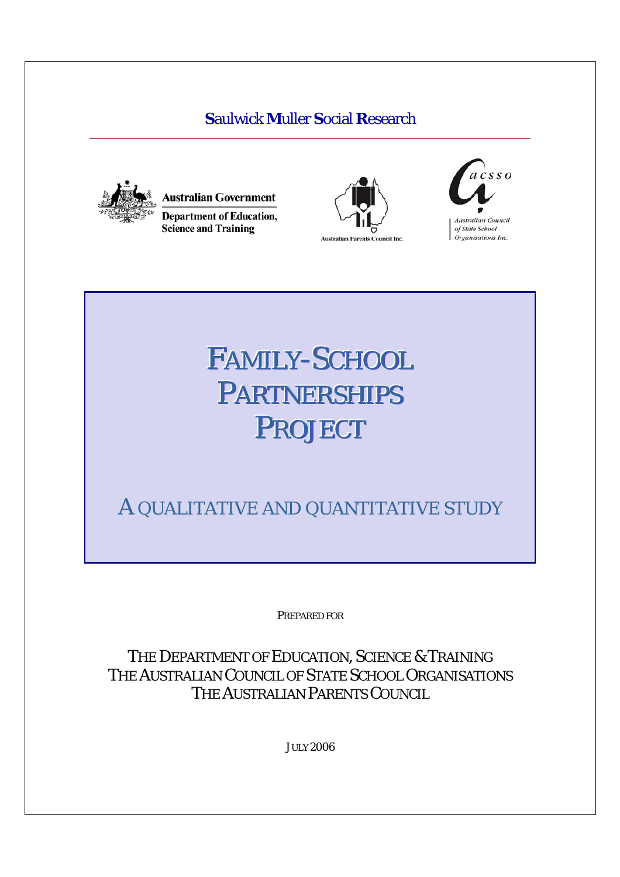**S**aulwick **M**uller **S**ocial **R**esearch

Australian Government

Department of Education, Science and Training

Australian Parents Council Inc.

acsso

Australian Council of State School Organisations Inc.

# FAMILY-SCHOOL PARTNERSHIPS PROJECT

## A QUALITATIVE AND QUANTITATIVE STUDY

PREPARED FOR

THE DEPARTMENT OF EDUCATION, SCIENCE & TRAINING
THE AUSTRALIAN COUNCIL OF STATE SCHOOL ORGANISATIONS
THE AUSTRALIAN PARENTS COUNCIL

JULY 2006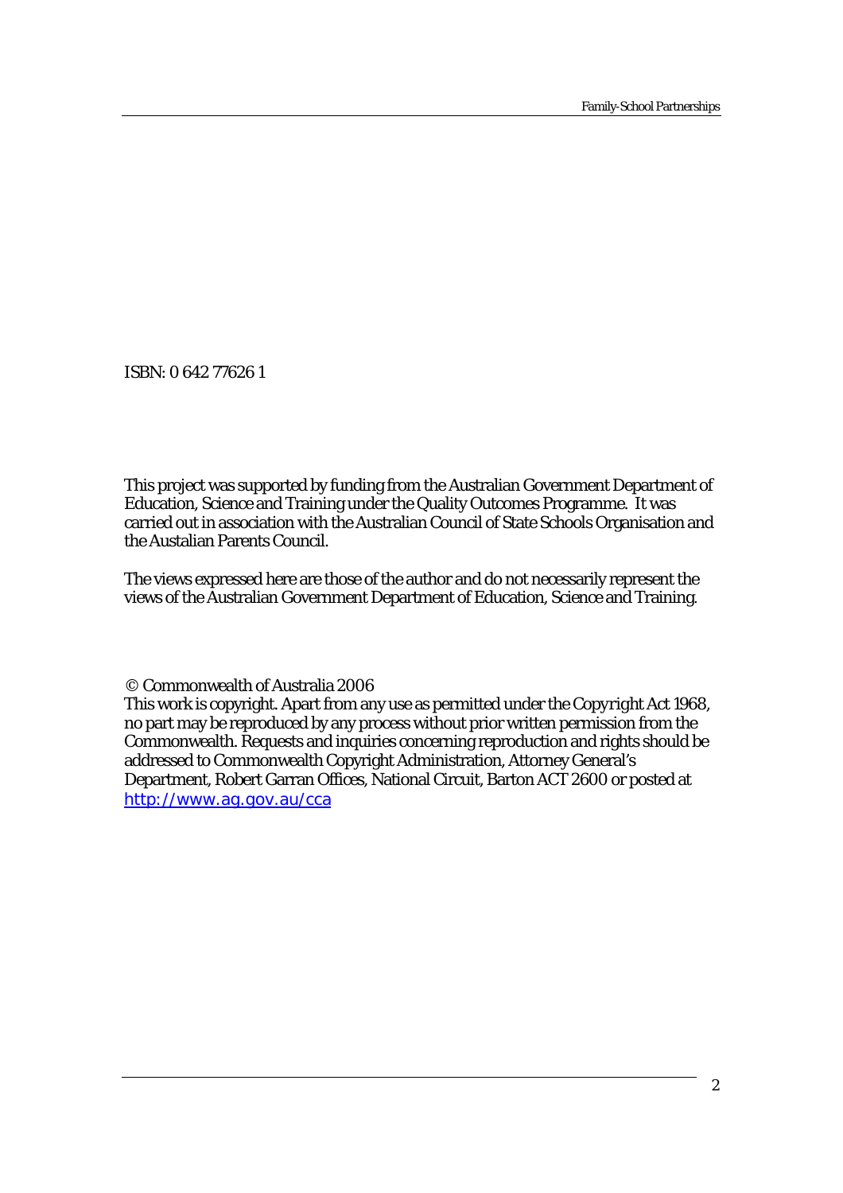ISBN: 0 642 77626 1

This project was supported by funding from the Australian Government Department of Education, Science and Training under the Quality Outcomes Programme. It was carried out in association with the Australian Council of State Schools Organisation and the Austalian Parents Council.

The views expressed here are those of the author and do not necessarily represent the views of the Australian Government Department of Education, Science and Training.

© Commonwealth of Australia 2006

This work is copyright. Apart from any use as permitted under the *Copyright Act 1968*, no part may be reproduced by any process without prior written permission from the Commonwealth. Requests and inquiries concerning reproduction and rights should be addressed to Commonwealth Copyright Administration, Attorney General's Department, Robert Garran Offices, National Circuit, Barton ACT 2600 or posted at http://www.ag.gov.au/cca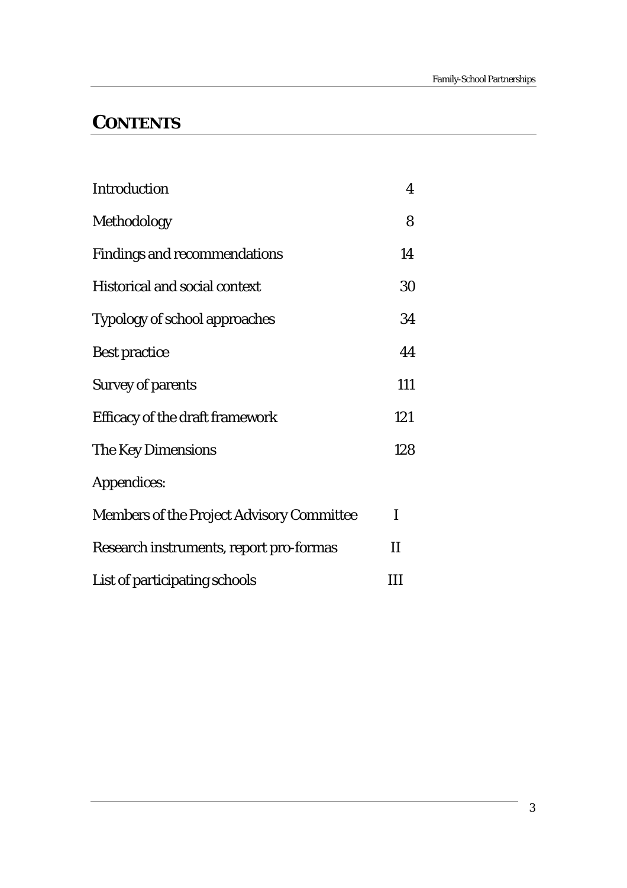# CONTENTS

| | |
|---|---|
| Introduction | 4 |
| Methodology | 8 |
| Findings and recommendations | 14 |
| Historical and social context | 30 |
| Typology of school approaches | 34 |
| Best practice | 44 |
| Survey of parents | 111 |
| Efficacy of the draft framework | 121 |
| The Key Dimensions | 128 |
| Appendices: | |
| Members of the Project Advisory Committee | I |
| Research instruments, report pro-formas | II |
| List of participating schools | III |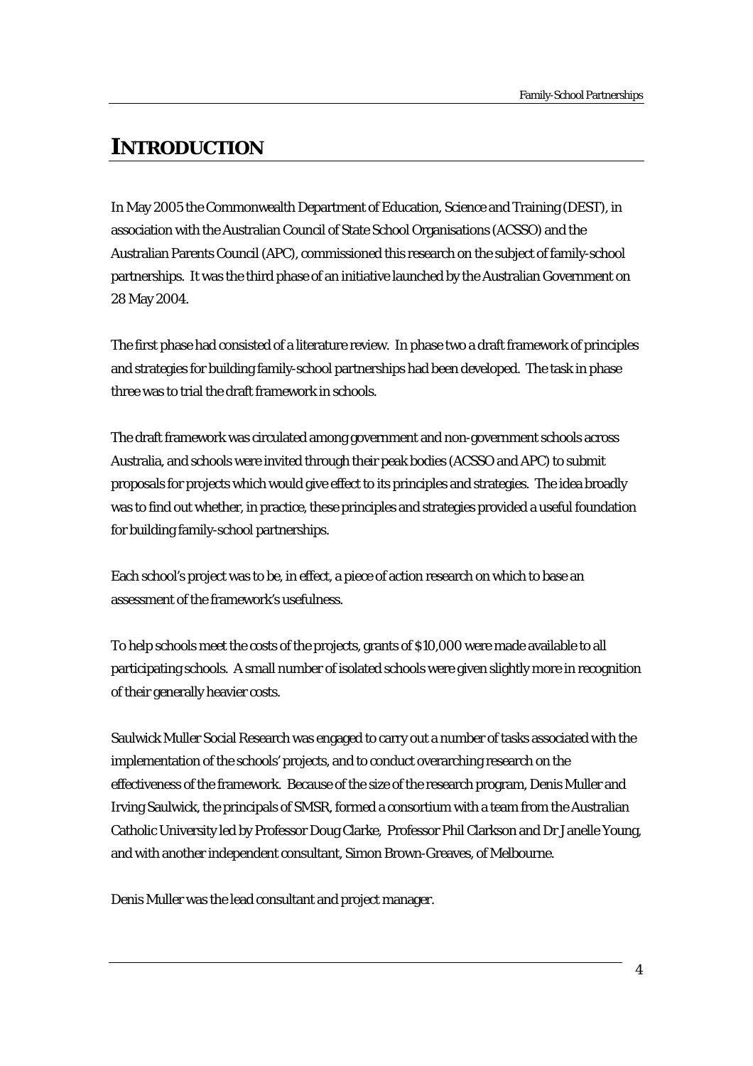# INTRODUCTION

In May 2005 the Commonwealth Department of Education, Science and Training (DEST), in association with the Australian Council of State School Organisations (ACSSO) and the Australian Parents Council (APC), commissioned this research on the subject of family-school partnerships. It was the third phase of an initiative launched by the Australian Government on 28 May 2004.

The first phase had consisted of a literature review. In phase two a draft framework of principles and strategies for building family-school partnerships had been developed. The task in phase three was to trial the draft framework in schools.

The draft framework was circulated among government and non-government schools across Australia, and schools were invited through their peak bodies (ACSSO and APC) to submit proposals for projects which would give effect to its principles and strategies. The idea broadly was to find out whether, in practice, these principles and strategies provided a useful foundation for building family-school partnerships.

Each school's project was to be, in effect, a piece of action research on which to base an assessment of the framework's usefulness.

To help schools meet the costs of the projects, grants of $10,000 were made available to all participating schools. A small number of isolated schools were given slightly more in recognition of their generally heavier costs.

Saulwick Muller Social Research was engaged to carry out a number of tasks associated with the implementation of the schools' projects, and to conduct overarching research on the effectiveness of the framework. Because of the size of the research program, Denis Muller and Irving Saulwick, the principals of SMSR, formed a consortium with a team from the Australian Catholic University led by Professor Doug Clarke, Professor Phil Clarkson and Dr Janelle Young, and with another independent consultant, Simon Brown-Greaves, of Melbourne.

Denis Muller was the lead consultant and project manager.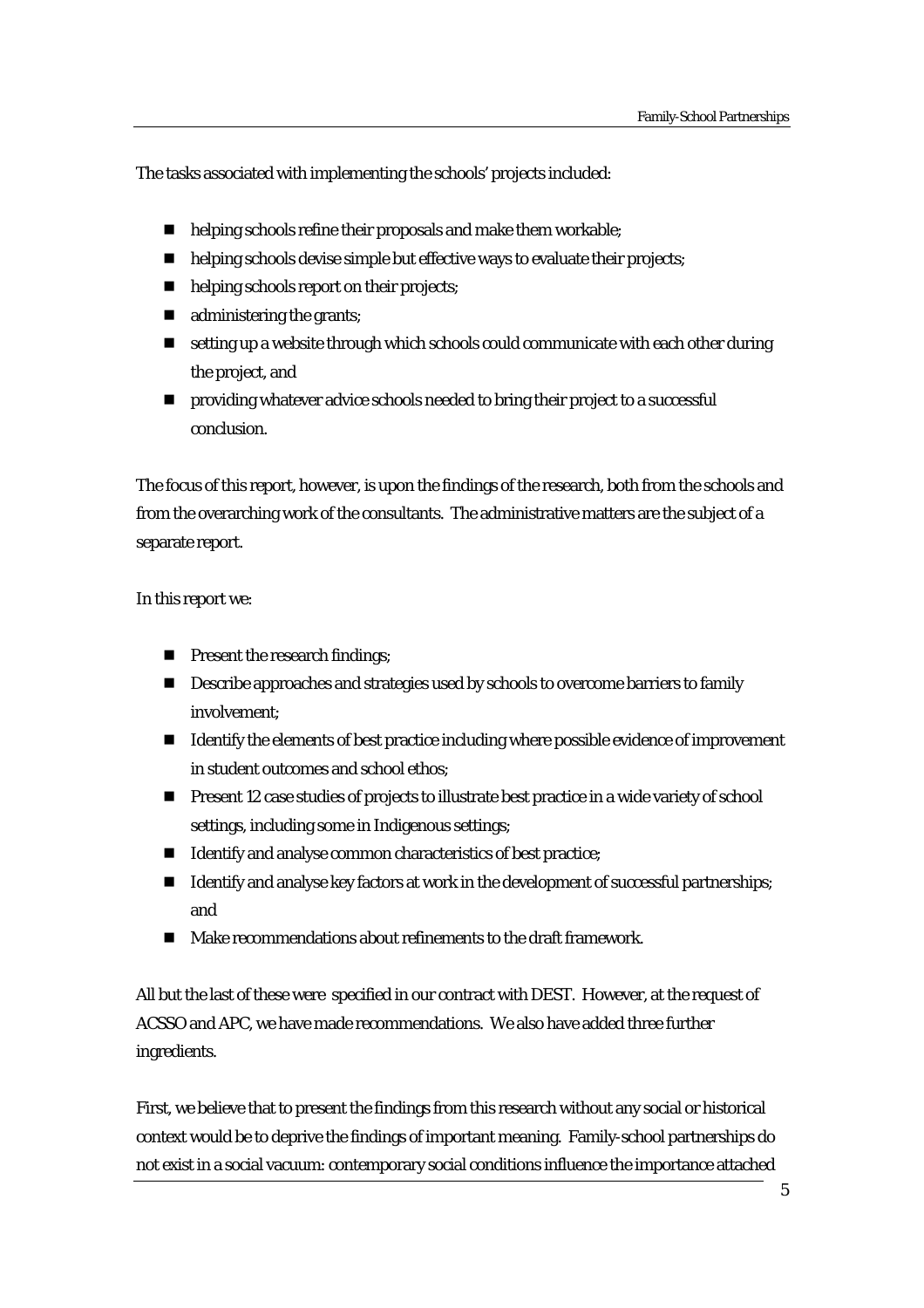The tasks associated with implementing the schools' projects included:

- helping schools refine their proposals and make them workable;
- helping schools devise simple but effective ways to evaluate their projects;
- helping schools report on their projects;
- administering the grants;
- setting up a website through which schools could communicate with each other during the project, and
- providing whatever advice schools needed to bring their project to a successful conclusion.

The focus of this report, however, is upon the findings of the research, both from the schools and from the overarching work of the consultants. The administrative matters are the subject of a separate report.

In this report we:

- Present the research findings;
- Describe approaches and strategies used by schools to overcome barriers to family involvement;
- Identify the elements of best practice including where possible evidence of improvement in student outcomes and school ethos;
- Present 12 case studies of projects to illustrate best practice in a wide variety of school settings, including some in Indigenous settings;
- Identify and analyse common characteristics of best practice;
- Identify and analyse key factors at work in the development of successful partnerships; and
- Make recommendations about refinements to the draft framework.

All but the last of these were specified in our contract with DEST. However, at the request of ACSSO and APC, we have made recommendations. We also have added three further ingredients.

First, we believe that to present the findings from this research without any social or historical context would be to deprive the findings of important meaning. Family-school partnerships do not exist in a social vacuum: contemporary social conditions influence the importance attached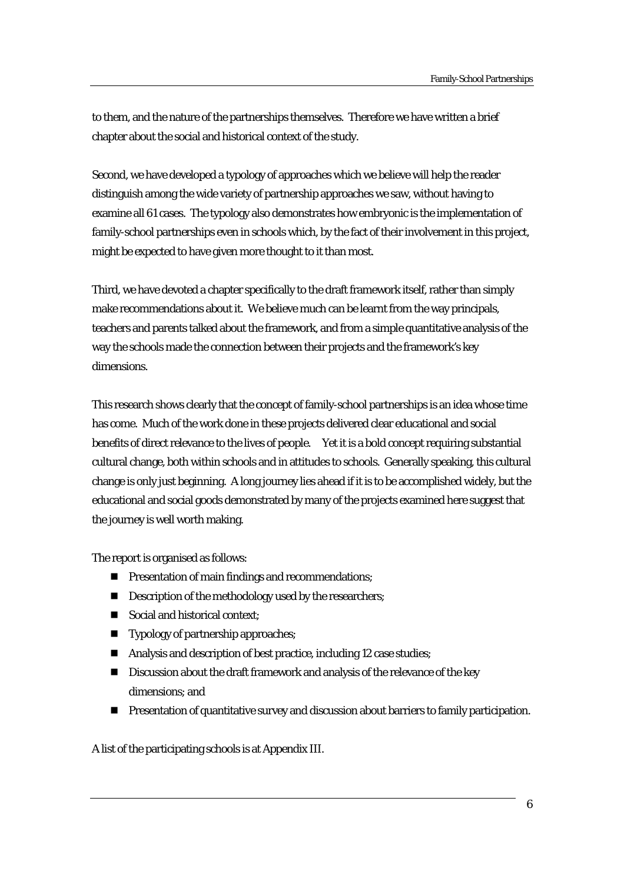to them, and the nature of the partnerships themselves. Therefore we have written a brief chapter about the social and historical context of the study.

Second, we have developed a typology of approaches which we believe will help the reader distinguish among the wide variety of partnership approaches we saw, without having to examine all 61 cases. The typology also demonstrates how embryonic is the implementation of family-school partnerships even in schools which, by the fact of their involvement in this project, might be expected to have given more thought to it than most.

Third, we have devoted a chapter specifically to the draft framework itself, rather than simply make recommendations about it. We believe much can be learnt from the way principals, teachers and parents talked about the framework, and from a simple quantitative analysis of the way the schools made the connection between their projects and the framework's key dimensions.

This research shows clearly that the concept of family-school partnerships is an idea whose time has come. Much of the work done in these projects delivered clear educational and social benefits of direct relevance to the lives of people. Yet it is a bold concept requiring substantial cultural change, both within schools and in attitudes to schools. Generally speaking, this cultural change is only just beginning. A long journey lies ahead if it is to be accomplished widely, but the educational and social goods demonstrated by many of the projects examined here suggest that the journey is well worth making.

The report is organised as follows:

- Presentation of main findings and recommendations;
- Description of the methodology used by the researchers;
- Social and historical context;
- Typology of partnership approaches;
- Analysis and description of best practice, including 12 case studies;
- Discussion about the draft framework and analysis of the relevance of the key dimensions; and
- Presentation of quantitative survey and discussion about barriers to family participation.

A list of the participating schools is at Appendix III.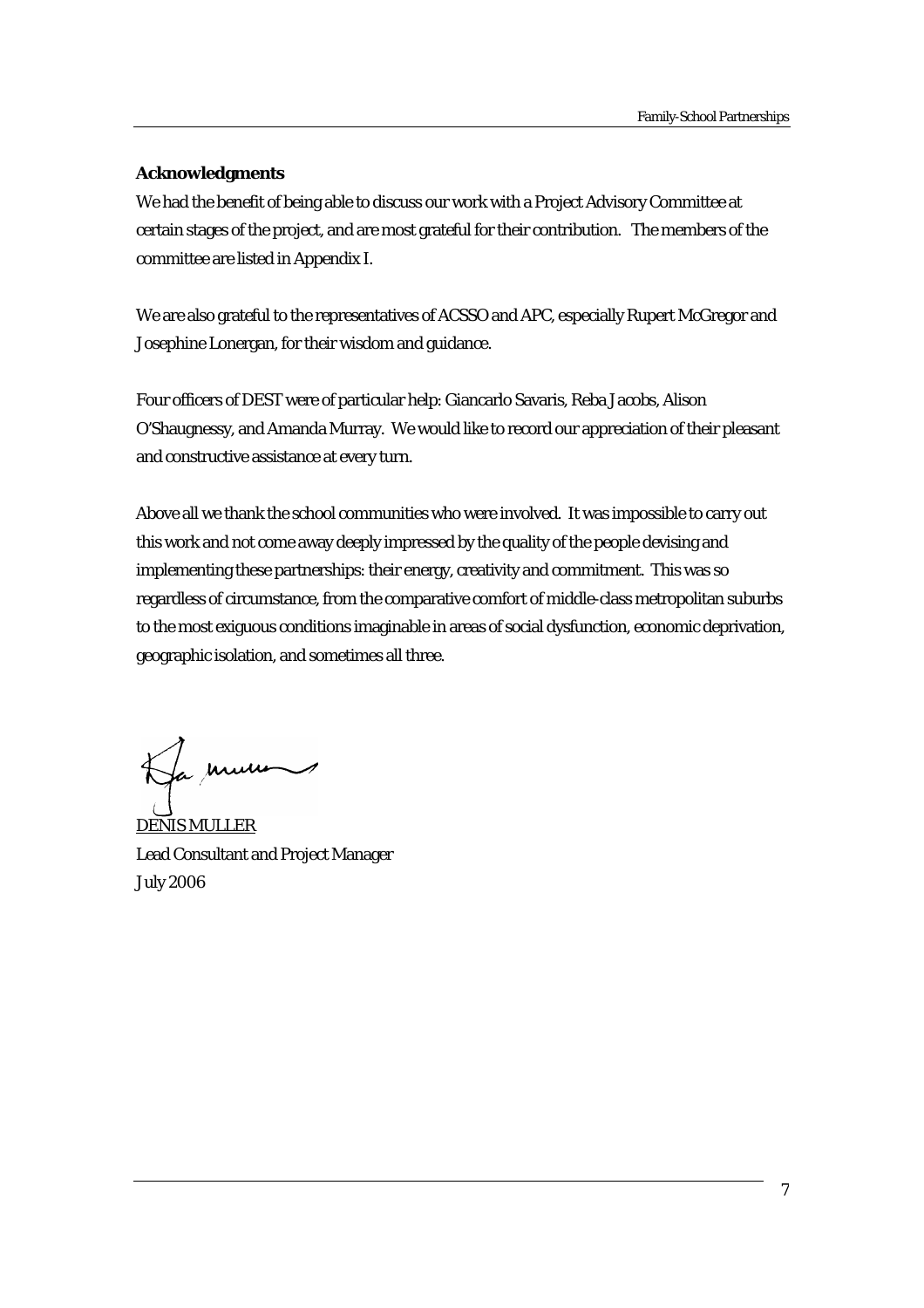**Acknowledgments**

We had the benefit of being able to discuss our work with a Project Advisory Committee at certain stages of the project, and are most grateful for their contribution. The members of the committee are listed in Appendix I.

We are also grateful to the representatives of ACSSO and APC, especially Rupert McGregor and Josephine Lonergan, for their wisdom and guidance.

Four officers of DEST were of particular help: Giancarlo Savaris, Reba Jacobs, Alison O'Shaugnessy, and Amanda Murray. We would like to record our appreciation of their pleasant and constructive assistance at every turn.

Above all we thank the school communities who were involved. It was impossible to carry out this work and not come away deeply impressed by the quality of the people devising and implementing these partnerships: their energy, creativity and commitment. This was so regardless of circumstance, from the comparative comfort of middle-class metropolitan suburbs to the most exiguous conditions imaginable in areas of social dysfunction, economic deprivation, geographic isolation, and sometimes all three.

DENIS MULLER
Lead Consultant and Project Manager
July 2006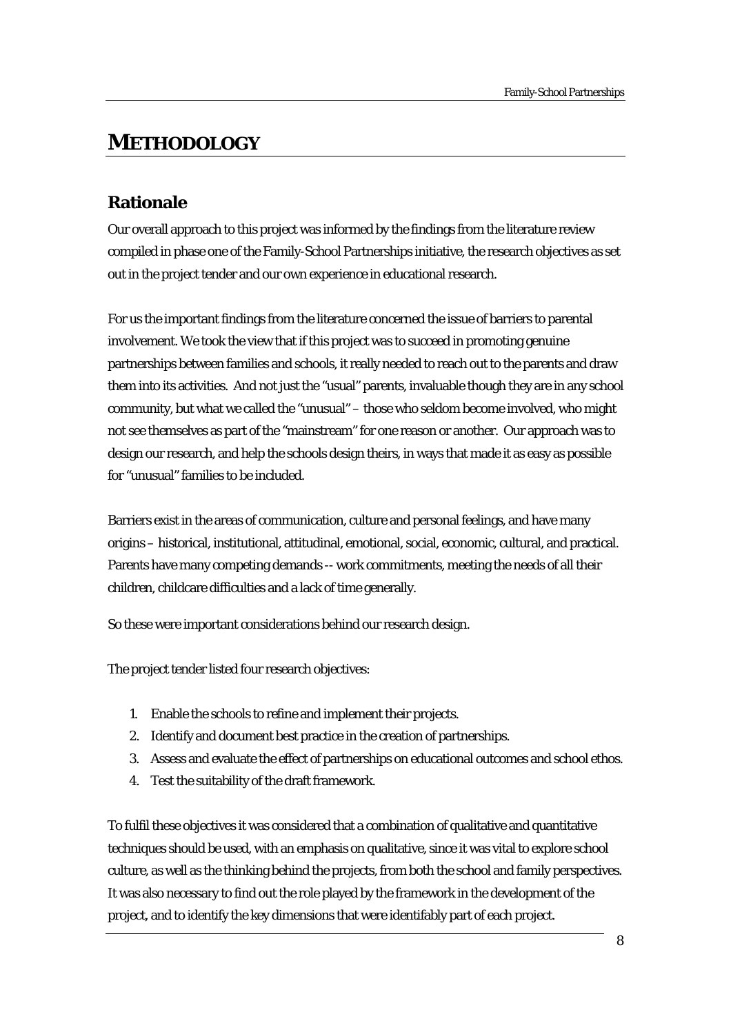# METHODOLOGY

## Rationale

Our overall approach to this project was informed by the findings from the literature review compiled in phase one of the Family-School Partnerships initiative, the research objectives as set out in the project tender and our own experience in educational research.

For us the important findings from the literature concerned the issue of barriers to parental involvement. We took the view that if this project was to succeed in promoting genuine partnerships between families and schools, it really needed to reach out to the parents and draw them into its activities. And not just the "usual" parents, invaluable though they are in any school community, but what we called the "unusual" – those who seldom become involved, who might not see themselves as part of the "mainstream" for one reason or another. Our approach was to design our research, and help the schools design theirs, in ways that made it as easy as possible for "unusual" families to be included.

Barriers exist in the areas of communication, culture and personal feelings, and have many origins – historical, institutional, attitudinal, emotional, social, economic, cultural, and practical. Parents have many competing demands -- work commitments, meeting the needs of all their children, childcare difficulties and a lack of time generally.

So these were important considerations behind our research design.

The project tender listed four research objectives:

1. Enable the schools to refine and implement their projects.
2. Identify and document best practice in the creation of partnerships.
3. Assess and evaluate the effect of partnerships on educational outcomes and school ethos.
4. Test the suitability of the draft framework.

To fulfil these objectives it was considered that a combination of qualitative and quantitative techniques should be used, with an emphasis on qualitative, since it was vital to explore school culture, as well as the thinking behind the projects, from both the school and family perspectives. It was also necessary to find out the role played by the framework in the development of the project, and to identify the key dimensions that were identifiably part of each project.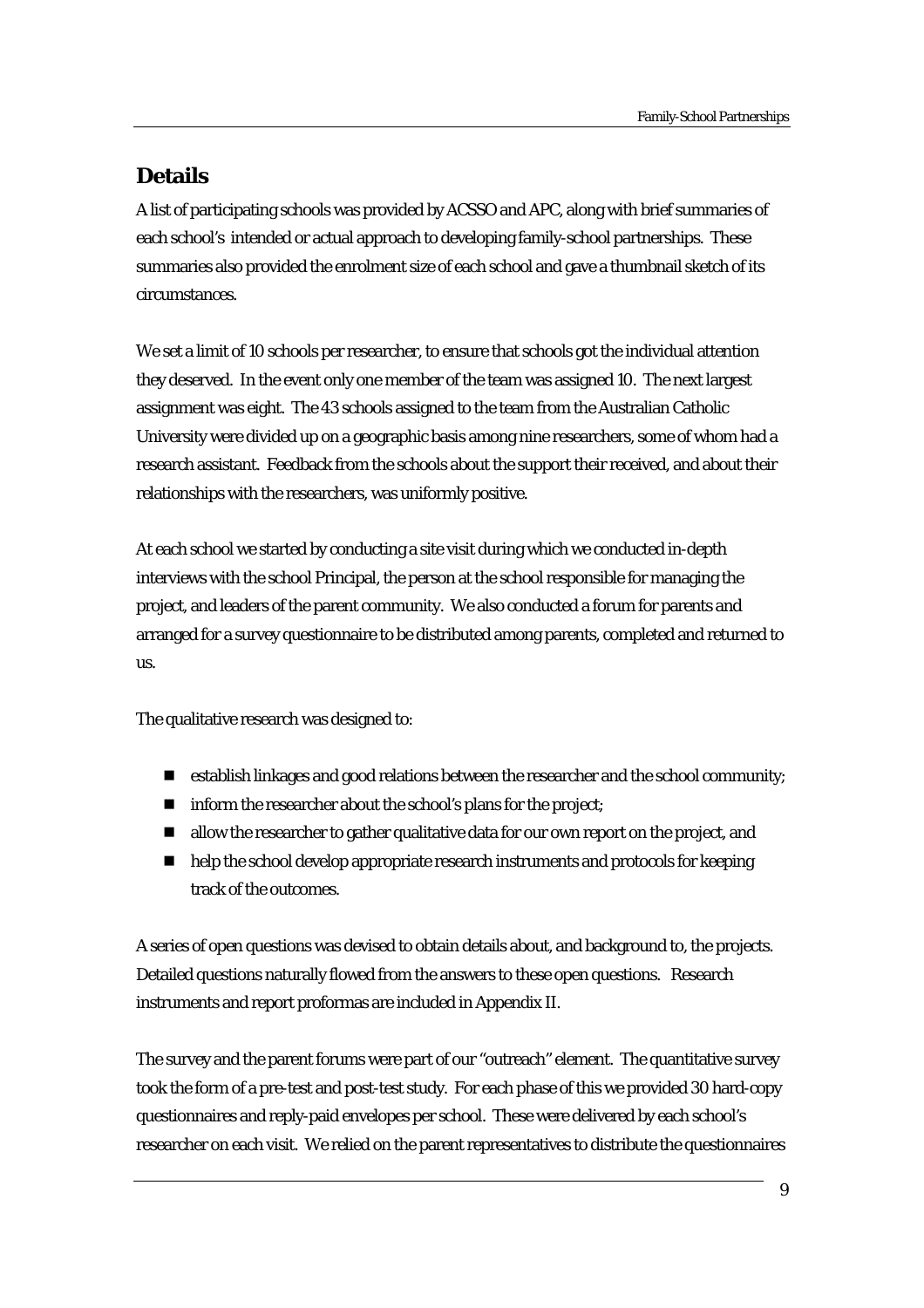## Details

A list of participating schools was provided by ACSSO and APC, along with brief summaries of each school's intended or actual approach to developing family-school partnerships. These summaries also provided the enrolment size of each school and gave a thumbnail sketch of its circumstances.

We set a limit of 10 schools per researcher, to ensure that schools got the individual attention they deserved. In the event only one member of the team was assigned 10. The next largest assignment was eight. The 43 schools assigned to the team from the Australian Catholic University were divided up on a geographic basis among nine researchers, some of whom had a research assistant. Feedback from the schools about the support their received, and about their relationships with the researchers, was uniformly positive.

At each school we started by conducting a site visit during which we conducted in-depth interviews with the school Principal, the person at the school responsible for managing the project, and leaders of the parent community. We also conducted a forum for parents and arranged for a survey questionnaire to be distributed among parents, completed and returned to us.

The qualitative research was designed to:

- establish linkages and good relations between the researcher and the school community;
- inform the researcher about the school's plans for the project;
- allow the researcher to gather qualitative data for our own report on the project, and
- help the school develop appropriate research instruments and protocols for keeping track of the outcomes.

A series of open questions was devised to obtain details about, and background to, the projects. Detailed questions naturally flowed from the answers to these open questions. Research instruments and report proformas are included in Appendix II.

The survey and the parent forums were part of our "outreach" element. The quantitative survey took the form of a pre-test and post-test study. For each phase of this we provided 30 hard-copy questionnaires and reply-paid envelopes per school. These were delivered by each school's researcher on each visit. We relied on the parent representatives to distribute the questionnaires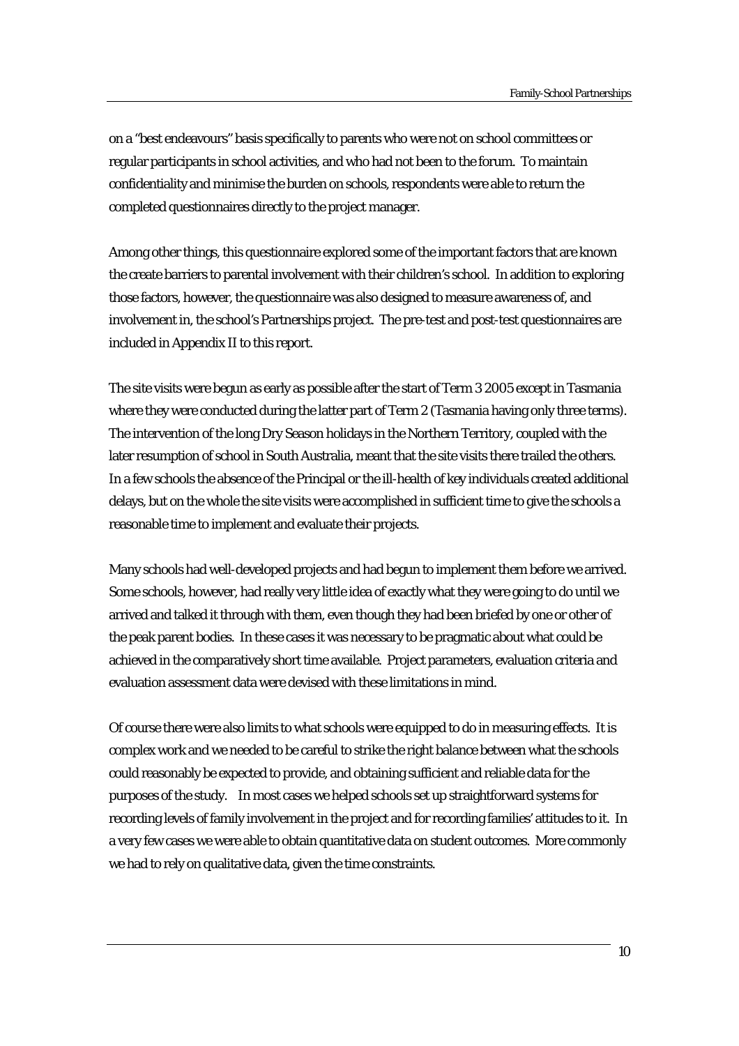on a "best endeavours" basis specifically to parents who were not on school committees or regular participants in school activities, and who had not been to the forum. To maintain confidentiality and minimise the burden on schools, respondents were able to return the completed questionnaires directly to the project manager.

Among other things, this questionnaire explored some of the important factors that are known the create barriers to parental involvement with their children's school. In addition to exploring those factors, however, the questionnaire was also designed to measure awareness of, and involvement in, the school's Partnerships project. The pre-test and post-test questionnaires are included in Appendix II to this report.

The site visits were begun as early as possible after the start of Term 3 2005 except in Tasmania where they were conducted during the latter part of Term 2 (Tasmania having only three terms). The intervention of the long Dry Season holidays in the Northern Territory, coupled with the later resumption of school in South Australia, meant that the site visits there trailed the others. In a few schools the absence of the Principal or the ill-health of key individuals created additional delays, but on the whole the site visits were accomplished in sufficient time to give the schools a reasonable time to implement and evaluate their projects.

Many schools had well-developed projects and had begun to implement them before we arrived. Some schools, however, had really very little idea of exactly what they were going to do until we arrived and talked it through with them, even though they had been briefed by one or other of the peak parent bodies. In these cases it was necessary to be pragmatic about what could be achieved in the comparatively short time available. Project parameters, evaluation criteria and evaluation assessment data were devised with these limitations in mind.

Of course there were also limits to what schools were equipped to do in measuring effects. It is complex work and we needed to be careful to strike the right balance between what the schools could reasonably be expected to provide, and obtaining sufficient and reliable data for the purposes of the study. In most cases we helped schools set up straightforward systems for recording levels of family involvement in the project and for recording families' attitudes to it. In a very few cases we were able to obtain quantitative data on student outcomes. More commonly we had to rely on qualitative data, given the time constraints.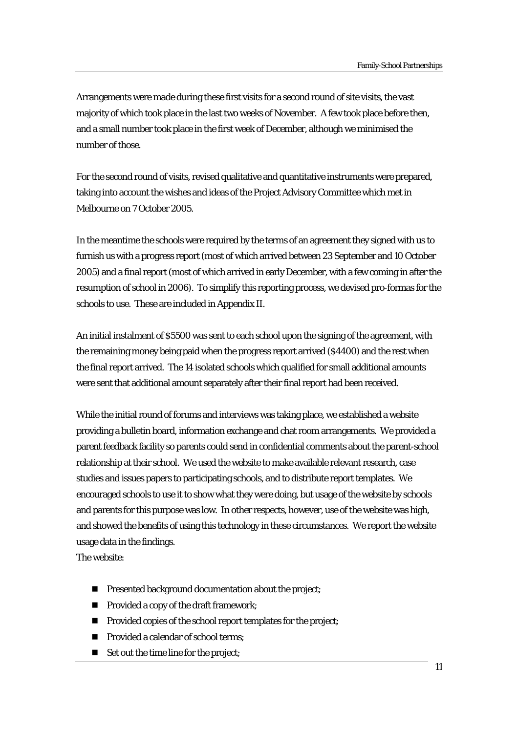Arrangements were made during these first visits for a second round of site visits, the vast majority of which took place in the last two weeks of November. A few took place before then, and a small number took place in the first week of December, although we minimised the number of those.

For the second round of visits, revised qualitative and quantitative instruments were prepared, taking into account the wishes and ideas of the Project Advisory Committee which met in Melbourne on 7 October 2005.

In the meantime the schools were required by the terms of an agreement they signed with us to furnish us with a progress report (most of which arrived between 23 September and 10 October 2005) and a final report (most of which arrived in early December, with a few coming in after the resumption of school in 2006). To simplify this reporting process, we devised pro-formas for the schools to use. These are included in Appendix II.

An initial instalment of $5500 was sent to each school upon the signing of the agreement, with the remaining money being paid when the progress report arrived ($4400) and the rest when the final report arrived. The 14 isolated schools which qualified for small additional amounts were sent that additional amount separately after their final report had been received.

While the initial round of forums and interviews was taking place, we established a website providing a bulletin board, information exchange and chat room arrangements. We provided a parent feedback facility so parents could send in confidential comments about the parent-school relationship at their school. We used the website to make available relevant research, case studies and issues papers to participating schools, and to distribute report templates. We encouraged schools to use it to show what they were doing, but usage of the website by schools and parents for this purpose was low. In other respects, however, use of the website was high, and showed the benefits of using this technology in these circumstances. We report the website usage data in the findings.

The website:

- Presented background documentation about the project;
- Provided a copy of the draft framework;
- Provided copies of the school report templates for the project;
- Provided a calendar of school terms;
- Set out the time line for the project;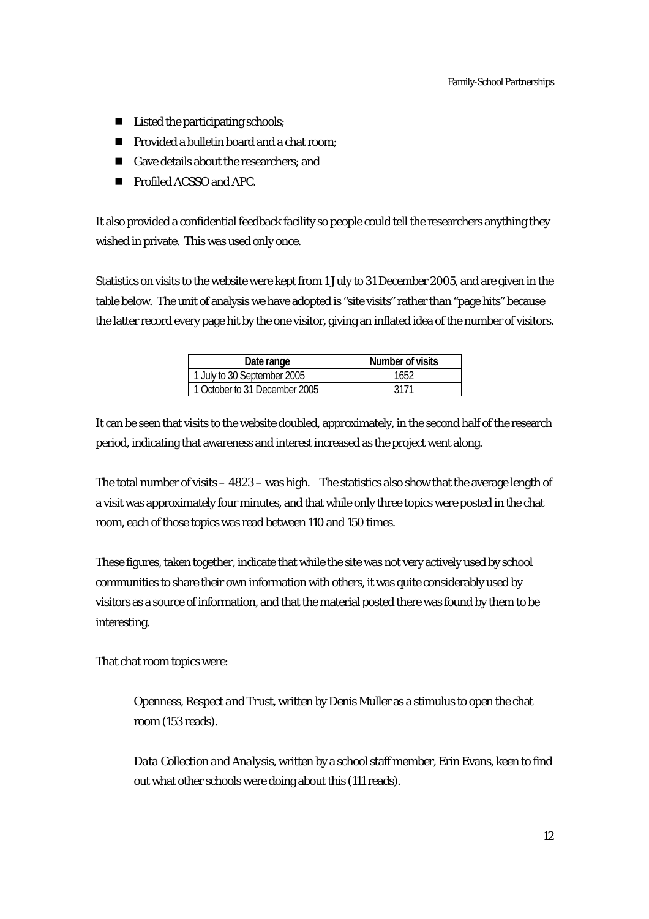- Listed the participating schools;
- Provided a bulletin board and a chat room;
- Gave details about the researchers; and
- Profiled ACSSO and APC.

It also provided a confidential feedback facility so people could tell the researchers anything they wished in private. This was used only once.

Statistics on visits to the website were kept from 1 July to 31 December 2005, and are given in the table below. The unit of analysis we have adopted is "site visits" rather than "page hits" because the latter record every page hit by the one visitor, giving an inflated idea of the number of visitors.

| Date range | Number of visits |
| --- | --- |
| 1 July to 30 September 2005 | 1652 |
| 1 October to 31 December 2005 | 3171 |

It can be seen that visits to the website doubled, approximately, in the second half of the research period, indicating that awareness and interest increased as the project went along.

The total number of visits – 4823 – was high. The statistics also show that the average length of a visit was approximately four minutes, and that while only three topics were posted in the chat room, each of those topics was read between 110 and 150 times.

These figures, taken together, indicate that while the site was not very actively used by school communities to share their own information with others, it was quite considerably used by visitors as a source of information, and that the material posted there was found by them to be interesting.

That chat room topics were:

> *Openness, Respect and Trust*, written by Denis Muller as a stimulus to open the chat room (153 reads).
>
> *Data Collection and Analysis*, written by a school staff member, Erin Evans, keen to find out what other schools were doing about this (111 reads).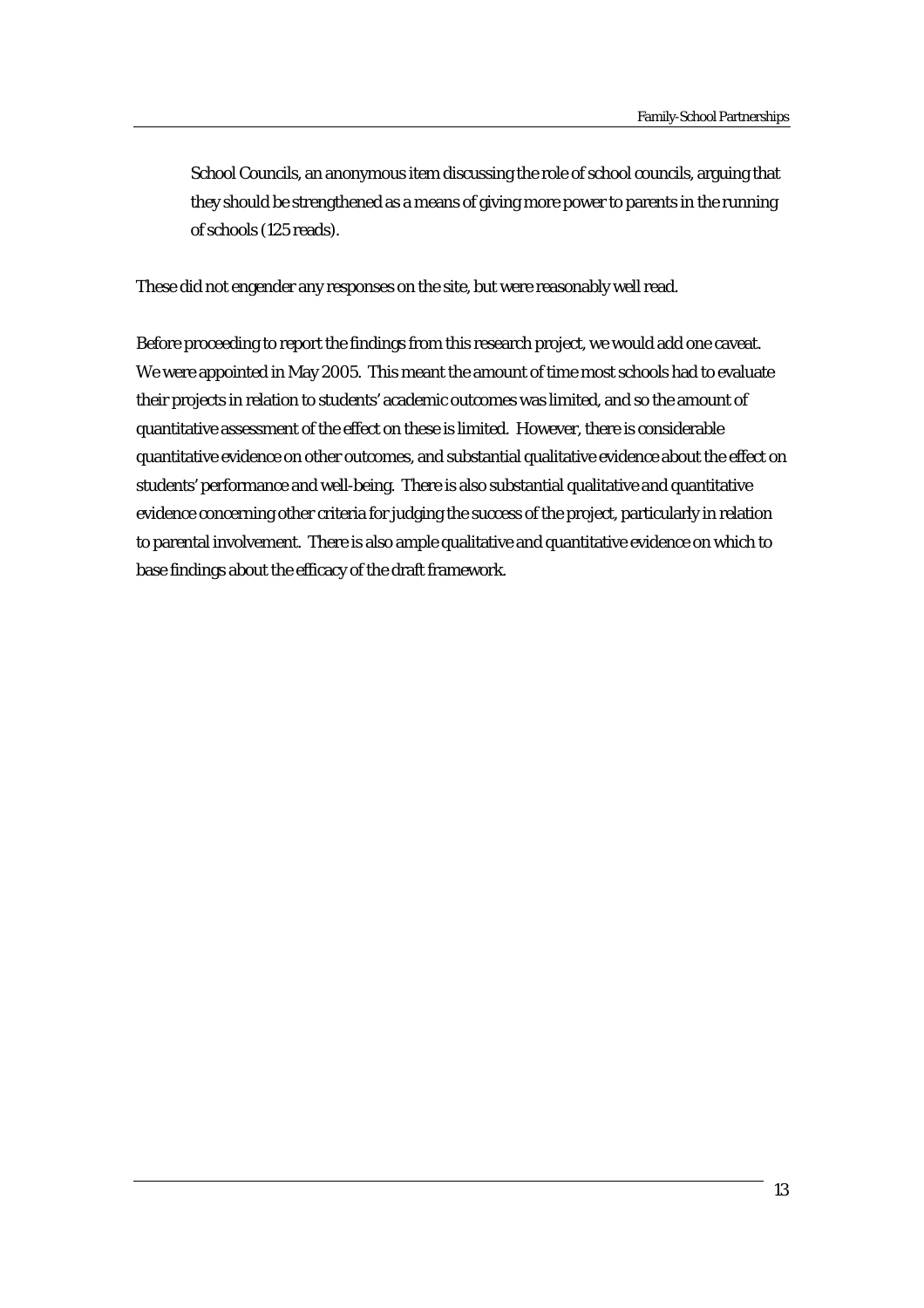School Councils, an anonymous item discussing the role of school councils, arguing that they should be strengthened as a means of giving more power to parents in the running of schools (125 reads).

These did not engender any responses on the site, but were reasonably well read.

Before proceeding to report the findings from this research project, we would add one caveat. We were appointed in May 2005. This meant the amount of time most schools had to evaluate their projects in relation to students' academic outcomes was limited, and so the amount of quantitative assessment of the effect on these is limited. However, there is considerable quantitative evidence on other outcomes, and substantial qualitative evidence about the effect on students' performance and well-being. There is also substantial qualitative and quantitative evidence concerning other criteria for judging the success of the project, particularly in relation to parental involvement. There is also ample qualitative and quantitative evidence on which to base findings about the efficacy of the draft framework.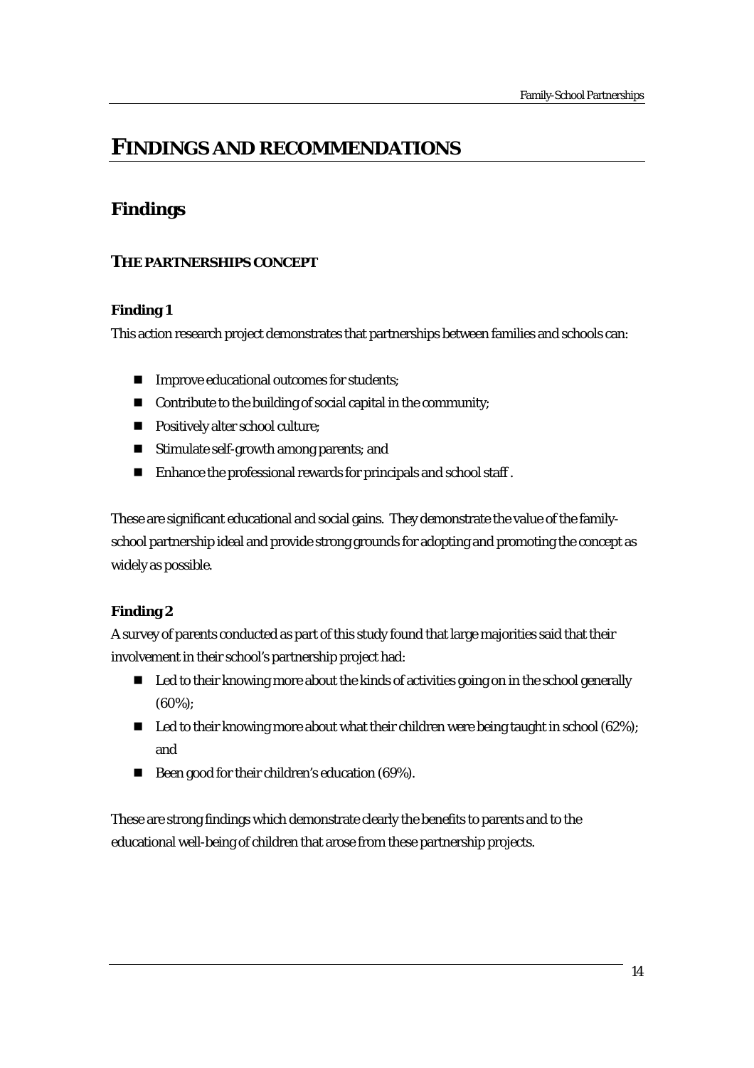# FINDINGS AND RECOMMENDATIONS

## Findings

### THE PARTNERSHIPS CONCEPT

**Finding 1**

This action research project demonstrates that partnerships between families and schools can:

- Improve educational outcomes for students;
- Contribute to the building of social capital in the community;
- Positively alter school culture;
- Stimulate self-growth among parents; and
- Enhance the professional rewards for principals and school staff .

These are significant educational and social gains. They demonstrate the value of the family-school partnership ideal and provide strong grounds for adopting and promoting the concept as widely as possible.

**Finding 2**

A survey of parents conducted as part of this study found that large majorities said that their involvement in their school's partnership project had:

- Led to their knowing more about the kinds of activities going on in the school generally (60%);
- Led to their knowing more about what their children were being taught in school (62%); and
- Been good for their children's education (69%).

These are strong findings which demonstrate clearly the benefits to parents and to the educational well-being of children that arose from these partnership projects.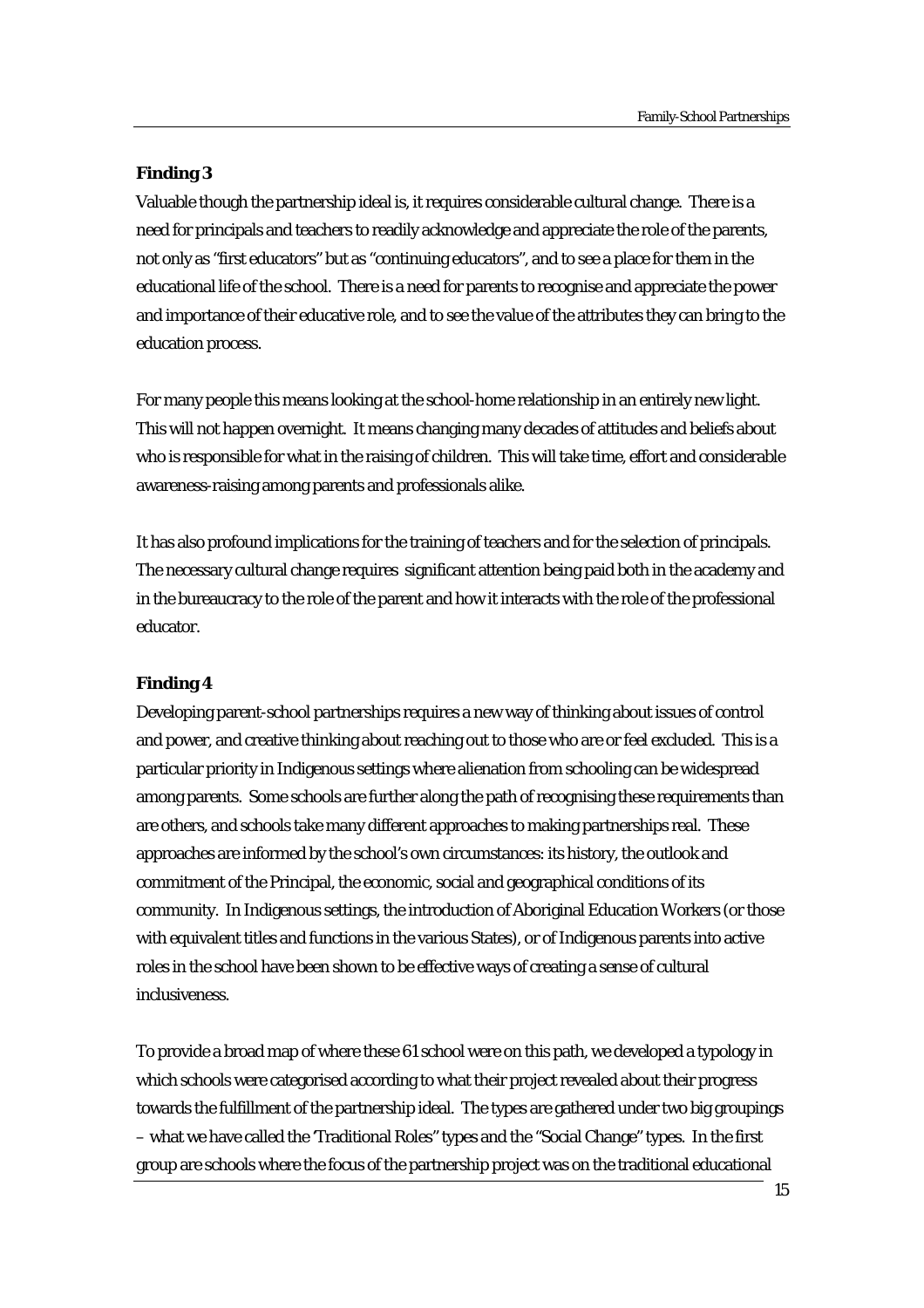**Finding 3**

Valuable though the partnership ideal is, it requires considerable cultural change. There is a need for principals and teachers to readily acknowledge and appreciate the role of the parents, not only as "first educators" but as "continuing educators", and to see a place for them in the educational life of the school. There is a need for parents to recognise and appreciate the power and importance of their educative role, and to see the value of the attributes they can bring to the education process.

For many people this means looking at the school-home relationship in an entirely new light. This will not happen overnight. It means changing many decades of attitudes and beliefs about who is responsible for what in the raising of children. This will take time, effort and considerable awareness-raising among parents and professionals alike.

It has also profound implications for the training of teachers and for the selection of principals. The necessary cultural change requires significant attention being paid both in the academy and in the bureaucracy to the role of the parent and how it interacts with the role of the professional educator.

**Finding 4**

Developing parent-school partnerships requires a new way of thinking about issues of control and power, and creative thinking about reaching out to those who are or feel excluded. This is a particular priority in Indigenous settings where alienation from schooling can be widespread among parents. Some schools are further along the path of recognising these requirements than are others, and schools take many different approaches to making partnerships real. These approaches are informed by the school's own circumstances: its history, the outlook and commitment of the Principal, the economic, social and geographical conditions of its community. In Indigenous settings, the introduction of Aboriginal Education Workers (or those with equivalent titles and functions in the various States), or of Indigenous parents into active roles in the school have been shown to be effective ways of creating a sense of cultural inclusiveness.

To provide a broad map of where these 61 school were on this path, we developed a typology in which schools were categorised according to what their project revealed about their progress towards the fulfillment of the partnership ideal. The types are gathered under two big groupings – what we have called the 'Traditional Roles" types and the "Social Change" types. In the first group are schools where the focus of the partnership project was on the traditional educational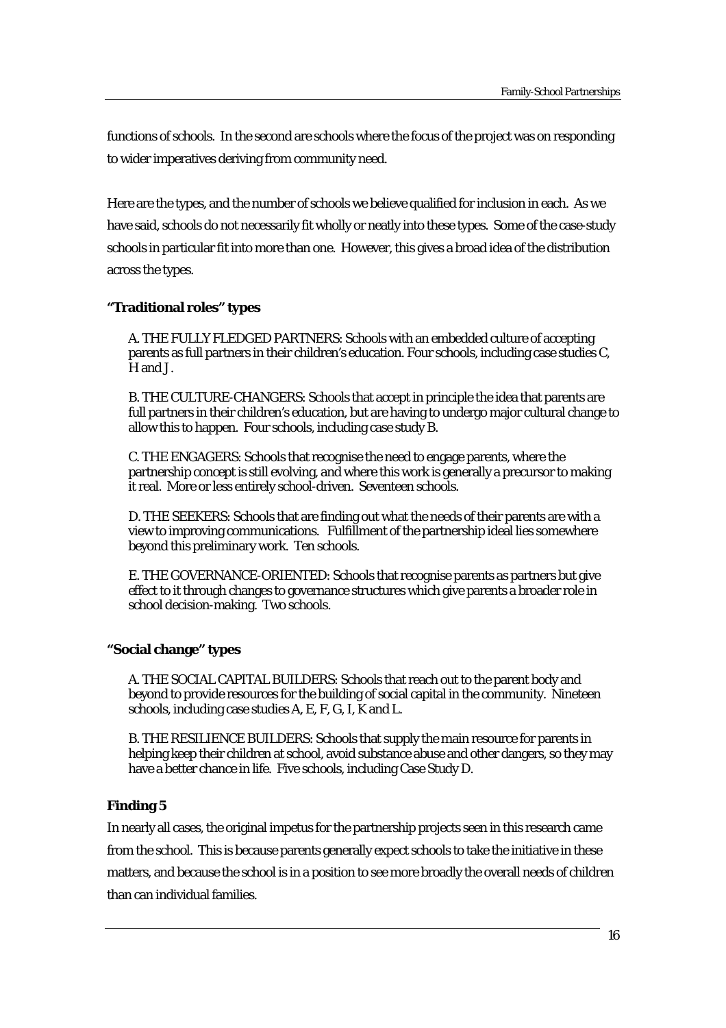functions of schools. In the second are schools where the focus of the project was on responding to wider imperatives deriving from community need.

Here are the types, and the number of schools we believe qualified for inclusion in each. As we have said, schools do not necessarily fit wholly or neatly into these types. Some of the case-study schools in particular fit into more than one. However, this gives a broad idea of the distribution across the types.

**"Traditional roles" types**

A. THE FULLY FLEDGED PARTNERS: Schools with an embedded culture of accepting parents as full partners in their children's education. Four schools, including case studies C, H and J.

B. THE CULTURE-CHANGERS: Schools that accept in principle the idea that parents are full partners in their children's education, but are having to undergo major cultural change to allow this to happen. Four schools, including case study B.

C. THE ENGAGERS: Schools that recognise the need to engage parents, where the partnership concept is still evolving, and where this work is generally a precursor to making it real. More or less entirely school-driven. Seventeen schools.

D. THE SEEKERS: Schools that are finding out what the needs of their parents are with a view to improving communications. Fulfillment of the partnership ideal lies somewhere beyond this preliminary work. Ten schools.

E. THE GOVERNANCE-ORIENTED: Schools that recognise parents as partners but give effect to it through changes to governance structures which give parents a broader role in school decision-making. Two schools.

**"Social change" types**

A. THE SOCIAL CAPITAL BUILDERS: Schools that reach out to the parent body and beyond to provide resources for the building of social capital in the community. Nineteen schools, including case studies A, E, F, G, I, K and L.

B. THE RESILIENCE BUILDERS: Schools that supply the main resource for parents in helping keep their children at school, avoid substance abuse and other dangers, so they may have a better chance in life. Five schools, including Case Study D.

**Finding 5**

In nearly all cases, the original impetus for the partnership projects seen in this research came from the school. This is because parents generally expect schools to take the initiative in these matters, and because the school is in a position to see more broadly the overall needs of children than can individual families.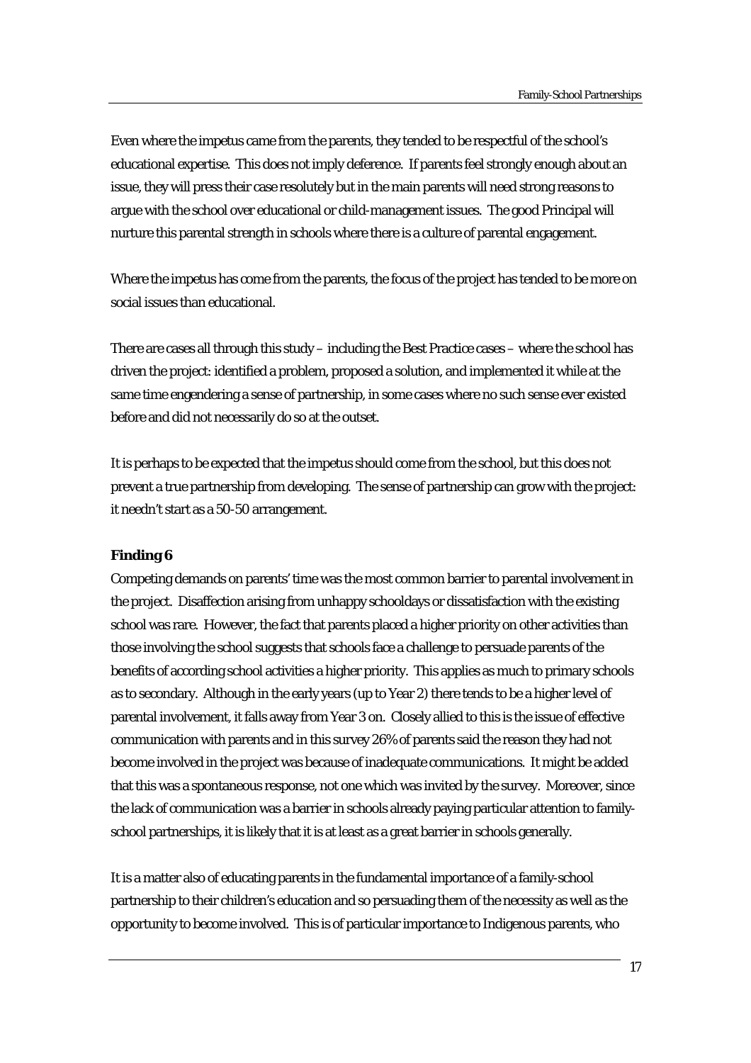Even where the impetus came from the parents, they tended to be respectful of the school's educational expertise. This does not imply deference. If parents feel strongly enough about an issue, they will press their case resolutely but in the main parents will need strong reasons to argue with the school over educational or child-management issues. The good Principal will nurture this parental strength in schools where there is a culture of parental engagement.

Where the impetus has come from the parents, the focus of the project has tended to be more on social issues than educational.

There are cases all through this study – including the Best Practice cases – where the school has driven the project: identified a problem, proposed a solution, and implemented it while at the same time engendering a sense of partnership, in some cases where no such sense ever existed before and did not necessarily do so at the outset.

It is perhaps to be expected that the impetus should come from the school, but this does not prevent a true partnership from developing. The sense of partnership can grow with the project: it needn't start as a 50-50 arrangement.

**Finding 6**

Competing demands on parents' time was the most common barrier to parental involvement in the project. Disaffection arising from unhappy schooldays or dissatisfaction with the existing school was rare. However, the fact that parents placed a higher priority on other activities than those involving the school suggests that schools face a challenge to persuade parents of the benefits of according school activities a higher priority. This applies as much to primary schools as to secondary. Although in the early years (up to Year 2) there tends to be a higher level of parental involvement, it falls away from Year 3 on. Closely allied to this is the issue of effective communication with parents and in this survey 26% of parents said the reason they had not become involved in the project was because of inadequate communications. It might be added that this was a spontaneous response, not one which was invited by the survey. Moreover, since the lack of communication was a barrier in schools already paying particular attention to family-school partnerships, it is likely that it is at least as a great barrier in schools generally.

It is a matter also of educating parents in the fundamental importance of a family-school partnership to their children's education and so persuading them of the necessity as well as the opportunity to become involved. This is of particular importance to Indigenous parents, who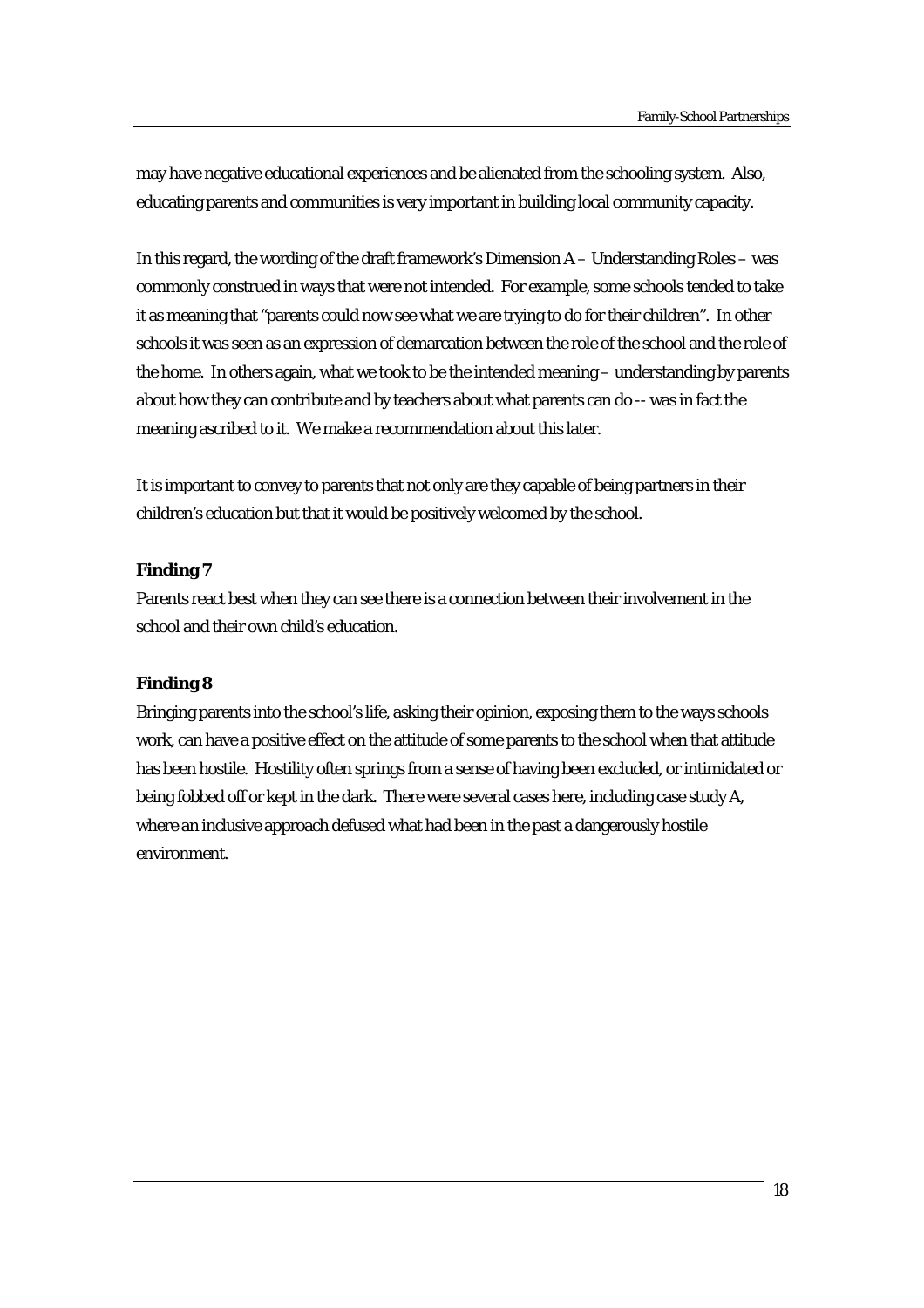may have negative educational experiences and be alienated from the schooling system. Also, educating parents and communities is very important in building local community capacity.

In this regard, the wording of the draft framework's Dimension A – Understanding Roles – was commonly construed in ways that were not intended. For example, some schools tended to take it as meaning that "parents could now see what we are trying to do for their children". In other schools it was seen as an expression of demarcation between the role of the school and the role of the home. In others again, what we took to be the intended meaning – understanding by parents about how they can contribute and by teachers about what parents can do -- was in fact the meaning ascribed to it. We make a recommendation about this later.

It is important to convey to parents that not only are they capable of being partners in their children's education but that it would be positively welcomed by the school.

**Finding 7**

Parents react best when they can see there is a connection between their involvement in the school and their own child's education.

**Finding 8**

Bringing parents into the school's life, asking their opinion, exposing them to the ways schools work, can have a positive effect on the attitude of some parents to the school when that attitude has been hostile. Hostility often springs from a sense of having been excluded, or intimidated or being fobbed off or kept in the dark. There were several cases here, including case study A, where an inclusive approach defused what had been in the past a dangerously hostile environment.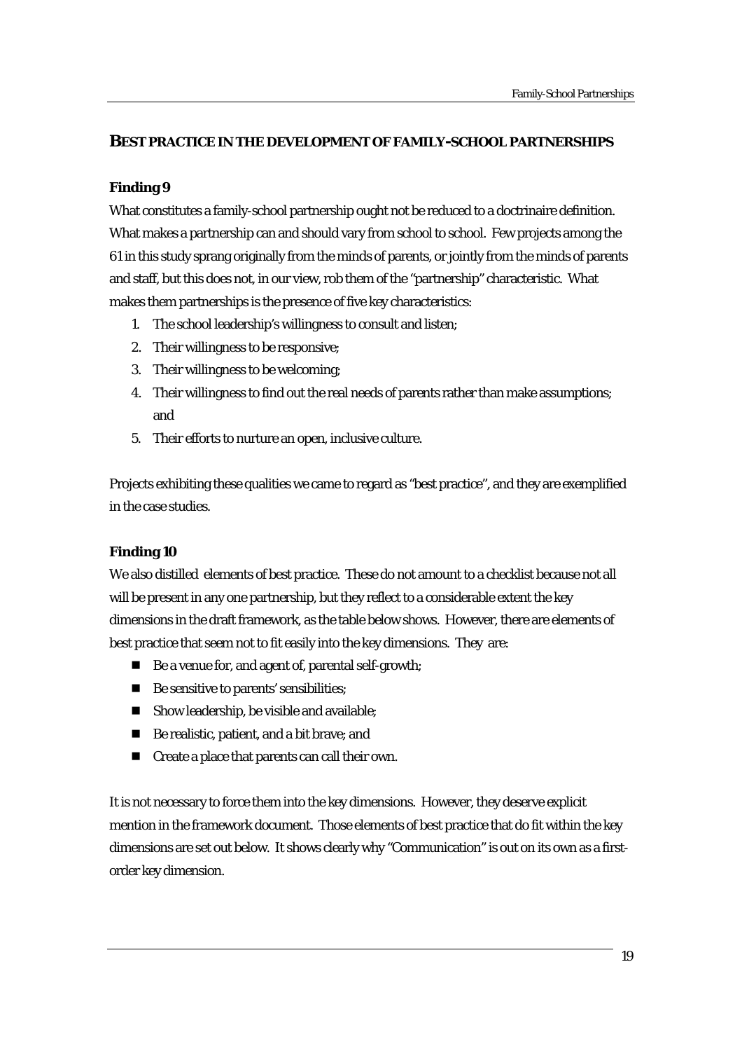## BEST PRACTICE IN THE DEVELOPMENT OF FAMILY-SCHOOL PARTNERSHIPS

**Finding 9**

What constitutes a family-school partnership ought not be reduced to a doctrinaire definition. What makes a partnership can and should vary from school to school. Few projects among the 61 in this study sprang originally from the minds of parents, or jointly from the minds of parents and staff, but this does not, in our view, rob them of the "partnership" characteristic. What makes them partnerships is the presence of five key characteristics:

1. The school leadership's willingness to consult and listen;
2. Their willingness to be responsive;
3. Their willingness to be welcoming;
4. Their willingness to find out the real needs of parents rather than make assumptions; and
5. Their efforts to nurture an open, inclusive culture.

Projects exhibiting these qualities we came to regard as "best practice", and they are exemplified in the case studies.

**Finding 10**

We also distilled elements of best practice. These do not amount to a checklist because not all will be present in any one partnership, but they reflect to a considerable extent the key dimensions in the draft framework, as the table below shows. However, there are elements of best practice that seem not to fit easily into the key dimensions. They are:

- Be a venue for, and agent of, parental self-growth;
- Be sensitive to parents' sensibilities;
- Show leadership, be visible and available;
- Be realistic, patient, and a bit brave; and
- Create a place that parents can call their own.

It is not necessary to force them into the key dimensions. However, they deserve explicit mention in the framework document. Those elements of best practice that do fit within the key dimensions are set out below. It shows clearly why "Communication" is out on its own as a first-order key dimension.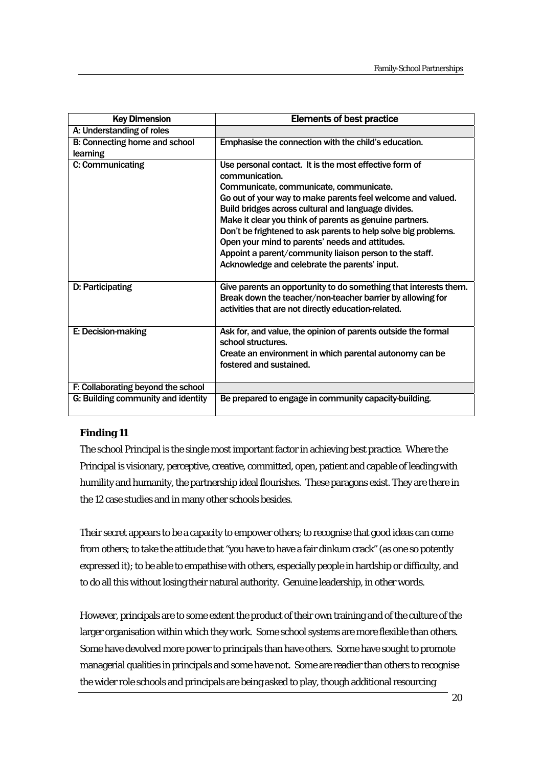| Key Dimension | Elements of best practice |
|---|---|
| A: Understanding of roles | |
| B: Connecting home and school learning | Emphasise the connection with the child's education. |
| C: Communicating | Use personal contact. It is the most effective form of communication.<br>Communicate, communicate, communicate.<br>Go out of your way to make parents feel welcome and valued.<br>Build bridges across cultural and language divides.<br>Make it clear you think of parents as genuine partners.<br>Don't be frightened to ask parents to help solve big problems.<br>Open your mind to parents' needs and attitudes.<br>Appoint a parent/community liaison person to the staff.<br>Acknowledge and celebrate the parents' input. |
| D: Participating | Give parents an opportunity to do something that interests them.<br>Break down the teacher/non-teacher barrier by allowing for activities that are not directly education-related. |
| E: Decision-making | Ask for, and value, the opinion of parents outside the formal school structures.<br>Create an environment in which parental autonomy can be fostered and sustained. |
| F: Collaborating beyond the school | |
| G: Building community and identity | Be prepared to engage in community capacity-building. |

**Finding 11**

The school Principal is the single most important factor in achieving best practice. Where the Principal is visionary, perceptive, creative, committed, open, patient and capable of leading with humility and humanity, the partnership ideal flourishes. These paragons exist. They are there in the 12 case studies and in many other schools besides.

Their secret appears to be a capacity to empower others; to recognise that good ideas can come from others; to take the attitude that "you have to have a fair dinkum crack" (as one so potently expressed it); to be able to empathise with others, especially people in hardship or difficulty, and to do all this without losing their natural authority. Genuine leadership, in other words.

However, principals are to some extent the product of their own training and of the culture of the larger organisation within which they work. Some school systems are more flexible than others. Some have devolved more power to principals than have others. Some have sought to promote managerial qualities in principals and some have not. Some are readier than others to recognise the wider role schools and principals are being asked to play, though additional resourcing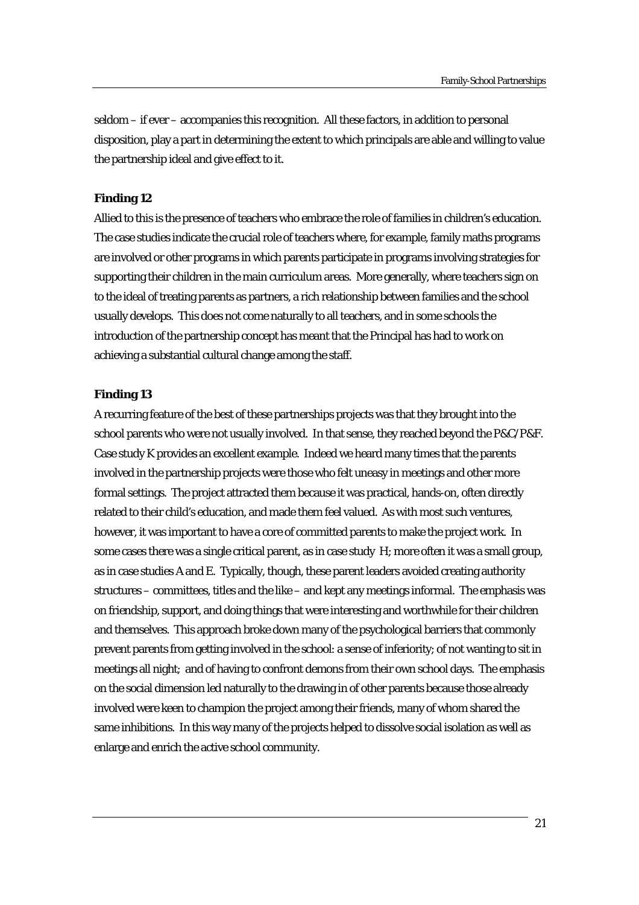seldom – if ever – accompanies this recognition. All these factors, in addition to personal disposition, play a part in determining the extent to which principals are able and willing to value the partnership ideal and give effect to it.

**Finding 12**

Allied to this is the presence of teachers who embrace the role of families in children's education. The case studies indicate the crucial role of teachers where, for example, family maths programs are involved or other programs in which parents participate in programs involving strategies for supporting their children in the main curriculum areas. More generally, where teachers sign on to the ideal of treating parents as partners, a rich relationship between families and the school usually develops. This does not come naturally to all teachers, and in some schools the introduction of the partnership concept has meant that the Principal has had to work on achieving a substantial cultural change among the staff.

**Finding 13**

A recurring feature of the best of these partnerships projects was that they brought into the school parents who were not usually involved. In that sense, they reached beyond the P&C/P&F. Case study K provides an excellent example. Indeed we heard many times that the parents involved in the partnership projects were those who felt uneasy in meetings and other more formal settings. The project attracted them because it was practical, hands-on, often directly related to their child's education, and made them feel valued. As with most such ventures, however, it was important to have a core of committed parents to make the project work. In some cases there was a single critical parent, as in case study H; more often it was a small group, as in case studies A and E. Typically, though, these parent leaders avoided creating authority structures – committees, titles and the like – and kept any meetings informal. The emphasis was on friendship, support, and doing things that were interesting and worthwhile for their children and themselves. This approach broke down many of the psychological barriers that commonly prevent parents from getting involved in the school: a sense of inferiority; of not wanting to sit in meetings all night; and of having to confront demons from their own school days. The emphasis on the social dimension led naturally to the drawing in of other parents because those already involved were keen to champion the project among their friends, many of whom shared the same inhibitions. In this way many of the projects helped to dissolve social isolation as well as enlarge and enrich the active school community.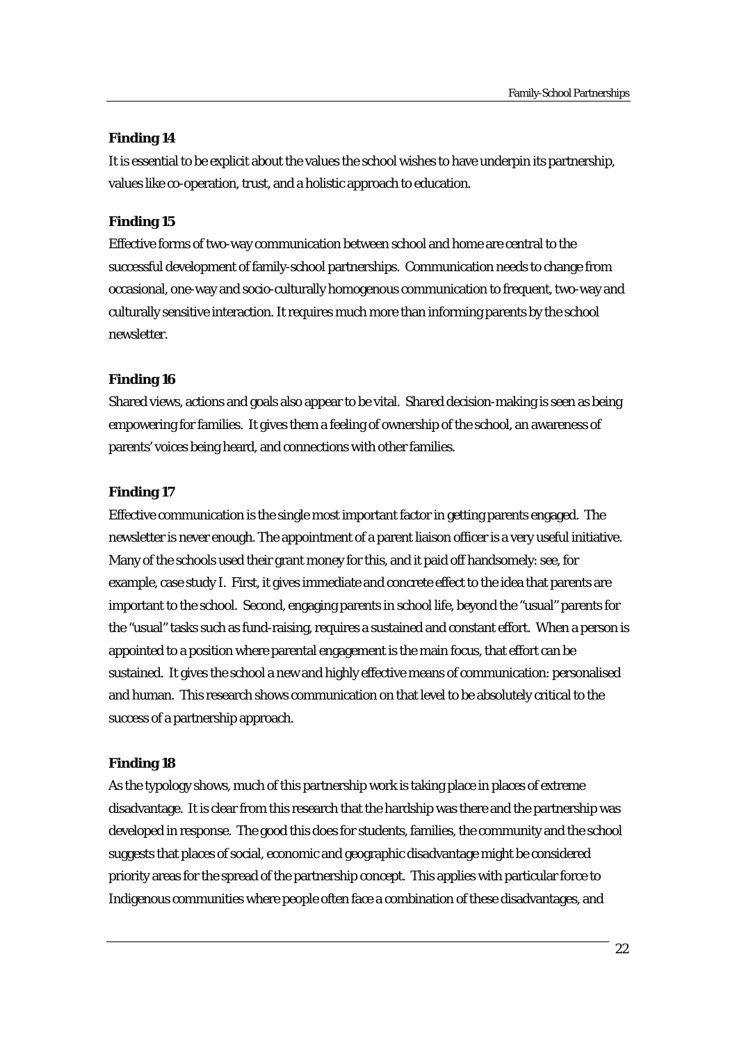**Finding 14**

It is essential to be explicit about the values the school wishes to have underpin its partnership, values like co-operation, trust, and a holistic approach to education.

**Finding 15**

Effective forms of two-way communication between school and home are central to the successful development of family-school partnerships. Communication needs to change from occasional, one-way and socio-culturally homogenous communication to frequent, two-way and culturally sensitive interaction. It requires much more than informing parents by the school newsletter.

**Finding 16**

Shared views, actions and goals also appear to be vital. Shared decision-making is seen as being empowering for families. It gives them a feeling of ownership of the school, an awareness of parents' voices being heard, and connections with other families.

**Finding 17**

Effective communication is the single most important factor in getting parents engaged. The newsletter is never enough. The appointment of a parent liaison officer is a very useful initiative. Many of the schools used their grant money for this, and it paid off handsomely: see, for example, case study I. First, it gives immediate and concrete effect to the idea that parents are important to the school. Second, engaging parents in school life, beyond the "usual" parents for the "usual" tasks such as fund-raising, requires a sustained and constant effort. When a person is appointed to a position where parental engagement is the main focus, that effort can be sustained. It gives the school a new and highly effective means of communication: personalised and human. This research shows communication on that level to be absolutely critical to the success of a partnership approach.

**Finding 18**

As the typology shows, much of this partnership work is taking place in places of extreme disadvantage. It is clear from this research that the hardship was there and the partnership was developed in response. The good this does for students, families, the community and the school suggests that places of social, economic and geographic disadvantage might be considered priority areas for the spread of the partnership concept. This applies with particular force to Indigenous communities where people often face a combination of these disadvantages, and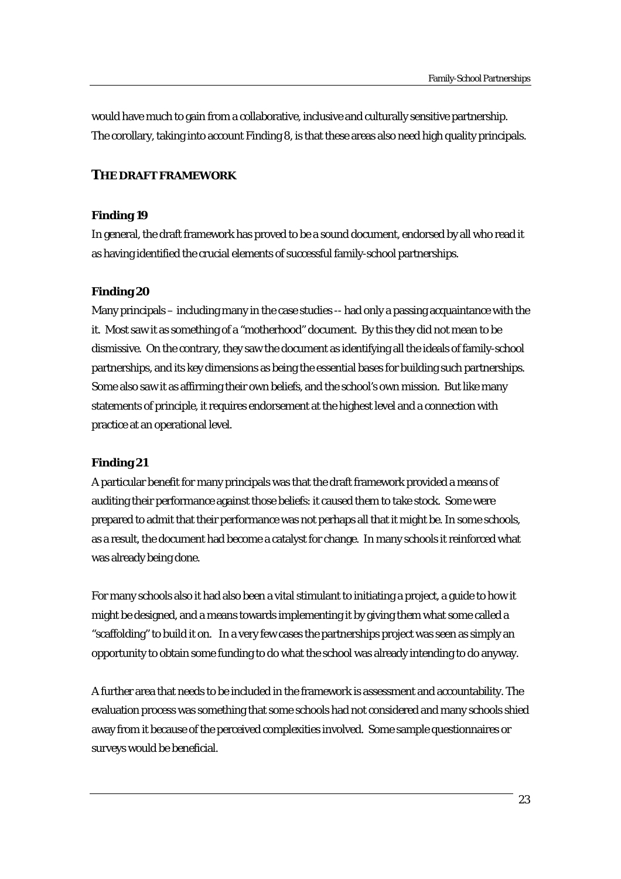would have much to gain from a collaborative, inclusive and culturally sensitive partnership. The corollary, taking into account Finding 8, is that these areas also need high quality principals.

## THE DRAFT FRAMEWORK

**Finding 19**

In general, the draft framework has proved to be a sound document, endorsed by all who read it as having identified the crucial elements of successful family-school partnerships.

**Finding 20**

Many principals – including many in the case studies -- had only a passing acquaintance with the it. Most saw it as something of a "motherhood" document. By this they did not mean to be dismissive. On the contrary, they saw the document as identifying all the ideals of family-school partnerships, and its key dimensions as being the essential bases for building such partnerships. Some also saw it as affirming their own beliefs, and the school's own mission. But like many statements of principle, it requires endorsement at the highest level and a connection with practice at an operational level.

**Finding 21**

A particular benefit for many principals was that the draft framework provided a means of auditing their performance against those beliefs: it caused them to take stock. Some were prepared to admit that their performance was not perhaps all that it might be. In some schools, as a result, the document had become a catalyst for change. In many schools it reinforced what was already being done.

For many schools also it had also been a vital stimulant to initiating a project, a guide to how it might be designed, and a means towards implementing it by giving them what some called a "scaffolding" to build it on. In a very few cases the partnerships project was seen as simply an opportunity to obtain some funding to do what the school was already intending to do anyway.

A further area that needs to be included in the framework is assessment and accountability. The evaluation process was something that some schools had not considered and many schools shied away from it because of the perceived complexities involved. Some sample questionnaires or surveys would be beneficial.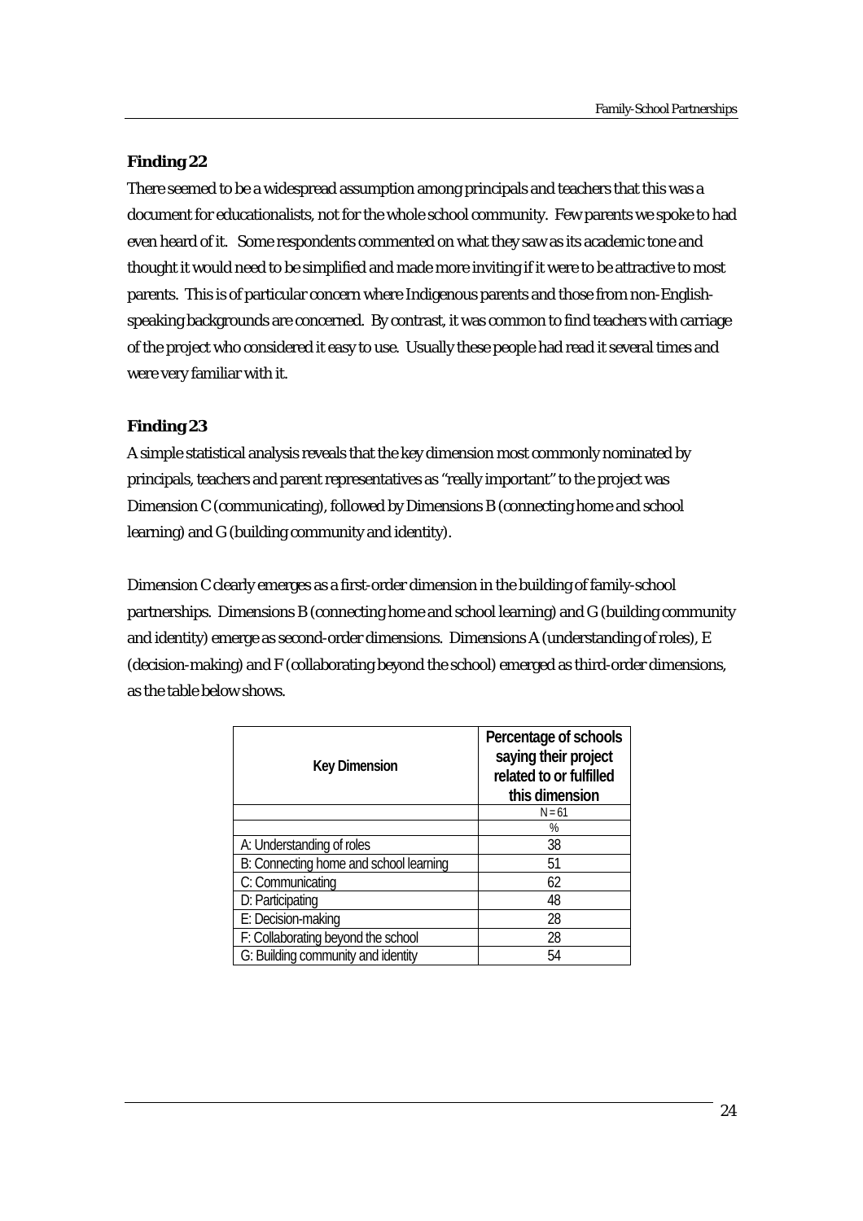**Finding 22**

There seemed to be a widespread assumption among principals and teachers that this was a document for educationalists, not for the whole school community. Few parents we spoke to had even heard of it. Some respondents commented on what they saw as its academic tone and thought it would need to be simplified and made more inviting if it were to be attractive to most parents. This is of particular concern where Indigenous parents and those from non-English-speaking backgrounds are concerned. By contrast, it was common to find teachers with carriage of the project who considered it easy to use. Usually these people had read it several times and were very familiar with it.

**Finding 23**

A simple statistical analysis reveals that the key dimension most commonly nominated by principals, teachers and parent representatives as "really important" to the project was Dimension C (communicating), followed by Dimensions B (connecting home and school learning) and G (building community and identity).

Dimension C clearly emerges as a first-order dimension in the building of family-school partnerships. Dimensions B (connecting home and school learning) and G (building community and identity) emerge as second-order dimensions. Dimensions A (understanding of roles), E (decision-making) and F (collaborating beyond the school) emerged as third-order dimensions, as the table below shows.

| Key Dimension | Percentage of schools saying their project related to or fulfilled this dimension |
|---|---|
| | N = 61 |
| | % |
| A: Understanding of roles | 38 |
| B: Connecting home and school learning | 51 |
| C: Communicating | 62 |
| D: Participating | 48 |
| E: Decision-making | 28 |
| F: Collaborating beyond the school | 28 |
| G: Building community and identity | 54 |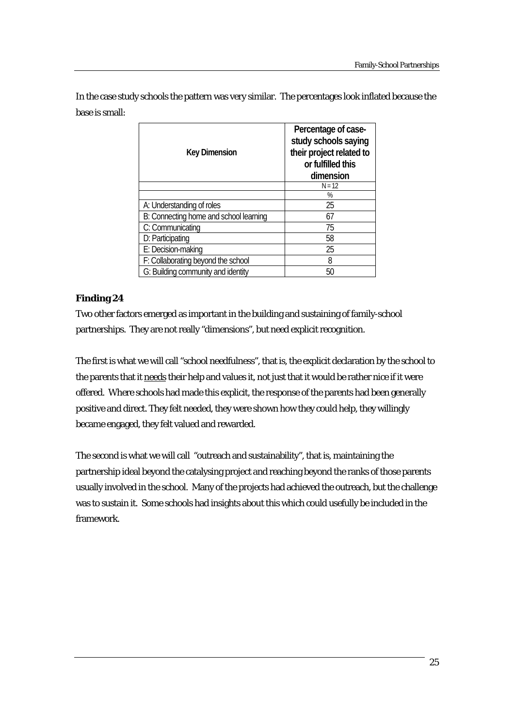In the case study schools the pattern was very similar. The percentages look inflated because the base is small:

| Key Dimension | Percentage of case-study schools saying their project related to or fulfilled this dimension |
|---|---|
| | N = 12 |
| | % |
| A: Understanding of roles | 25 |
| B: Connecting home and school learning | 67 |
| C: Communicating | 75 |
| D: Participating | 58 |
| E: Decision-making | 25 |
| F: Collaborating beyond the school | 8 |
| G: Building community and identity | 50 |

**Finding 24**

Two other factors emerged as important in the building and sustaining of family-school partnerships. They are not really "dimensions", but need explicit recognition.

The first is what we will call "school needfulness", that is, the explicit declaration by the school to the parents that it needs their help and values it, not just that it would be rather nice if it were offered. Where schools had made this explicit, the response of the parents had been generally positive and direct. They felt needed, they were shown how they could help, they willingly became engaged, they felt valued and rewarded.

The second is what we will call "outreach and sustainability", that is, maintaining the partnership ideal beyond the catalysing project and reaching beyond the ranks of those parents usually involved in the school. Many of the projects had achieved the outreach, but the challenge was to sustain it. Some schools had insights about this which could usefully be included in the framework.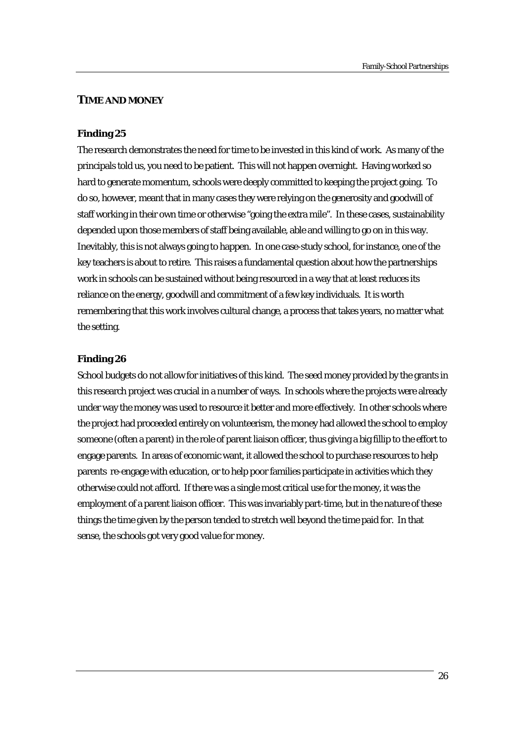## TIME AND MONEY

### Finding 25

The research demonstrates the need for time to be invested in this kind of work. As many of the principals told us, you need to be patient. This will not happen overnight. Having worked so hard to generate momentum, schools were deeply committed to keeping the project going. To do so, however, meant that in many cases they were relying on the generosity and goodwill of staff working in their own time or otherwise "going the extra mile". In these cases, sustainability depended upon those members of staff being available, able and willing to go on in this way. Inevitably, this is not always going to happen. In one case-study school, for instance, one of the key teachers is about to retire. This raises a fundamental question about how the partnerships work in schools can be sustained without being resourced in a way that at least reduces its reliance on the energy, goodwill and commitment of a few key individuals. It is worth remembering that this work involves cultural change, a process that takes years, no matter what the setting.

### Finding 26

School budgets do not allow for initiatives of this kind. The seed money provided by the grants in this research project was crucial in a number of ways. In schools where the projects were already under way the money was used to resource it better and more effectively. In other schools where the project had proceeded entirely on volunteerism, the money had allowed the school to employ someone (often a parent) in the role of parent liaison officer, thus giving a big fillip to the effort to engage parents. In areas of economic want, it allowed the school to purchase resources to help parents re-engage with education, or to help poor families participate in activities which they otherwise could not afford. If there was a single most critical use for the money, it was the employment of a parent liaison officer. This was invariably part-time, but in the nature of these things the time given by the person tended to stretch well beyond the time paid for. In that sense, the schools got very good value for money.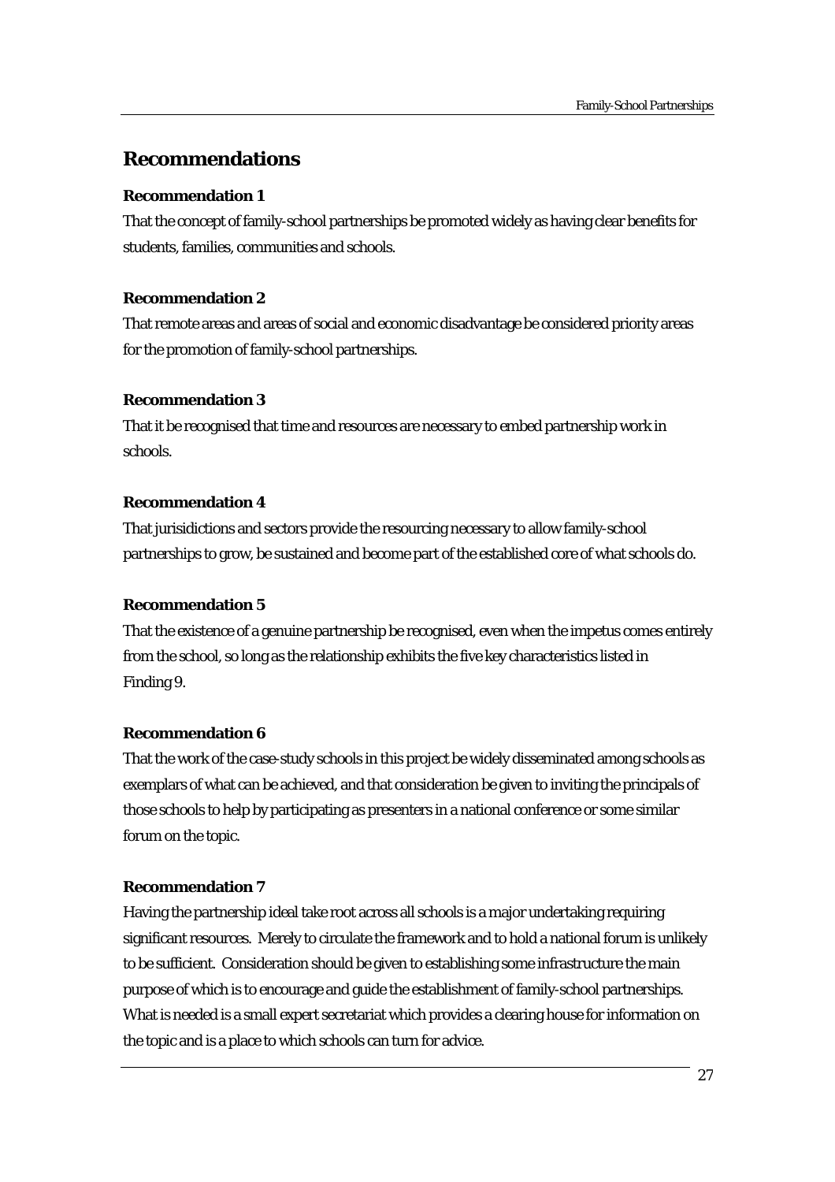## Recommendations

### Recommendation 1

That the concept of family-school partnerships be promoted widely as having clear benefits for students, families, communities and schools.

### Recommendation 2

That remote areas and areas of social and economic disadvantage be considered priority areas for the promotion of family-school partnerships.

### Recommendation 3

That it be recognised that time and resources are necessary to embed partnership work in schools.

### Recommendation 4

That jurisidictions and sectors provide the resourcing necessary to allow family-school partnerships to grow, be sustained and become part of the established core of what schools do.

### Recommendation 5

That the existence of a genuine partnership be recognised, even when the impetus comes entirely from the school, so long as the relationship exhibits the five key characteristics listed in Finding 9.

### Recommendation 6

That the work of the case-study schools in this project be widely disseminated among schools as exemplars of what can be achieved, and that consideration be given to inviting the principals of those schools to help by participating as presenters in a national conference or some similar forum on the topic.

### Recommendation 7

Having the partnership ideal take root across all schools is a major undertaking requiring significant resources. Merely to circulate the framework and to hold a national forum is unlikely to be sufficient. Consideration should be given to establishing some infrastructure the main purpose of which is to encourage and guide the establishment of family-school partnerships. What is needed is a small expert secretariat which provides a clearing house for information on the topic and is a place to which schools can turn for advice.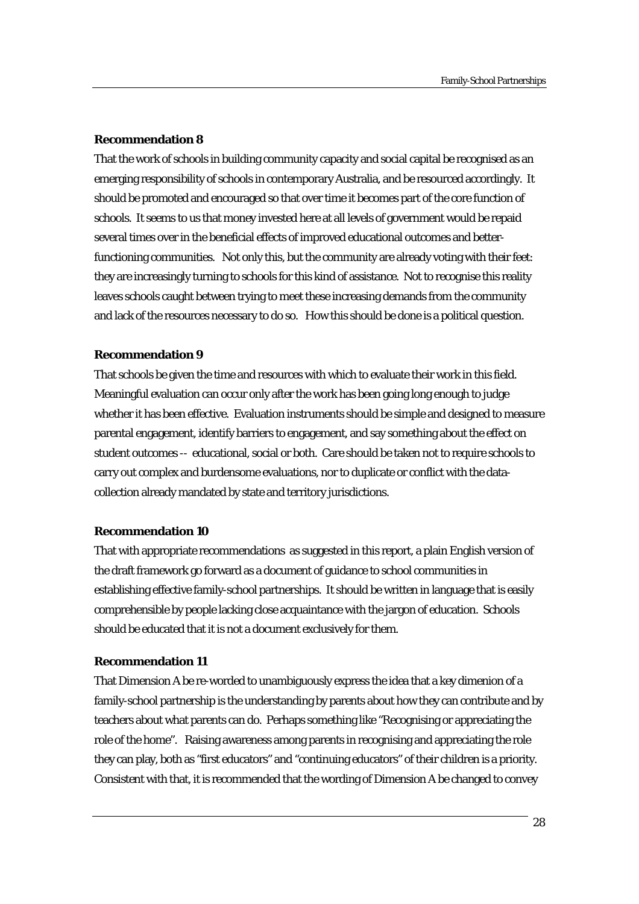**Recommendation 8**

That the work of schools in building community capacity and social capital be recognised as an emerging responsibility of schools in contemporary Australia, and be resourced accordingly. It should be promoted and encouraged so that over time it becomes part of the core function of schools. It seems to us that money invested here at all levels of government would be repaid several times over in the beneficial effects of improved educational outcomes and better-functioning communities. Not only this, but the community are already voting with their feet: they are increasingly turning to schools for this kind of assistance. Not to recognise this reality leaves schools caught between trying to meet these increasing demands from the community and lack of the resources necessary to do so. How this should be done is a political question.

**Recommendation 9**

That schools be given the time and resources with which to evaluate their work in this field. Meaningful evaluation can occur only after the work has been going long enough to judge whether it has been effective. Evaluation instruments should be simple and designed to measure parental engagement, identify barriers to engagement, and say something about the effect on student outcomes -- educational, social or both. Care should be taken not to require schools to carry out complex and burdensome evaluations, nor to duplicate or conflict with the data-collection already mandated by state and territory jurisdictions.

**Recommendation 10**

That with appropriate recommendations as suggested in this report, a plain English version of the draft framework go forward as a document of guidance to school communities in establishing effective family-school partnerships. It should be written in language that is easily comprehensible by people lacking close acquaintance with the jargon of education. Schools should be educated that it is not a document exclusively for them.

**Recommendation 11**

That Dimension A be re-worded to unambiguously express the idea that a key dimenion of a family-school partnership is the understanding by parents about how they can contribute and by teachers about what parents can do. Perhaps something like "Recognising or appreciating the role of the home". Raising awareness among parents in recognising and appreciating the role they can play, both as "first educators" and "continuing educators" of their children is a priority. Consistent with that, it is recommended that the wording of Dimension A be changed to convey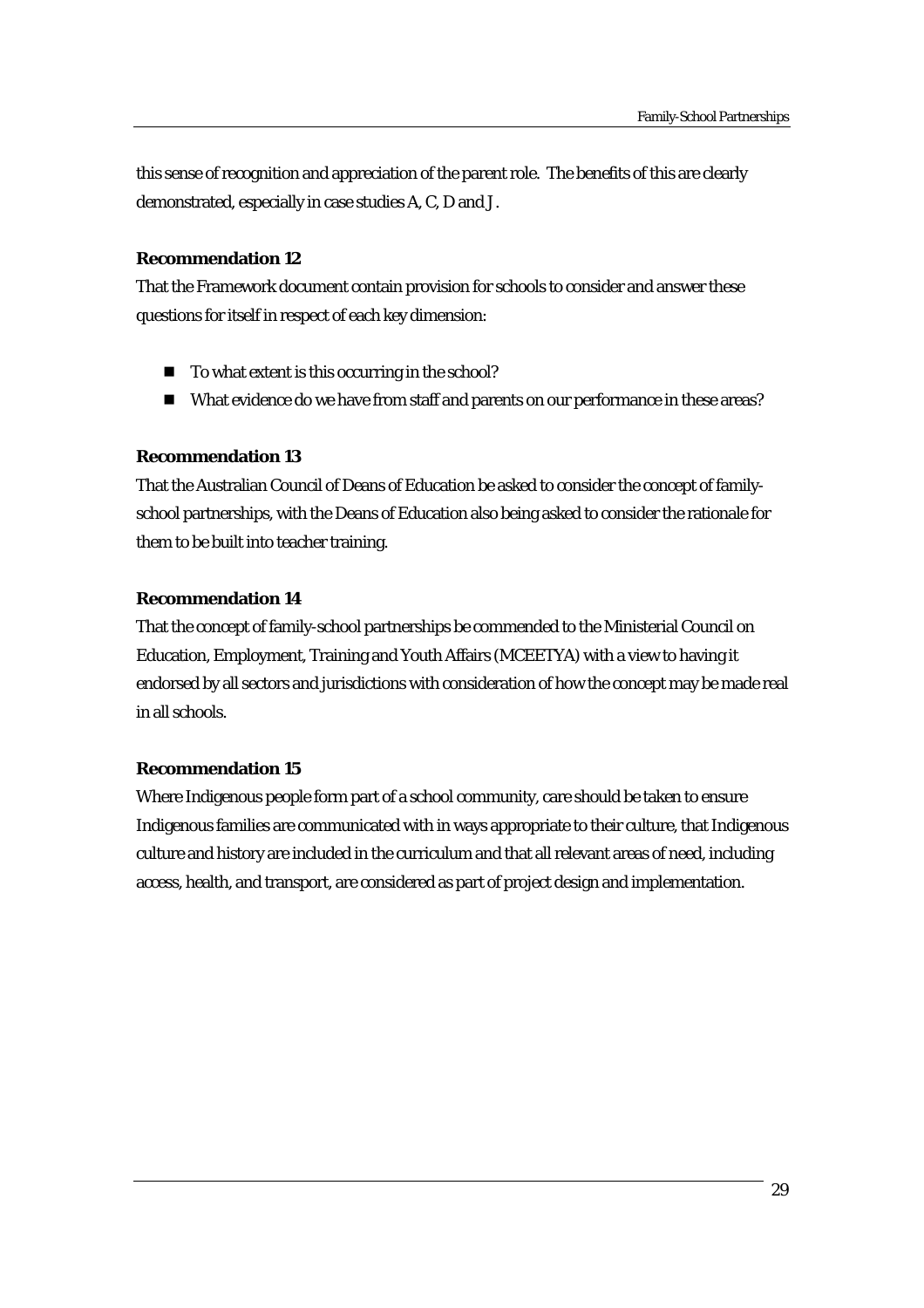this sense of recognition and appreciation of the parent role. The benefits of this are clearly demonstrated, especially in case studies A, C, D and J.

**Recommendation 12**

That the Framework document contain provision for schools to consider and answer these questions for itself in respect of each key dimension:

- To what extent is this occurring in the school?
- What evidence do we have from staff and parents on our performance in these areas?

**Recommendation 13**

That the Australian Council of Deans of Education be asked to consider the concept of family-school partnerships, with the Deans of Education also being asked to consider the rationale for them to be built into teacher training.

**Recommendation 14**

That the concept of family-school partnerships be commended to the Ministerial Council on Education, Employment, Training and Youth Affairs (MCEETYA) with a view to having it endorsed by all sectors and jurisdictions with consideration of how the concept may be made real in all schools.

**Recommendation 15**

Where Indigenous people form part of a school community, care should be taken to ensure Indigenous families are communicated with in ways appropriate to their culture, that Indigenous culture and history are included in the curriculum and that all relevant areas of need, including access, health, and transport, are considered as part of project design and implementation.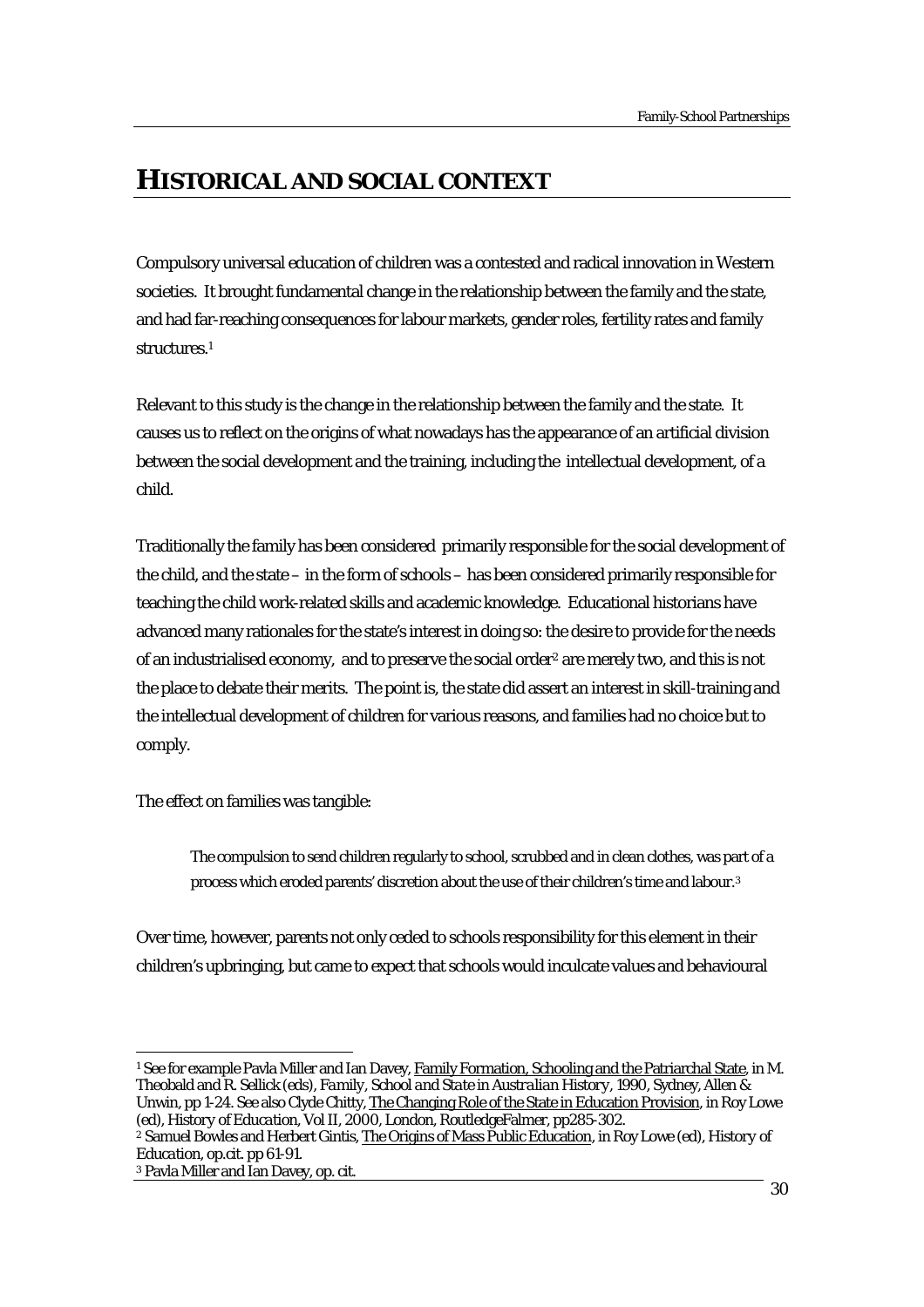# HISTORICAL AND SOCIAL CONTEXT

Compulsory universal education of children was a contested and radical innovation in Western societies. It brought fundamental change in the relationship between the family and the state, and had far-reaching consequences for labour markets, gender roles, fertility rates and family structures.[1]

Relevant to this study is the change in the relationship between the family and the state. It causes us to reflect on the origins of what nowadays has the appearance of an artificial division between the social development and the training, including the intellectual development, of a child.

Traditionally the family has been considered primarily responsible for the social development of the child, and the state – in the form of schools – has been considered primarily responsible for teaching the child work-related skills and academic knowledge. Educational historians have advanced many rationales for the state's interest in doing so: the desire to provide for the needs of an industrialised economy, and to preserve the social order[2] are merely two, and this is not the place to debate their merits. The point is, the state did assert an interest in skill-training and the intellectual development of children for various reasons, and families had no choice but to comply.

The effect on families was tangible:

> The compulsion to send children regularly to school, scrubbed and in clean clothes, was part of a process which eroded parents' discretion about the use of their children's time and labour.[3]

Over time, however, parents not only ceded to schools responsibility for this element in their children's upbringing, but came to expect that schools would inculcate values and behavioural

---

[1] See for example Pavla Miller and Ian Davey, Family Formation, Schooling and the Patriarchal State, in M. Theobald and R. Sellick (eds), *Family, School and State in Australian History*, 1990, Sydney, Allen & Unwin, pp 1-24. See also Clyde Chitty, The Changing Role of the State in Education Provision, in Roy Lowe (ed), *History of Education*, Vol II, 2000, London, RoutledgeFalmer, pp285-302.

[2] Samuel Bowles and Herbert Gintis, The Origins of Mass Public Education, in Roy Lowe (ed), *History of Education*, op.cit. pp 61-91.

[3] Pavla Miller and Ian Davey, op. cit.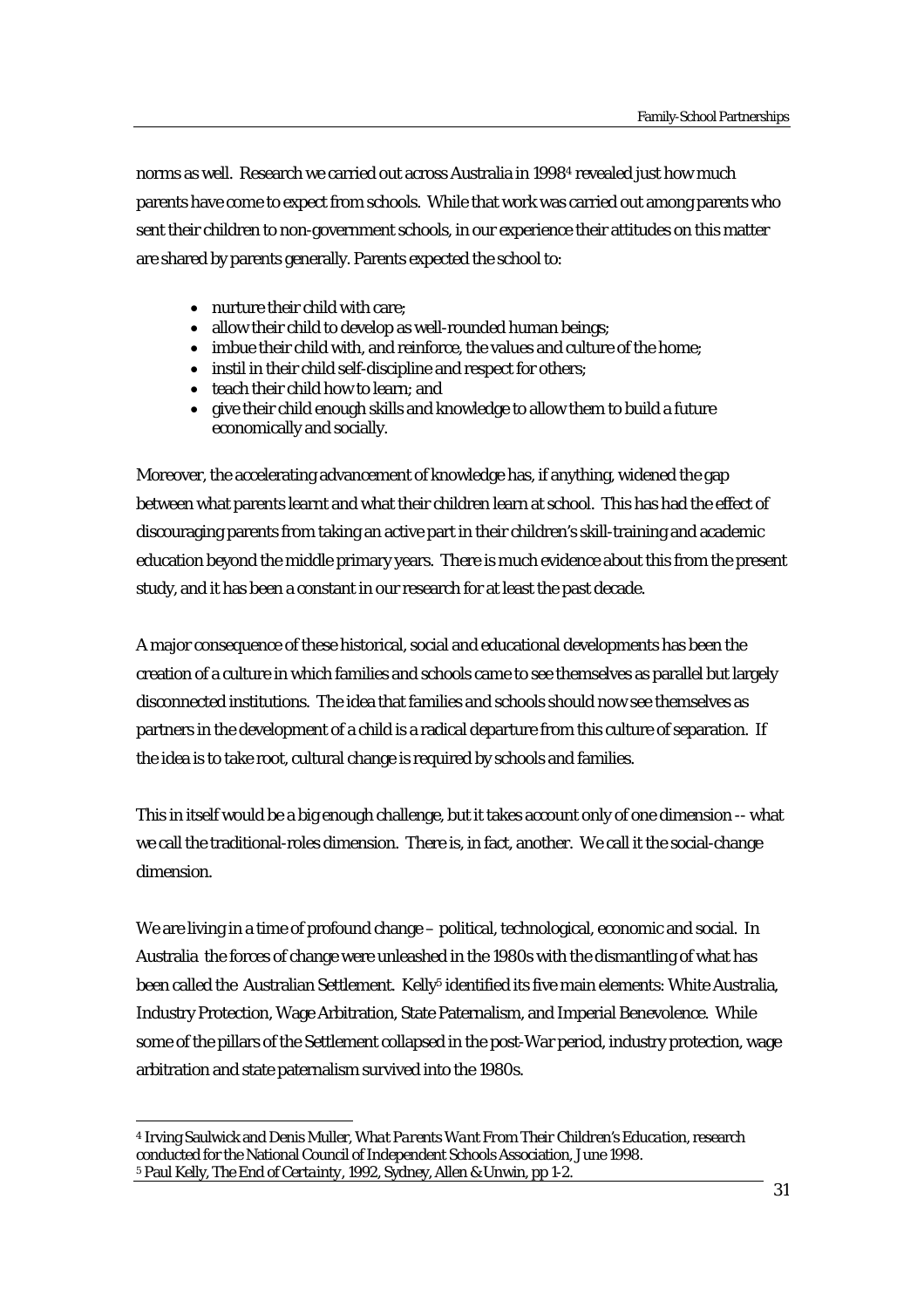norms as well. Research we carried out across Australia in 1998[4] revealed just how much parents have come to expect from schools. While that work was carried out among parents who sent their children to non-government schools, in our experience their attitudes on this matter are shared by parents generally. Parents expected the school to:

- nurture their child with care;
- allow their child to develop as well-rounded human beings;
- imbue their child with, and reinforce, the values and culture of the home;
- instil in their child self-discipline and respect for others;
- teach their child how to learn; and
- give their child enough skills and knowledge to allow them to build a future economically and socially.

Moreover, the accelerating advancement of knowledge has, if anything, widened the gap between what parents learnt and what their children learn at school. This has had the effect of discouraging parents from taking an active part in their children's skill-training and academic education beyond the middle primary years. There is much evidence about this from the present study, and it has been a constant in our research for at least the past decade.

A major consequence of these historical, social and educational developments has been the creation of a culture in which families and schools came to see themselves as parallel but largely disconnected institutions. The idea that families and schools should now see themselves as partners in the development of a child is a radical departure from this culture of separation. If the idea is to take root, cultural change is required by schools and families.

This in itself would be a big enough challenge, but it takes account only of one dimension -- what we call the traditional-roles dimension. There is, in fact, another. We call it the social-change dimension.

We are living in a time of profound change – political, technological, economic and social. In Australia the forces of change were unleashed in the 1980s with the dismantling of what has been called the Australian Settlement. Kelly[5] identified its five main elements: White Australia, Industry Protection, Wage Arbitration, State Paternalism, and Imperial Benevolence. While some of the pillars of the Settlement collapsed in the post-War period, industry protection, wage arbitration and state paternalism survived into the 1980s.

---

[4] Irving Saulwick and Denis Muller, *What Parents Want From Their Children's Education*, research conducted for the National Council of Independent Schools Association, June 1998.

[5] Paul Kelly, *The End of Certainty*, 1992, Sydney, Allen & Unwin, pp 1-2.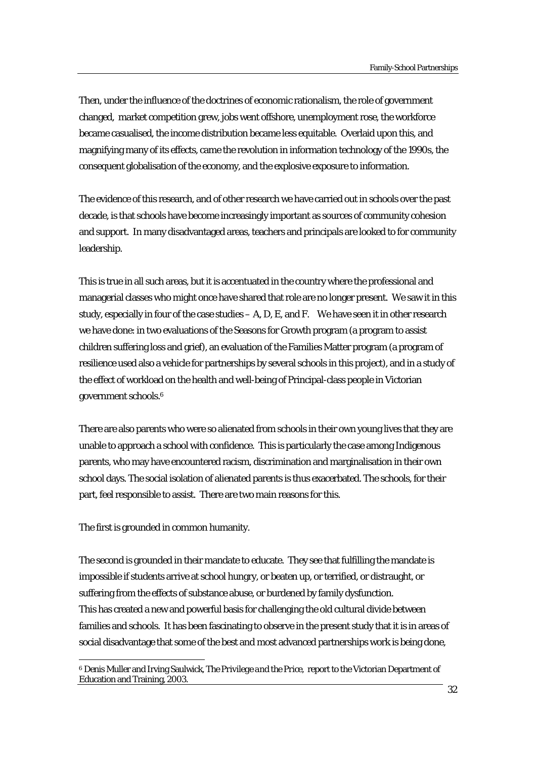Then, under the influence of the doctrines of economic rationalism, the role of government changed, market competition grew, jobs went offshore, unemployment rose, the workforce became casualised, the income distribution became less equitable. Overlaid upon this, and magnifying many of its effects, came the revolution in information technology of the 1990s, the consequent globalisation of the economy, and the explosive exposure to information.

The evidence of this research, and of other research we have carried out in schools over the past decade, is that schools have become increasingly important as sources of community cohesion and support. In many disadvantaged areas, teachers and principals are looked to for community leadership.

This is true in all such areas, but it is accentuated in the country where the professional and managerial classes who might once have shared that role are no longer present. We saw it in this study, especially in four of the case studies – A, D, E, and F. We have seen it in other research we have done: in two evaluations of the Seasons for Growth program (a program to assist children suffering loss and grief), an evaluation of the Families Matter program (a program of resilience used also a vehicle for partnerships by several schools in this project), and in a study of the effect of workload on the health and well-being of Principal-class people in Victorian government schools.[6]

There are also parents who were so alienated from schools in their own young lives that they are unable to approach a school with confidence. This is particularly the case among Indigenous parents, who may have encountered racism, discrimination and marginalisation in their own school days. The social isolation of alienated parents is thus exacerbated. The schools, for their part, feel responsible to assist. There are two main reasons for this.

The first is grounded in common humanity.

The second is grounded in their mandate to educate. They see that fulfilling the mandate is impossible if students arrive at school hungry, or beaten up, or terrified, or distraught, or suffering from the effects of substance abuse, or burdened by family dysfunction.
This has created a new and powerful basis for challenging the old cultural divide between families and schools. It has been fascinating to observe in the present study that it is in areas of social disadvantage that some of the best and most advanced partnerships work is being done,

---

[6] Denis Muller and Irving Saulwick, *The Privilege and the Price*, report to the Victorian Department of Education and Training, 2003.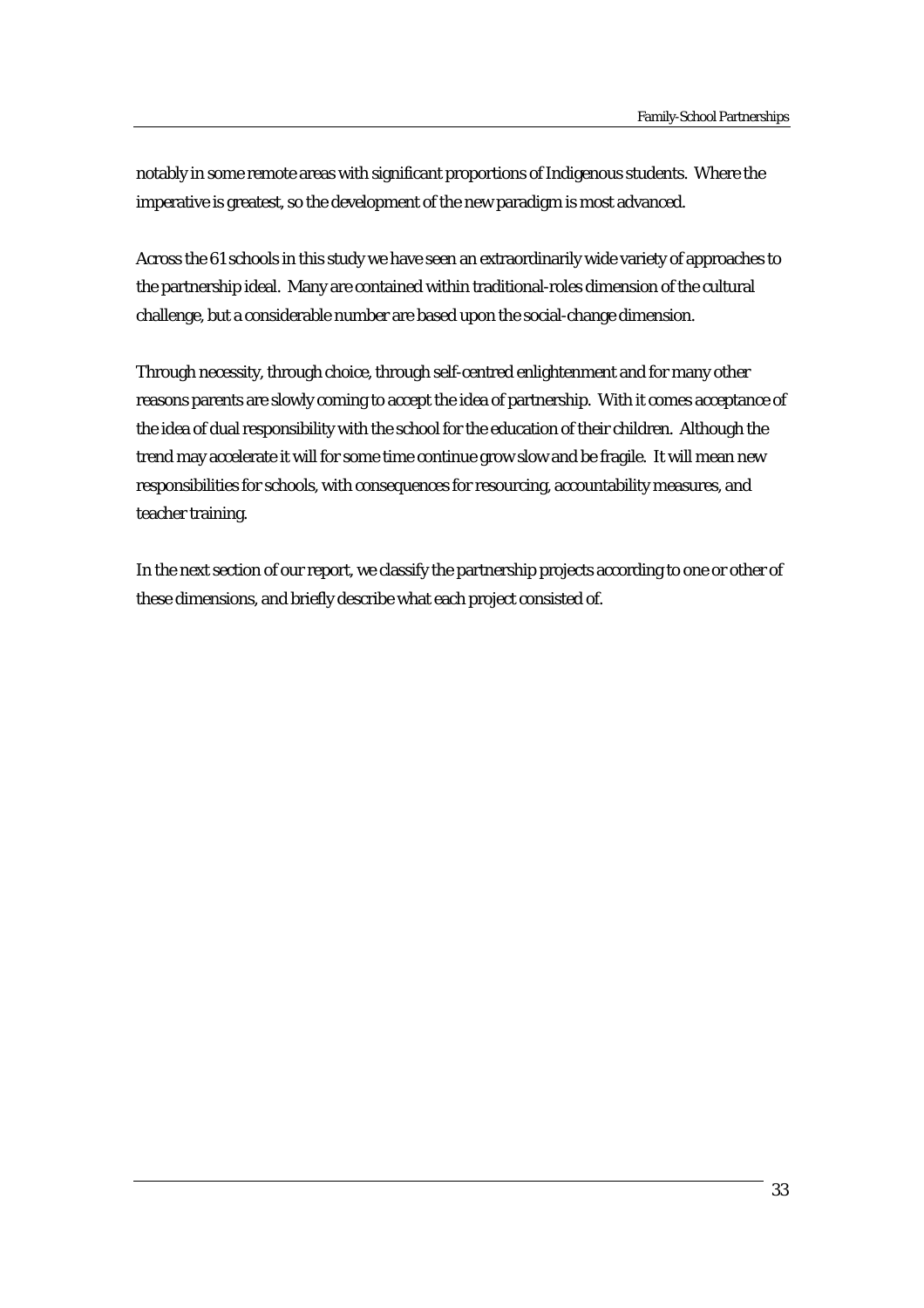notably in some remote areas with significant proportions of Indigenous students. Where the imperative is greatest, so the development of the new paradigm is most advanced.

Across the 61 schools in this study we have seen an extraordinarily wide variety of approaches to the partnership ideal. Many are contained within traditional-roles dimension of the cultural challenge, but a considerable number are based upon the social-change dimension.

Through necessity, through choice, through self-centred enlightenment and for many other reasons parents are slowly coming to accept the idea of partnership. With it comes acceptance of the idea of dual responsibility with the school for the education of their children. Although the trend may accelerate it will for some time continue grow slow and be fragile. It will mean new responsibilities for schools, with consequences for resourcing, accountability measures, and teacher training.

In the next section of our report, we classify the partnership projects according to one or other of these dimensions, and briefly describe what each project consisted of.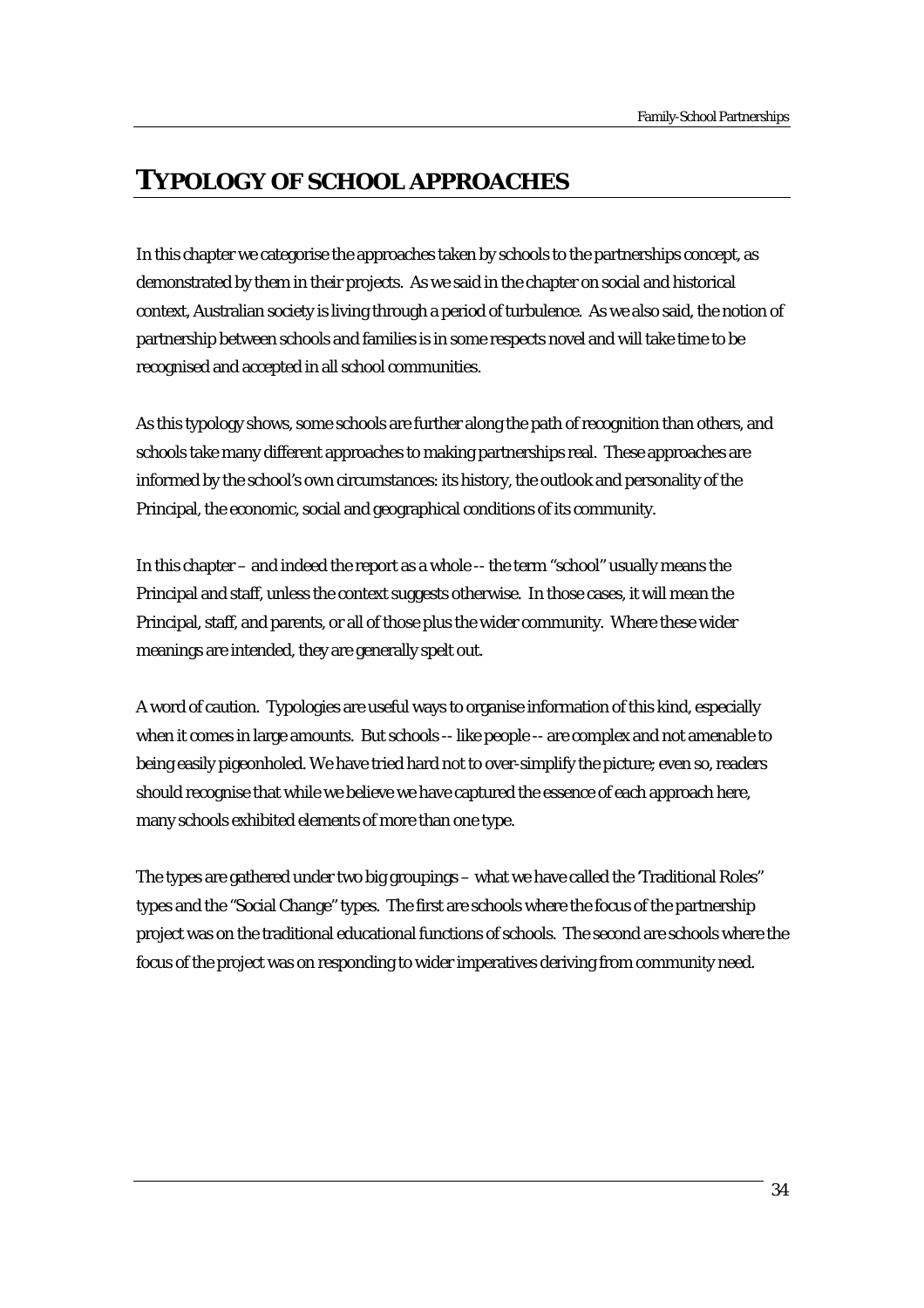# TYPOLOGY OF SCHOOL APPROACHES

In this chapter we categorise the approaches taken by schools to the partnerships concept, as demonstrated by them in their projects. As we said in the chapter on social and historical context, Australian society is living through a period of turbulence. As we also said, the notion of partnership between schools and families is in some respects novel and will take time to be recognised and accepted in all school communities.

As this typology shows, some schools are further along the path of recognition than others, and schools take many different approaches to making partnerships real. These approaches are informed by the school's own circumstances: its history, the outlook and personality of the Principal, the economic, social and geographical conditions of its community.

In this chapter – and indeed the report as a whole -- the term "school" usually means the Principal and staff, unless the context suggests otherwise. In those cases, it will mean the Principal, staff, and parents, or all of those plus the wider community. Where these wider meanings are intended, they are generally spelt out.

A word of caution. Typologies are useful ways to organise information of this kind, especially when it comes in large amounts. But schools -- like people -- are complex and not amenable to being easily pigeonholed. We have tried hard not to over-simplify the picture; even so, readers should recognise that while we believe we have captured the essence of each approach here, many schools exhibited elements of more than one type.

The types are gathered under two big groupings – what we have called the 'Traditional Roles" types and the "Social Change" types. The first are schools where the focus of the partnership project was on the traditional educational functions of schools. The second are schools where the focus of the project was on responding to wider imperatives deriving from community need.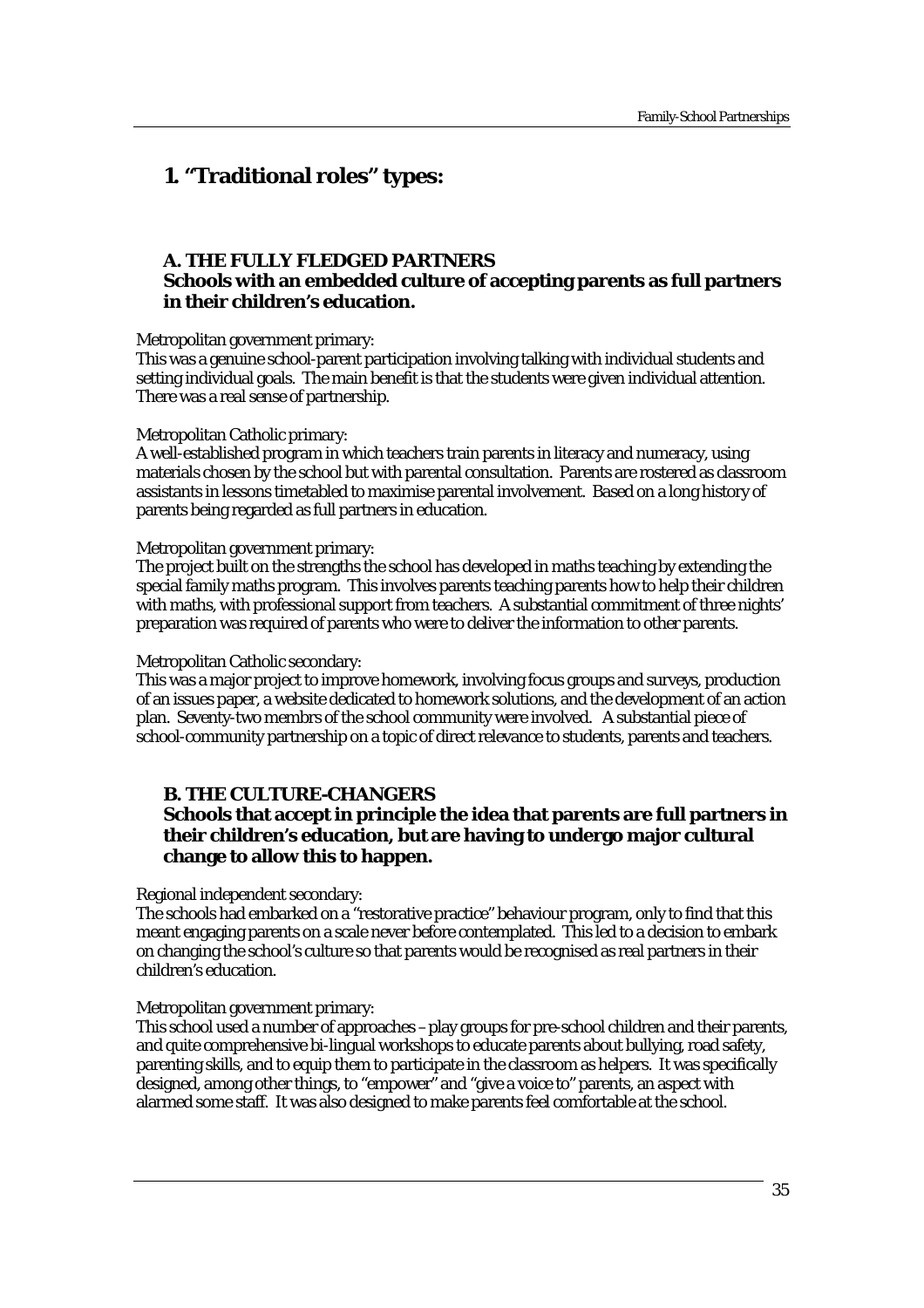# 1. "Traditional roles" types:

### A. THE FULLY FLEDGED PARTNERS
### Schools with an embedded culture of accepting parents as full partners in their children's education.

Metropolitan government primary:
This was a genuine school-parent participation involving talking with individual students and setting individual goals. The main benefit is that the students were given individual attention. There was a real sense of partnership.

Metropolitan Catholic primary:
A well-established program in which teachers train parents in literacy and numeracy, using materials chosen by the school but with parental consultation. Parents are rostered as classroom assistants in lessons timetabled to maximise parental involvement. Based on a long history of parents being regarded as full partners in education.

Metropolitan government primary:
The project built on the strengths the school has developed in maths teaching by extending the special family maths program. This involves parents teaching parents how to help their children with maths, with professional support from teachers. A substantial commitment of three nights' preparation was required of parents who were to deliver the information to other parents.

Metropolitan Catholic secondary:
This was a major project to improve homework, involving focus groups and surveys, production of an issues paper, a website dedicated to homework solutions, and the development of an action plan. Seventy-two membrs of the school community were involved. A substantial piece of school-community partnership on a topic of direct relevance to students, parents and teachers.

### B. THE CULTURE-CHANGERS
### Schools that accept in principle the idea that parents are full partners in their children's education, but are having to undergo major cultural change to allow this to happen.

Regional independent secondary:
The schools had embarked on a "restorative practice" behaviour program, only to find that this meant engaging parents on a scale never before contemplated. This led to a decision to embark on changing the school's culture so that parents would be recognised as real partners in their children's education.

Metropolitan government primary:
This school used a number of approaches – play groups for pre-school children and their parents, and quite comprehensive bi-lingual workshops to educate parents about bullying, road safety, parenting skills, and to equip them to participate in the classroom as helpers. It was specifically designed, among other things, to "empower" and "give a voice to" parents, an aspect with alarmed some staff. It was also designed to make parents feel comfortable at the school.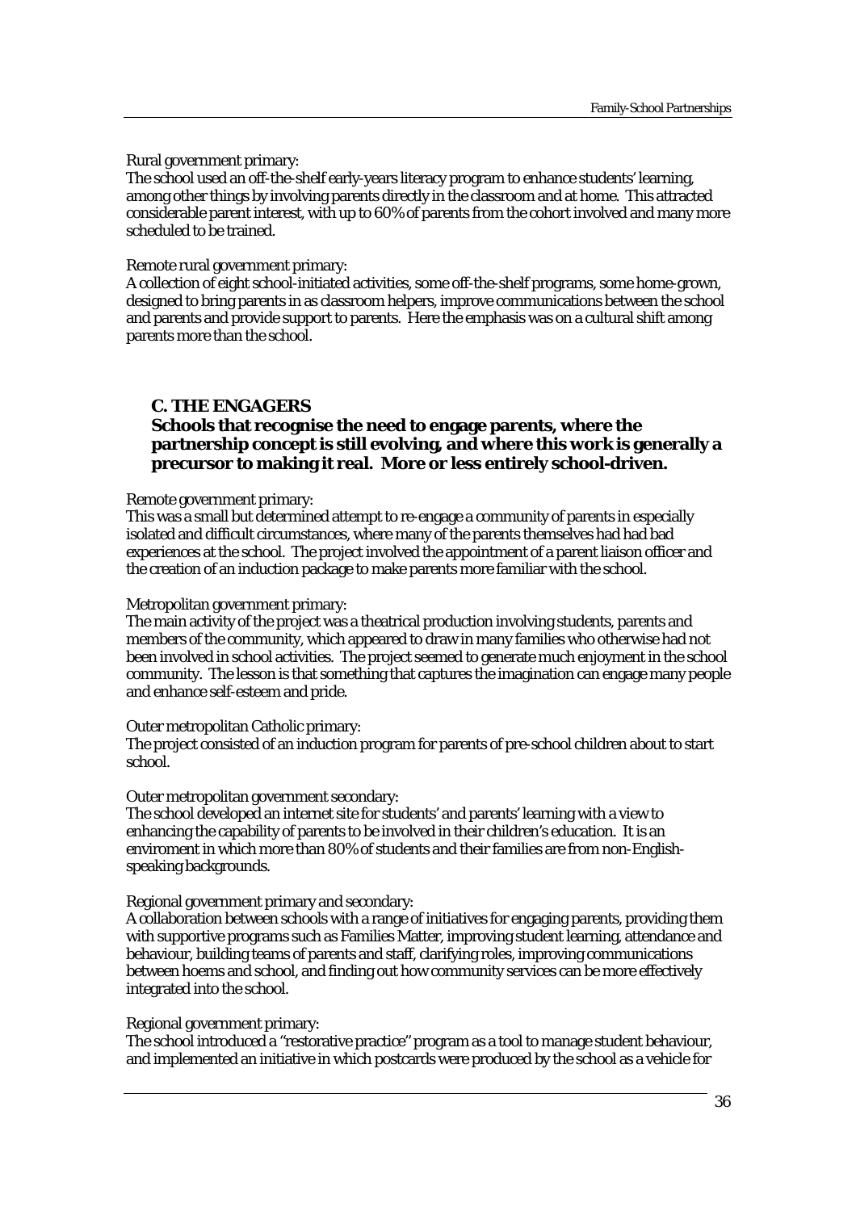Rural government primary:
The school used an off-the-shelf early-years literacy program to enhance students' learning, among other things by involving parents directly in the classroom and at home. This attracted considerable parent interest, with up to 60% of parents from the cohort involved and many more scheduled to be trained.

Remote rural government primary:
A collection of eight school-initiated activities, some off-the-shelf programs, some home-grown, designed to bring parents in as classroom helpers, improve communications between the school and parents and provide support to parents. Here the emphasis was on a cultural shift among parents more than the school.

### C. THE ENGAGERS

### Schools that recognise the need to engage parents, where the partnership concept is still evolving, and where this work is generally a precursor to making it real. More or less entirely school-driven.

Remote government primary:
This was a small but determined attempt to re-engage a community of parents in especially isolated and difficult circumstances, where many of the parents themselves had had bad experiences at the school. The project involved the appointment of a parent liaison officer and the creation of an induction package to make parents more familiar with the school.

Metropolitan government primary:
The main activity of the project was a theatrical production involving students, parents and members of the community, which appeared to draw in many families who otherwise had not been involved in school activities. The project seemed to generate much enjoyment in the school community. The lesson is that something that captures the imagination can engage many people and enhance self-esteem and pride.

Outer metropolitan Catholic primary:
The project consisted of an induction program for parents of pre-school children about to start school.

Outer metropolitan government secondary:
The school developed an internet site for students' and parents' learning with a view to enhancing the capability of parents to be involved in their children's education. It is an enviroment in which more than 80% of students and their families are from non-English-speaking backgrounds.

Regional government primary and secondary:
A collaboration between schools with a range of initiatives for engaging parents, providing them with supportive programs such as Families Matter, improving student learning, attendance and behaviour, building teams of parents and staff, clarifying roles, improving communications between hoems and school, and finding out how community services can be more effectively integrated into the school.

Regional government primary:
The school introduced a "restorative practice" program as a tool to manage student behaviour, and implemented an initiative in which postcards were produced by the school as a vehicle for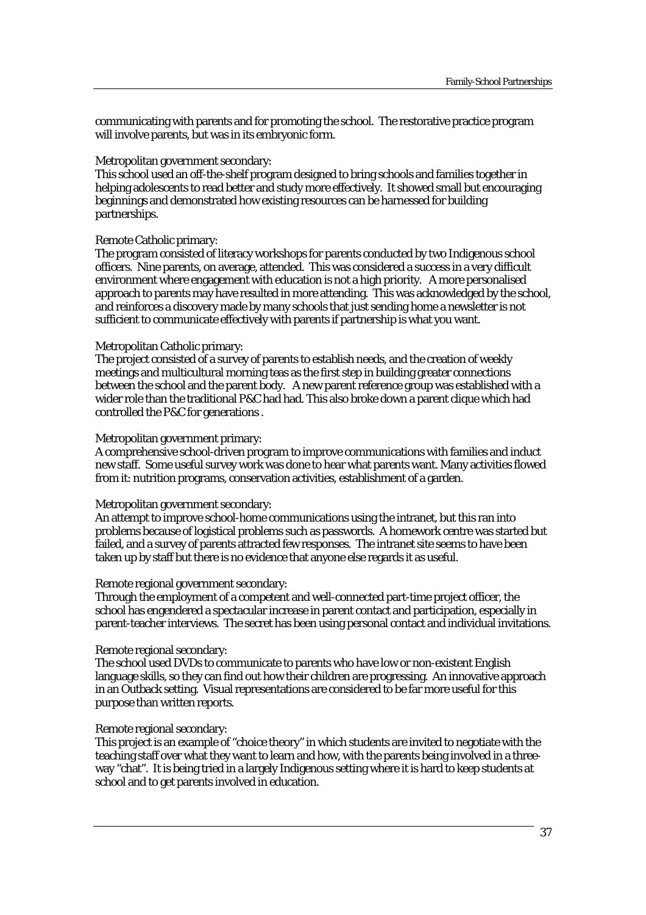communicating with parents and for promoting the school. The restorative practice program will involve parents, but was in its embryonic form.

Metropolitan government secondary:
This school used an off-the-shelf program designed to bring schools and families together in helping adolescents to read better and study more effectively. It showed small but encouraging beginnings and demonstrated how existing resources can be harnessed for building partnerships.

Remote Catholic primary:
The program consisted of literacy workshops for parents conducted by two Indigenous school officers. Nine parents, on average, attended. This was considered a success in a very difficult environment where engagement with education is not a high priority. A more personalised approach to parents may have resulted in more attending. This was acknowledged by the school, and reinforces a discovery made by many schools that just sending home a newsletter is not sufficient to communicate effectively with parents if partnership is what you want.

Metropolitan Catholic primary:
The project consisted of a survey of parents to establish needs, and the creation of weekly meetings and multicultural morning teas as the first step in building greater connections between the school and the parent body. A new parent reference group was established with a wider role than the traditional P&C had had. This also broke down a parent clique which had controlled the P&C for generations .

Metropolitan government primary:
A comprehensive school-driven program to improve communications with families and induct new staff. Some useful survey work was done to hear what parents want. Many activities flowed from it: nutrition programs, conservation activities, establishment of a garden.

Metropolitan government secondary:
An attempt to improve school-home communications using the intranet, but this ran into problems because of logistical problems such as passwords. A homework centre was started but failed, and a survey of parents attracted few responses. The intranet site seems to have been taken up by staff but there is no evidence that anyone else regards it as useful.

Remote regional government secondary:
Through the employment of a competent and well-connected part-time project officer, the school has engendered a spectacular increase in parent contact and participation, especially in parent-teacher interviews. The secret has been using personal contact and individual invitations.

Remote regional secondary:
The school used DVDs to communicate to parents who have low or non-existent English language skills, so they can find out how their children are progressing. An innovative approach in an Outback setting. Visual representations are considered to be far more useful for this purpose than written reports.

Remote regional secondary:
This project is an example of "choice theory" in which students are invited to negotiate with the teaching staff over what they want to learn and how, with the parents being involved in a three-way "chat". It is being tried in a largely Indigenous setting where it is hard to keep students at school and to get parents involved in education.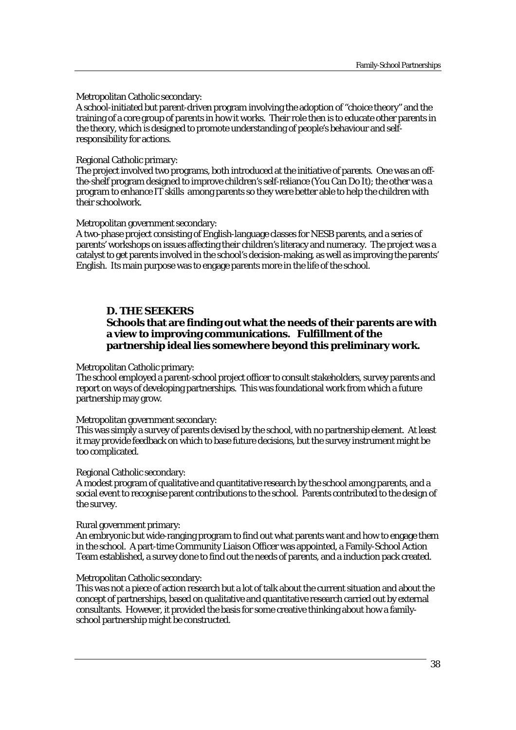Metropolitan Catholic secondary:
A school-initiated but parent-driven program involving the adoption of "choice theory" and the training of a core group of parents in how it works. Their role then is to educate other parents in the theory, which is designed to promote understanding of people's behaviour and self-responsibility for actions.

Regional Catholic primary:
The project involved two programs, both introduced at the initiative of parents. One was an off-the-shelf program designed to improve children's self-reliance (You Can Do It); the other was a program to enhance IT skills among parents so they were better able to help the children with their schoolwork.

Metropolitan government secondary:
A two-phase project consisting of English-language classes for NESB parents, and a series of parents' workshops on issues affecting their children's literacy and numeracy. The project was a catalyst to get parents involved in the school's decision-making, as well as improving the parents' English. Its main purpose was to engage parents more in the life of the school.

**D. THE SEEKERS**
**Schools that are finding out what the needs of their parents are with a view to improving communications. Fulfillment of the partnership ideal lies somewhere beyond this preliminary work.**

Metropolitan Catholic primary:
The school employed a parent-school project officer to consult stakeholders, survey parents and report on ways of developing partnerships. This was foundational work from which a future partnership may grow.

Metropolitan government secondary:
This was simply a survey of parents devised by the school, with no partnership element. At least it may provide feedback on which to base future decisions, but the survey instrument might be too complicated.

Regional Catholic secondary:
A modest program of qualitative and quantitative research by the school among parents, and a social event to recognise parent contributions to the school. Parents contributed to the design of the survey.

Rural government primary:
An embryonic but wide-ranging program to find out what parents want and how to engage them in the school. A part-time Community Liaison Officer was appointed, a Family-School Action Team established, a survey done to find out the needs of parents, and a induction pack created.

Metropolitan Catholic secondary:
This was not a piece of action research but a lot of talk about the current situation and about the concept of partnerships, based on qualitative and quantitative research carried out by external consultants. However, it provided the basis for some creative thinking about how a family-school partnership might be constructed.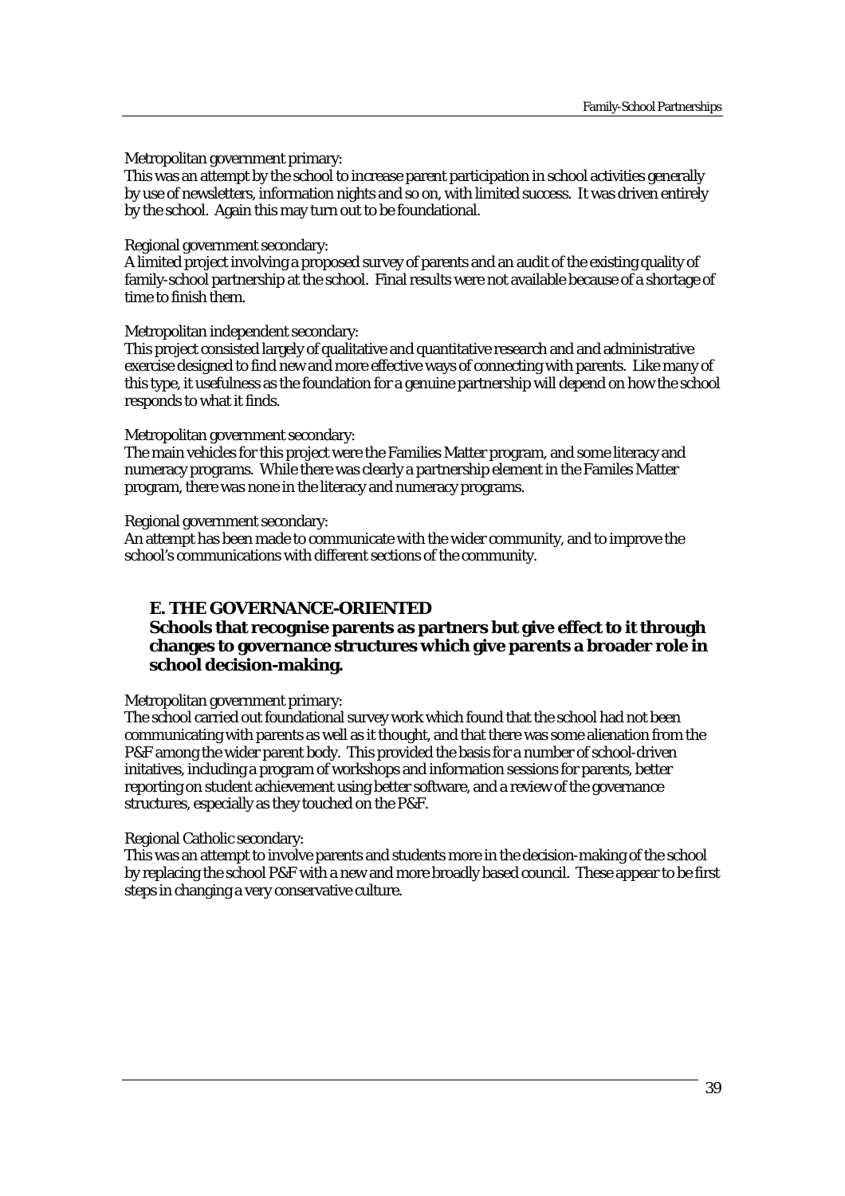Metropolitan government primary:
This was an attempt by the school to increase parent participation in school activities generally by use of newsletters, information nights and so on, with limited success. It was driven entirely by the school. Again this may turn out to be foundational.

Regional government secondary:
A limited project involving a proposed survey of parents and an audit of the existing quality of family-school partnership at the school. Final results were not available because of a shortage of time to finish them.

Metropolitan independent secondary:
This project consisted largely of qualitative and quantitative research and and administrative exercise designed to find new and more effective ways of connecting with parents. Like many of this type, it usefulness as the foundation for a genuine partnership will depend on how the school responds to what it finds.

Metropolitan government secondary:
The main vehicles for this project were the Families Matter program, and some literacy and numeracy programs. While there was clearly a partnership element in the Familes Matter program, there was none in the literacy and numeracy programs.

Regional government secondary:
An attempt has been made to communicate with the wider community, and to improve the school's communications with different sections of the community.

## E. THE GOVERNANCE-ORIENTED

**Schools that recognise parents as partners but give effect to it through changes to governance structures which give parents a broader role in school decision-making.**

Metropolitan government primary:
The school carried out foundational survey work which found that the school had not been communicating with parents as well as it thought, and that there was some alienation from the P&F among the wider parent body. This provided the basis for a number of school-driven initatives, including a program of workshops and information sessions for parents, better reporting on student achievement using better software, and a review of the governance structures, especially as they touched on the P&F.

Regional Catholic secondary:
This was an attempt to involve parents and students more in the decision-making of the school by replacing the school P&F with a new and more broadly based council. These appear to be first steps in changing a very conservative culture.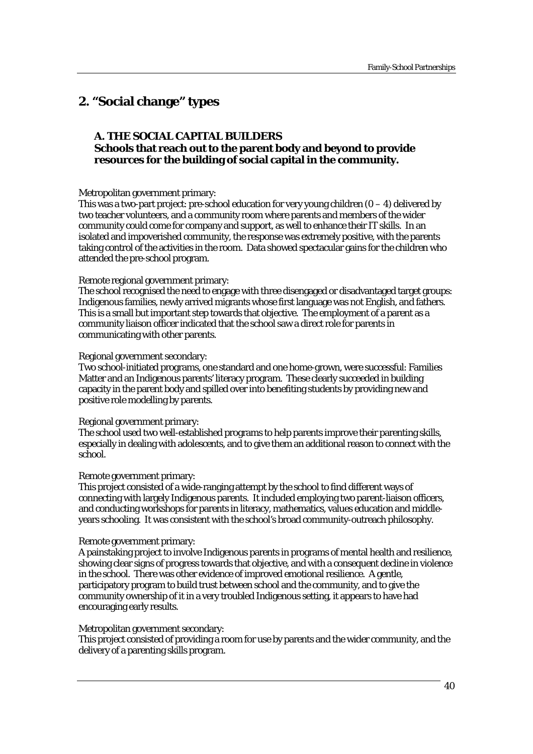## 2. "Social change" types

### A. THE SOCIAL CAPITAL BUILDERS
### Schools that reach out to the parent body and beyond to provide resources for the building of social capital in the community.

Metropolitan government primary:
This was a two-part project: pre-school education for very young children (0 – 4) delivered by two teacher volunteers, and a community room where parents and members of the wider community could come for company and support, as well to enhance their IT skills. In an isolated and impoverished community, the response was extremely positive, with the parents taking control of the activities in the room. Data showed spectacular gains for the children who attended the pre-school program.

Remote regional government primary:
The school recognised the need to engage with three disengaged or disadvantaged target groups: Indigenous families, newly arrived migrants whose first language was not English, and fathers. This is a small but important step towards that objective. The employment of a parent as a community liaison officer indicated that the school saw a direct role for parents in communicating with other parents.

Regional government secondary:
Two school-initiated programs, one standard and one home-grown, were successful: Families Matter and an Indigenous parents' literacy program. These clearly succeeded in building capacity in the parent body and spilled over into benefiting students by providing new and positive role modelling by parents.

Regional government primary:
The school used two well-established programs to help parents improve their parenting skills, especially in dealing with adolescents, and to give them an additional reason to connect with the school.

Remote government primary:
This project consisted of a wide-ranging attempt by the school to find different ways of connecting with largely Indigenous parents. It included employing two parent-liaison officers, and conducting workshops for parents in literacy, mathematics, values education and middle-years schooling. It was consistent with the school's broad community-outreach philosophy.

Remote government primary:
A painstaking project to involve Indigenous parents in programs of mental health and resilience, showing clear signs of progress towards that objective, and with a consequent decline in violence in the school. There was other evidence of improved emotional resilience. A gentle, participatory program to build trust between school and the community, and to give the community ownership of it in a very troubled Indigenous setting, it appears to have had encouraging early results.

Metropolitan government secondary:
This project consisted of providing a room for use by parents and the wider community, and the delivery of a parenting skills program.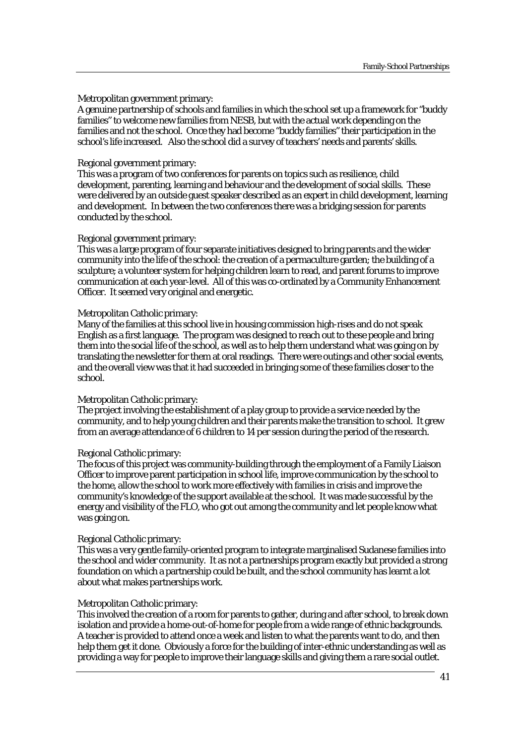Metropolitan government primary:
A genuine partnership of schools and families in which the school set up a framework for "buddy families" to welcome new families from NESB, but with the actual work depending on the families and not the school. Once they had become "buddy families" their participation in the school's life increased. Also the school did a survey of teachers' needs and parents' skills.

Regional government primary:
This was a program of two conferences for parents on topics such as resilience, child development, parenting, learning and behaviour and the development of social skills. These were delivered by an outside guest speaker described as an expert in child development, learning and development. In between the two conferences there was a bridging session for parents conducted by the school.

Regional government primary:
This was a large program of four separate initiatives designed to bring parents and the wider community into the life of the school: the creation of a permaculture garden; the building of a sculpture; a volunteer system for helping children learn to read, and parent forums to improve communication at each year-level. All of this was co-ordinated by a Community Enhancement Officer. It seemed very original and energetic.

Metropolitan Catholic primary:
Many of the families at this school live in housing commission high-rises and do not speak English as a first language. The program was designed to reach out to these people and bring them into the social life of the school, as well as to help them understand what was going on by translating the newsletter for them at oral readings. There were outings and other social events, and the overall view was that it had succeeded in bringing some of these families closer to the school.

Metropolitan Catholic primary:
The project involving the establishment of a play group to provide a service needed by the community, and to help young children and their parents make the transition to school. It grew from an average attendance of 6 children to 14 per session during the period of the research.

Regional Catholic primary:
The focus of this project was community-building through the employment of a Family Liaison Officer to improve parent participation in school life, improve communication by the school to the home, allow the school to work more effectively with families in crisis and improve the community's knowledge of the support available at the school. It was made successful by the energy and visibility of the FLO, who got out among the community and let people know what was going on.

Regional Catholic primary:
This was a very gentle family-oriented program to integrate marginalised Sudanese families into the school and wider community. It as not a partnerships program exactly but provided a strong foundation on which a partnership could be built, and the school community has learnt a lot about what makes partnerships work.

Metropolitan Catholic primary:
This involved the creation of a room for parents to gather, during and after school, to break down isolation and provide a home-out-of-home for people from a wide range of ethnic backgrounds. A teacher is provided to attend once a week and listen to what the parents want to do, and then help them get it done. Obviously a force for the building of inter-ethnic understanding as well as providing a way for people to improve their language skills and giving them a rare social outlet.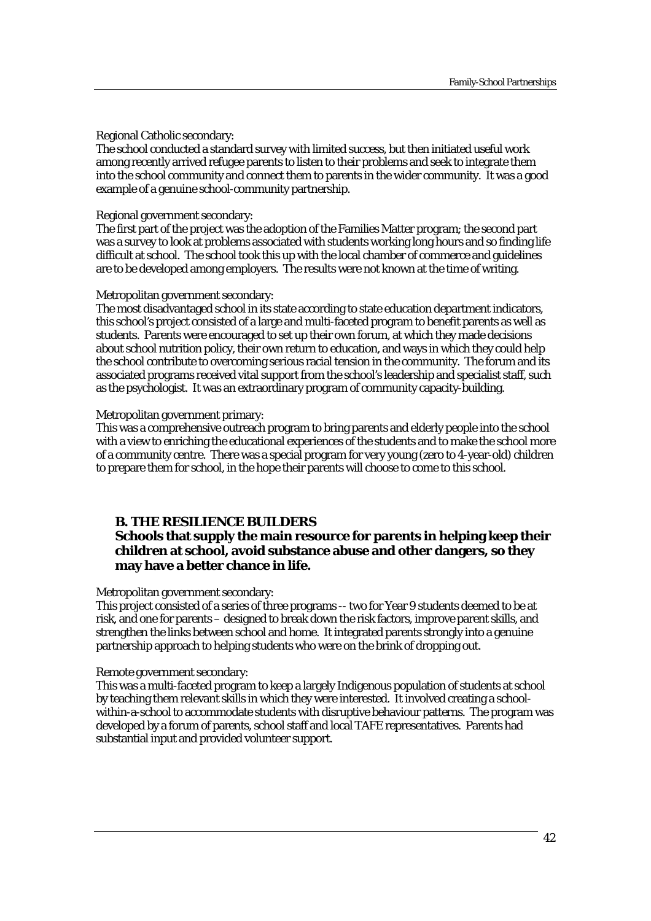Regional Catholic secondary:
The school conducted a standard survey with limited success, but then initiated useful work among recently arrived refugee parents to listen to their problems and seek to integrate them into the school community and connect them to parents in the wider community. It was a good example of a genuine school-community partnership.

Regional government secondary:
The first part of the project was the adoption of the Families Matter program; the second part was a survey to look at problems associated with students working long hours and so finding life difficult at school. The school took this up with the local chamber of commerce and guidelines are to be developed among employers. The results were not known at the time of writing.

Metropolitan government secondary:
The most disadvantaged school in its state according to state education department indicators, this school's project consisted of a large and multi-faceted program to benefit parents as well as students. Parents were encouraged to set up their own forum, at which they made decisions about school nutrition policy, their own return to education, and ways in which they could help the school contribute to overcoming serious racial tension in the community. The forum and its associated programs received vital support from the school's leadership and specialist staff, such as the psychologist. It was an extraordinary program of community capacity-building.

Metropolitan government primary:
This was a comprehensive outreach program to bring parents and elderly people into the school with a view to enriching the educational experiences of the students and to make the school more of a community centre. There was a special program for very young (zero to 4-year-old) children to prepare them for school, in the hope their parents will choose to come to this school.

## B. THE RESILIENCE BUILDERS

**Schools that supply the main resource for parents in helping keep their children at school, avoid substance abuse and other dangers, so they may have a better chance in life.**

Metropolitan government secondary:
This project consisted of a series of three programs -- two for Year 9 students deemed to be at risk, and one for parents – designed to break down the risk factors, improve parent skills, and strengthen the links between school and home. It integrated parents strongly into a genuine partnership approach to helping students who were on the brink of dropping out.

Remote government secondary:
This was a multi-faceted program to keep a largely Indigenous population of students at school by teaching them relevant skills in which they were interested. It involved creating a school-within-a-school to accommodate students with disruptive behaviour patterns. The program was developed by a forum of parents, school staff and local TAFE representatives. Parents had substantial input and provided volunteer support.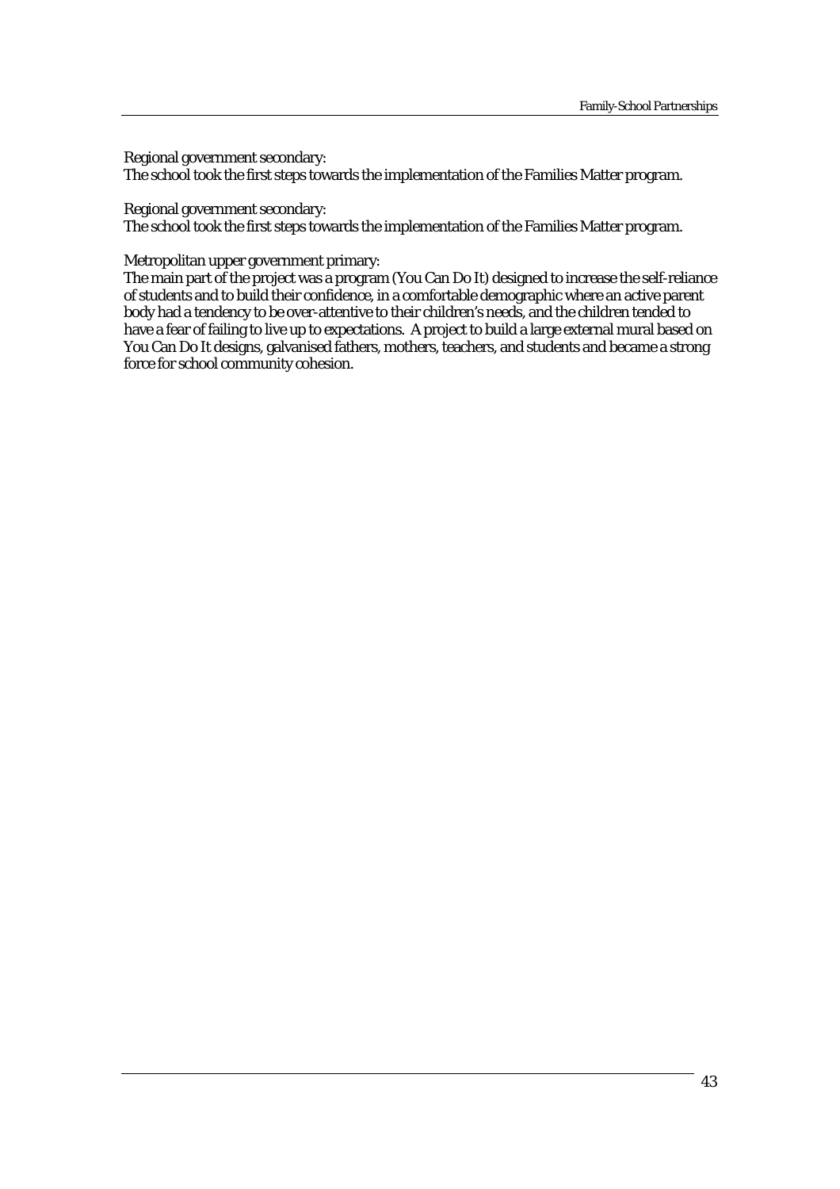Regional government secondary:
The school took the first steps towards the implementation of the Families Matter program.

Regional government secondary:
The school took the first steps towards the implementation of the Families Matter program.

Metropolitan upper government primary:
The main part of the project was a program (You Can Do It) designed to increase the self-reliance of students and to build their confidence, in a comfortable demographic where an active parent body had a tendency to be over-attentive to their children's needs, and the children tended to have a fear of failing to live up to expectations. A project to build a large external mural based on You Can Do It designs, galvanised fathers, mothers, teachers, and students and became a strong force for school community cohesion.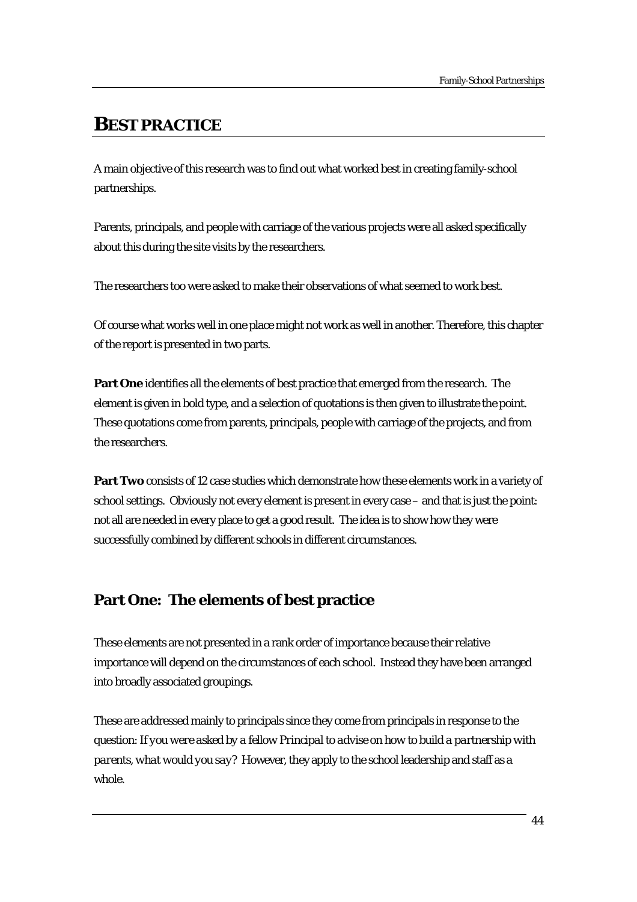# BEST PRACTICE

A main objective of this research was to find out what worked best in creating family-school partnerships.

Parents, principals, and people with carriage of the various projects were all asked specifically about this during the site visits by the researchers.

The researchers too were asked to make their observations of what seemed to work best.

Of course what works well in one place might not work as well in another. Therefore, this chapter of the report is presented in two parts.

**Part One** identifies all the elements of best practice that emerged from the research. The element is given in bold type, and a selection of quotations is then given to illustrate the point. These quotations come from parents, principals, people with carriage of the projects, and from the researchers.

**Part Two** consists of 12 case studies which demonstrate how these elements work in a variety of school settings. Obviously not every element is present in every case – and that is just the point: not all are needed in every place to get a good result. The idea is to show how they were successfully combined by different schools in different circumstances.

## Part One: The elements of best practice

These elements are not presented in a rank order of importance because their relative importance will depend on the circumstances of each school. Instead they have been arranged into broadly associated groupings.

These are addressed mainly to principals since they come from principals in response to the question: *If you were asked by a fellow Principal to advise on how to build a partnership with parents, what would you say?* However, they apply to the school leadership and staff as a whole.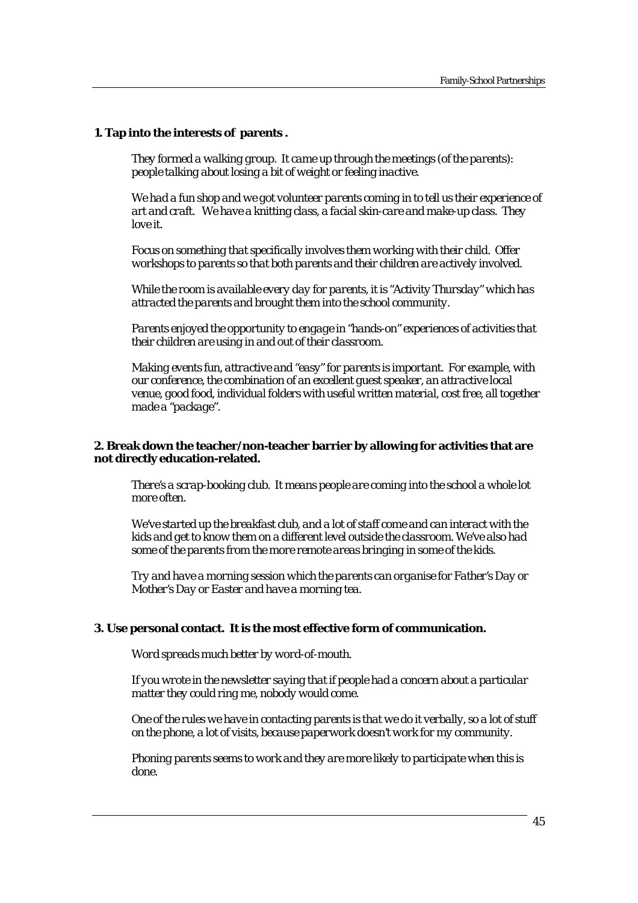**1. Tap into the interests of parents .**

*They formed a walking group. It came up through the meetings (of the parents): people talking about losing a bit of weight or feeling inactive.*

*We had a fun shop and we got volunteer parents coming in to tell us their experience of art and craft. We have a knitting class, a facial skin-care and make-up class. They love it.*

*Focus on something that specifically involves them working with their child. Offer workshops to parents so that both parents and their children are actively involved.*

*While the room is available every day for parents, it is "Activity Thursday" which has attracted the parents and brought them into the school community.*

*Parents enjoyed the opportunity to engage in "hands-on" experiences of activities that their children are using in and out of their classroom.*

*Making events fun, attractive and "easy" for parents is important. For example, with our conference, the combination of an excellent guest speaker, an attractive local venue, good food, individual folders with useful written material, cost free, all together made a "package".*

**2. Break down the teacher/non-teacher barrier by allowing for activities that are not directly education-related.**

*There's a scrap-booking club. It means people are coming into the school a whole lot more often.*

*We've started up the breakfast club, and a lot of staff come and can interact with the kids and get to know them on a different level outside the classroom. We've also had some of the parents from the more remote areas bringing in some of the kids.*

*Try and have a morning session which the parents can organise for Father's Day or Mother's Day or Easter and have a morning tea.*

**3. Use personal contact. It is the most effective form of communication.**

*Word spreads much better by word-of-mouth.*

*If you wrote in the newsletter saying that if people had a concern about a particular matter they could ring me, nobody would come.*

*One of the rules we have in contacting parents is that we do it verbally, so a lot of stuff on the phone, a lot of visits, because paperwork doesn't work for my community.*

*Phoning parents seems to work and they are more likely to participate when this is done.*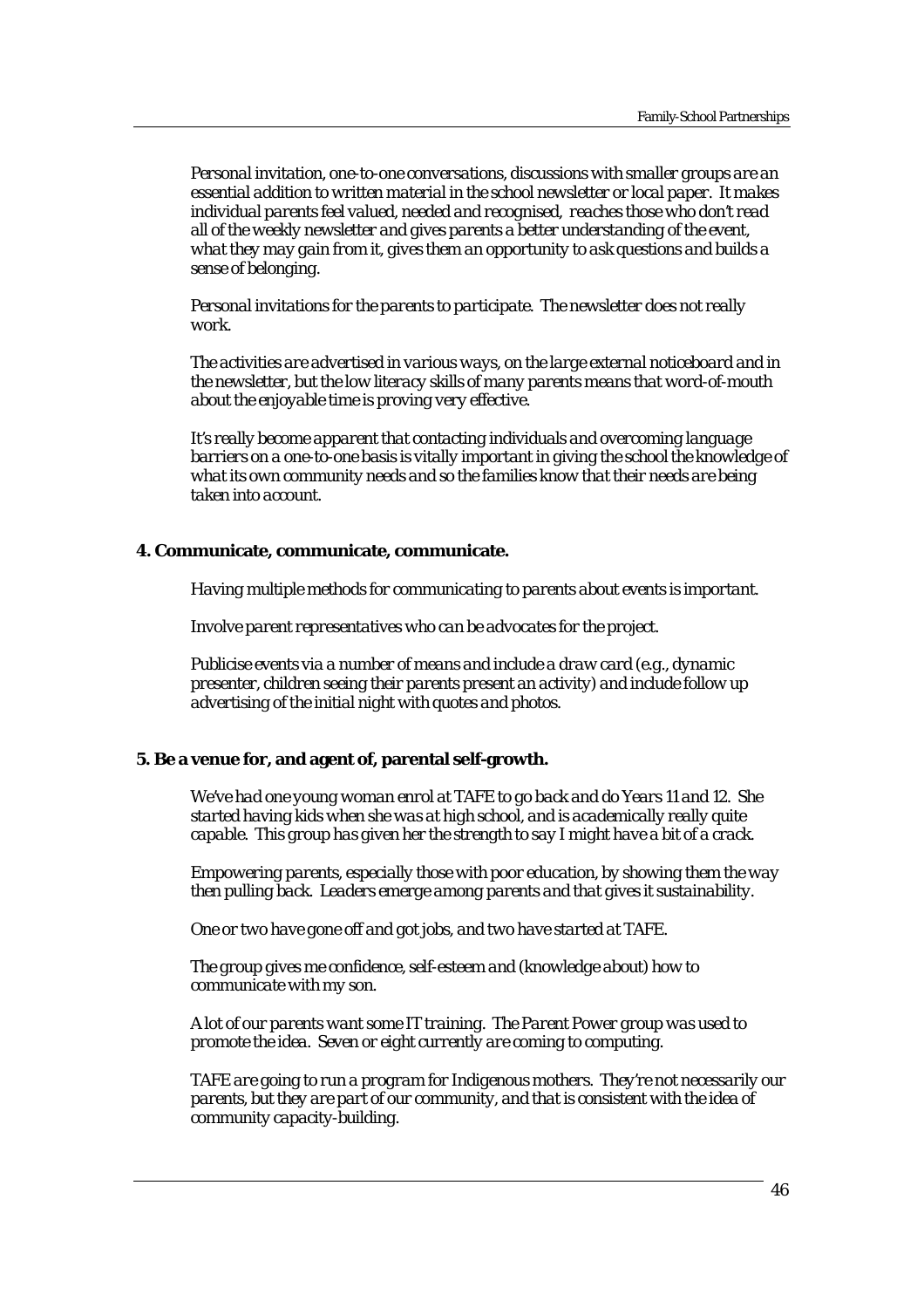*Personal invitation, one-to-one conversations, discussions with smaller groups are an essential addition to written material in the school newsletter or local paper. It makes individual parents feel valued, needed and recognised, reaches those who don't read all of the weekly newsletter and gives parents a better understanding of the event, what they may gain from it, gives them an opportunity to ask questions and builds a sense of belonging.*

*Personal invitations for the parents to participate. The newsletter does not really work.*

*The activities are advertised in various ways, on the large external noticeboard and in the newsletter, but the low literacy skills of many parents means that word-of-mouth about the enjoyable time is proving very effective.*

*It's really become apparent that contacting individuals and overcoming language barriers on a one-to-one basis is vitally important in giving the school the knowledge of what its own community needs and so the families know that their needs are being taken into account.*

**4. Communicate, communicate, communicate.**

*Having multiple methods for communicating to parents about events is important.*

*Involve parent representatives who can be advocates for the project.*

*Publicise events via a number of means and include a draw card (e.g., dynamic presenter, children seeing their parents present an activity) and include follow up advertising of the initial night with quotes and photos.*

**5. Be a venue for, and agent of, parental self-growth.**

*We've had one young woman enrol at TAFE to go back and do Years 11 and 12. She started having kids when she was at high school, and is academically really quite capable. This group has given her the strength to say I might have a bit of a crack.*

*Empowering parents, especially those with poor education, by showing them the way then pulling back. Leaders emerge among parents and that gives it sustainability.*

*One or two have gone off and got jobs, and two have started at TAFE.*

*The group gives me confidence, self-esteem and (knowledge about) how to communicate with my son.*

*A lot of our parents want some IT training. The Parent Power group was used to promote the idea. Seven or eight currently are coming to computing.*

*TAFE are going to run a program for Indigenous mothers. They're not necessarily our parents, but they are part of our community, and that is consistent with the idea of community capacity-building.*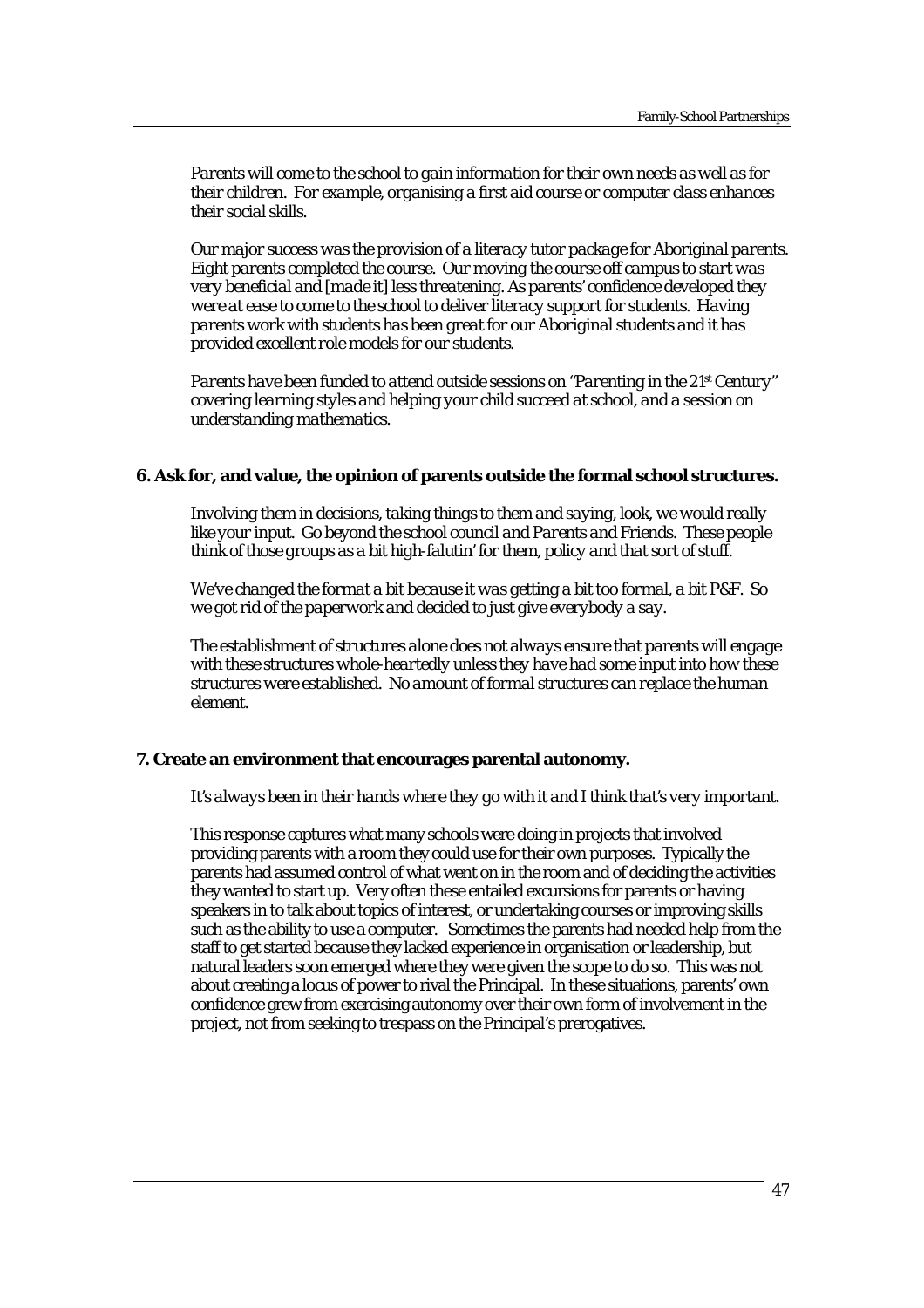*Parents will come to the school to gain information for their own needs as well as for their children. For example, organising a first aid course or computer class enhances their social skills.*

*Our major success was the provision of a literacy tutor package for Aboriginal parents. Eight parents completed the course. Our moving the course off campus to start was very beneficial and [made it] less threatening. As parents' confidence developed they were at ease to come to the school to deliver literacy support for students. Having parents work with students has been great for our Aboriginal students and it has provided excellent role models for our students.*

*Parents have been funded to attend outside sessions on "Parenting in the 21st Century" covering learning styles and helping your child succeed at school, and a session on understanding mathematics.*

**6. Ask for, and value, the opinion of parents outside the formal school structures.**

*Involving them in decisions, taking things to them and saying, look, we would really like your input. Go beyond the school council and Parents and Friends. These people think of those groups as a bit high-falutin' for them, policy and that sort of stuff.*

*We've changed the format a bit because it was getting a bit too formal, a bit P&F. So we got rid of the paperwork and decided to just give everybody a say.*

*The establishment of structures alone does not always ensure that parents will engage with these structures whole-heartedly unless they have had some input into how these structures were established. No amount of formal structures can replace the human element.*

**7. Create an environment that encourages parental autonomy.**

*It's always been in their hands where they go with it and I think that's very important.*

This response captures what many schools were doing in projects that involved providing parents with a room they could use for their own purposes. Typically the parents had assumed control of what went on in the room and of deciding the activities they wanted to start up. Very often these entailed excursions for parents or having speakers in to talk about topics of interest, or undertaking courses or improving skills such as the ability to use a computer. Sometimes the parents had needed help from the staff to get started because they lacked experience in organisation or leadership, but natural leaders soon emerged where they were given the scope to do so. This was not about creating a locus of power to rival the Principal. In these situations, parents' own confidence grew from exercising autonomy over their own form of involvement in the project, not from seeking to trespass on the Principal's prerogatives.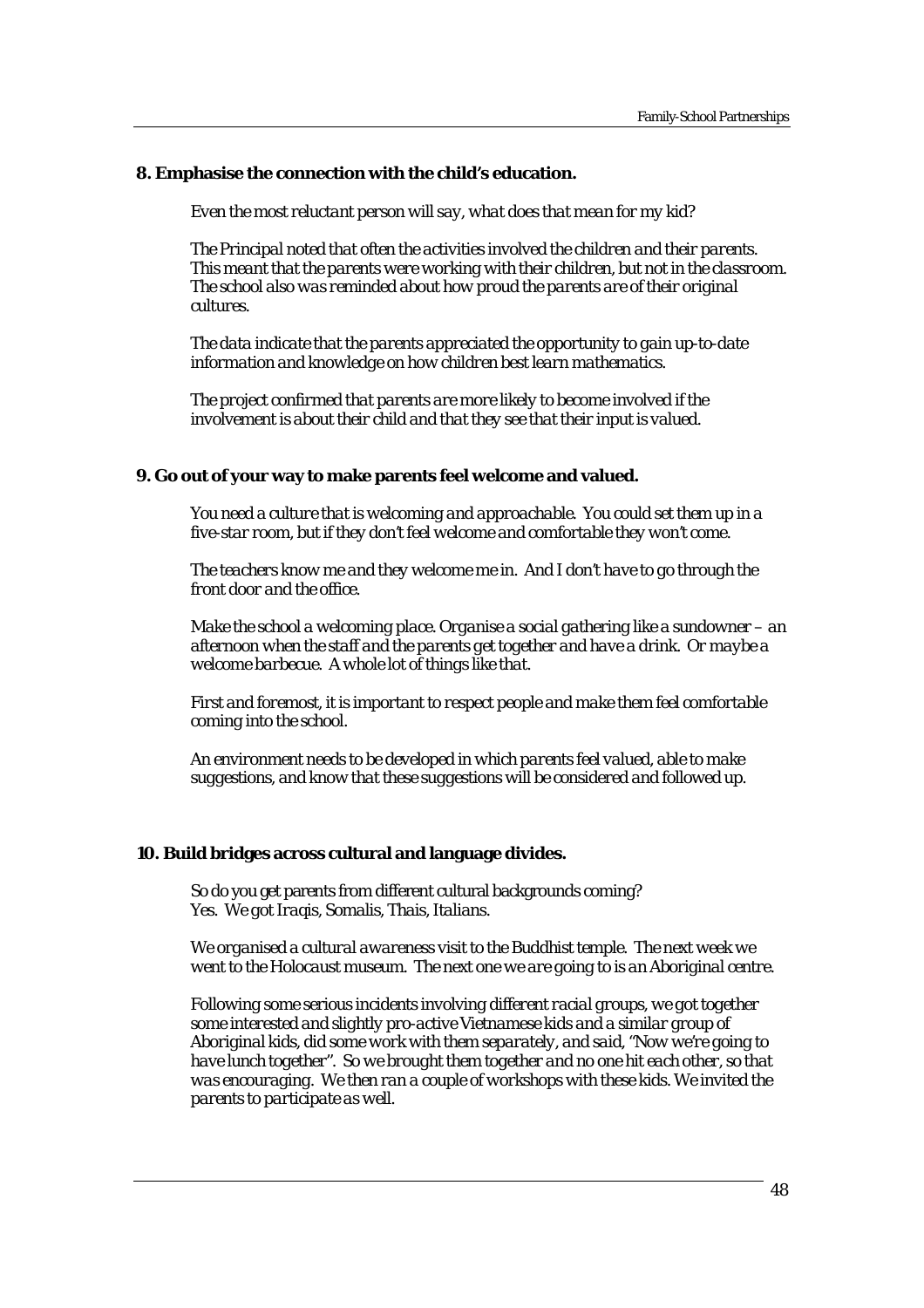**8. Emphasise the connection with the child's education.**

*Even the most reluctant person will say, what does that mean for my kid?*

*The Principal noted that often the activities involved the children and their parents. This meant that the parents were working with their children, but not in the classroom. The school also was reminded about how proud the parents are of their original cultures.*

*The data indicate that the parents appreciated the opportunity to gain up-to-date information and knowledge on how children best learn mathematics.*

*The project confirmed that parents are more likely to become involved if the involvement is about their child and that they see that their input is valued.*

**9. Go out of your way to make parents feel welcome and valued.**

*You need a culture that is welcoming and approachable. You could set them up in a five-star room, but if they don't feel welcome and comfortable they won't come.*

*The teachers know me and they welcome me in. And I don't have to go through the front door and the office.*

*Make the school a welcoming place. Organise a social gathering like a sundowner – an afternoon when the staff and the parents get together and have a drink. Or maybe a welcome barbecue. A whole lot of things like that.*

*First and foremost, it is important to respect people and make them feel comfortable coming into the school.*

*An environment needs to be developed in which parents feel valued, able to make suggestions, and know that these suggestions will be considered and followed up.*

**10. Build bridges across cultural and language divides.**

*So do you get parents from different cultural backgrounds coming?*
*Yes. We got Iraqis, Somalis, Thais, Italians.*

*We organised a cultural awareness visit to the Buddhist temple. The next week we went to the Holocaust museum. The next one we are going to is an Aboriginal centre.*

*Following some serious incidents involving different racial groups, we got together some interested and slightly pro-active Vietnamese kids and a similar group of Aboriginal kids, did some work with them separately, and said, "Now we're going to have lunch together". So we brought them together and no one hit each other, so that was encouraging. We then ran a couple of workshops with these kids. We invited the parents to participate as well.*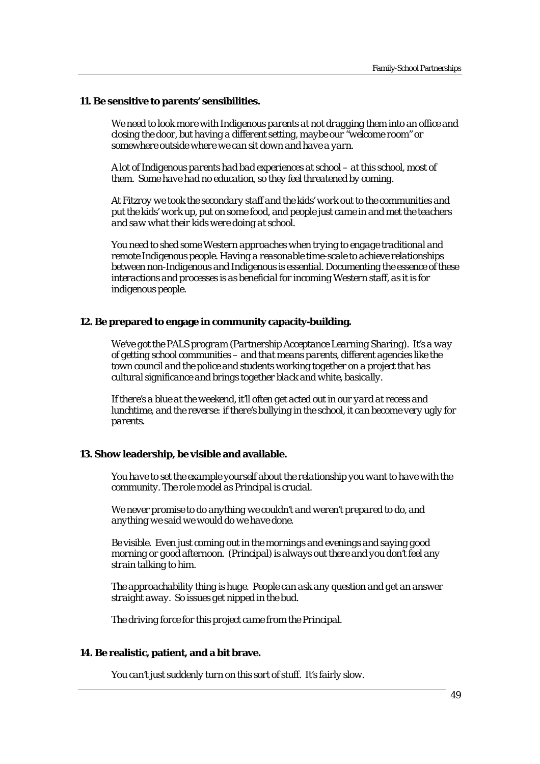**11. Be sensitive to parents' sensibilities.**

*We need to look more with Indigenous parents at not dragging them into an office and closing the door, but having a different setting, maybe our "welcome room" or somewhere outside where we can sit down and have a yarn.*

*A lot of Indigenous parents had bad experiences at school – at this school, most of them. Some have had no education, so they feel threatened by coming.*

*At Fitzroy we took the secondary staff and the kids' work out to the communities and put the kids' work up, put on some food, and people just came in and met the teachers and saw what their kids were doing at school.*

*You need to shed some Western approaches when trying to engage traditional and remote Indigenous people. Having a reasonable time-scale to achieve relationships between non-Indigenous and Indigenous is essential. Documenting the essence of these interactions and processes is as beneficial for incoming Western staff, as it is for indigenous people.*

**12. Be prepared to engage in community capacity-building.**

*We've got the PALS program (Partnership Acceptance Learning Sharing). It's a way of getting school communities – and that means parents, different agencies like the town council and the police and students working together on a project that has cultural significance and brings together black and white, basically.*

*If there's a blue at the weekend, it'll often get acted out in our yard at recess and lunchtime, and the reverse: if there's bullying in the school, it can become very ugly for parents.*

**13. Show leadership, be visible and available.**

*You have to set the example yourself about the relationship you want to have with the community. The role model as Principal is crucial.*

*We never promise to do anything we couldn't and weren't prepared to do, and anything we said we would do we have done.*

*Be visible. Even just coming out in the mornings and evenings and saying good morning or good afternoon. (Principal) is always out there and you don't feel any strain talking to him.*

*The approachability thing is huge. People can ask any question and get an answer straight away. So issues get nipped in the bud.*

*The driving force for this project came from the Principal.*

**14. Be realistic, patient, and a bit brave.**

*You can't just suddenly turn on this sort of stuff. It's fairly slow.*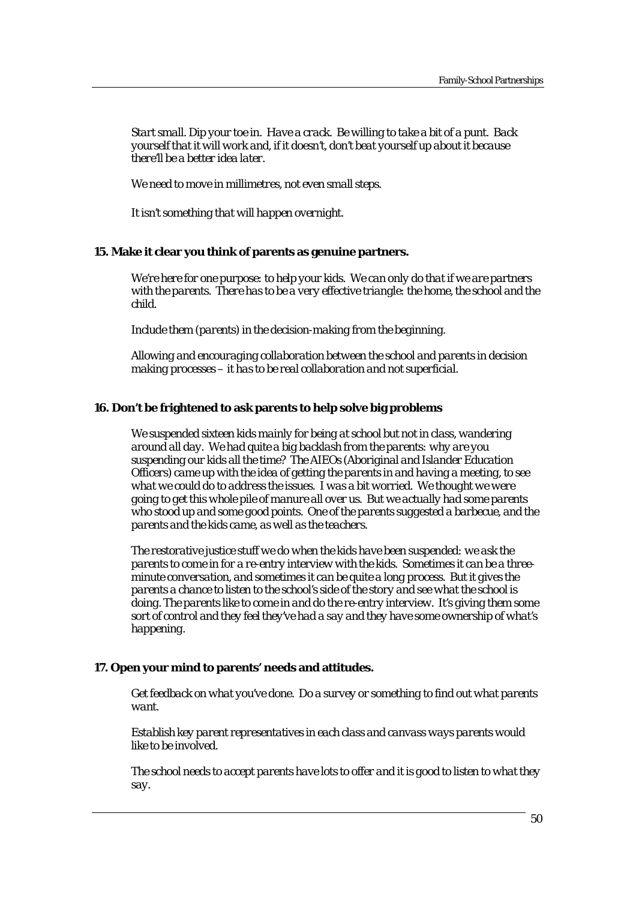*Start small. Dip your toe in. Have a crack. Be willing to take a bit of a punt. Back yourself that it will work and, if it doesn't, don't beat yourself up about it because there'll be a better idea later.*

*We need to move in millimetres, not even small steps.*

*It isn't something that will happen overnight.*

**15. Make it clear you think of parents as genuine partners.**

*We're here for one purpose: to help your kids. We can only do that if we are partners with the parents. There has to be a very effective triangle: the home, the school and the child.*

*Include them (parents) in the decision-making from the beginning.*

*Allowing and encouraging collaboration between the school and parents in decision making processes – it has to be real collaboration and not superficial.*

**16. Don't be frightened to ask parents to help solve big problems**

*We suspended sixteen kids mainly for being at school but not in class, wandering around all day. We had quite a big backlash from the parents: why are you suspending our kids all the time? The AIEOs (Aboriginal and Islander Education Officers) came up with the idea of getting the parents in and having a meeting, to see what we could do to address the issues. I was a bit worried. We thought we were going to get this whole pile of manure all over us. But we actually had some parents who stood up and some good points. One of the parents suggested a barbecue, and the parents and the kids came, as well as the teachers.*

*The restorative justice stuff we do when the kids have been suspended: we ask the parents to come in for a re-entry interview with the kids. Sometimes it can be a three-minute conversation, and sometimes it can be quite a long process. But it gives the parents a chance to listen to the school's side of the story and see what the school is doing. The parents like to come in and do the re-entry interview. It's giving them some sort of control and they feel they've had a say and they have some ownership of what's happening.*

**17. Open your mind to parents' needs and attitudes.**

*Get feedback on what you've done. Do a survey or something to find out what parents want.*

*Establish key parent representatives in each class and canvass ways parents would like to be involved.*

*The school needs to accept parents have lots to offer and it is good to listen to what they say.*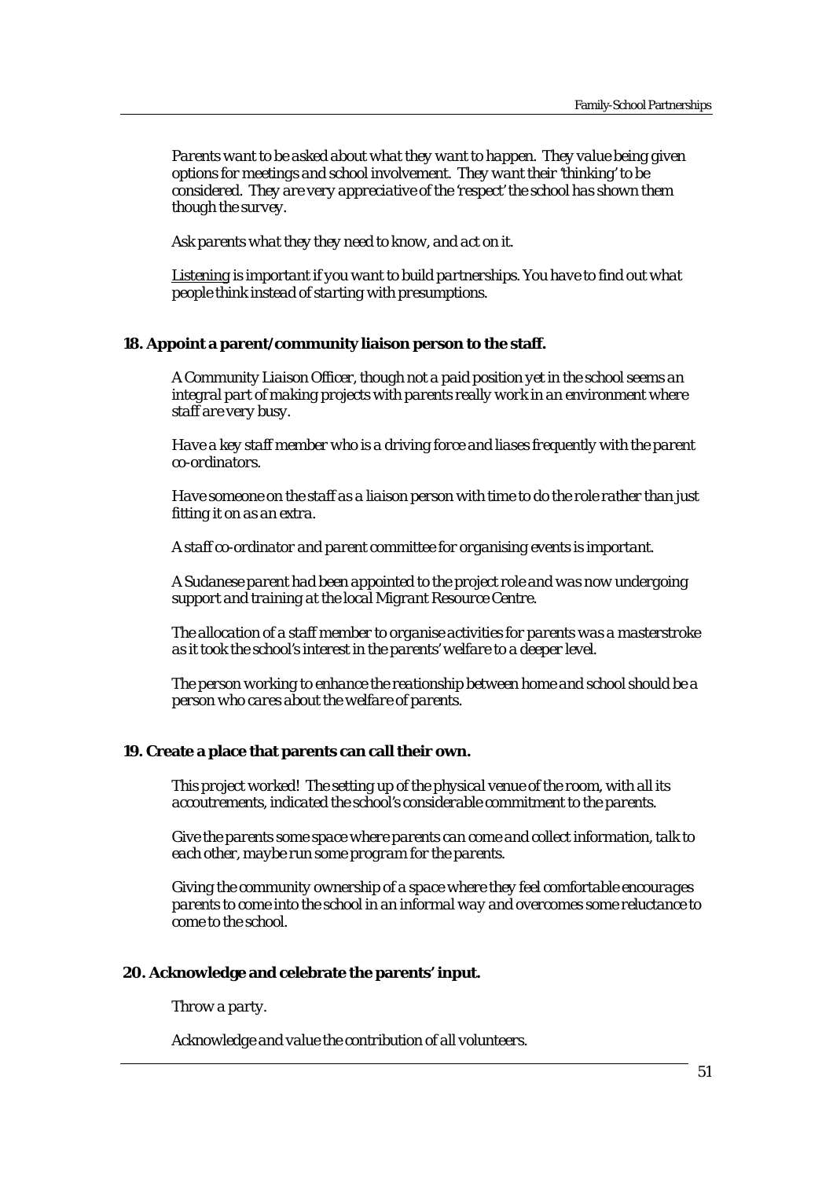*Parents want to be asked about what they want to happen. They value being given options for meetings and school involvement. They want their 'thinking' to be considered. They are very appreciative of the 'respect' the school has shown them though the survey.*

*Ask parents what they they need to know, and act on it.*

*<u>Listening</u> is important if you want to build partnerships. You have to find out what people think instead of starting with presumptions.*

**18. Appoint a parent/community liaison person to the staff.**

*A Community Liaison Officer, though not a paid position yet in the school seems an integral part of making projects with parents really work in an environment where staff are very busy.*

*Have a key staff member who is a driving force and liases frequently with the parent co-ordinators.*

*Have someone on the staff as a liaison person with time to do the role rather than just fitting it on as an extra.*

*A staff co-ordinator and parent committee for organising events is important.*

*A Sudanese parent had been appointed to the project role and was now undergoing support and training at the local Migrant Resource Centre.*

*The allocation of a staff member to organise activities for parents was a masterstroke as it took the school's interest in the parents' welfare to a deeper level.*

*The person working to enhance the reationship between home and school should be a person who cares about the welfare of parents.*

**19. Create a place that parents can call their own.**

*This project worked! The setting up of the physical venue of the room, with all its accoutrements, indicated the school's considerable commitment to the parents.*

*Give the parents some space where parents can come and collect information, talk to each other, maybe run some program for the parents.*

*Giving the community ownership of a space where they feel comfortable encourages parents to come into the school in an informal way and overcomes some reluctance to come to the school.*

**20. Acknowledge and celebrate the parents' input.**

*Throw a party.*

*Acknowledge and value the contribution of all volunteers.*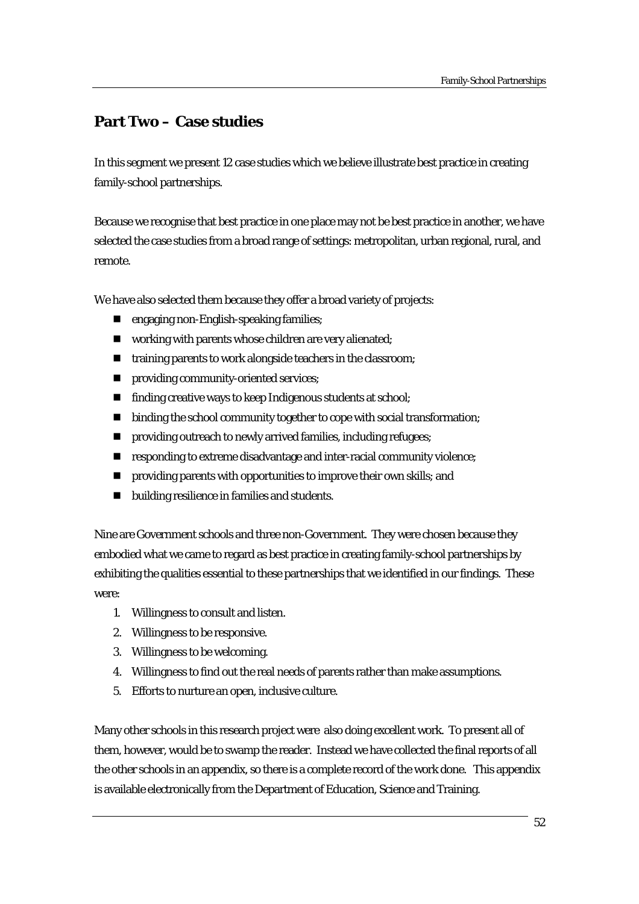## Part Two – Case studies

In this segment we present 12 case studies which we believe illustrate best practice in creating family-school partnerships.

Because we recognise that best practice in one place may not be best practice in another, we have selected the case studies from a broad range of settings: metropolitan, urban regional, rural, and remote.

We have also selected them because they offer a broad variety of projects:

- engaging non-English-speaking families;
- working with parents whose children are very alienated;
- training parents to work alongside teachers in the classroom;
- providing community-oriented services;
- finding creative ways to keep Indigenous students at school;
- binding the school community together to cope with social transformation;
- providing outreach to newly arrived families, including refugees;
- responding to extreme disadvantage and inter-racial community violence;
- providing parents with opportunities to improve their own skills; and
- building resilience in families and students.

Nine are Government schools and three non-Government. They were chosen because they embodied what we came to regard as best practice in creating family-school partnerships by exhibiting the qualities essential to these partnerships that we identified in our findings. These were:

1. Willingness to consult and listen.
2. Willingness to be responsive.
3. Willingness to be welcoming.
4. Willingness to find out the real needs of parents rather than make assumptions.
5. Efforts to nurture an open, inclusive culture.

Many other schools in this research project were also doing excellent work. To present all of them, however, would be to swamp the reader. Instead we have collected the final reports of all the other schools in an appendix, so there is a complete record of the work done. This appendix is available electronically from the Department of Education, Science and Training.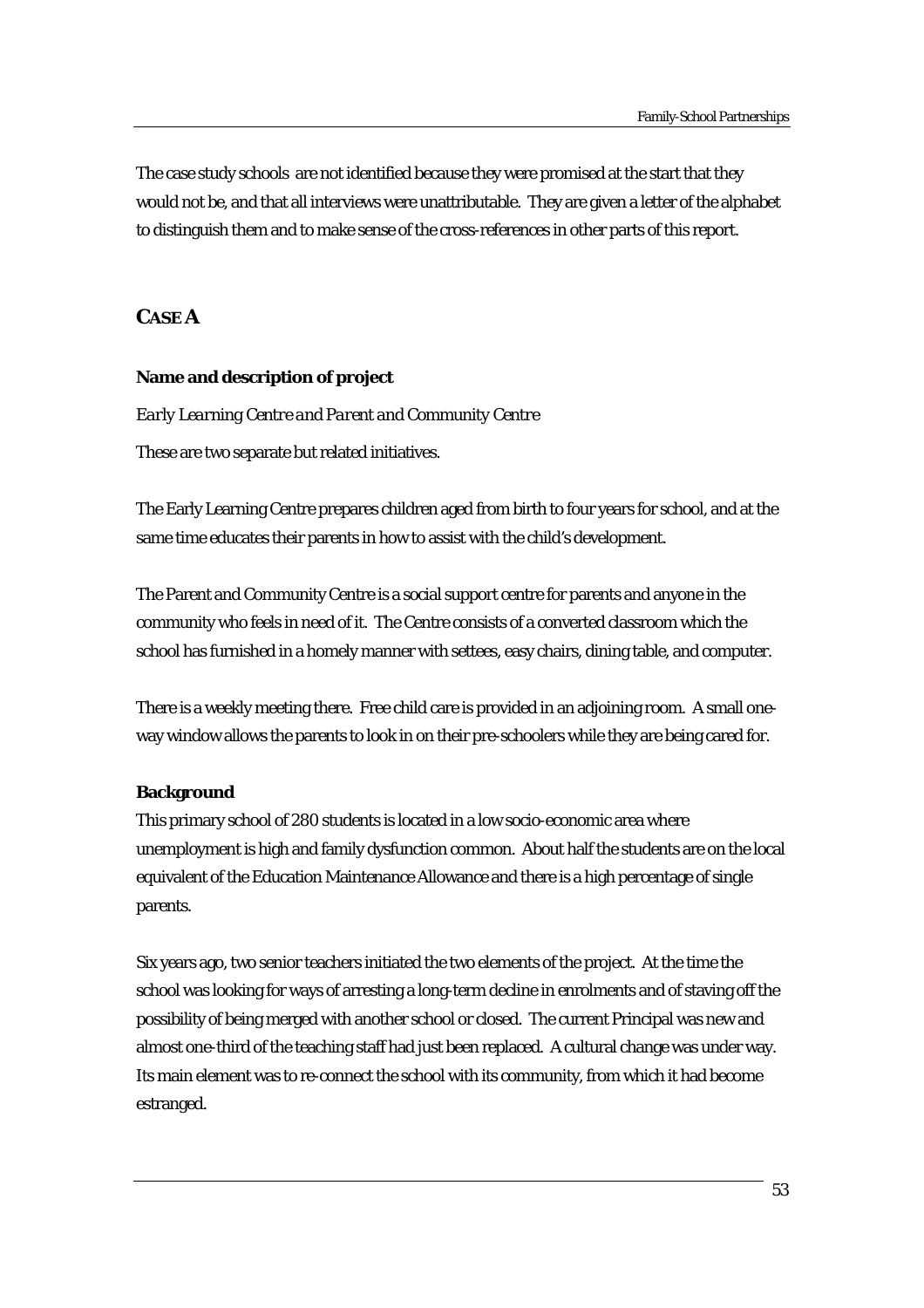The case study schools are not identified because they were promised at the start that they would not be, and that all interviews were unattributable. They are given a letter of the alphabet to distinguish them and to make sense of the cross-references in other parts of this report.

## CASE A

### Name and description of project

*Early Learning Centre and Parent and Community Centre*

These are two separate but related initiatives.

The Early Learning Centre prepares children aged from birth to four years for school, and at the same time educates their parents in how to assist with the child's development.

The Parent and Community Centre is a social support centre for parents and anyone in the community who feels in need of it. The Centre consists of a converted classroom which the school has furnished in a homely manner with settees, easy chairs, dining table, and computer.

There is a weekly meeting there. Free child care is provided in an adjoining room. A small one-way window allows the parents to look in on their pre-schoolers while they are being cared for.

### Background

This primary school of 280 students is located in a low socio-economic area where unemployment is high and family dysfunction common. About half the students are on the local equivalent of the Education Maintenance Allowance and there is a high percentage of single parents.

Six years ago, two senior teachers initiated the two elements of the project. At the time the school was looking for ways of arresting a long-term decline in enrolments and of staving off the possibility of being merged with another school or closed. The current Principal was new and almost one-third of the teaching staff had just been replaced. A cultural change was under way. Its main element was to re-connect the school with its community, from which it had become estranged.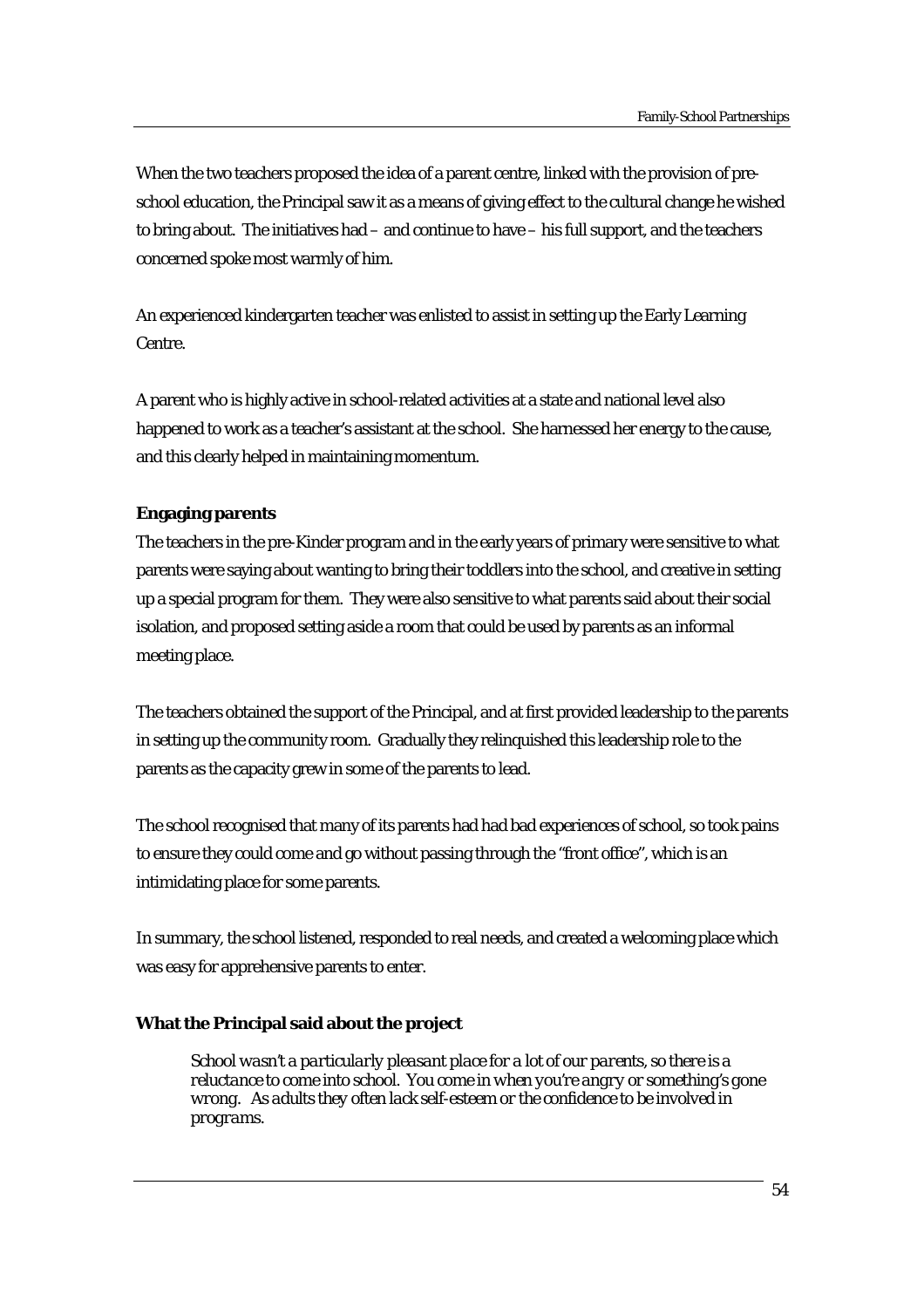When the two teachers proposed the idea of a parent centre, linked with the provision of pre-school education, the Principal saw it as a means of giving effect to the cultural change he wished to bring about. The initiatives had – and continue to have – his full support, and the teachers concerned spoke most warmly of him.

An experienced kindergarten teacher was enlisted to assist in setting up the Early Learning Centre.

A parent who is highly active in school-related activities at a state and national level also happened to work as a teacher's assistant at the school. She harnessed her energy to the cause, and this clearly helped in maintaining momentum.

**Engaging parents**

The teachers in the pre-Kinder program and in the early years of primary were sensitive to what parents were saying about wanting to bring their toddlers into the school, and creative in setting up a special program for them. They were also sensitive to what parents said about their social isolation, and proposed setting aside a room that could be used by parents as an informal meeting place.

The teachers obtained the support of the Principal, and at first provided leadership to the parents in setting up the community room. Gradually they relinquished this leadership role to the parents as the capacity grew in some of the parents to lead.

The school recognised that many of its parents had had bad experiences of school, so took pains to ensure they could come and go without passing through the "front office", which is an intimidating place for some parents.

In summary, the school listened, responded to real needs, and created a welcoming place which was easy for apprehensive parents to enter.

**What the Principal said about the project**

> *School wasn't a particularly pleasant place for a lot of our parents, so there is a reluctance to come into school. You come in when you're angry or something's gone wrong. As adults they often lack self-esteem or the confidence to be involved in programs.*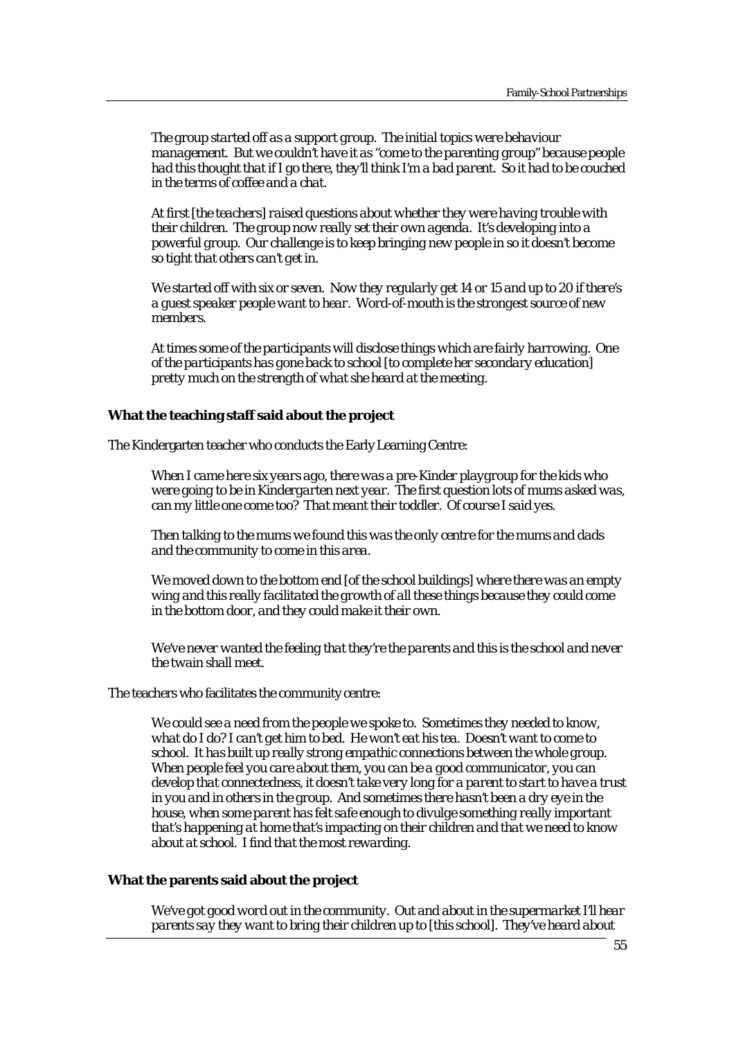*The group started off as a support group. The initial topics were behaviour management. But we couldn't have it as "come to the parenting group" because people had this thought that if I go there, they'll think I'm a bad parent. So it had to be couched in the terms of coffee and a chat.*

*At first [the teachers] raised questions about whether they were having trouble with their children. The group now really set their own agenda. It's developing into a powerful group. Our challenge is to keep bringing new people in so it doesn't become so tight that others can't get in.*

*We started off with six or seven. Now they regularly get 14 or 15 and up to 20 if there's a guest speaker people want to hear. Word-of-mouth is the strongest source of new members.*

*At times some of the participants will disclose things which are fairly harrowing. One of the participants has gone back to school [to complete her secondary education] pretty much on the strength of what she heard at the meeting.*

**What the teaching staff said about the project**

The Kindergarten teacher who conducts the Early Learning Centre:

> *When I came here six years ago, there was a pre-Kinder playgroup for the kids who were going to be in Kindergarten next year. The first question lots of mums asked was, can my little one come too? That meant their toddler. Of course I said yes.*
>
> *Then talking to the mums we found this was the only centre for the mums and dads and the community to come in this area.*
>
> *We moved down to the bottom end [of the school buildings] where there was an empty wing and this really facilitated the growth of all these things because they could come in the bottom door, and they could make it their own.*
>
> *We've never wanted the feeling that they're the parents and this is the school and never the twain shall meet.*

The teachers who facilitates the community centre:

> *We could see a need from the people we spoke to. Sometimes they needed to know, what do I do? I can't get him to bed. He won't eat his tea. Doesn't want to come to school. It has built up really strong empathic connections between the whole group. When people feel you care about them, you can be a good communicator, you can develop that connectedness, it doesn't take very long for a parent to start to have a trust in you and in others in the group. And sometimes there hasn't been a dry eye in the house, when some parent has felt safe enough to divulge something really important that's happening at home that's impacting on their children and that we need to know about at school. I find that the most rewarding.*

**What the parents said about the project**

> *We've got good word out in the community. Out and about in the supermarket I'll hear parents say they want to bring their children up to [this school]. They've heard about*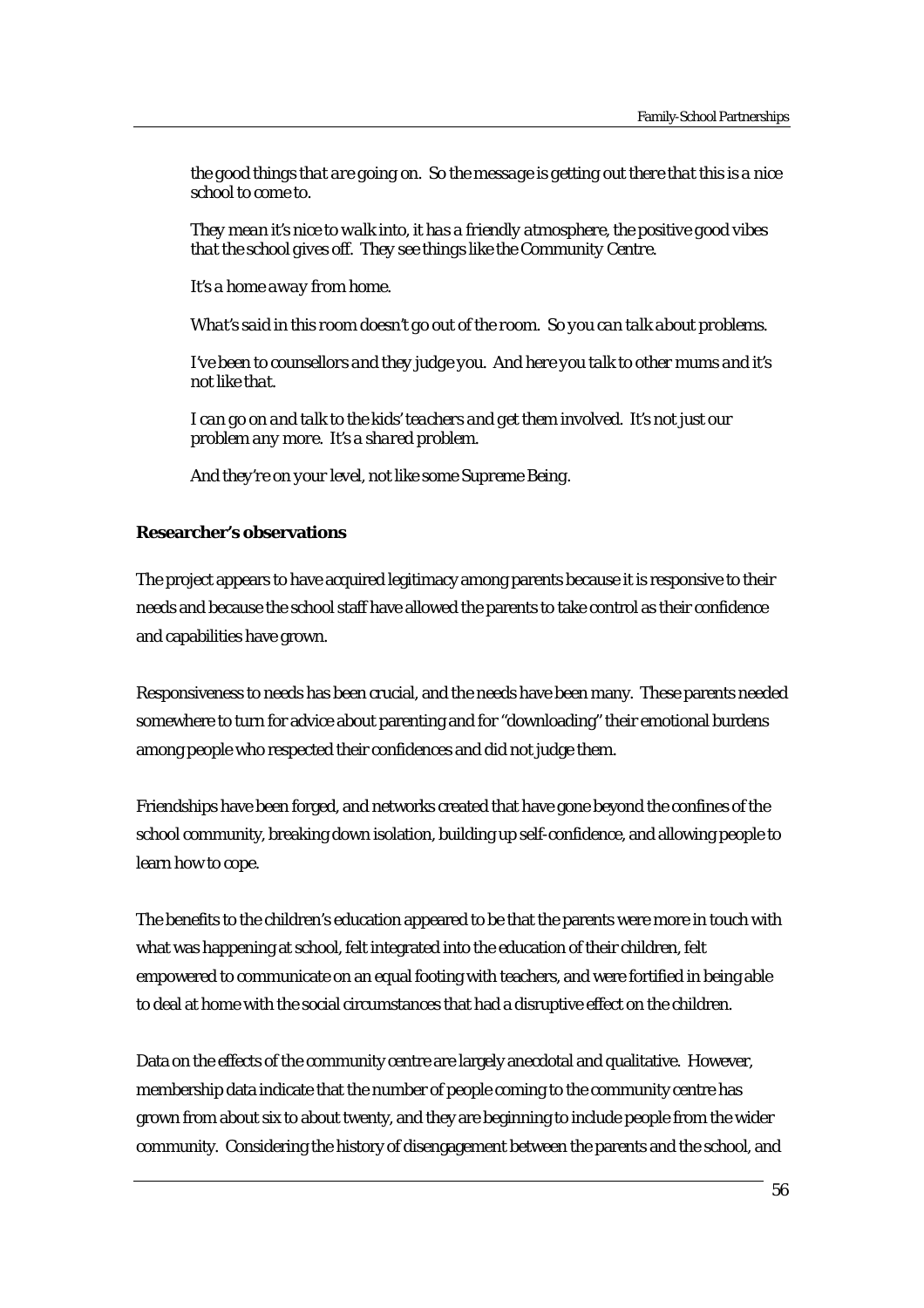*the good things that are going on. So the message is getting out there that this is a nice school to come to.*

*They mean it's nice to walk into, it has a friendly atmosphere, the positive good vibes that the school gives off. They see things like the Community Centre.*

*It's a home away from home.*

*What's said in this room doesn't go out of the room. So you can talk about problems.*

*I've been to counsellors and they judge you. And here you talk to other mums and it's not like that.*

*I can go on and talk to the kids' teachers and get them involved. It's not just our problem any more. It's a shared problem.*

*And they're on your level, not like some Supreme Being.*

**Researcher's observations**

The project appears to have acquired legitimacy among parents because it is responsive to their needs and because the school staff have allowed the parents to take control as their confidence and capabilities have grown.

Responsiveness to needs has been crucial, and the needs have been many. These parents needed somewhere to turn for advice about parenting and for "downloading" their emotional burdens among people who respected their confidences and did not judge them.

Friendships have been forged, and networks created that have gone beyond the confines of the school community, breaking down isolation, building up self-confidence, and allowing people to learn how to cope.

The benefits to the children's education appeared to be that the parents were more in touch with what was happening at school, felt integrated into the education of their children, felt empowered to communicate on an equal footing with teachers, and were fortified in being able to deal at home with the social circumstances that had a disruptive effect on the children.

Data on the effects of the community centre are largely anecdotal and qualitative. However, membership data indicate that the number of people coming to the community centre has grown from about six to about twenty, and they are beginning to include people from the wider community. Considering the history of disengagement between the parents and the school, and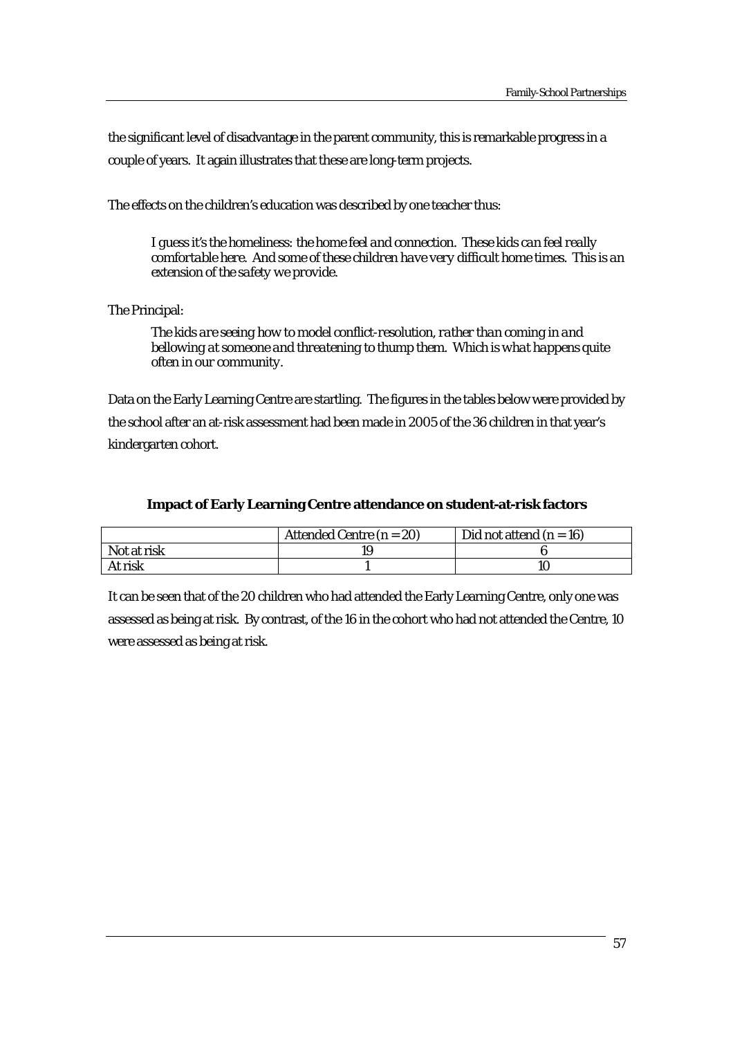the significant level of disadvantage in the parent community, this is remarkable progress in a couple of years. It again illustrates that these are long-term projects.

The effects on the children's education was described by one teacher thus:

> *I guess it's the homeliness: the home feel and connection. These kids can feel really comfortable here. And some of these children have very difficult home times. This is an extension of the safety we provide.*

The Principal:

> *The kids are seeing how to model conflict-resolution, rather than coming in and bellowing at someone and threatening to thump them. Which is what happens quite often in our community.*

Data on the Early Learning Centre are startling. The figures in the tables below were provided by the school after an at-risk assessment had been made in 2005 of the 36 children in that year's kindergarten cohort.

**Impact of Early Learning Centre attendance on student-at-risk factors**

| | Attended Centre (n = 20) | Did not attend (n = 16) |
|---|---|---|
| Not at risk | 19 | 6 |
| At risk | 1 | 10 |

It can be seen that of the 20 children who had attended the Early Learning Centre, only one was assessed as being at risk. By contrast, of the 16 in the cohort who had not attended the Centre, 10 were assessed as being at risk.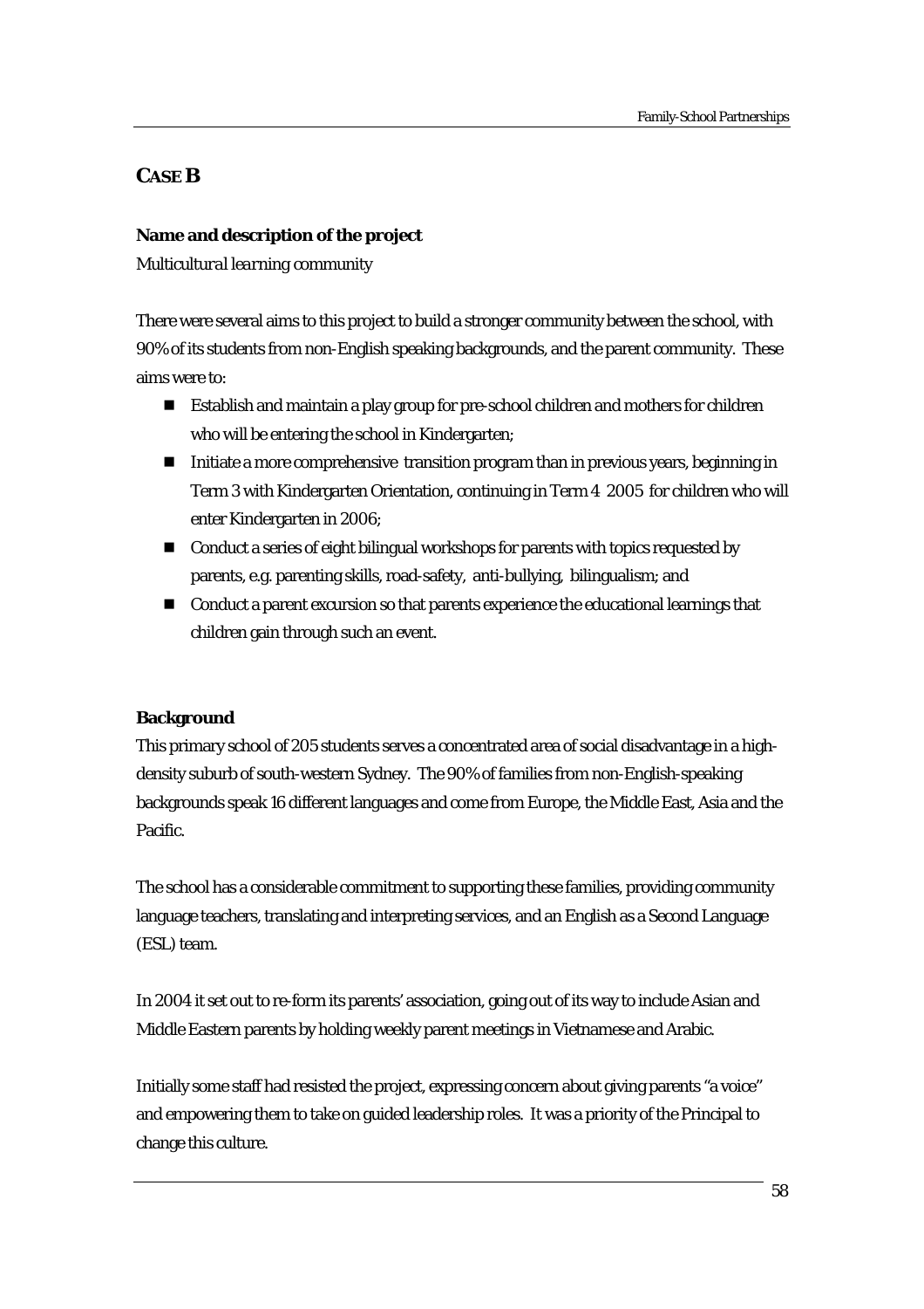## CASE B

**Name and description of the project**

*Multicultural learning community*

There were several aims to this project to build a stronger community between the school, with 90% of its students from non-English speaking backgrounds, and the parent community. These aims were to:

- Establish and maintain a play group for pre-school children and mothers for children who will be entering the school in Kindergarten;
- Initiate a more comprehensive transition program than in previous years, beginning in Term 3 with Kindergarten Orientation, continuing in Term 4 2005 for children who will enter Kindergarten in 2006;
- Conduct a series of eight bilingual workshops for parents with topics requested by parents, e.g. parenting skills, road-safety, anti-bullying, bilingualism; and
- Conduct a parent excursion so that parents experience the educational learnings that children gain through such an event.

**Background**

This primary school of 205 students serves a concentrated area of social disadvantage in a high-density suburb of south-western Sydney. The 90% of families from non-English-speaking backgrounds speak 16 different languages and come from Europe, the Middle East, Asia and the Pacific.

The school has a considerable commitment to supporting these families, providing community language teachers, translating and interpreting services, and an English as a Second Language (ESL) team.

In 2004 it set out to re-form its parents' association, going out of its way to include Asian and Middle Eastern parents by holding weekly parent meetings in Vietnamese and Arabic.

Initially some staff had resisted the project, expressing concern about giving parents "a voice" and empowering them to take on guided leadership roles. It was a priority of the Principal to change this culture.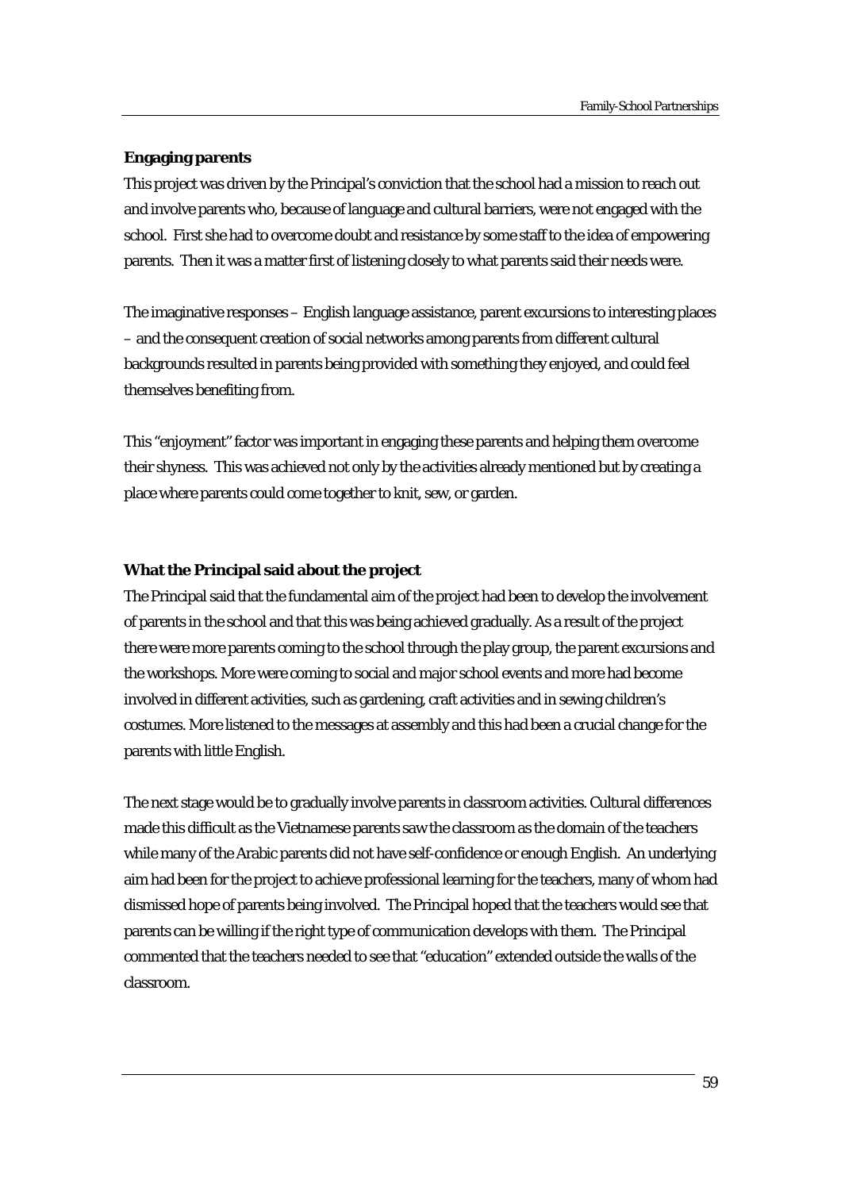**Engaging parents**

This project was driven by the Principal's conviction that the school had a mission to reach out and involve parents who, because of language and cultural barriers, were not engaged with the school. First she had to overcome doubt and resistance by some staff to the idea of empowering parents. Then it was a matter first of listening closely to what parents said their needs were.

The imaginative responses – English language assistance, parent excursions to interesting places – and the consequent creation of social networks among parents from different cultural backgrounds resulted in parents being provided with something they enjoyed, and could feel themselves benefiting from.

This "enjoyment" factor was important in engaging these parents and helping them overcome their shyness. This was achieved not only by the activities already mentioned but by creating a place where parents could come together to knit, sew, or garden.

**What the Principal said about the project**

The Principal said that the fundamental aim of the project had been to develop the involvement of parents in the school and that this was being achieved gradually. As a result of the project there were more parents coming to the school through the play group, the parent excursions and the workshops. More were coming to social and major school events and more had become involved in different activities, such as gardening, craft activities and in sewing children's costumes. More listened to the messages at assembly and this had been a crucial change for the parents with little English.

The next stage would be to gradually involve parents in classroom activities. Cultural differences made this difficult as the Vietnamese parents saw the classroom as the domain of the teachers while many of the Arabic parents did not have self-confidence or enough English. An underlying aim had been for the project to achieve professional learning for the teachers, many of whom had dismissed hope of parents being involved. The Principal hoped that the teachers would see that parents can be willing if the right type of communication develops with them. The Principal commented that the teachers needed to see that "education" extended outside the walls of the classroom.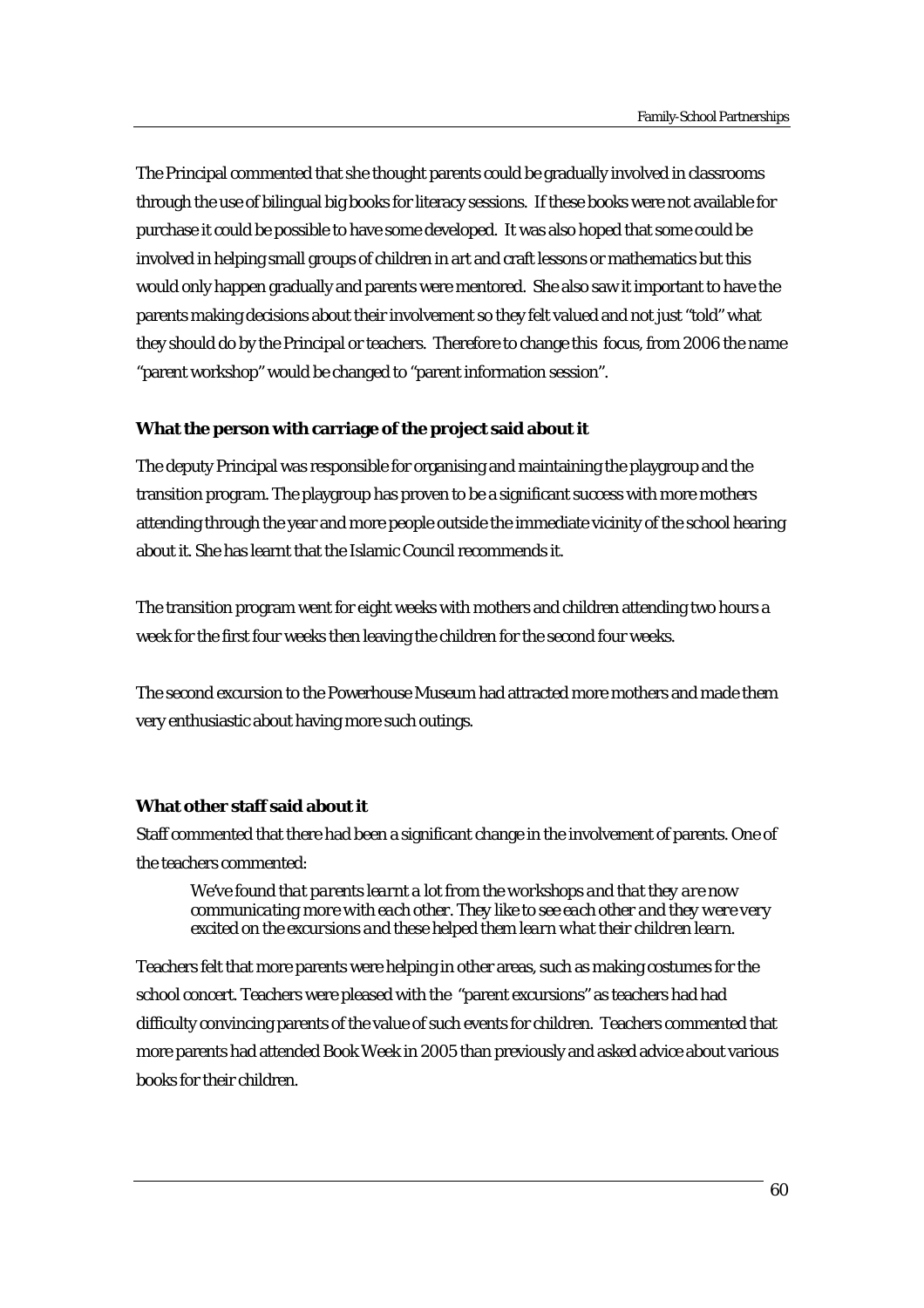The Principal commented that she thought parents could be gradually involved in classrooms through the use of bilingual big books for literacy sessions. If these books were not available for purchase it could be possible to have some developed. It was also hoped that some could be involved in helping small groups of children in art and craft lessons or mathematics but this would only happen gradually and parents were mentored. She also saw it important to have the parents making decisions about their involvement so they felt valued and not just "told" what they should do by the Principal or teachers. Therefore to change this focus, from 2006 the name "parent workshop" would be changed to "parent information session".

### What the person with carriage of the project said about it

The deputy Principal was responsible for organising and maintaining the playgroup and the transition program. The playgroup has proven to be a significant success with more mothers attending through the year and more people outside the immediate vicinity of the school hearing about it. She has learnt that the Islamic Council recommends it.

The transition program went for eight weeks with mothers and children attending two hours a week for the first four weeks then leaving the children for the second four weeks.

The second excursion to the Powerhouse Museum had attracted more mothers and made them very enthusiastic about having more such outings.

### What other staff said about it

Staff commented that there had been a significant change in the involvement of parents. One of the teachers commented:

> *We've found that parents learnt a lot from the workshops and that they are now communicating more with each other. They like to see each other and they were very excited on the excursions and these helped them learn what their children learn.*

Teachers felt that more parents were helping in other areas, such as making costumes for the school concert. Teachers were pleased with the "parent excursions" as teachers had had difficulty convincing parents of the value of such events for children. Teachers commented that more parents had attended Book Week in 2005 than previously and asked advice about various books for their children.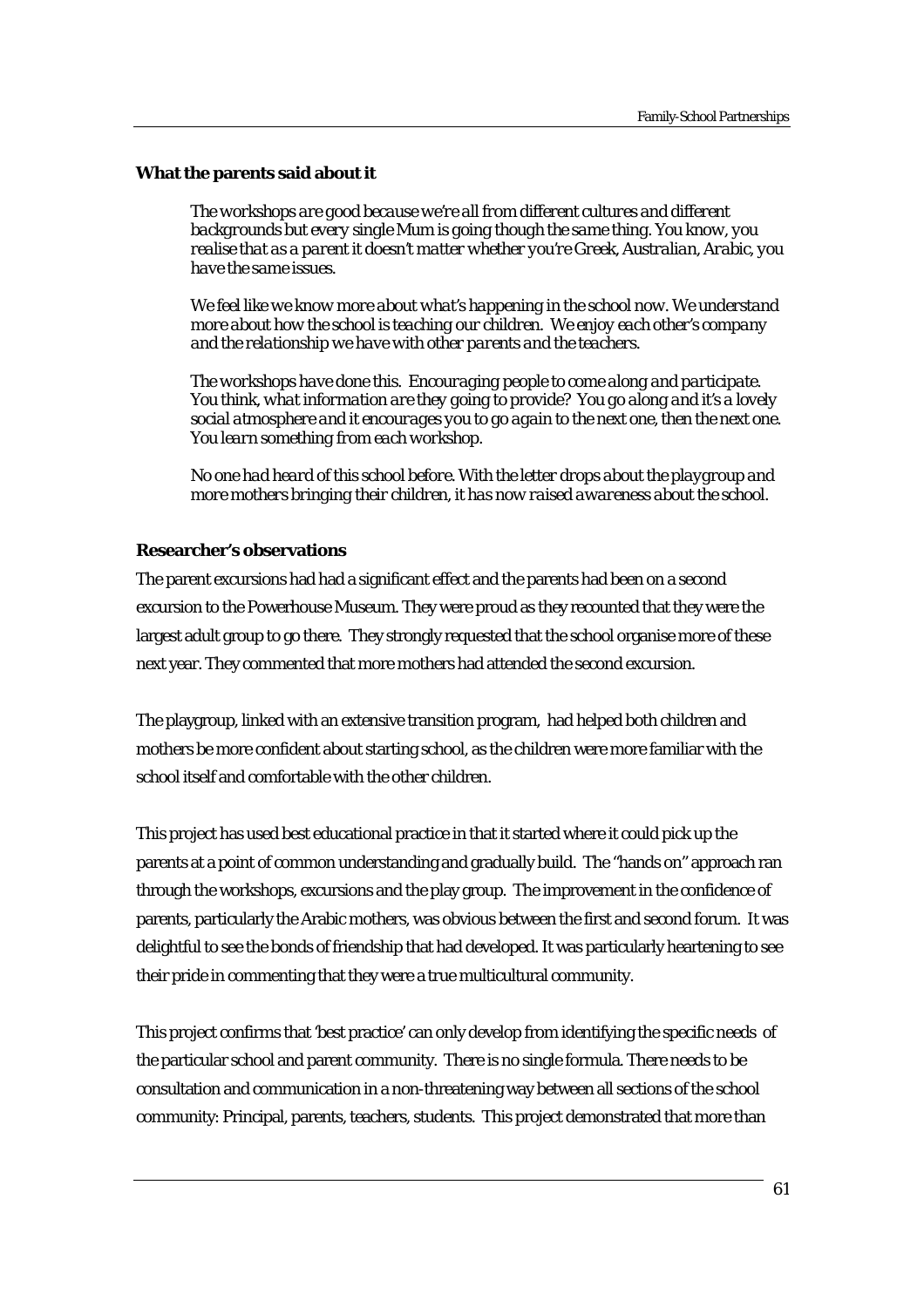**What the parents said about it**

> *The workshops are good because we're all from different cultures and different backgrounds but every single Mum is going though the same thing. You know, you realise that as a parent it doesn't matter whether you're Greek, Australian, Arabic, you have the same issues.*
>
> *We feel like we know more about what's happening in the school now. We understand more about how the school is teaching our children. We enjoy each other's company and the relationship we have with other parents and the teachers.*
>
> *The workshops have done this. Encouraging people to come along and participate. You think, what information are they going to provide? You go along and it's a lovely social atmosphere and it encourages you to go again to the next one, then the next one. You learn something from each workshop.*
>
> *No one had heard of this school before. With the letter drops about the playgroup and more mothers bringing their children, it has now raised awareness about the school.*

**Researcher's observations**

The parent excursions had had a significant effect and the parents had been on a second excursion to the Powerhouse Museum. They were proud as they recounted that they were the largest adult group to go there. They strongly requested that the school organise more of these next year. They commented that more mothers had attended the second excursion.

The playgroup, linked with an extensive transition program, had helped both children and mothers be more confident about starting school, as the children were more familiar with the school itself and comfortable with the other children.

This project has used best educational practice in that it started where it could pick up the parents at a point of common understanding and gradually build. The "hands on" approach ran through the workshops, excursions and the play group. The improvement in the confidence of parents, particularly the Arabic mothers, was obvious between the first and second forum. It was delightful to see the bonds of friendship that had developed. It was particularly heartening to see their pride in commenting that they were a true multicultural community.

This project confirms that 'best practice' can only develop from identifying the specific needs of the particular school and parent community. There is no single formula. There needs to be consultation and communication in a non-threatening way between all sections of the school community: Principal, parents, teachers, students. This project demonstrated that more than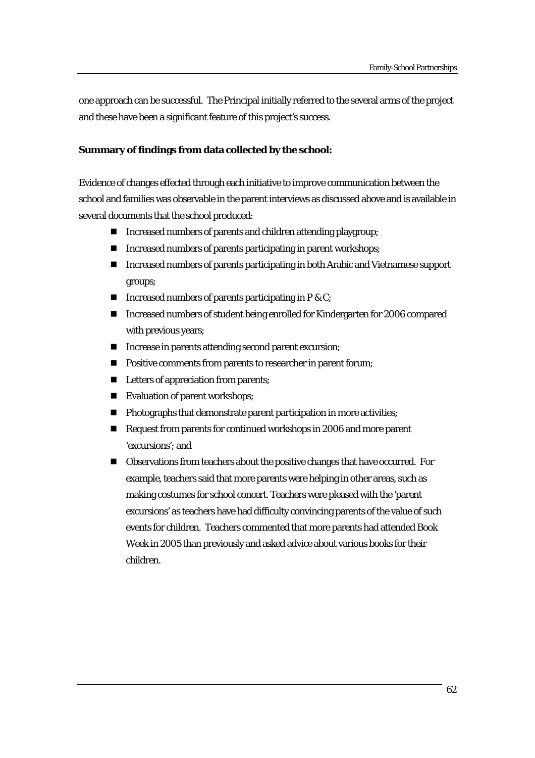one approach can be successful. The Principal initially referred to the several arms of the project and these have been a significant feature of this project's success.

**Summary of findings from data collected by the school:**

Evidence of changes effected through each initiative to improve communication between the school and families was observable in the parent interviews as discussed above and is available in several documents that the school produced:

- Increased numbers of parents and children attending playgroup;
- Increased numbers of parents participating in parent workshops;
- Increased numbers of parents participating in both Arabic and Vietnamese support groups;
- Increased numbers of parents participating in P & C;
- Increased numbers of student being enrolled for Kindergarten for 2006 compared with previous years;
- Increase in parents attending second parent excursion;
- Positive comments from parents to researcher in parent forum;
- Letters of appreciation from parents;
- Evaluation of parent workshops;
- Photographs that demonstrate parent participation in more activities;
- Request from parents for continued workshops in 2006 and more parent 'excursions'; and
- Observations from teachers about the positive changes that have occurred. For example, teachers said that more parents were helping in other areas, such as making costumes for school concert. Teachers were pleased with the 'parent excursions' as teachers have had difficulty convincing parents of the value of such events for children. Teachers commented that more parents had attended Book Week in 2005 than previously and asked advice about various books for their children.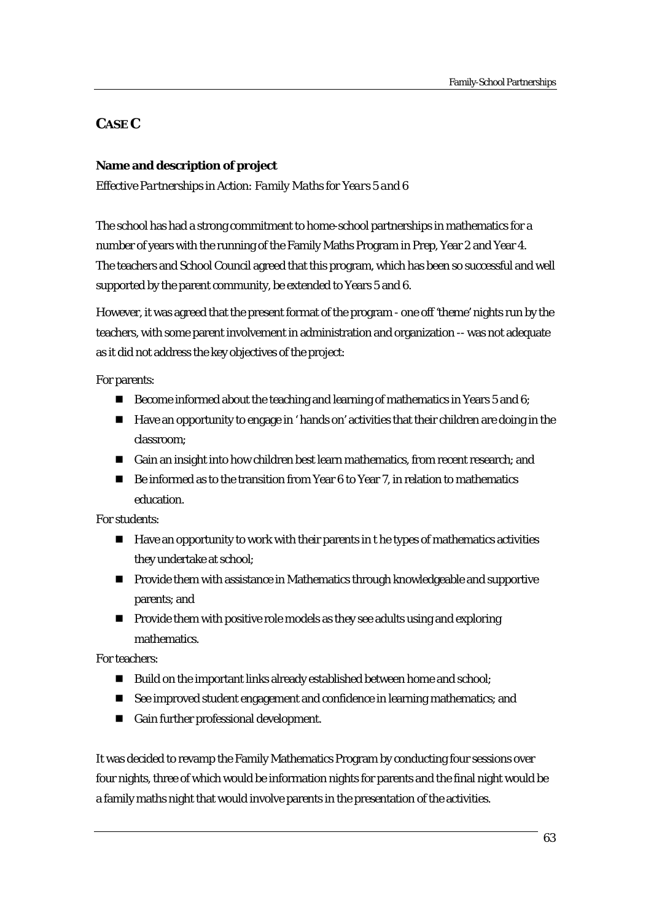## CASE C

**Name and description of project**

*Effective Partnerships in Action: Family Maths for Years 5 and 6*

The school has had a strong commitment to home-school partnerships in mathematics for a number of years with the running of the Family Maths Program in Prep, Year 2 and Year 4. The teachers and School Council agreed that this program, which has been so successful and well supported by the parent community, be extended to Years 5 and 6.

However, it was agreed that the present format of the program - one off 'theme' nights run by the teachers, with some parent involvement in administration and organization -- was not adequate as it did not address the key objectives of the project:

For parents:

- Become informed about the teaching and learning of mathematics in Years 5 and 6;
- Have an opportunity to engage in ' hands on' activities that their children are doing in the classroom;
- Gain an insight into how children best learn mathematics, from recent research; and
- Be informed as to the transition from Year 6 to Year 7, in relation to mathematics education.

For students:

- Have an opportunity to work with their parents in t he types of mathematics activities they undertake at school;
- Provide them with assistance in Mathematics through knowledgeable and supportive parents; and
- Provide them with positive role models as they see adults using and exploring mathematics.

For teachers:

- Build on the important links already established between home and school;
- See improved student engagement and confidence in learning mathematics; and
- Gain further professional development.

It was decided to revamp the Family Mathematics Program by conducting four sessions over four nights, three of which would be information nights for parents and the final night would be a family maths night that would involve parents in the presentation of the activities.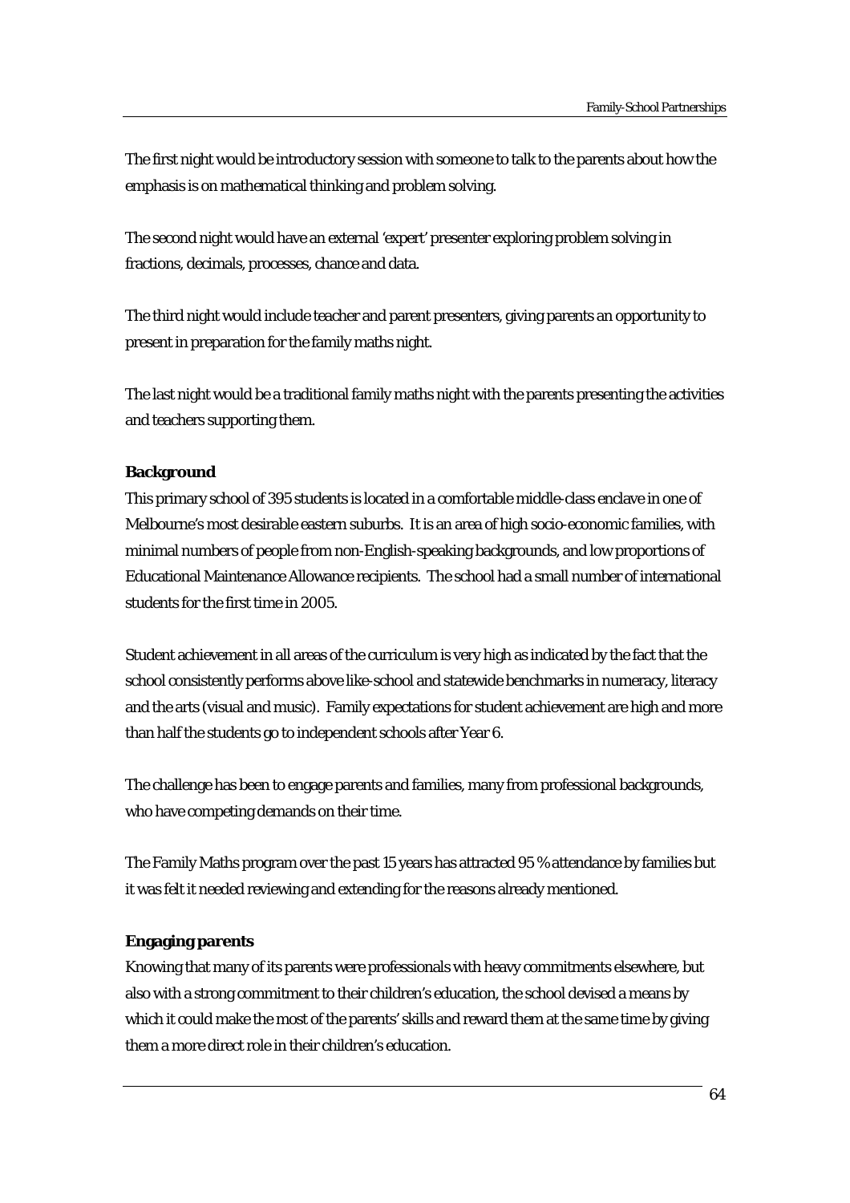The first night would be introductory session with someone to talk to the parents about how the emphasis is on mathematical thinking and problem solving.

The second night would have an external 'expert' presenter exploring problem solving in fractions, decimals, processes, chance and data.

The third night would include teacher and parent presenters, giving parents an opportunity to present in preparation for the family maths night.

The last night would be a traditional family maths night with the parents presenting the activities and teachers supporting them.

**Background**

This primary school of 395 students is located in a comfortable middle-class enclave in one of Melbourne's most desirable eastern suburbs. It is an area of high socio-economic families, with minimal numbers of people from non-English-speaking backgrounds, and low proportions of Educational Maintenance Allowance recipients. The school had a small number of international students for the first time in 2005.

Student achievement in all areas of the curriculum is very high as indicated by the fact that the school consistently performs above like-school and statewide benchmarks in numeracy, literacy and the arts (visual and music). Family expectations for student achievement are high and more than half the students go to independent schools after Year 6.

The challenge has been to engage parents and families, many from professional backgrounds, who have competing demands on their time.

The Family Maths program over the past 15 years has attracted 95 % attendance by families but it was felt it needed reviewing and extending for the reasons already mentioned.

**Engaging parents**

Knowing that many of its parents were professionals with heavy commitments elsewhere, but also with a strong commitment to their children's education, the school devised a means by which it could make the most of the parents' skills and reward them at the same time by giving them a more direct role in their children's education.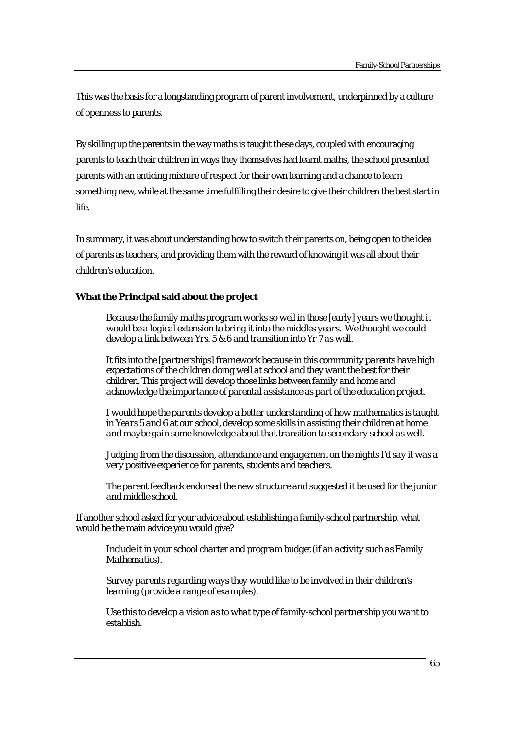This was the basis for a longstanding program of parent involvement, underpinned by a culture of openness to parents.

By skilling up the parents in the way maths is taught these days, coupled with encouraging parents to teach their children in ways they themselves had learnt maths, the school presented parents with an enticing mixture of respect for their own learning and a chance to learn something new, while at the same time fulfilling their desire to give their children the best start in life.

In summary, it was about understanding how to switch their parents on, being open to the idea of parents as teachers, and providing them with the reward of knowing it was all about their children's education.

**What the Principal said about the project**

> *Because the family maths program works so well in those [early] years we thought it would be a logical extension to bring it into the middles years. We thought we could develop a link between Yrs. 5 & 6 and transition into Yr 7 as well.*
>
> *It fits into the [partnerships] framework because in this community parents have high expectations of the children doing well at school and they want the best for their children. This project will develop those links between family and home and acknowledge the importance of parental assistance as part of the education project.*
>
> *I would hope the parents develop a better understanding of how mathematics is taught in Years 5 and 6 at our school, develop some skills in assisting their children at home and maybe gain some knowledge about that transition to secondary school as well.*
>
> *Judging from the discussion, attendance and engagement on the nights I'd say it was a very positive experience for parents, students and teachers.*
>
> *The parent feedback endorsed the new structure and suggested it be used for the junior and middle school.*

If another school asked for your advice about establishing a family-school partnership, what would be the main advice you would give?

> *Include it in your school charter and program budget (if an activity such as Family Mathematics).*
>
> *Survey parents regarding ways they would like to be involved in their children's learning (provide a range of examples).*
>
> *Use this to develop a vision as to what type of family-school partnership you want to establish.*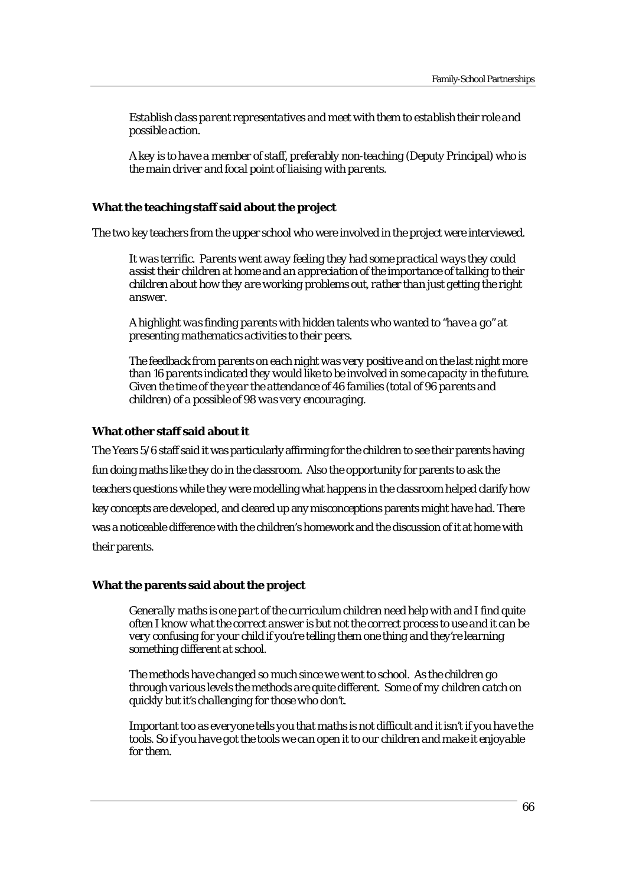*Establish class parent representatives and meet with them to establish their role and possible action.*

*A key is to have a member of staff, preferably non-teaching (Deputy Principal) who is the main driver and focal point of liaising with parents.*

### What the teaching staff said about the project

The two key teachers from the upper school who were involved in the project were interviewed.

*It was terrific. Parents went away feeling they had some practical ways they could assist their children at home and an appreciation of the importance of talking to their children about how they are working problems out, rather than just getting the right answer.*

*A highlight was finding parents with hidden talents who wanted to "have a go" at presenting mathematics activities to their peers.*

*The feedback from parents on each night was very positive and on the last night more than 16 parents indicated they would like to be involved in some capacity in the future. Given the time of the year the attendance of 46 families (total of 96 parents and children) of a possible of 98 was very encouraging.*

### What other staff said about it

The Years 5/6 staff said it was particularly affirming for the children to see their parents having fun doing maths like they do in the classroom. Also the opportunity for parents to ask the teachers questions while they were modelling what happens in the classroom helped clarify how key concepts are developed, and cleared up any misconceptions parents might have had. There was a noticeable difference with the children's homework and the discussion of it at home with their parents.

### What the parents said about the project

*Generally maths is one part of the curriculum children need help with and I find quite often I know what the correct answer is but not the correct process to use and it can be very confusing for your child if you're telling them one thing and they're learning something different at school.*

*The methods have changed so much since we went to school. As the children go through various levels the methods are quite different. Some of my children catch on quickly but it's challenging for those who don't.*

*Important too as everyone tells you that maths is not difficult and it isn't if you have the tools. So if you have got the tools we can open it to our children and make it enjoyable for them.*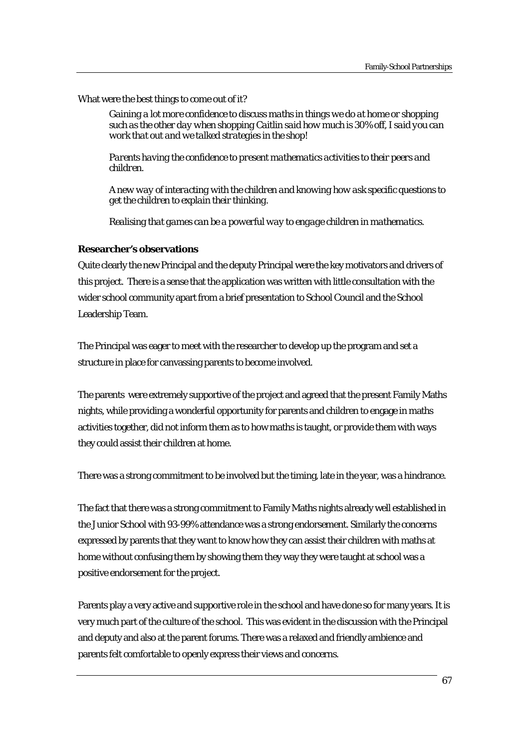What were the best things to come out of it?

> *Gaining a lot more confidence to discuss maths in things we do at home or shopping such as the other day when shopping Caitlin said how much is 30% off, I said you can work that out and we talked strategies in the shop!*
>
> *Parents having the confidence to present mathematics activities to their peers and children.*
>
> *A new way of interacting with the children and knowing how ask specific questions to get the children to explain their thinking.*
>
> *Realising that games can be a powerful way to engage children in mathematics.*

**Researcher's observations**

Quite clearly the new Principal and the deputy Principal were the key motivators and drivers of this project. There is a sense that the application was written with little consultation with the wider school community apart from a brief presentation to School Council and the School Leadership Team.

The Principal was eager to meet with the researcher to develop up the program and set a structure in place for canvassing parents to become involved.

The parents were extremely supportive of the project and agreed that the present Family Maths nights, while providing a wonderful opportunity for parents and children to engage in maths activities together, did not inform them as to how maths is taught, or provide them with ways they could assist their children at home.

There was a strong commitment to be involved but the timing, late in the year, was a hindrance.

The fact that there was a strong commitment to Family Maths nights already well established in the Junior School with 93-99% attendance was a strong endorsement. Similarly the concerns expressed by parents that they want to know how they can assist their children with maths at home without confusing them by showing them they way they were taught at school was a positive endorsement for the project.

Parents play a very active and supportive role in the school and have done so for many years. It is very much part of the culture of the school. This was evident in the discussion with the Principal and deputy and also at the parent forums. There was a relaxed and friendly ambience and parents felt comfortable to openly express their views and concerns.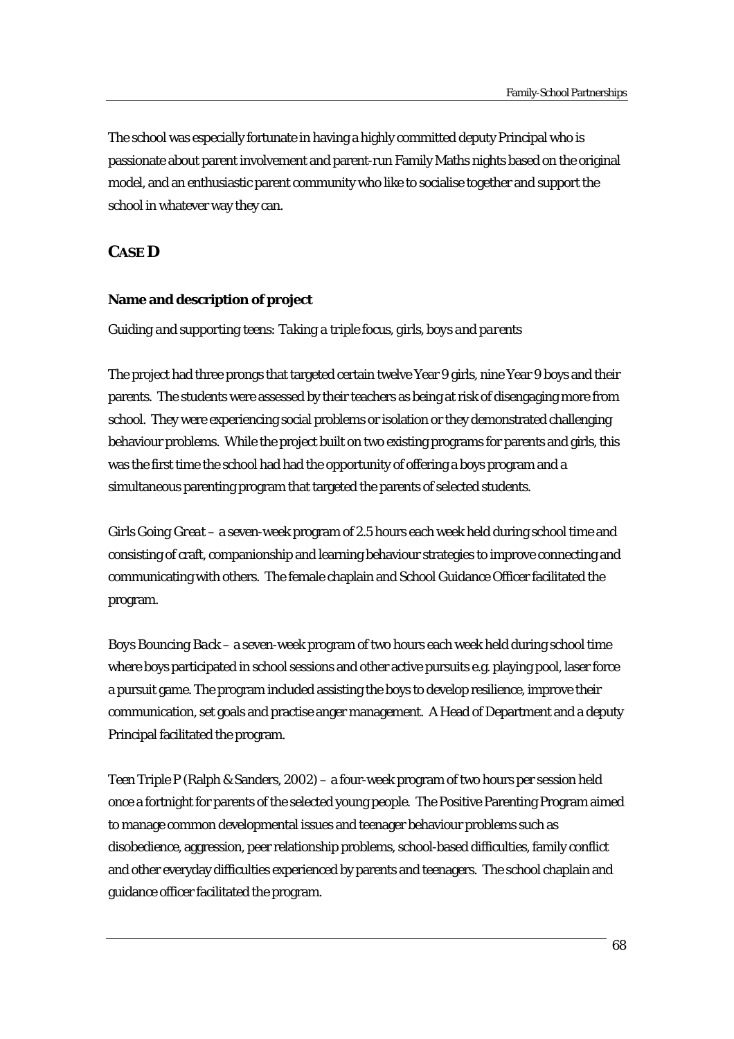The school was especially fortunate in having a highly committed deputy Principal who is passionate about parent involvement and parent-run Family Maths nights based on the original model, and an enthusiastic parent community who like to socialise together and support the school in whatever way they can.

## *CASE D*

### Name and description of project

*Guiding and supporting teens: Taking a triple focus, girls, boys and parents*

The project had three prongs that targeted certain twelve Year 9 girls, nine Year 9 boys and their parents. The students were assessed by their teachers as being at risk of disengaging more from school. They were experiencing social problems or isolation or they demonstrated challenging behaviour problems. While the project built on two existing programs for parents and girls, this was the first time the school had had the opportunity of offering a boys program and a simultaneous parenting program that targeted the parents of selected students.

*Girls Going Great* – a seven-week program of 2.5 hours each week held during school time and consisting of craft, companionship and learning behaviour strategies to improve connecting and communicating with others. The female chaplain and School Guidance Officer facilitated the program.

*Boys Bouncing Back* – a seven-week program of two hours each week held during school time where boys participated in school sessions and other active pursuits e.g. playing pool, laser force a pursuit game. The program included assisting the boys to develop resilience, improve their communication, set goals and practise anger management. A Head of Department and a deputy Principal facilitated the program.

*Teen Triple P* (Ralph & Sanders, 2002) – a four-week program of two hours per session held once a fortnight for parents of the selected young people. The Positive Parenting Program aimed to manage common developmental issues and teenager behaviour problems such as disobedience, aggression, peer relationship problems, school-based difficulties, family conflict and other everyday difficulties experienced by parents and teenagers. The school chaplain and guidance officer facilitated the program.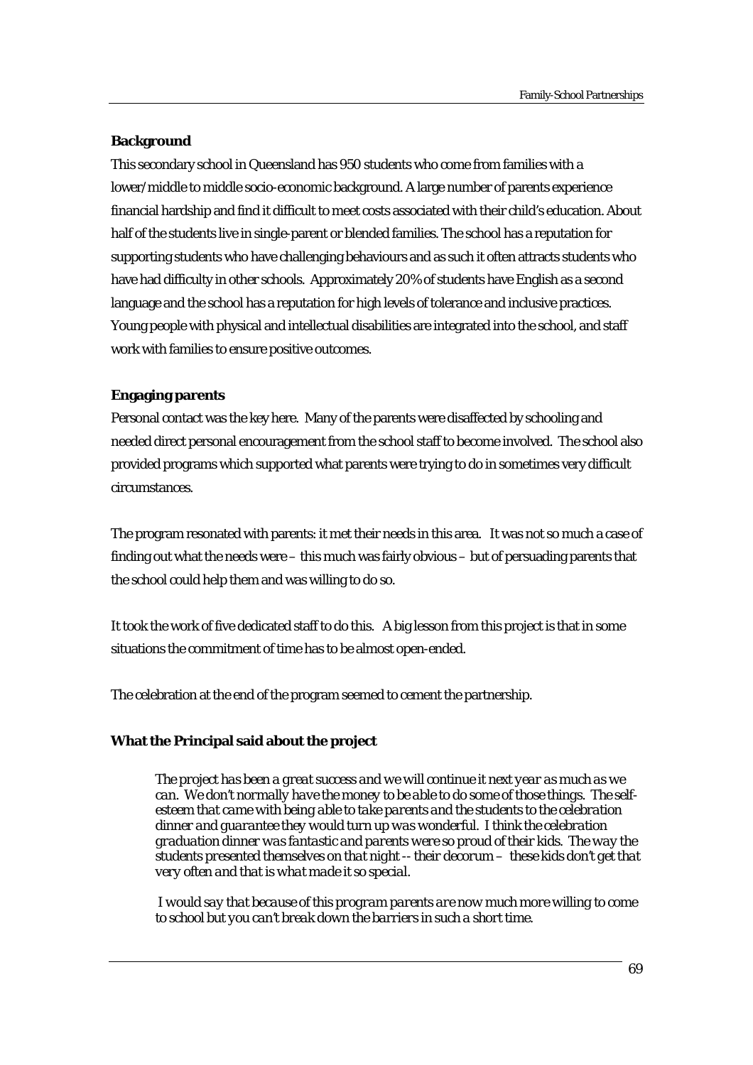**Background**

This secondary school in Queensland has 950 students who come from families with a lower/middle to middle socio-economic background. A large number of parents experience financial hardship and find it difficult to meet costs associated with their child's education. About half of the students live in single-parent or blended families. The school has a reputation for supporting students who have challenging behaviours and as such it often attracts students who have had difficulty in other schools. Approximately 20% of students have English as a second language and the school has a reputation for high levels of tolerance and inclusive practices. Young people with physical and intellectual disabilities are integrated into the school, and staff work with families to ensure positive outcomes.

**Engaging parents**

Personal contact was the key here. Many of the parents were disaffected by schooling and needed direct personal encouragement from the school staff to become involved. The school also provided programs which supported what parents were trying to do in sometimes very difficult circumstances.

The program resonated with parents: it met their needs in this area. It was not so much a case of finding out what the needs were – this much was fairly obvious – but of persuading parents that the school could help them and was willing to do so.

It took the work of five dedicated staff to do this. A big lesson from this project is that in some situations the commitment of time has to be almost open-ended.

The celebration at the end of the program seemed to cement the partnership.

**What the Principal said about the project**

> *The project has been a great success and we will continue it next year as much as we can. We don't normally have the money to be able to do some of those things. The self-esteem that came with being able to take parents and the students to the celebration dinner and guarantee they would turn up was wonderful. I think the celebration graduation dinner was fantastic and parents were so proud of their kids. The way the students presented themselves on that night -- their decorum – these kids don't get that very often and that is what made it so special.*
>
> *I would say that because of this program parents are now much more willing to come to school but you can't break down the barriers in such a short time.*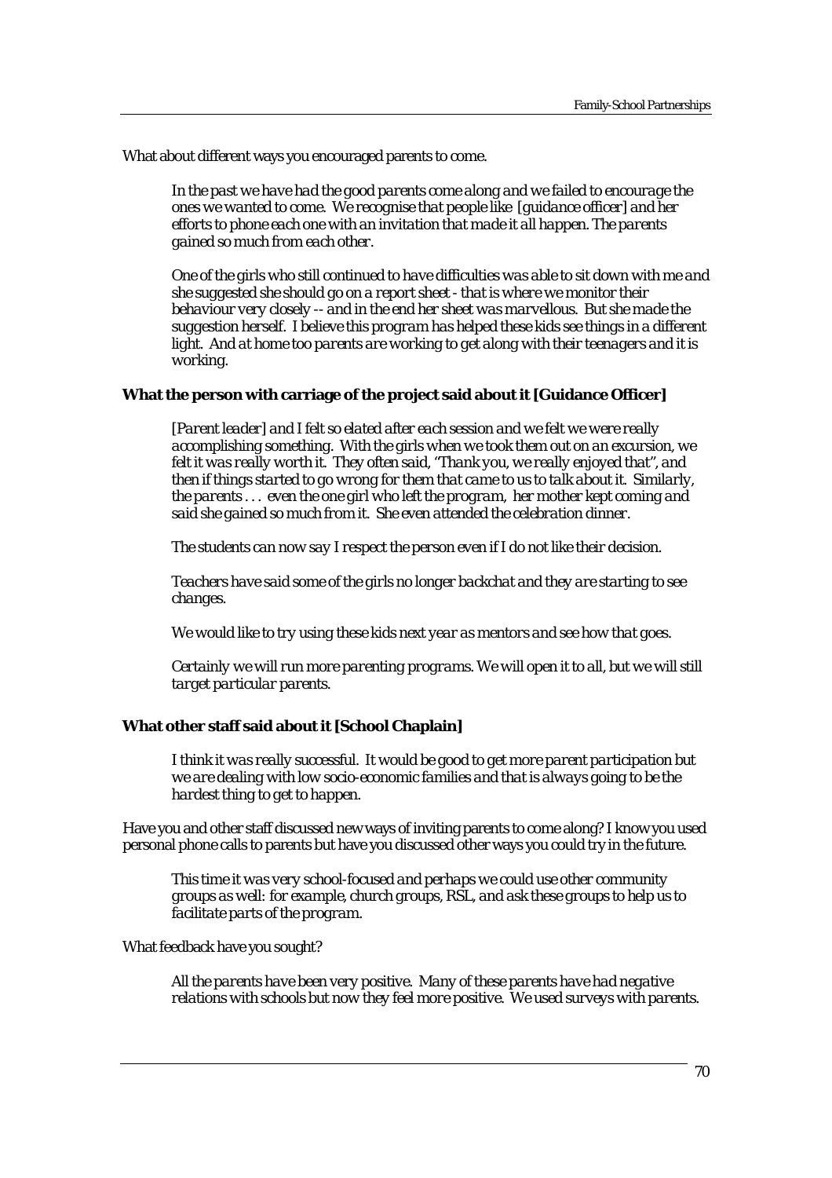What about different ways you encouraged parents to come.

> *In the past we have had the good parents come along and we failed to encourage the ones we wanted to come. We recognise that people like [guidance officer] and her efforts to phone each one with an invitation that made it all happen. The parents gained so much from each other.*
>
> *One of the girls who still continued to have difficulties was able to sit down with me and she suggested she should go on a report sheet - that is where we monitor their behaviour very closely -- and in the end her sheet was marvellous. But she made the suggestion herself. I believe this program has helped these kids see things in a different light. And at home too parents are working to get along with their teenagers and it is working.*

**What the person with carriage of the project said about it [Guidance Officer]**

> *[Parent leader] and I felt so elated after each session and we felt we were really accomplishing something. With the girls when we took them out on an excursion, we felt it was really worth it. They often said, "Thank you, we really enjoyed that", and then if things started to go wrong for them that came to us to talk about it. Similarly, the parents . . . even the one girl who left the program, her mother kept coming and said she gained so much from it. She even attended the celebration dinner.*
>
> *The students can now say I respect the person even if I do not like their decision.*
>
> *Teachers have said some of the girls no longer backchat and they are starting to see changes.*
>
> *We would like to try using these kids next year as mentors and see how that goes.*
>
> *Certainly we will run more parenting programs. We will open it to all, but we will still target particular parents.*

**What other staff said about it [School Chaplain]**

> *I think it was really successful. It would be good to get more parent participation but we are dealing with low socio-economic families and that is always going to be the hardest thing to get to happen.*

Have you and other staff discussed new ways of inviting parents to come along? I know you used personal phone calls to parents but have you discussed other ways you could try in the future.

> *This time it was very school-focused and perhaps we could use other community groups as well: for example, church groups, RSL, and ask these groups to help us to facilitate parts of the program.*

What feedback have you sought?

> *All the parents have been very positive. Many of these parents have had negative relations with schools but now they feel more positive. We used surveys with parents.*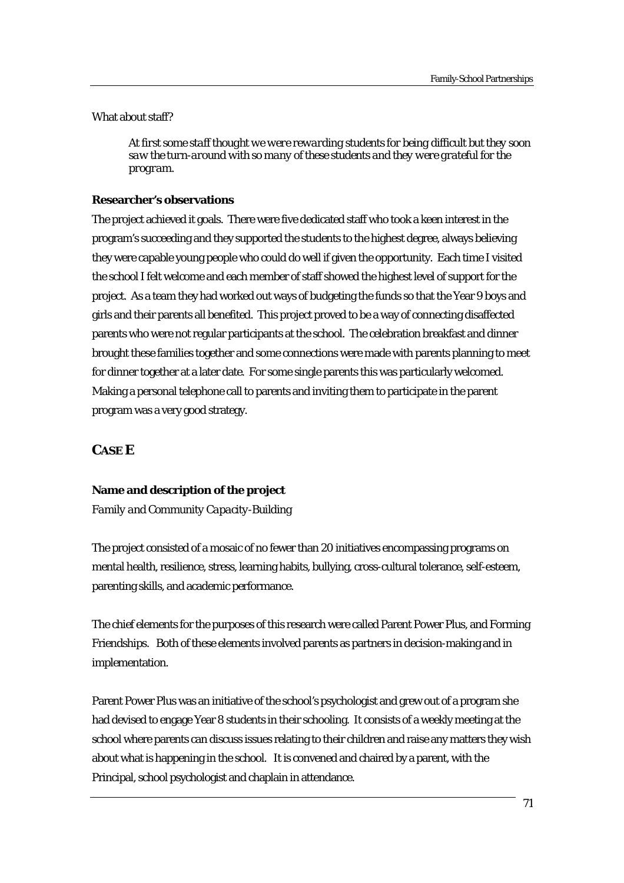What about staff?

> *At first some staff thought we were rewarding students for being difficult but they soon saw the turn-around with so many of these students and they were grateful for the program.*

**Researcher's observations**

The project achieved it goals. There were five dedicated staff who took a keen interest in the program's succeeding and they supported the students to the highest degree, always believing they were capable young people who could do well if given the opportunity. Each time I visited the school I felt welcome and each member of staff showed the highest level of support for the project. As a team they had worked out ways of budgeting the funds so that the Year 9 boys and girls and their parents all benefited. This project proved to be a way of connecting disaffected parents who were not regular participants at the school. The celebration breakfast and dinner brought these families together and some connections were made with parents planning to meet for dinner together at a later date. For some single parents this was particularly welcomed. Making a personal telephone call to parents and inviting them to participate in the parent program was a very good strategy.

## CASE E

**Name and description of the project**

*Family and Community Capacity-Building*

The project consisted of a mosaic of no fewer than 20 initiatives encompassing programs on mental health, resilience, stress, learning habits, bullying, cross-cultural tolerance, self-esteem, parenting skills, and academic performance.

The chief elements for the purposes of this research were called Parent Power Plus, and Forming Friendships. Both of these elements involved parents as partners in decision-making and in implementation.

Parent Power Plus was an initiative of the school's psychologist and grew out of a program she had devised to engage Year 8 students in their schooling. It consists of a weekly meeting at the school where parents can discuss issues relating to their children and raise any matters they wish about what is happening in the school. It is convened and chaired by a parent, with the Principal, school psychologist and chaplain in attendance.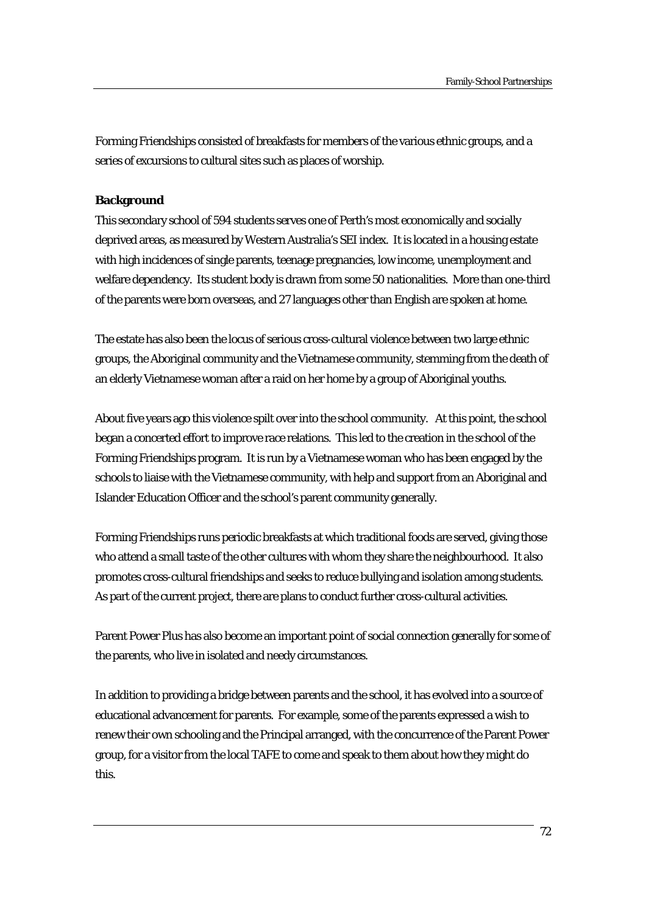Forming Friendships consisted of breakfasts for members of the various ethnic groups, and a series of excursions to cultural sites such as places of worship.

**Background**

This secondary school of 594 students serves one of Perth's most economically and socially deprived areas, as measured by Western Australia's SEI index. It is located in a housing estate with high incidences of single parents, teenage pregnancies, low income, unemployment and welfare dependency. Its student body is drawn from some 50 nationalities. More than one-third of the parents were born overseas, and 27 languages other than English are spoken at home.

The estate has also been the locus of serious cross-cultural violence between two large ethnic groups, the Aboriginal community and the Vietnamese community, stemming from the death of an elderly Vietnamese woman after a raid on her home by a group of Aboriginal youths.

About five years ago this violence spilt over into the school community. At this point, the school began a concerted effort to improve race relations. This led to the creation in the school of the Forming Friendships program. It is run by a Vietnamese woman who has been engaged by the schools to liaise with the Vietnamese community, with help and support from an Aboriginal and Islander Education Officer and the school's parent community generally.

Forming Friendships runs periodic breakfasts at which traditional foods are served, giving those who attend a small taste of the other cultures with whom they share the neighbourhood. It also promotes cross-cultural friendships and seeks to reduce bullying and isolation among students. As part of the current project, there are plans to conduct further cross-cultural activities.

Parent Power Plus has also become an important point of social connection generally for some of the parents, who live in isolated and needy circumstances.

In addition to providing a bridge between parents and the school, it has evolved into a source of educational advancement for parents. For example, some of the parents expressed a wish to renew their own schooling and the Principal arranged, with the concurrence of the Parent Power group, for a visitor from the local TAFE to come and speak to them about how they might do this.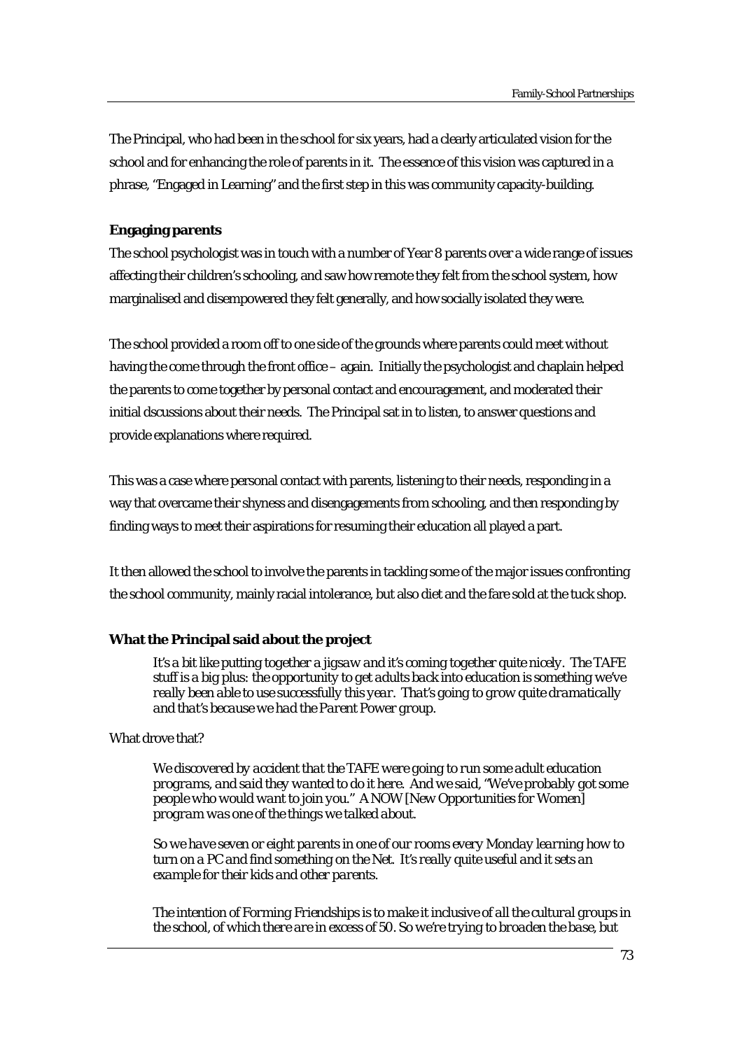The Principal, who had been in the school for six years, had a clearly articulated vision for the school and for enhancing the role of parents in it. The essence of this vision was captured in a phrase, "Engaged in Learning" and the first step in this was community capacity-building.

**Engaging parents**

The school psychologist was in touch with a number of Year 8 parents over a wide range of issues affecting their children's schooling, and saw how remote they felt from the school system, how marginalised and disempowered they felt generally, and how socially isolated they were.

The school provided a room off to one side of the grounds where parents could meet without having the come through the front office – again. Initially the psychologist and chaplain helped the parents to come together by personal contact and encouragement, and moderated their initial dscussions about their needs. The Principal sat in to listen, to answer questions and provide explanations where required.

This was a case where personal contact with parents, listening to their needs, responding in a way that overcame their shyness and disengagements from schooling, and then responding by finding ways to meet their aspirations for resuming their education all played a part.

It then allowed the school to involve the parents in tackling some of the major issues confronting the school community, mainly racial intolerance, but also diet and the fare sold at the tuck shop.

**What the Principal said about the project**

> *It's a bit like putting together a jigsaw and it's coming together quite nicely. The TAFE stuff is a big plus: the opportunity to get adults back into education is something we've really been able to use successfully this year. That's going to grow quite dramatically and that's because we had the Parent Power group.*

What drove that?

> *We discovered by accident that the TAFE were going to run some adult education programs, and said they wanted to do it here. And we said, "We've probably got some people who would want to join you." A NOW [New Opportunities for Women] program was one of the things we talked about.*
>
> *So we have seven or eight parents in one of our rooms every Monday learning how to turn on a PC and find something on the Net. It's really quite useful and it sets an example for their kids and other parents.*
>
> *The intention of Forming Friendships is to make it inclusive of all the cultural groups in the school, of which there are in excess of 50. So we're trying to broaden the base, but*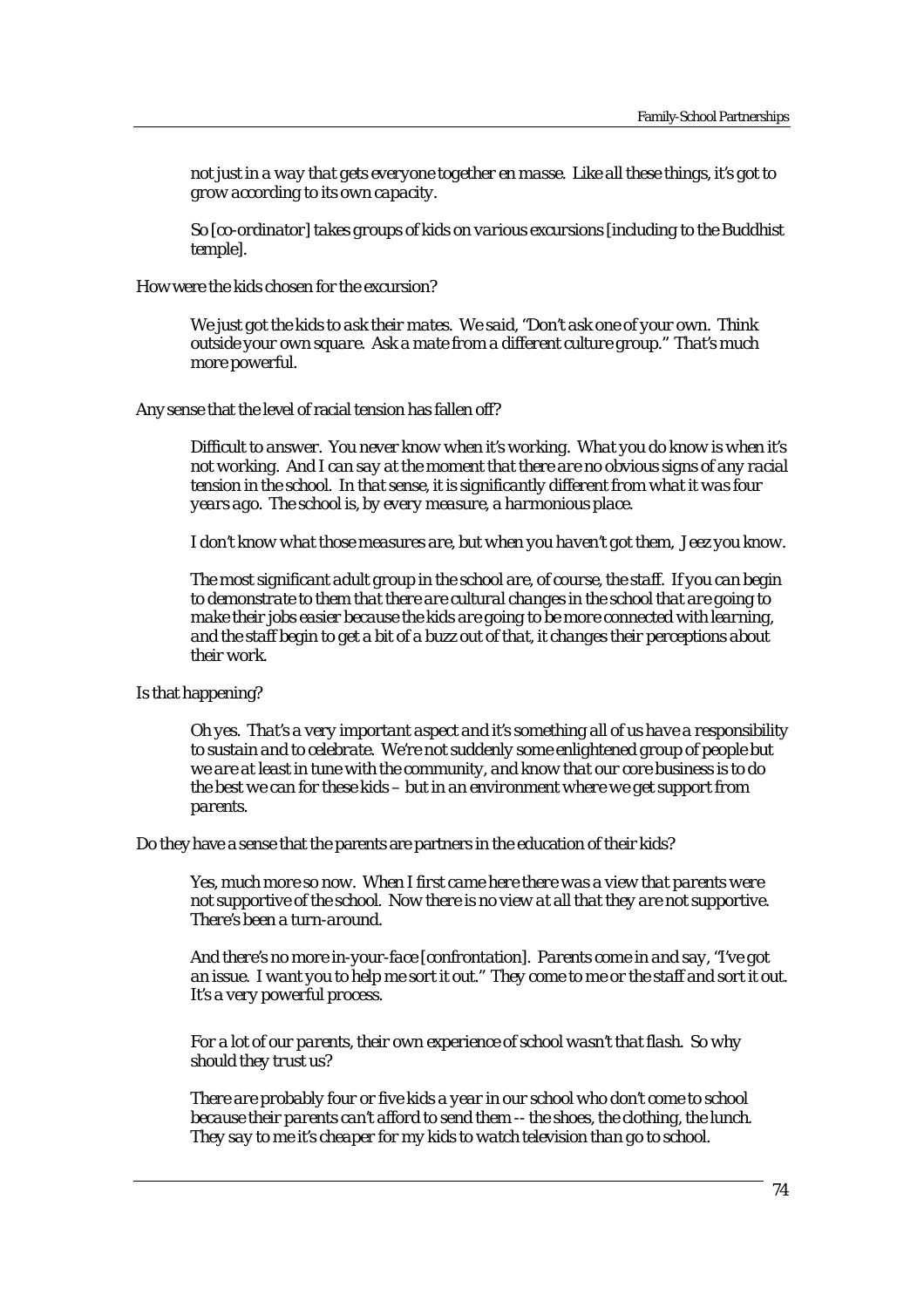*not just in a way that gets everyone together en masse. Like all these things, it's got to grow according to its own capacity.*

*So [co-ordinator] takes groups of kids on various excursions [including to the Buddhist temple].*

How were the kids chosen for the excursion?

*We just got the kids to ask their mates. We said, "Don't ask one of your own. Think outside your own square. Ask a mate from a different culture group." That's much more powerful.*

Any sense that the level of racial tension has fallen off?

*Difficult to answer. You never know when it's working. What you do know is when it's not working. And I can say at the moment that there are no obvious signs of any racial tension in the school. In that sense, it is significantly different from what it was four years ago. The school is, by every measure, a harmonious place.*

*I don't know what those measures are, but when you haven't got them, Jeez you know.*

*The most significant adult group in the school are, of course, the staff. If you can begin to demonstrate to them that there are cultural changes in the school that are going to make their jobs easier because the kids are going to be more connected with learning, and the staff begin to get a bit of a buzz out of that, it changes their perceptions about their work.*

Is that happening?

*Oh yes. That's a very important aspect and it's something all of us have a responsibility to sustain and to celebrate. We're not suddenly some enlightened group of people but we are at least in tune with the community, and know that our core business is to do the best we can for these kids – but in an environment where we get support from parents.*

Do they have a sense that the parents are partners in the education of their kids?

*Yes, much more so now. When I first came here there was a view that parents were not supportive of the school. Now there is no view at all that they are not supportive. There's been a turn-around.*

*And there's no more in-your-face [confrontation]. Parents come in and say, "I've got an issue. I want you to help me sort it out." They come to me or the staff and sort it out. It's a very powerful process.*

*For a lot of our parents, their own experience of school wasn't that flash. So why should they trust us?*

*There are probably four or five kids a year in our school who don't come to school because their parents can't afford to send them -- the shoes, the clothing, the lunch. They say to me it's cheaper for my kids to watch television than go to school.*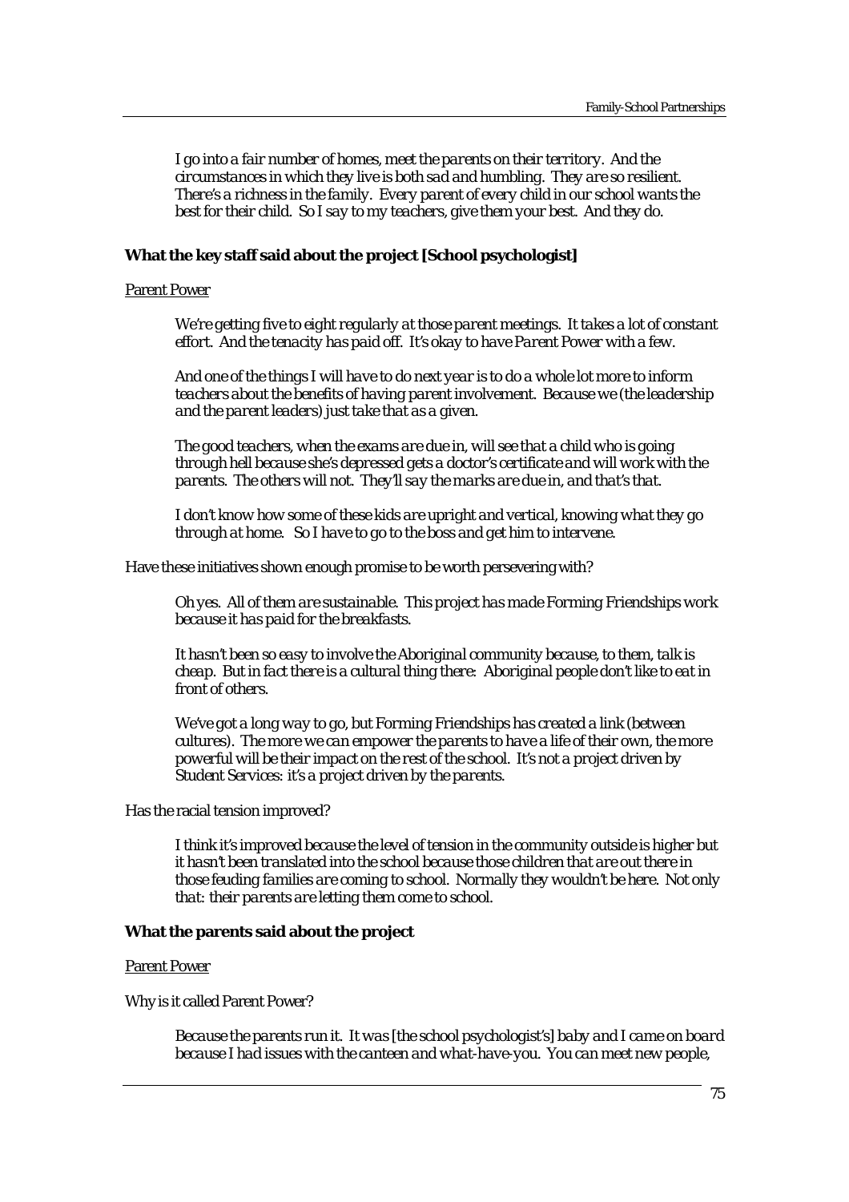*I go into a fair number of homes, meet the parents on their territory. And the circumstances in which they live is both sad and humbling. They are so resilient. There's a richness in the family. Every parent of every child in our school wants the best for their child. So I say to my teachers, give them your best. And they do.*

**What the key staff said about the project [School psychologist]**

<u>Parent Power</u>

*We're getting five to eight regularly at those parent meetings. It takes a lot of constant effort. And the tenacity has paid off. It's okay to have Parent Power with a few.*

*And one of the things I will have to do next year is to do a whole lot more to inform teachers about the benefits of having parent involvement. Because we (the leadership and the parent leaders) just take that as a given.*

*The good teachers, when the exams are due in, will see that a child who is going through hell because she's depressed gets a doctor's certificate and will work with the parents. The others will not. They'll say the marks are due in, and that's that.*

*I don't know how some of these kids are upright and vertical, knowing what they go through at home. So I have to go to the boss and get him to intervene.*

Have these initiatives shown enough promise to be worth persevering with?

*Oh yes. All of them are sustainable. This project has made Forming Friendships work because it has paid for the breakfasts.*

*It hasn't been so easy to involve the Aboriginal community because, to them, talk is cheap. But in fact there is a cultural thing there: Aboriginal people don't like to eat in front of others.*

*We've got a long way to go, but Forming Friendships has created a link (between cultures). The more we can empower the parents to have a life of their own, the more powerful will be their impact on the rest of the school. It's not a project driven by Student Services: it's a project driven by the parents.*

Has the racial tension improved?

*I think it's improved because the level of tension in the community outside is higher but it hasn't been translated into the school because those children that are out there in those feuding families are coming to school. Normally they wouldn't be here. Not only that: their parents are letting them come to school.*

**What the parents said about the project**

<u>Parent Power</u>

Why is it called Parent Power?

*Because the parents run it. It was [the school psychologist's] baby and I came on board because I had issues with the canteen and what-have-you. You can meet new people,*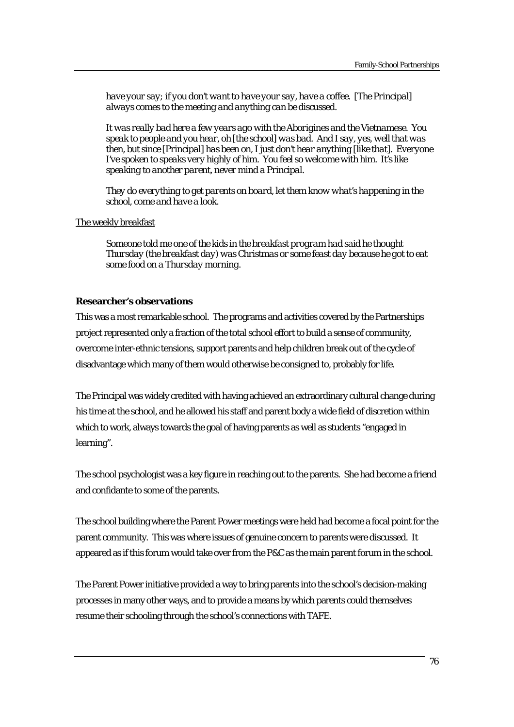*have your say; if you don't want to have your say, have a coffee. [The Principal] always comes to the meeting and anything can be discussed.*

*It was really bad here a few years ago with the Aborigines and the Vietnamese. You speak to people and you hear, oh [the school] was bad. And I say, yes, well that was then, but since [Principal] has been on, I just don't hear anything [like that]. Everyone I've spoken to speaks very highly of him. You feel so welcome with him. It's like speaking to another parent, never mind a Principal.*

*They do everything to get parents on board, let them know what's happening in the school, come and have a look.*

<u>The weekly breakfast</u>

*Someone told me one of the kids in the breakfast program had said he thought Thursday (the breakfast day) was Christmas or some feast day because he got to eat some food on a Thursday morning.*

**Researcher's observations**

This was a most remarkable school. The programs and activities covered by the Partnerships project represented only a fraction of the total school effort to build a sense of community, overcome inter-ethnic tensions, support parents and help children break out of the cycle of disadvantage which many of them would otherwise be consigned to, probably for life.

The Principal was widely credited with having achieved an extraordinary cultural change during his time at the school, and he allowed his staff and parent body a wide field of discretion within which to work, always towards the goal of having parents as well as students "engaged in learning".

The school psychologist was a key figure in reaching out to the parents. She had become a friend and confidante to some of the parents.

The school building where the Parent Power meetings were held had become a focal point for the parent community. This was where issues of genuine concern to parents were discussed. It appeared as if this forum would take over from the P&C as the main parent forum in the school.

The Parent Power initiative provided a way to bring parents into the school's decision-making processes in many other ways, and to provide a means by which parents could themselves resume their schooling through the school's connections with TAFE.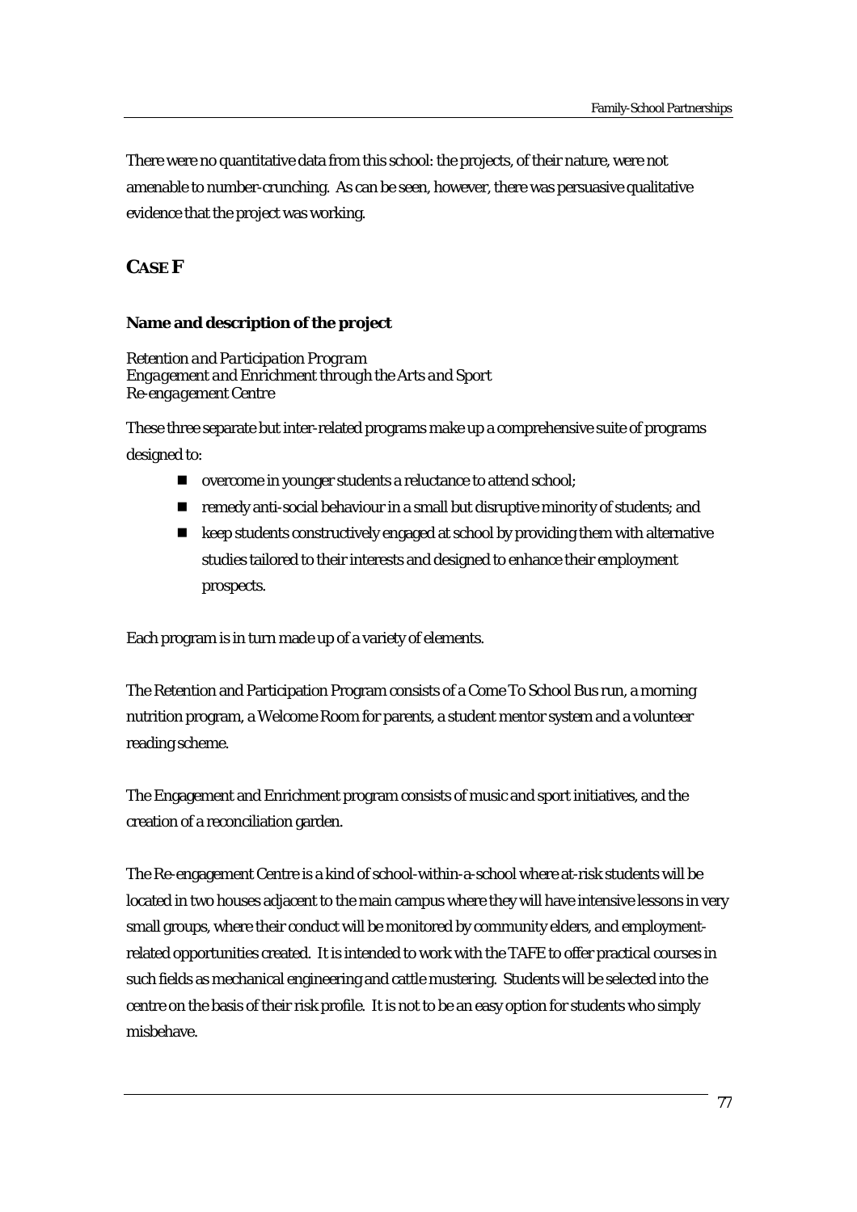There were no quantitative data from this school: the projects, of their nature, were not amenable to number-crunching. As can be seen, however, there was persuasive qualitative evidence that the project was working.

## CASE F

### Name and description of the project

*Retention and Participation Program*
*Engagement and Enrichment through the Arts and Sport*
*Re-engagement Centre*

These three separate but inter-related programs make up a comprehensive suite of programs designed to:

- overcome in younger students a reluctance to attend school;
- remedy anti-social behaviour in a small but disruptive minority of students; and
- keep students constructively engaged at school by providing them with alternative studies tailored to their interests and designed to enhance their employment prospects.

Each program is in turn made up of a variety of elements.

The Retention and Participation Program consists of a Come To School Bus run, a morning nutrition program, a Welcome Room for parents, a student mentor system and a volunteer reading scheme.

The Engagement and Enrichment program consists of music and sport initiatives, and the creation of a reconciliation garden.

The Re-engagement Centre is a kind of school-within-a-school where at-risk students will be located in two houses adjacent to the main campus where they will have intensive lessons in very small groups, where their conduct will be monitored by community elders, and employment-related opportunities created. It is intended to work with the TAFE to offer practical courses in such fields as mechanical engineering and cattle mustering. Students will be selected into the centre on the basis of their risk profile. It is not to be an easy option for students who simply misbehave.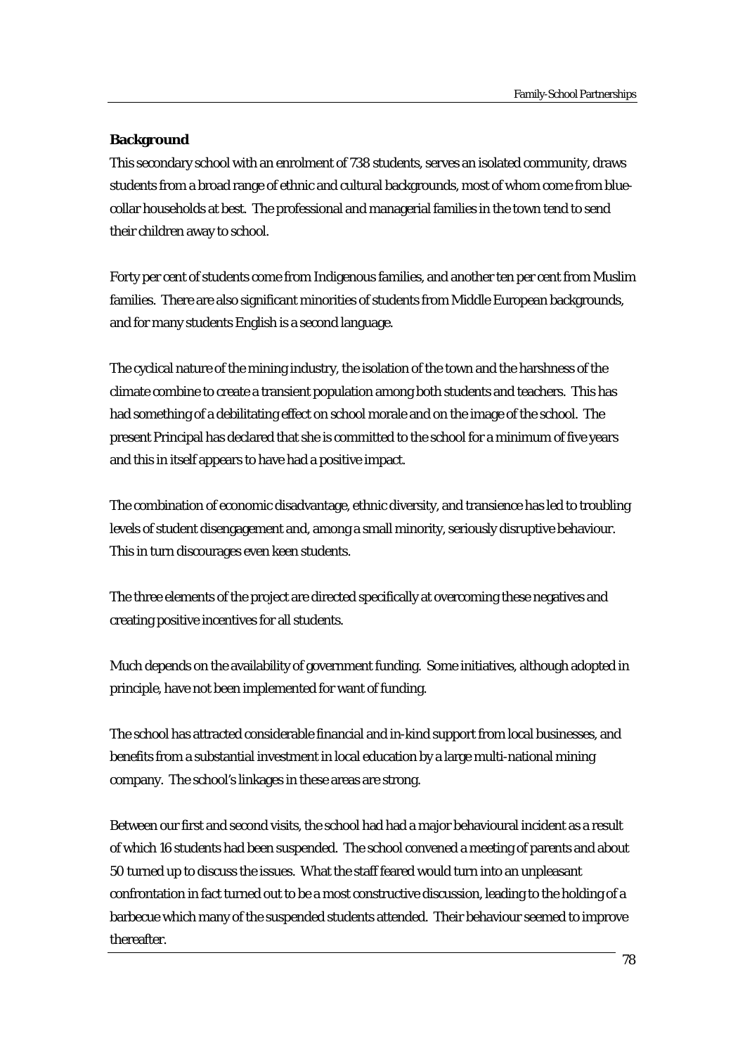**Background**

This secondary school with an enrolment of 738 students, serves an isolated community, draws students from a broad range of ethnic and cultural backgrounds, most of whom come from blue-collar households at best. The professional and managerial families in the town tend to send their children away to school.

Forty per cent of students come from Indigenous families, and another ten per cent from Muslim families. There are also significant minorities of students from Middle European backgrounds, and for many students English is a second language.

The cyclical nature of the mining industry, the isolation of the town and the harshness of the climate combine to create a transient population among both students and teachers. This has had something of a debilitating effect on school morale and on the image of the school. The present Principal has declared that she is committed to the school for a minimum of five years and this in itself appears to have had a positive impact.

The combination of economic disadvantage, ethnic diversity, and transience has led to troubling levels of student disengagement and, among a small minority, seriously disruptive behaviour. This in turn discourages even keen students.

The three elements of the project are directed specifically at overcoming these negatives and creating positive incentives for all students.

Much depends on the availability of government funding. Some initiatives, although adopted in principle, have not been implemented for want of funding.

The school has attracted considerable financial and in-kind support from local businesses, and benefits from a substantial investment in local education by a large multi-national mining company. The school's linkages in these areas are strong.

Between our first and second visits, the school had had a major behavioural incident as a result of which 16 students had been suspended. The school convened a meeting of parents and about 50 turned up to discuss the issues. What the staff feared would turn into an unpleasant confrontation in fact turned out to be a most constructive discussion, leading to the holding of a barbecue which many of the suspended students attended. Their behaviour seemed to improve thereafter.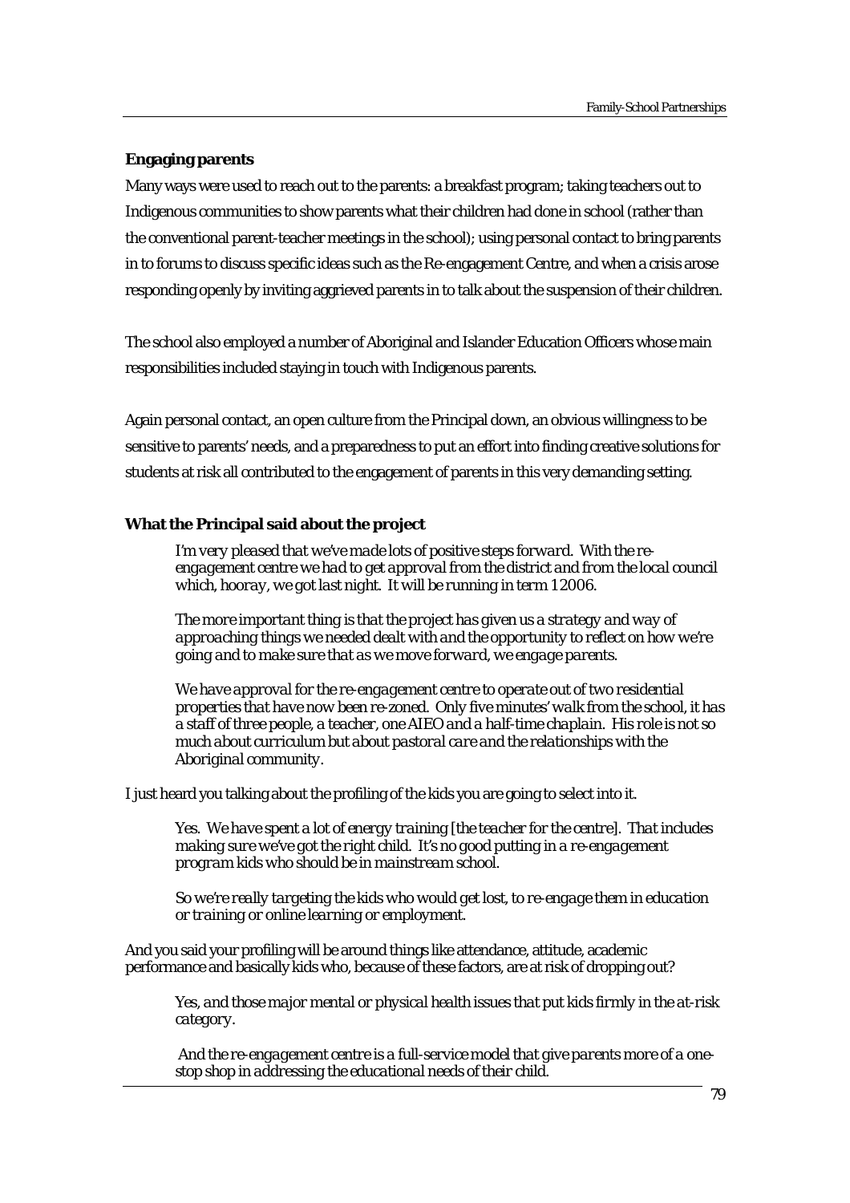### Engaging parents

Many ways were used to reach out to the parents: a breakfast program; taking teachers out to Indigenous communities to show parents what their children had done in school (rather than the conventional parent-teacher meetings in the school); using personal contact to bring parents in to forums to discuss specific ideas such as the Re-engagement Centre, and when a crisis arose responding openly by inviting aggrieved parents in to talk about the suspension of their children.

The school also employed a number of Aboriginal and Islander Education Officers whose main responsibilities included staying in touch with Indigenous parents.

Again personal contact, an open culture from the Principal down, an obvious willingness to be sensitive to parents' needs, and a preparedness to put an effort into finding creative solutions for students at risk all contributed to the engagement of parents in this very demanding setting.

### What the Principal said about the project

> *I'm very pleased that we've made lots of positive steps forward. With the re-engagement centre we had to get approval from the district and from the local council which, hooray, we got last night. It will be running in term 1 2006.*
>
> *The more important thing is that the project has given us a strategy and way of approaching things we needed dealt with and the opportunity to reflect on how we're going and to make sure that as we move forward, we engage parents.*
>
> *We have approval for the re-engagement centre to operate out of two residential properties that have now been re-zoned. Only five minutes' walk from the school, it has a staff of three people, a teacher, one AIEO and a half-time chaplain. His role is not so much about curriculum but about pastoral care and the relationships with the Aboriginal community.*

I just heard you talking about the profiling of the kids you are going to select into it.

> *Yes. We have spent a lot of energy training [the teacher for the centre]. That includes making sure we've got the right child. It's no good putting in a re-engagement program kids who should be in mainstream school.*
>
> *So we're really targeting the kids who would get lost, to re-engage them in education or training or online learning or employment.*

And you said your profiling will be around things like attendance, attitude, academic performance and basically kids who, because of these factors, are at risk of dropping out?

> *Yes, and those major mental or physical health issues that put kids firmly in the at-risk category.*
>
> *And the re-engagement centre is a full-service model that give parents more of a one-stop shop in addressing the educational needs of their child.*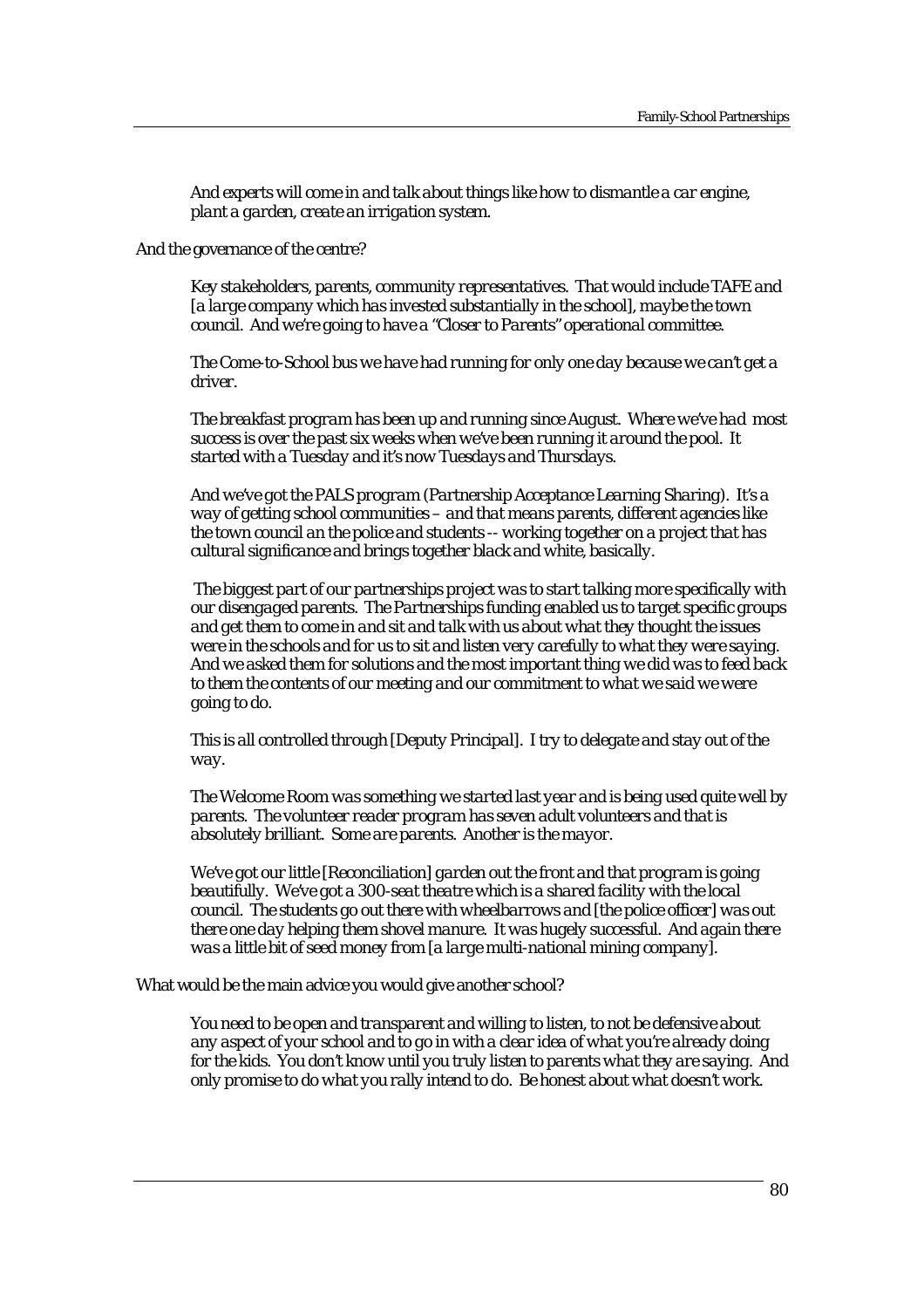*And experts will come in and talk about things like how to dismantle a car engine, plant a garden, create an irrigation system.*

And the governance of the centre?

*Key stakeholders, parents, community representatives. That would include TAFE and [a large company which has invested substantially in the school], maybe the town council. And we're going to have a "Closer to Parents" operational committee.*

*The Come-to-School bus we have had running for only one day because we can't get a driver.*

*The breakfast program has been up and running since August. Where we've had most success is over the past six weeks when we've been running it around the pool. It started with a Tuesday and it's now Tuesdays and Thursdays.*

*And we've got the PALS program (Partnership Acceptance Learning Sharing). It's a way of getting school communities – and that means parents, different agencies like the town council an the police and students -- working together on a project that has cultural significance and brings together black and white, basically.*

*The biggest part of our partnerships project was to start talking more specifically with our disengaged parents. The Partnerships funding enabled us to target specific groups and get them to come in and sit and talk with us about what they thought the issues were in the schools and for us to sit and listen very carefully to what they were saying. And we asked them for solutions and the most important thing we did was to feed back to them the contents of our meeting and our commitment to what we said we were going to do.*

*This is all controlled through [Deputy Principal]. I try to delegate and stay out of the way.*

*The Welcome Room was something we started last year and is being used quite well by parents. The volunteer reader program has seven adult volunteers and that is absolutely brilliant. Some are parents. Another is the mayor.*

*We've got our little [Reconciliation] garden out the front and that program is going beautifully. We've got a 300-seat theatre which is a shared facility with the local council. The students go out there with wheelbarrows and [the police officer] was out there one day helping them shovel manure. It was hugely successful. And again there was a little bit of seed money from [a large multi-national mining company].*

What would be the main advice you would give another school?

*You need to be open and transparent and willing to listen, to not be defensive about any aspect of your school and to go in with a clear idea of what you're already doing for the kids. You don't know until you truly listen to parents what they are saying. And only promise to do what you rally intend to do. Be honest about what doesn't work.*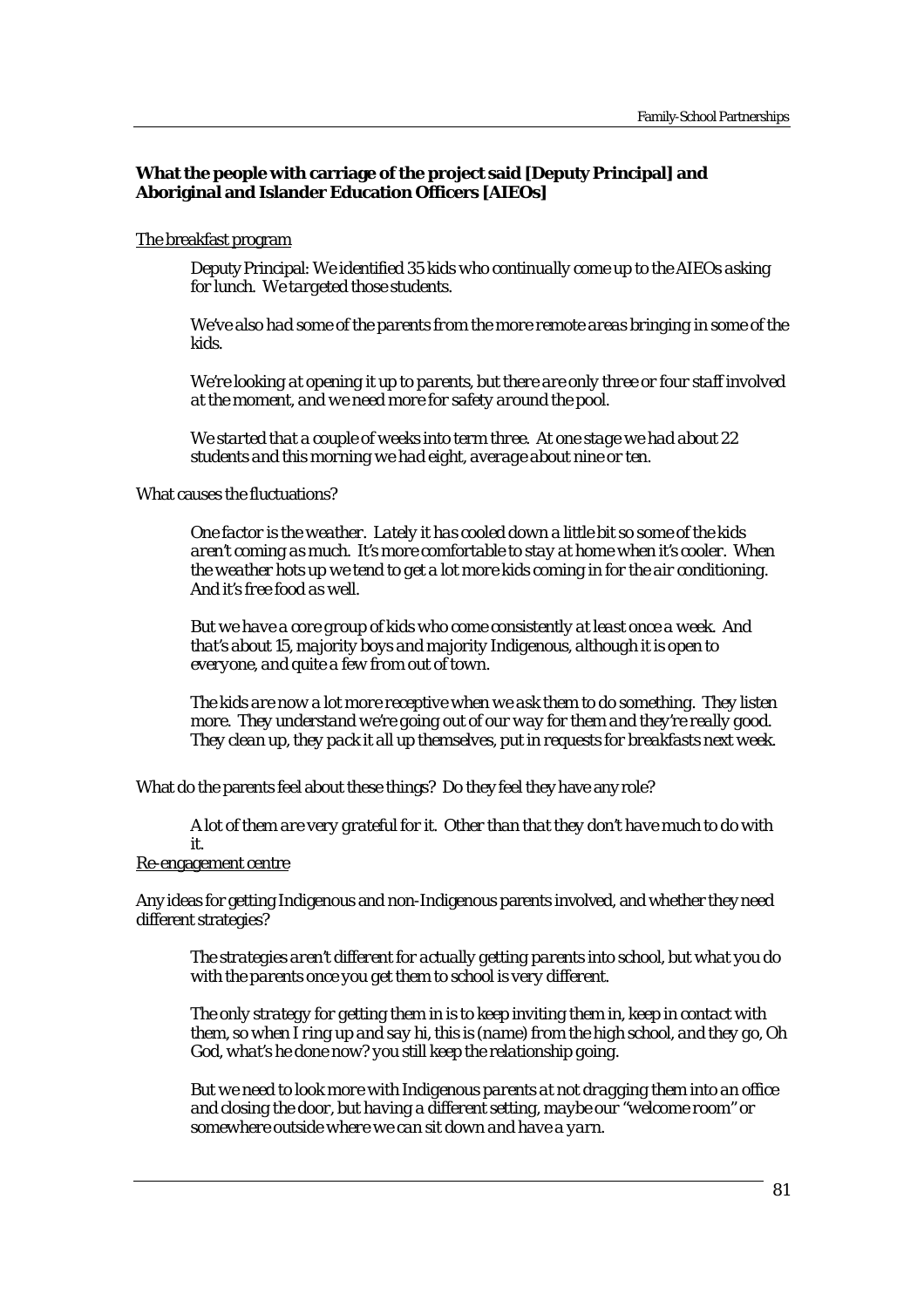**What the people with carriage of the project said [Deputy Principal] and Aboriginal and Islander Education Officers [AIEOs]**

<u>The breakfast program</u>

> *Deputy Principal: We identified 35 kids who continually come up to the AIEOs asking for lunch. We targeted those students.*
>
> *We've also had some of the parents from the more remote areas bringing in some of the kids.*
>
> *We're looking at opening it up to parents, but there are only three or four staff involved at the moment, and we need more for safety around the pool.*
>
> *We started that a couple of weeks into term three. At one stage we had about 22 students and this morning we had eight, average about nine or ten.*

What causes the fluctuations?

> *One factor is the weather. Lately it has cooled down a little bit so some of the kids aren't coming as much. It's more comfortable to stay at home when it's cooler. When the weather hots up we tend to get a lot more kids coming in for the air conditioning. And it's free food as well.*
>
> *But we have a core group of kids who come consistently at least once a week. And that's about 15, majority boys and majority Indigenous, although it is open to everyone, and quite a few from out of town.*
>
> *The kids are now a lot more receptive when we ask them to do something. They listen more. They understand we're going out of our way for them and they're really good. They clean up, they pack it all up themselves, put in requests for breakfasts next week.*

What do the parents feel about these things? Do they feel they have any role?

> *A lot of them are very grateful for it. Other than that they don't have much to do with it.*

<u>Re-engagement centre</u>

Any ideas for getting Indigenous and non-Indigenous parents involved, and whether they need different strategies?

> *The strategies aren't different for actually getting parents into school, but what you do with the parents once you get them to school is very different.*
>
> *The only strategy for getting them in is to keep inviting them in, keep in contact with them, so when I ring up and say hi, this is (name) from the high school, and they go, Oh God, what's he done now? you still keep the relationship going.*
>
> *But we need to look more with Indigenous parents at not dragging them into an office and closing the door, but having a different setting, maybe our "welcome room" or somewhere outside where we can sit down and have a yarn.*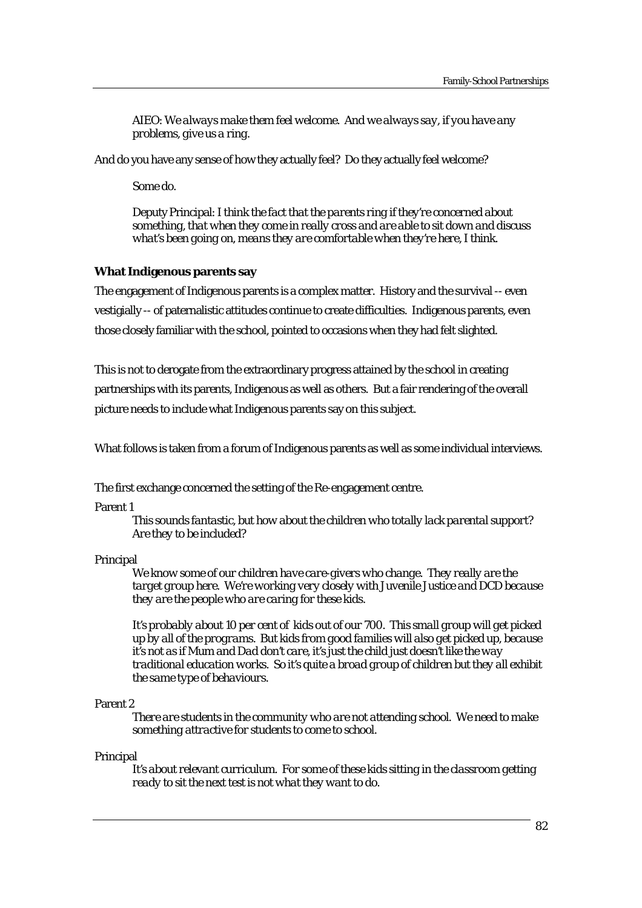*AIEO: We always make them feel welcome. And we always say, if you have any problems, give us a ring.*

And do you have any sense of how they actually feel? Do they actually feel welcome?

*Some do.*

*Deputy Principal: I think the fact that the parents ring if they're concerned about something, that when they come in really cross and are able to sit down and discuss what's been going on, means they are comfortable when they're here, I think.*

**What Indigenous parents say**

The engagement of Indigenous parents is a complex matter. History and the survival -- even vestigially -- of paternalistic attitudes continue to create difficulties. Indigenous parents, even those closely familiar with the school, pointed to occasions when they had felt slighted.

This is not to derogate from the extraordinary progress attained by the school in creating partnerships with its parents, Indigenous as well as others. But a fair rendering of the overall picture needs to include what Indigenous parents say on this subject.

What follows is taken from a forum of Indigenous parents as well as some individual interviews.

The first exchange concerned the setting of the Re-engagement centre.

*Parent 1*

*This sounds fantastic, but how about the children who totally lack parental support? Are they to be included?*

*Principal*

*We know some of our children have care-givers who change. They really are the target group here. We're working very closely with Juvenile Justice and DCD because they are the people who are caring for these kids.*

*It's probably about 10 per cent of kids out of our 700. This small group will get picked up by all of the programs. But kids from good families will also get picked up, because it's not as if Mum and Dad don't care, it's just the child just doesn't like the way traditional education works. So it's quite a broad group of children but they all exhibit the same type of behaviours.*

*Parent 2*

*There are students in the community who are not attending school. We need to make something attractive for students to come to school.*

*Principal*

*It's about relevant curriculum. For some of these kids sitting in the classroom getting ready to sit the next test is not what they want to do.*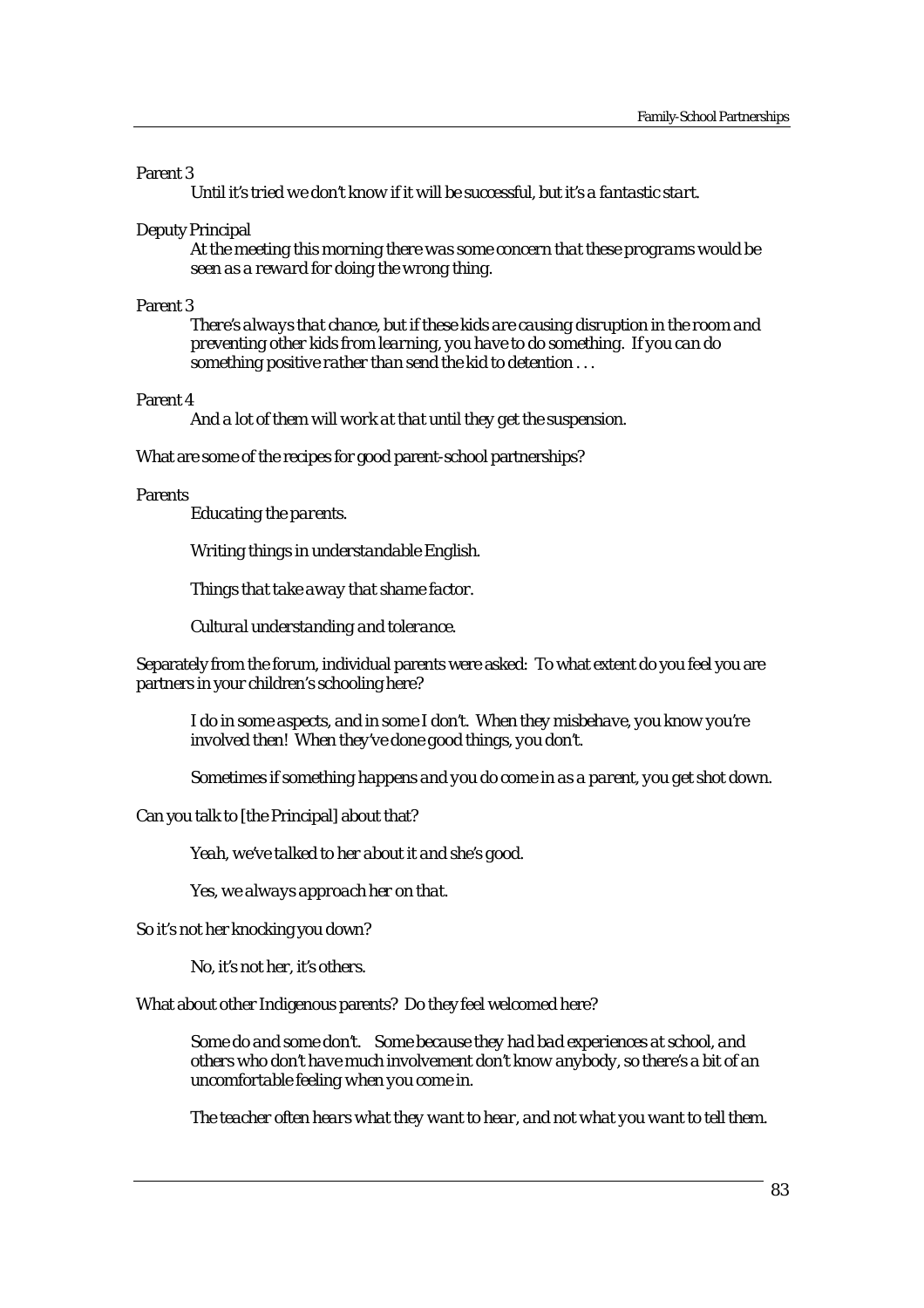Parent 3

*Until it's tried we don't know if it will be successful, but it's a fantastic start.*

Deputy Principal

*At the meeting this morning there was some concern that these programs would be seen as a reward for doing the wrong thing.*

Parent 3

*There's always that chance, but if these kids are causing disruption in the room and preventing other kids from learning, you have to do something. If you can do something positive rather than send the kid to detention . . .*

Parent 4

*And a lot of them will work at that until they get the suspension.*

What are some of the recipes for good parent-school partnerships?

Parents

*Educating the parents.*

*Writing things in understandable English.*

*Things that take away that shame factor.*

*Cultural understanding and tolerance.*

Separately from the forum, individual parents were asked: To what extent do you feel you are partners in your children's schooling here?

*I do in some aspects, and in some I don't. When they misbehave, you know you're involved then! When they've done good things, you don't.*

*Sometimes if something happens and you do come in as a parent, you get shot down.*

Can you talk to [the Principal] about that?

*Yeah, we've talked to her about it and she's good.*

*Yes, we always approach her on that.*

So it's not her knocking you down?

*No, it's not her, it's others.*

What about other Indigenous parents? Do they feel welcomed here?

*Some do and some don't. Some because they had bad experiences at school, and others who don't have much involvement don't know anybody, so there's a bit of an uncomfortable feeling when you come in.*

*The teacher often hears what they want to hear, and not what you want to tell them.*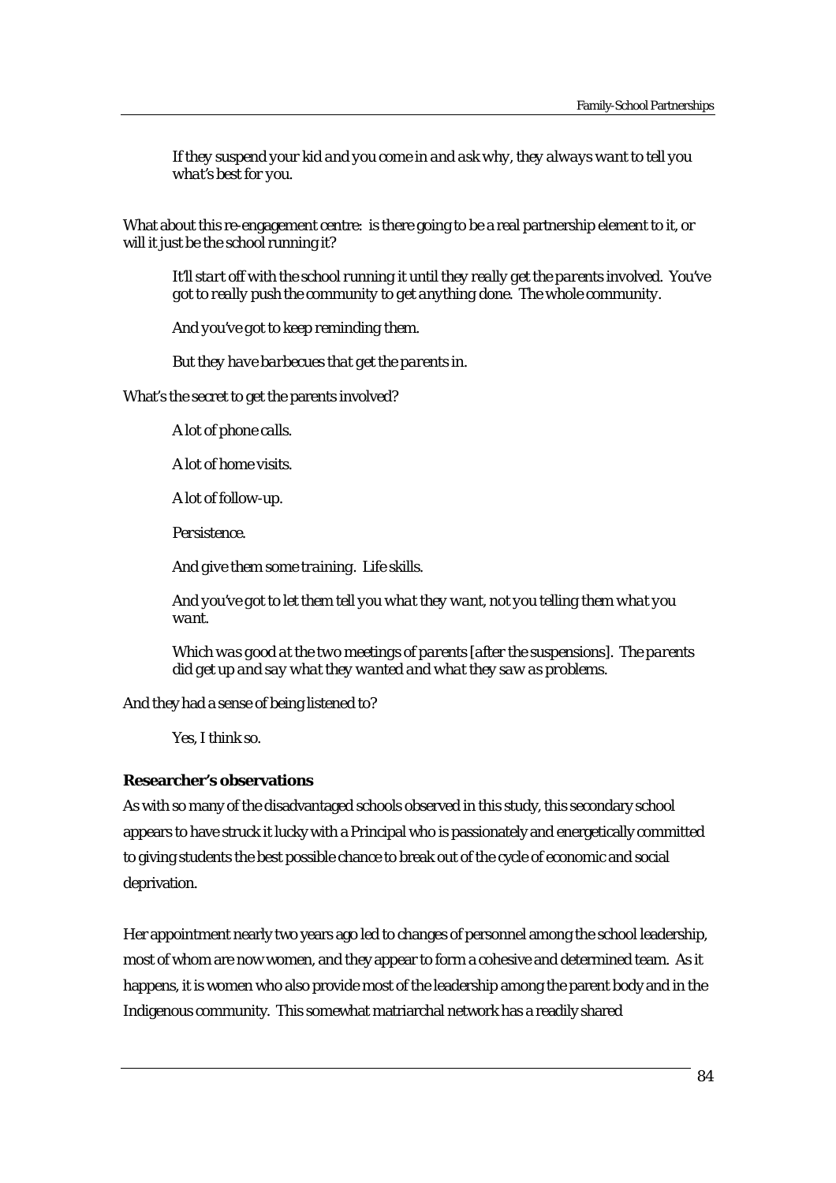*If they suspend your kid and you come in and ask why, they always want to tell you what's best for you.*

What about this re-engagement centre: is there going to be a real partnership element to it, or will it just be the school running it?

*It'll start off with the school running it until they really get the parents involved. You've got to really push the community to get anything done. The whole community.*

*And you've got to keep reminding them.*

*But they have barbecues that get the parents in.*

What's the secret to get the parents involved?

*A lot of phone calls.*

*A lot of home visits.*

*A lot of follow-up.*

*Persistence.*

*And give them some training. Life skills.*

*And you've got to let them tell you what they want, not you telling them what you want.*

*Which was good at the two meetings of parents [after the suspensions]. The parents did get up and say what they wanted and what they saw as problems.*

And they had a sense of being listened to?

*Yes, I think so.*

**Researcher's observations**

As with so many of the disadvantaged schools observed in this study, this secondary school appears to have struck it lucky with a Principal who is passionately and energetically committed to giving students the best possible chance to break out of the cycle of economic and social deprivation.

Her appointment nearly two years ago led to changes of personnel among the school leadership, most of whom are now women, and they appear to form a cohesive and determined team. As it happens, it is women who also provide most of the leadership among the parent body and in the Indigenous community. This somewhat matriarchal network has a readily shared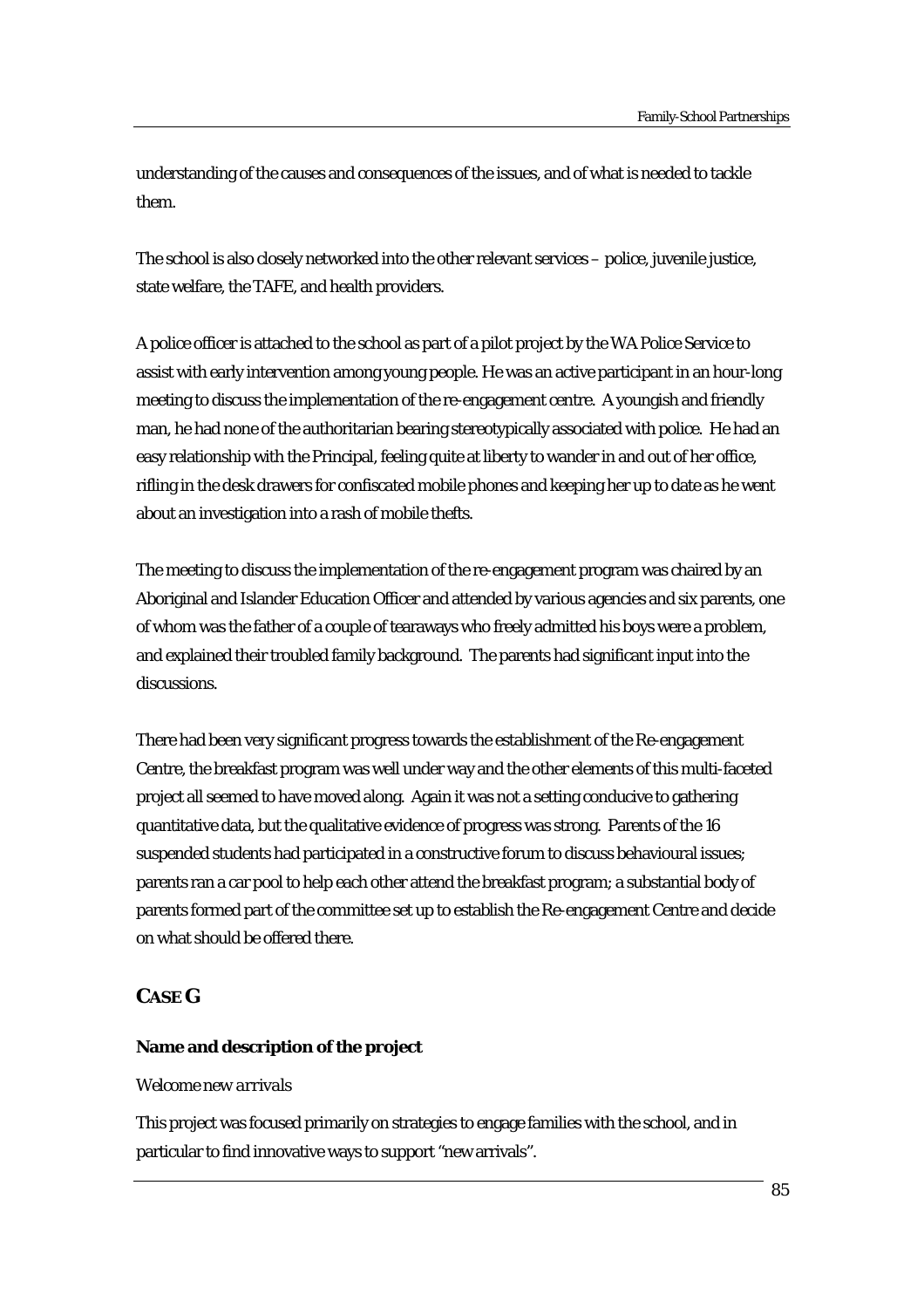understanding of the causes and consequences of the issues, and of what is needed to tackle them.

The school is also closely networked into the other relevant services – police, juvenile justice, state welfare, the TAFE, and health providers.

A police officer is attached to the school as part of a pilot project by the WA Police Service to assist with early intervention among young people. He was an active participant in an hour-long meeting to discuss the implementation of the re-engagement centre. A youngish and friendly man, he had none of the authoritarian bearing stereotypically associated with police. He had an easy relationship with the Principal, feeling quite at liberty to wander in and out of her office, rifling in the desk drawers for confiscated mobile phones and keeping her up to date as he went about an investigation into a rash of mobile thefts.

The meeting to discuss the implementation of the re-engagement program was chaired by an Aboriginal and Islander Education Officer and attended by various agencies and six parents, one of whom was the father of a couple of tearaways who freely admitted his boys were a problem, and explained their troubled family background. The parents had significant input into the discussions.

There had been very significant progress towards the establishment of the Re-engagement Centre, the breakfast program was well under way and the other elements of this multi-faceted project all seemed to have moved along. Again it was not a setting conducive to gathering quantitative data, but the qualitative evidence of progress was strong. Parents of the 16 suspended students had participated in a constructive forum to discuss behavioural issues; parents ran a car pool to help each other attend the breakfast program; a substantial body of parents formed part of the committee set up to establish the Re-engagement Centre and decide on what should be offered there.

## CASE G

**Name and description of the project**

*Welcome new arrivals*

This project was focused primarily on strategies to engage families with the school, and in particular to find innovative ways to support "new arrivals".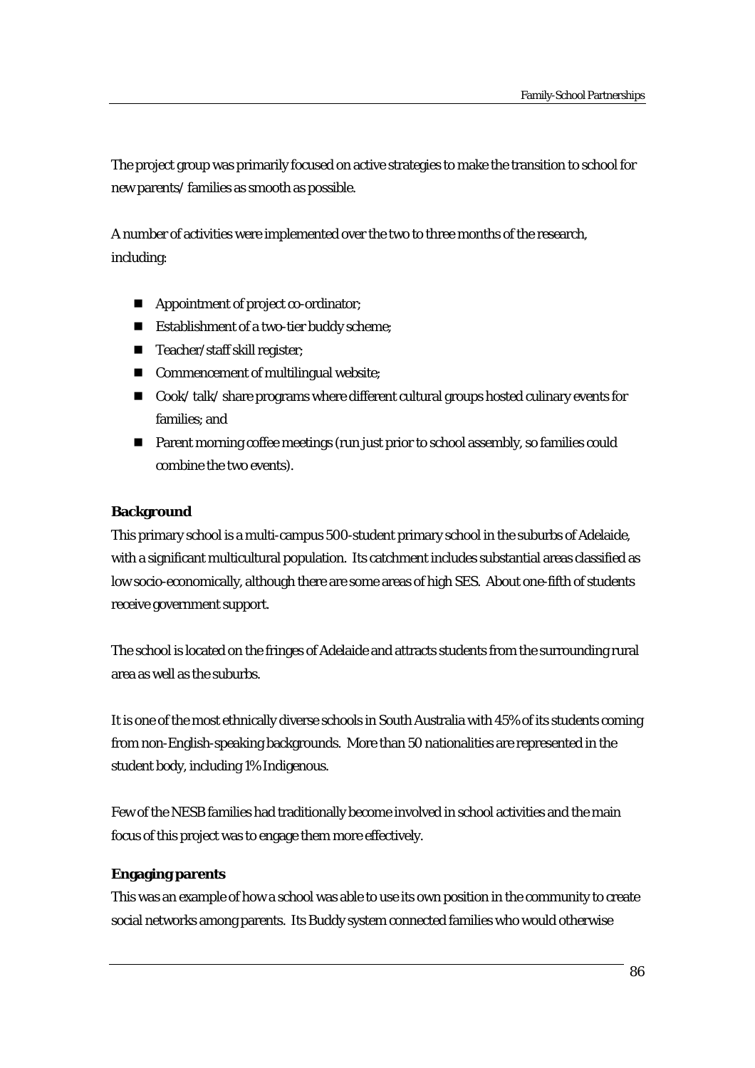The project group was primarily focused on active strategies to make the transition to school for new parents/ families as smooth as possible.

A number of activities were implemented over the two to three months of the research, including:

- Appointment of project co-ordinator;
- Establishment of a two-tier buddy scheme;
- Teacher/staff skill register;
- Commencement of multilingual website;
- Cook/ talk/ share programs where different cultural groups hosted culinary events for families; and
- Parent morning coffee meetings (run just prior to school assembly, so families could combine the two events).

**Background**

This primary school is a multi-campus 500-student primary school in the suburbs of Adelaide, with a significant multicultural population. Its catchment includes substantial areas classified as low socio-economically, although there are some areas of high SES. About one-fifth of students receive government support.

The school is located on the fringes of Adelaide and attracts students from the surrounding rural area as well as the suburbs.

It is one of the most ethnically diverse schools in South Australia with 45% of its students coming from non-English-speaking backgrounds. More than 50 nationalities are represented in the student body, including 1% Indigenous.

Few of the NESB families had traditionally become involved in school activities and the main focus of this project was to engage them more effectively.

**Engaging parents**

This was an example of how a school was able to use its own position in the community to create social networks among parents. Its Buddy system connected families who would otherwise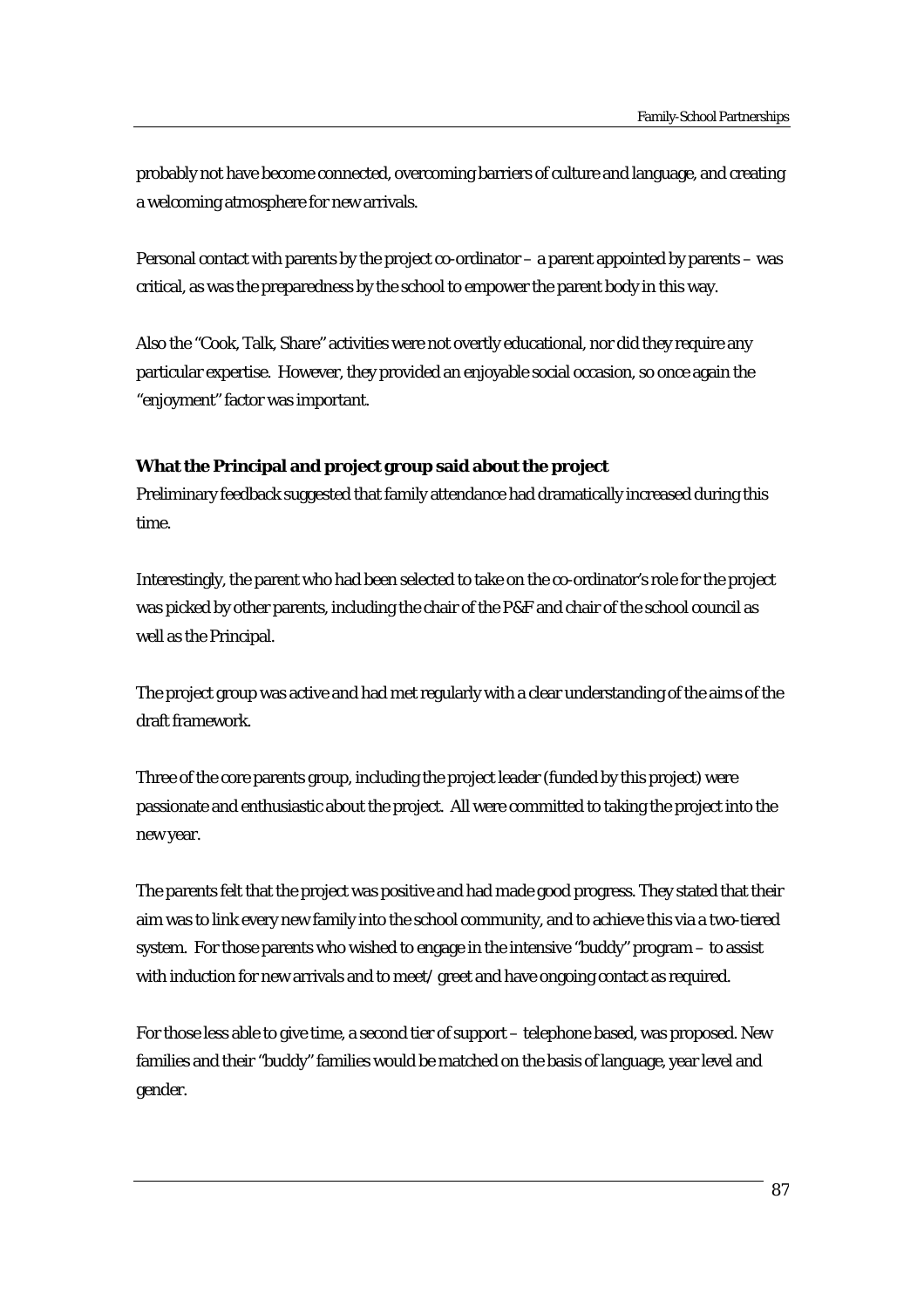probably not have become connected, overcoming barriers of culture and language, and creating a welcoming atmosphere for new arrivals.

Personal contact with parents by the project co-ordinator – a parent appointed by parents – was critical, as was the preparedness by the school to empower the parent body in this way.

Also the "Cook, Talk, Share" activities were not overtly educational, nor did they require any particular expertise. However, they provided an enjoyable social occasion, so once again the "enjoyment" factor was important.

**What the Principal and project group said about the project**

Preliminary feedback suggested that family attendance had dramatically increased during this time.

Interestingly, the parent who had been selected to take on the co-ordinator's role for the project was picked by other parents, including the chair of the P&F and chair of the school council as well as the Principal.

The project group was active and had met regularly with a clear understanding of the aims of the draft framework.

Three of the core parents group, including the project leader (funded by this project) were passionate and enthusiastic about the project. All were committed to taking the project into the new year.

The parents felt that the project was positive and had made good progress. They stated that their aim was to link every new family into the school community, and to achieve this via a two-tiered system. For those parents who wished to engage in the intensive "buddy" program – to assist with induction for new arrivals and to meet/ greet and have ongoing contact as required.

For those less able to give time, a second tier of support – telephone based, was proposed. New families and their "buddy" families would be matched on the basis of language, year level and gender.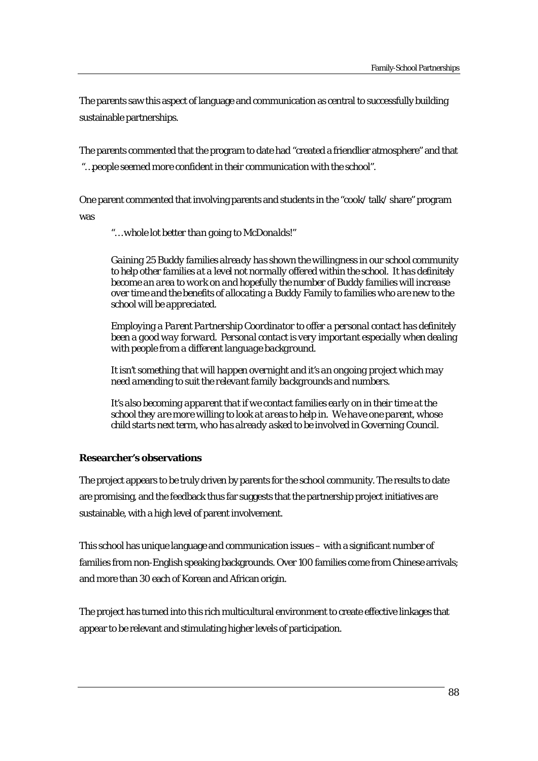The parents saw this aspect of language and communication as central to successfully building sustainable partnerships.

The parents commented that the program to date had "created a friendlier atmosphere" and that "…*people seemed more confident in their communication with the school*".

One parent commented that involving parents and students in the "cook/talk/share" program was

> "…*whole lot better than going to McDonalds!*"
>
> *Gaining 25 Buddy families already has shown the willingness in our school community to help other families at a level not normally offered within the school. It has definitely become an area to work on and hopefully the number of Buddy families will increase over time and the benefits of allocating a Buddy Family to families who are new to the school will be appreciated.*
>
> *Employing a Parent Partnership Coordinator to offer a personal contact has definitely been a good way forward. Personal contact is very important especially when dealing with people from a different language background.*
>
> *It isn't something that will happen overnight and it's an ongoing project which may need amending to suit the relevant family backgrounds and numbers.*
>
> *It's also becoming apparent that if we contact families early on in their time at the school they are more willing to look at areas to help in. We have one parent, whose child starts next term, who has already asked to be involved in Governing Council.*

**Researcher's observations**

The project appears to be truly driven by parents for the school community. The results to date are promising, and the feedback thus far suggests that the partnership project initiatives are sustainable, with a high level of parent involvement.

This school has unique language and communication issues – with a significant number of families from non-English speaking backgrounds. Over 100 families come from Chinese arrivals; and more than 30 each of Korean and African origin.

The project has turned into this rich multicultural environment to create effective linkages that appear to be relevant and stimulating higher levels of participation.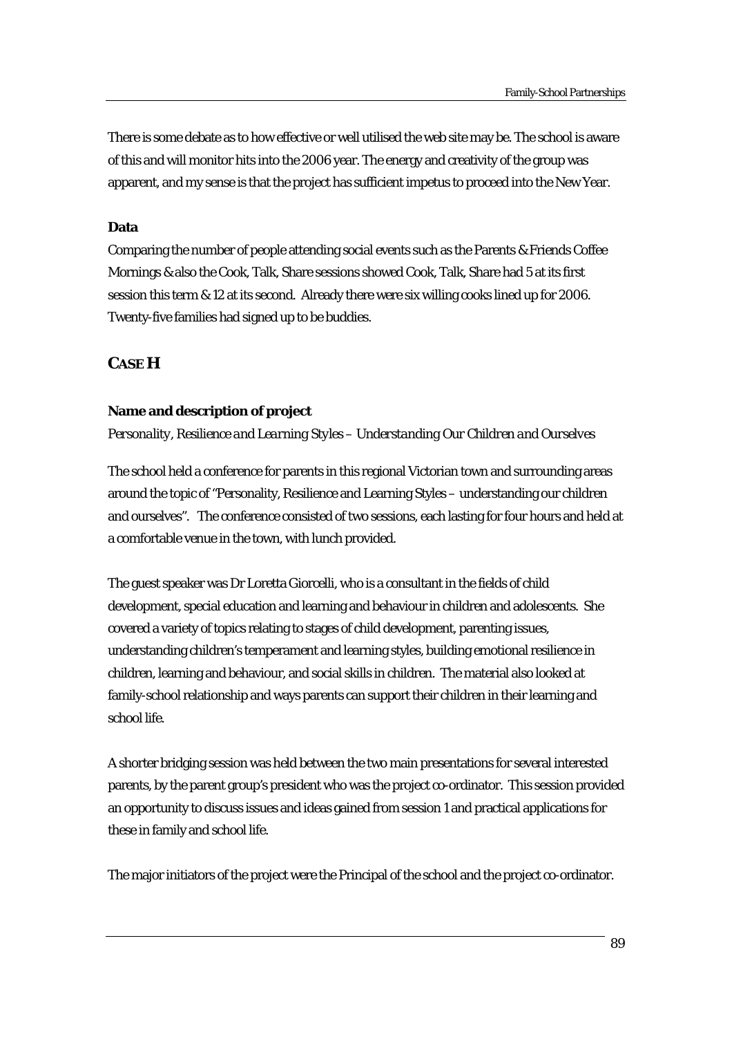There is some debate as to how effective or well utilised the web site may be. The school is aware of this and will monitor hits into the 2006 year. The energy and creativity of the group was apparent, and my sense is that the project has sufficient impetus to proceed into the New Year.

**Data**

Comparing the number of people attending social events such as the Parents & Friends Coffee Mornings & also the Cook, Talk, Share sessions showed Cook, Talk, Share had 5 at its first session this term & 12 at its second. Already there were six willing cooks lined up for 2006. Twenty-five families had signed up to be buddies.

## CASE H

**Name and description of project**

*Personality, Resilience and Learning Styles – Understanding Our Children and Ourselves*

The school held a conference for parents in this regional Victorian town and surrounding areas around the topic of "Personality, Resilience and Learning Styles – understanding our children and ourselves". The conference consisted of two sessions, each lasting for four hours and held at a comfortable venue in the town, with lunch provided.

The guest speaker was Dr Loretta Giorcelli, who is a consultant in the fields of child development, special education and learning and behaviour in children and adolescents. She covered a variety of topics relating to stages of child development, parenting issues, understanding children's temperament and learning styles, building emotional resilience in children, learning and behaviour, and social skills in children. The material also looked at family-school relationship and ways parents can support their children in their learning and school life.

A shorter bridging session was held between the two main presentations for several interested parents, by the parent group's president who was the project co-ordinator. This session provided an opportunity to discuss issues and ideas gained from session 1 and practical applications for these in family and school life.

The major initiators of the project were the Principal of the school and the project co-ordinator.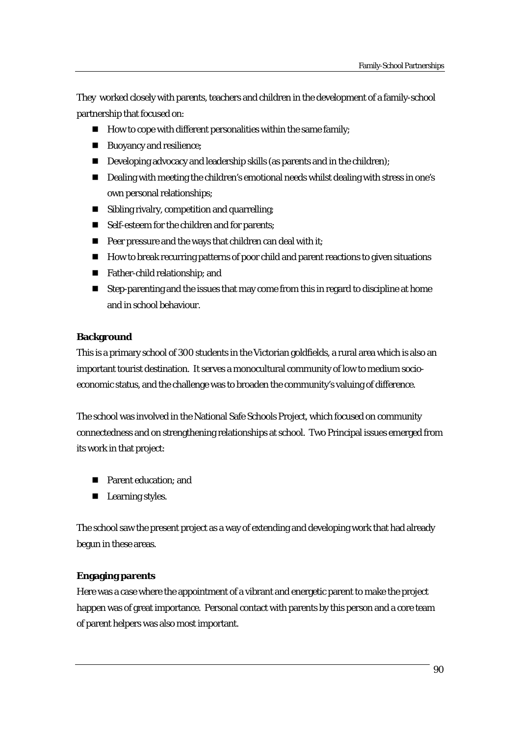They  worked closely with parents, teachers and children in the development of a family-school partnership that focused on:

- How to cope with different personalities within the same family;
- Buoyancy and resilience;
- Developing advocacy and leadership skills (as parents and in the children);
- Dealing with meeting the children's emotional needs whilst dealing with stress in one's own personal relationships;
- Sibling rivalry, competition and quarrelling;
- Self-esteem for the children and for parents;
- Peer pressure and the ways that children can deal with it;
- How to break recurring patterns of poor child and parent reactions to given situations
- Father-child relationship; and
- Step-parenting and the issues that may come from this in regard to discipline at home and in school behaviour.

**Background**

This is a primary school of 300 students in the Victorian goldfields, a rural area which is also an important tourist destination.  It serves a monocultural community of low to medium socio-economic status, and the challenge was to broaden the community's valuing of difference.

The school was involved in the National Safe Schools Project, which focused on community connectedness and on strengthening relationships at school.  Two Principal issues emerged from its work in that project:

- Parent education; and
- Learning styles.

The school saw the present project as a way of extending and developing work that had already begun in these areas.

**Engaging parents**

Here was a case where the appointment of a vibrant and energetic parent to make the project happen was of great importance.  Personal contact with parents by this person and a core team of parent helpers was also most important.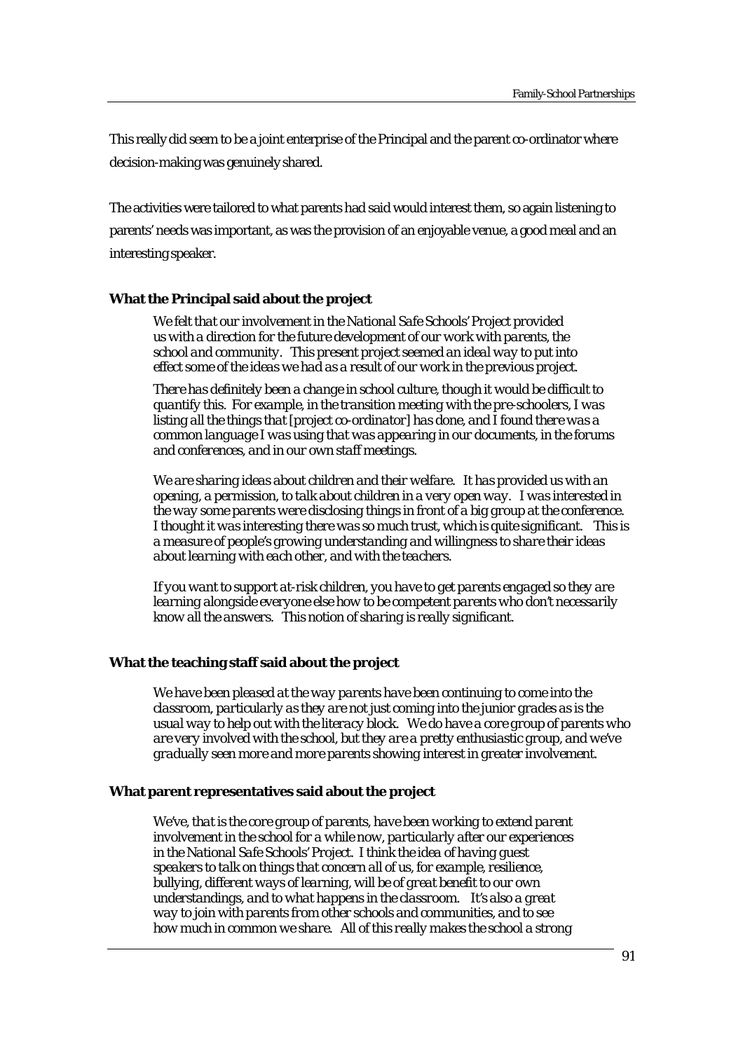This really did seem to be a joint enterprise of the Principal and the parent co-ordinator where decision-making was genuinely shared.

The activities were tailored to what parents had said would interest them, so again listening to parents' needs was important, as was the provision of an enjoyable venue, a good meal and an interesting speaker.

**What the Principal said about the project**

> *We felt that our involvement in the National Safe Schools' Project provided us with a direction for the future development of our work with parents, the school and community. This present project seemed an ideal way to put into effect some of the ideas we had as a result of our work in the previous project.*
>
> *There has definitely been a change in school culture, though it would be difficult to quantify this. For example, in the transition meeting with the pre-schoolers, I was listing all the things that [project co-ordinator] has done, and I found there was a common language I was using that was appearing in our documents, in the forums and conferences, and in our own staff meetings.*
>
> *We are sharing ideas about children and their welfare. It has provided us with an opening, a permission, to talk about children in a very open way. I was interested in the way some parents were disclosing things in front of a big group at the conference. I thought it was interesting there was so much trust, which is quite significant. This is a measure of people's growing understanding and willingness to share their ideas about learning with each other, and with the teachers.*
>
> *If you want to support at-risk children, you have to get parents engaged so they are learning alongside everyone else how to be competent parents who don't necessarily know all the answers. This notion of sharing is really significant.*

**What the teaching staff said about the project**

> *We have been pleased at the way parents have been continuing to come into the classroom, particularly as they are not just coming into the junior grades as is the usual way to help out with the literacy block. We do have a core group of parents who are very involved with the school, but they are a pretty enthusiastic group, and we've gradually seen more and more parents showing interest in greater involvement.*

**What parent representatives said about the project**

> *We've, that is the core group of parents, have been working to extend parent involvement in the school for a while now, particularly after our experiences in the National Safe Schools' Project. I think the idea of having guest speakers to talk on things that concern all of us, for example, resilience, bullying, different ways of learning, will be of great benefit to our own understandings, and to what happens in the classroom. It's also a great way to join with parents from other schools and communities, and to see how much in common we share. All of this really makes the school a strong*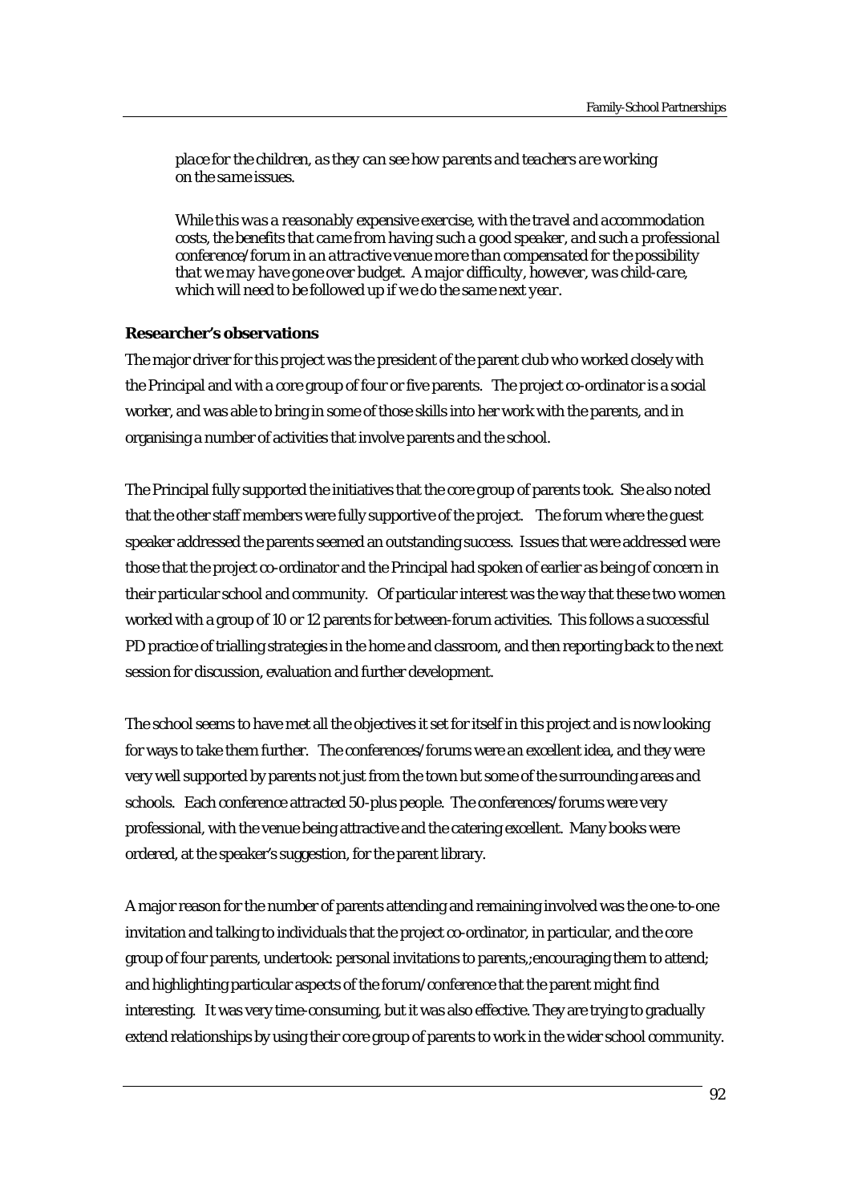*place for the children, as they can see how parents and teachers are working on the same issues.*

*While this was a reasonably expensive exercise, with the travel and accommodation costs, the benefits that came from having such a good speaker, and such a professional conference/forum in an attractive venue more than compensated for the possibility that we may have gone over budget. A major difficulty, however, was child-care, which will need to be followed up if we do the same next year.*

**Researcher's observations**

The major driver for this project was the president of the parent club who worked closely with the Principal and with a core group of four or five parents. The project co-ordinator is a social worker, and was able to bring in some of those skills into her work with the parents, and in organising a number of activities that involve parents and the school.

The Principal fully supported the initiatives that the core group of parents took. She also noted that the other staff members were fully supportive of the project. The forum where the guest speaker addressed the parents seemed an outstanding success. Issues that were addressed were those that the project co-ordinator and the Principal had spoken of earlier as being of concern in their particular school and community. Of particular interest was the way that these two women worked with a group of 10 or 12 parents for between-forum activities. This follows a successful PD practice of trialling strategies in the home and classroom, and then reporting back to the next session for discussion, evaluation and further development.

The school seems to have met all the objectives it set for itself in this project and is now looking for ways to take them further. The conferences/forums were an excellent idea, and they were very well supported by parents not just from the town but some of the surrounding areas and schools. Each conference attracted 50-plus people. The conferences/forums were very professional, with the venue being attractive and the catering excellent. Many books were ordered, at the speaker's suggestion, for the parent library.

A major reason for the number of parents attending and remaining involved was the one-to-one invitation and talking to individuals that the project co-ordinator, in particular, and the core group of four parents, undertook: personal invitations to parents,;encouraging them to attend; and highlighting particular aspects of the forum/conference that the parent might find interesting. It was very time-consuming, but it was also effective. They are trying to gradually extend relationships by using their core group of parents to work in the wider school community.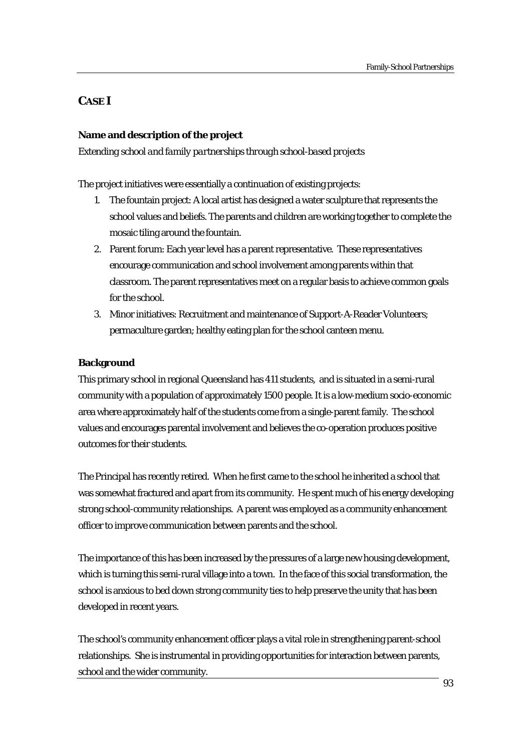## CASE I

**Name and description of the project**

*Extending school and family partnerships through school-based projects*

The project initiatives were essentially a continuation of existing projects:

1. The fountain project: A local artist has designed a water sculpture that represents the school values and beliefs. The parents and children are working together to complete the mosaic tiling around the fountain.
2. Parent forum: Each year level has a parent representative. These representatives encourage communication and school involvement among parents within that classroom. The parent representatives meet on a regular basis to achieve common goals for the school.
3. Minor initiatives: Recruitment and maintenance of Support-A-Reader Volunteers; permaculture garden; healthy eating plan for the school canteen menu.

**Background**

This primary school in regional Queensland has 411 students, and is situated in a semi-rural community with a population of approximately 1500 people. It is a low-medium socio-economic area where approximately half of the students come from a single-parent family. The school values and encourages parental involvement and believes the co-operation produces positive outcomes for their students.

The Principal has recently retired. When he first came to the school he inherited a school that was somewhat fractured and apart from its community. He spent much of his energy developing strong school-community relationships. A parent was employed as a community enhancement officer to improve communication between parents and the school.

The importance of this has been increased by the pressures of a large new housing development, which is turning this semi-rural village into a town. In the face of this social transformation, the school is anxious to bed down strong community ties to help preserve the unity that has been developed in recent years.

The school's community enhancement officer plays a vital role in strengthening parent-school relationships. She is instrumental in providing opportunities for interaction between parents, school and the wider community.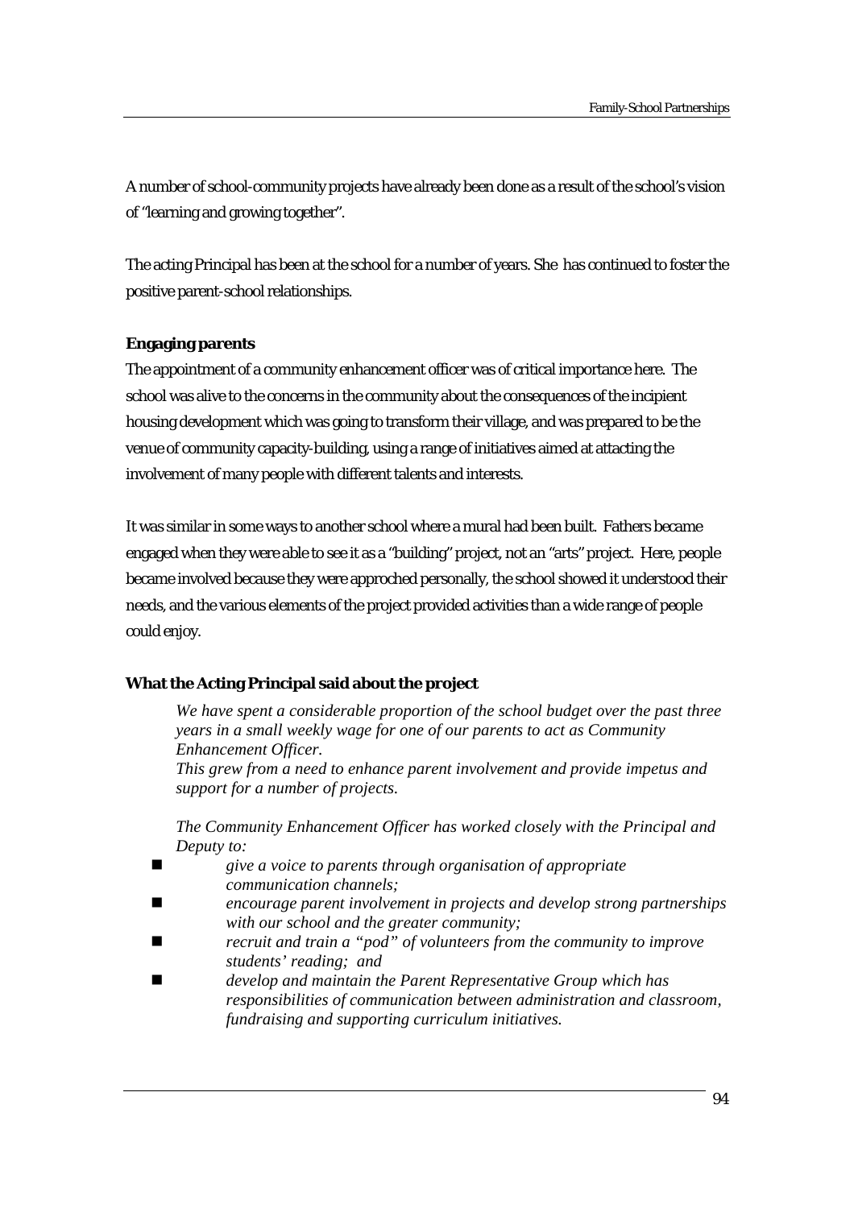A number of school-community projects have already been done as a result of the school's vision of "learning and growing together".

The acting Principal has been at the school for a number of years. She has continued to foster the positive parent-school relationships.

**Engaging parents**

The appointment of a community enhancement officer was of critical importance here. The school was alive to the concerns in the community about the consequences of the incipient housing development which was going to transform their village, and was prepared to be the venue of community capacity-building, using a range of initiatives aimed at attracting the involvement of many people with different talents and interests.

It was similar in some ways to another school where a mural had been built. Fathers became engaged when they were able to see it as a "building" project, not an "arts" project. Here, people became involved because they were approched personally, the school showed it understood their needs, and the various elements of the project provided activities than a wide range of people could enjoy.

**What the Acting Principal said about the project**

> *We have spent a considerable proportion of the school budget over the past three years in a small weekly wage for one of our parents to act as Community Enhancement Officer.*
> *This grew from a need to enhance parent involvement and provide impetus and support for a number of projects.*
>
> *The Community Enhancement Officer has worked closely with the Principal and Deputy to:*
>
> - *give a voice to parents through organisation of appropriate communication channels;*
> - *encourage parent involvement in projects and develop strong partnerships with our school and the greater community;*
> - *recruit and train a "pod" of volunteers from the community to improve students' reading; and*
> - *develop and maintain the Parent Representative Group which has responsibilities of communication between administration and classroom, fundraising and supporting curriculum initiatives.*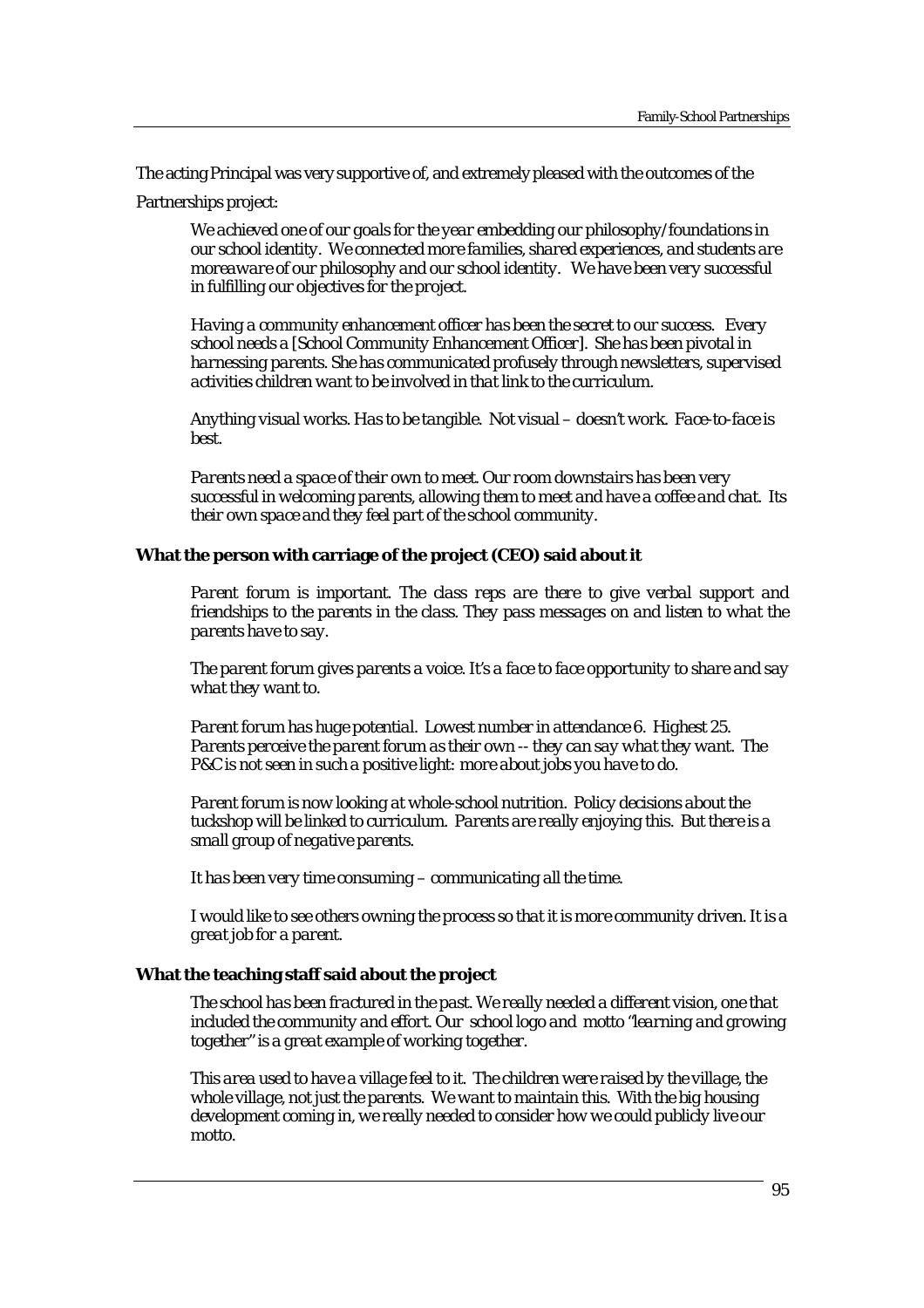The acting Principal was very supportive of, and extremely pleased with the outcomes of the Partnerships project:

> *We achieved one of our goals for the year embedding our philosophy/foundations in our school identity. We connected more families, shared experiences, and students are moreaware of our philosophy and our school identity. We have been very successful in fulfilling our objectives for the project.*
>
> *Having a community enhancement officer has been the secret to our success. Every school needs a [School Community Enhancement Officer]. She has been pivotal in harnessing parents. She has communicated profusely through newsletters, supervised activities children want to be involved in that link to the curriculum.*
>
> *Anything visual works. Has to be tangible. Not visual – doesn't work. Face-to-face is best.*
>
> *Parents need a space of their own to meet. Our room downstairs has been very successful in welcoming parents, allowing them to meet and have a coffee and chat. Its their own space and they feel part of the school community.*

**What the person with carriage of the project (CEO) said about it**

> *Parent forum is important. The class reps are there to give verbal support and friendships to the parents in the class. They pass messages on and listen to what the parents have to say.*
>
> *The parent forum gives parents a voice. It's a face to face opportunity to share and say what they want to.*
>
> *Parent forum has huge potential. Lowest number in attendance 6. Highest 25. Parents perceive the parent forum as their own -- they can say what they want. The P&C is not seen in such a positive light: more about jobs you have to do.*
>
> *Parent forum is now looking at whole-school nutrition. Policy decisions about the tuckshop will be linked to curriculum. Parents are really enjoying this. But there is a small group of negative parents.*
>
> *It has been very time consuming – communicating all the time.*
>
> *I would like to see others owning the process so that it is more community driven. It is a great job for a parent.*

**What the teaching staff said about the project**

> *The school has been fractured in the past. We really needed a different vision, one that included the community and effort. Our school logo and motto "learning and growing together" is a great example of working together.*
>
> *This area used to have a village feel to it. The children were raised by the village, the whole village, not just the parents. We want to maintain this. With the big housing development coming in, we really needed to consider how we could publicly live our motto.*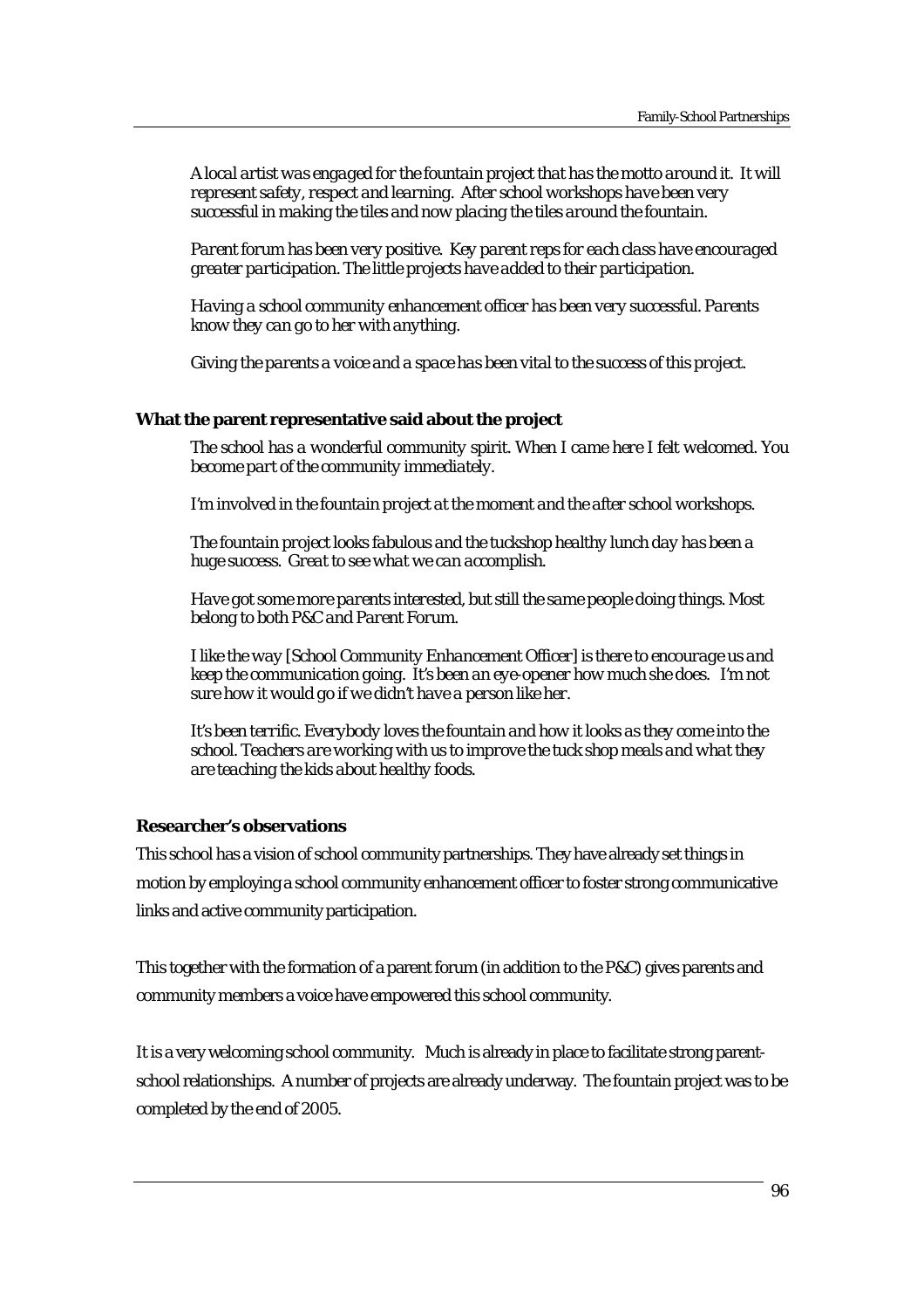*A local artist was engaged for the fountain project that has the motto around it. It will represent safety, respect and learning. After school workshops have been very successful in making the tiles and now placing the tiles around the fountain.*

*Parent forum has been very positive. Key parent reps for each class have encouraged greater participation. The little projects have added to their participation.*

*Having a school community enhancement officer has been very successful. Parents know they can go to her with anything.*

*Giving the parents a voice and a space has been vital to the success of this project.*

**What the parent representative said about the project**

*The school has a wonderful community spirit. When I came here I felt welcomed. You become part of the community immediately.*

*I'm involved in the fountain project at the moment and the after school workshops.*

*The fountain project looks fabulous and the tuckshop healthy lunch day has been a huge success. Great to see what we can accomplish.*

*Have got some more parents interested, but still the same people doing things. Most belong to both P&C and Parent Forum.*

*I like the way [School Community Enhancement Officer] is there to encourage us and keep the communication going. It's been an eye-opener how much she does. I'm not sure how it would go if we didn't have a person like her.*

*It's been terrific. Everybody loves the fountain and how it looks as they come into the school. Teachers are working with us to improve the tuck shop meals and what they are teaching the kids about healthy foods.*

**Researcher's observations**

This school has a vision of school community partnerships. They have already set things in motion by employing a school community enhancement officer to foster strong communicative links and active community participation.

This together with the formation of a parent forum (in addition to the P&C) gives parents and community members a voice have empowered this school community.

It is a very welcoming school community. Much is already in place to facilitate strong parent-school relationships. A number of projects are already underway. The fountain project was to be completed by the end of 2005.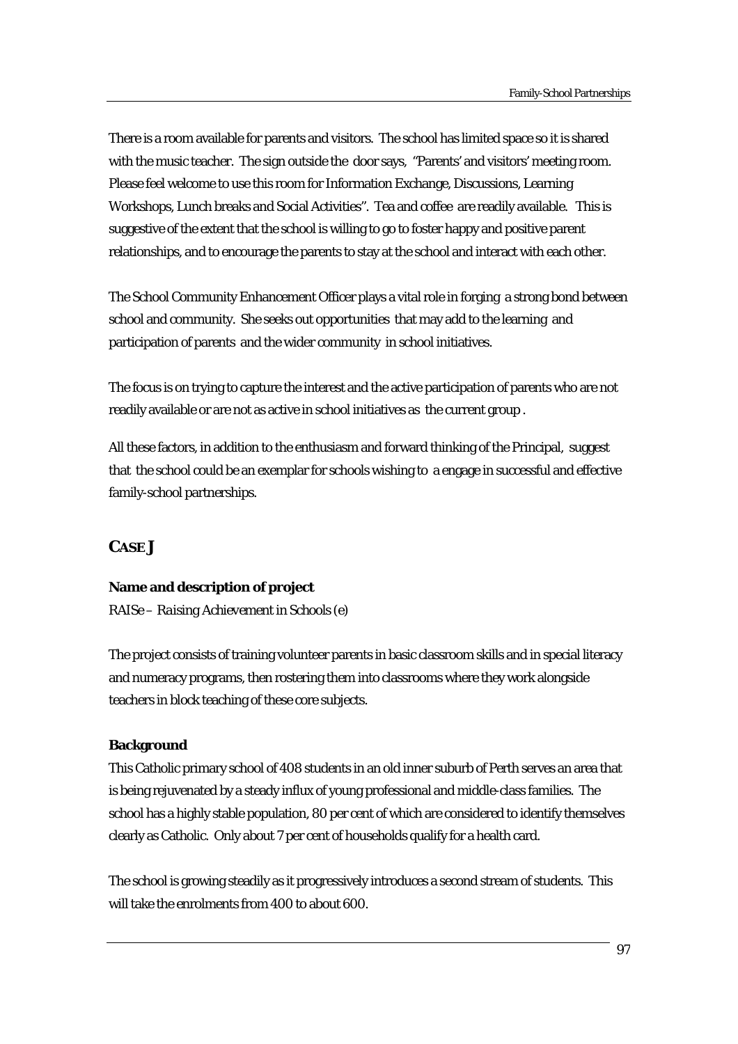There is a room available for parents and visitors. The school has limited space so it is shared with the music teacher. The sign outside the door says, "Parents' and visitors' meeting room. Please feel welcome to use this room for Information Exchange, Discussions, Learning Workshops, Lunch breaks and Social Activities". Tea and coffee are readily available. This is suggestive of the extent that the school is willing to go to foster happy and positive parent relationships, and to encourage the parents to stay at the school and interact with each other.

The School Community Enhancement Officer plays a vital role in forging a strong bond between school and community. She seeks out opportunities that may add to the learning and participation of parents and the wider community in school initiatives.

The focus is on trying to capture the interest and the active participation of parents who are not readily available or are not as active in school initiatives as the current group .

All these factors, in addition to the enthusiasm and forward thinking of the Principal, suggest that the school could be an exemplar for schools wishing to a engage in successful and effective family-school partnerships.

## CASE J

**Name and description of project**

RAISe – *Raising Achievement in Schools (e)*

The project consists of training volunteer parents in basic classroom skills and in special literacy and numeracy programs, then rostering them into classrooms where they work alongside teachers in block teaching of these core subjects.

**Background**

This Catholic primary school of 408 students in an old inner suburb of Perth serves an area that is being rejuvenated by a steady influx of young professional and middle-class families. The school has a highly stable population, 80 per cent of which are considered to identify themselves clearly as Catholic. Only about 7 per cent of households qualify for a health card.

The school is growing steadily as it progressively introduces a second stream of students. This will take the enrolments from 400 to about 600.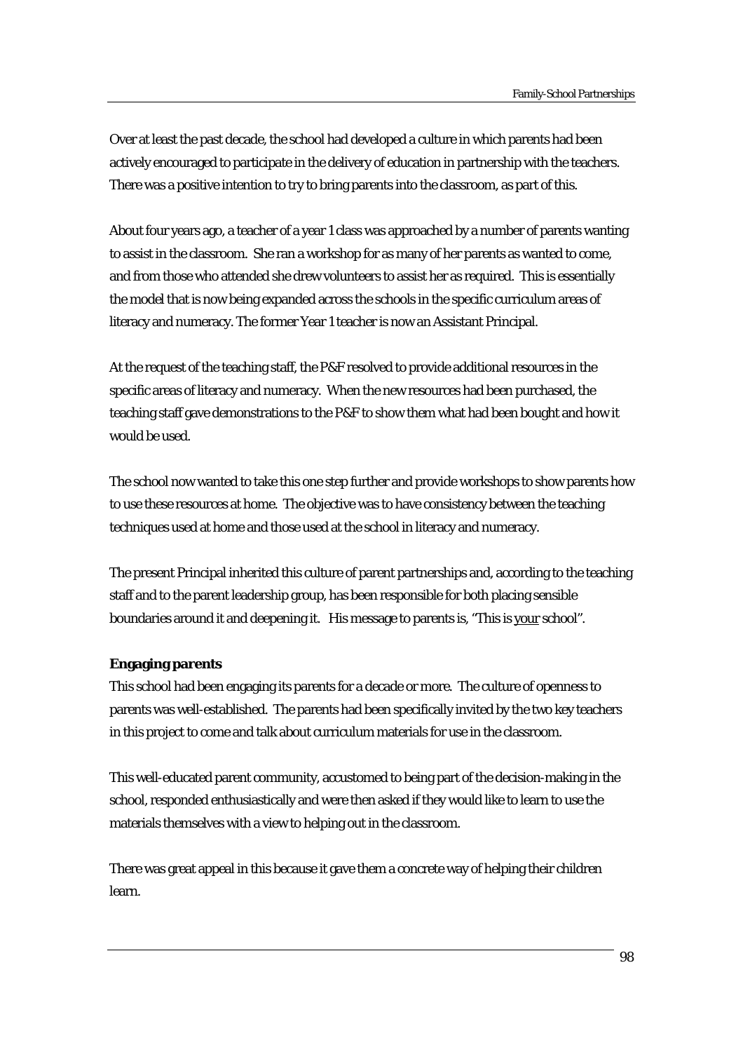Over at least the past decade, the school had developed a culture in which parents had been actively encouraged to participate in the delivery of education in partnership with the teachers. There was a positive intention to try to bring parents into the classroom, as part of this.

About four years ago, a teacher of a year 1 class was approached by a number of parents wanting to assist in the classroom. She ran a workshop for as many of her parents as wanted to come, and from those who attended she drew volunteers to assist her as required. This is essentially the model that is now being expanded across the schools in the specific curriculum areas of literacy and numeracy. The former Year 1 teacher is now an Assistant Principal.

At the request of the teaching staff, the P&F resolved to provide additional resources in the specific areas of literacy and numeracy. When the new resources had been purchased, the teaching staff gave demonstrations to the P&F to show them what had been bought and how it would be used.

The school now wanted to take this one step further and provide workshops to show parents how to use these resources at home. The objective was to have consistency between the teaching techniques used at home and those used at the school in literacy and numeracy.

The present Principal inherited this culture of parent partnerships and, according to the teaching staff and to the parent leadership group, has been responsible for both placing sensible boundaries around it and deepening it. His message to parents is, "This is <u>your</u> school".

**Engaging parents**

This school had been engaging its parents for a decade or more. The culture of openness to parents was well-established. The parents had been specifically invited by the two key teachers in this project to come and talk about curriculum materials for use in the classroom.

This well-educated parent community, accustomed to being part of the decision-making in the school, responded enthusiastically and were then asked if they would like to learn to use the materials themselves with a view to helping out in the classroom.

There was great appeal in this because it gave them a concrete way of helping their children learn.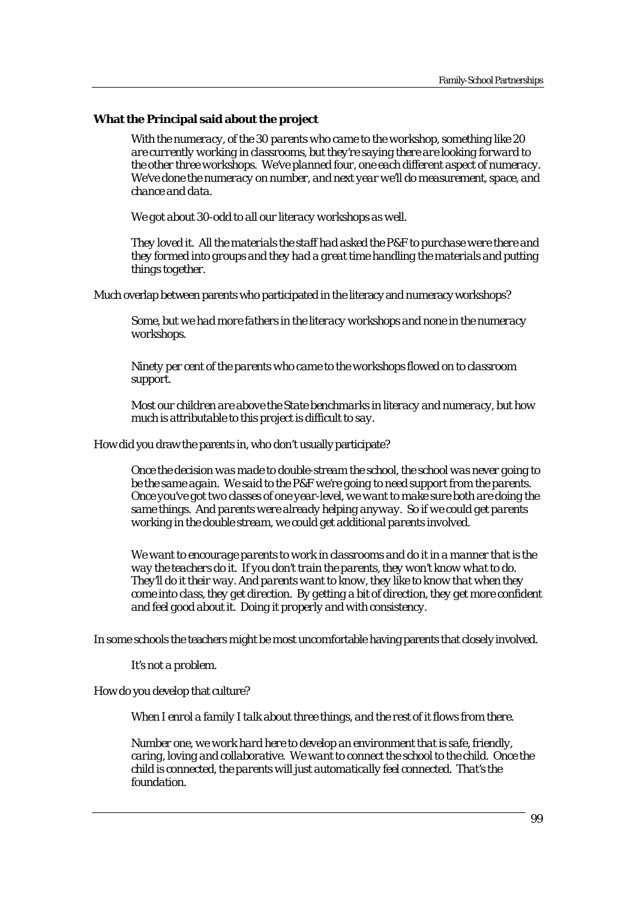**What the Principal said about the project**

> *With the numeracy, of the 30 parents who came to the workshop, something like 20 are currently working in classrooms, but they're saying there are looking forward to the other three workshops. We've planned four, one each different aspect of numeracy. We've done the numeracy on number, and next year we'll do measurement, space, and chance and data.*
>
> *We got about 30-odd to all our literacy workshops as well.*
>
> *They loved it. All the materials the staff had asked the P&F to purchase were there and they formed into groups and they had a great time handling the materials and putting things together.*

Much overlap between parents who participated in the literacy and numeracy workshops?

> *Some, but we had more fathers in the literacy workshops and none in the numeracy workshops.*
>
> *Ninety per cent of the parents who came to the workshops flowed on to classroom support.*
>
> *Most our children are above the State benchmarks in literacy and numeracy, but how much is attributable to this project is difficult to say.*

How did you draw the parents in, who don't usually participate?

> *Once the decision was made to double-stream the school, the school was never going to be the same again. We said to the P&F we're going to need support from the parents. Once you've got two classes of one year-level, we want to make sure both are doing the same things. And parents were already helping anyway. So if we could get parents working in the double stream, we could get additional parents involved.*
>
> *We want to encourage parents to work in classrooms and do it in a manner that is the way the teachers do it. If you don't train the parents, they won't know what to do. They'll do it their way. And parents want to know, they like to know that when they come into class, they get direction. By getting a bit of direction, they get more confident and feel good about it. Doing it properly and with consistency.*

In some schools the teachers might be most uncomfortable having parents that closely involved.

> *It's not a problem.*

How do you develop that culture?

> *When I enrol a family I talk about three things, and the rest of it flows from there.*
>
> *Number one, we work hard here to develop an environment that is safe, friendly, caring, loving and collaborative. We want to connect the school to the child. Once the child is connected, the parents will just automatically feel connected. That's the foundation.*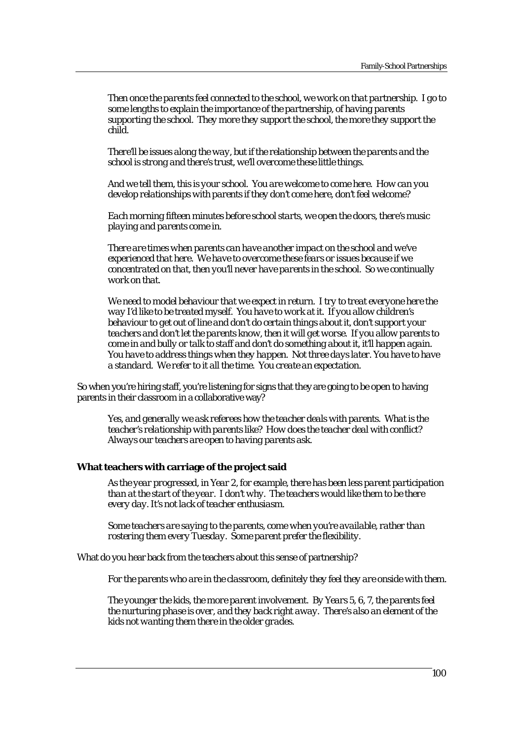*Then once the parents feel connected to the school, we work on that partnership. I go to some lengths to explain the importance of the partnership, of having parents supporting the school. They more they support the school, the more they support the child.*

*There'll be issues along the way, but if the relationship between the parents and the school is strong and there's trust, we'll overcome these little things.*

*And we tell them, this is your school. You are welcome to come here. How can you develop relationships with parents if they don't come here, don't feel welcome?*

*Each morning fifteen minutes before school starts, we open the doors, there's music playing and parents come in.*

*There are times when parents can have another impact on the school and we've experienced that here. We have to overcome these fears or issues because if we concentrated on that, then you'll never have parents in the school. So we continually work on that.*

*We need to model behaviour that we expect in return. I try to treat everyone here the way I'd like to be treated myself. You have to work at it. If you allow children's behaviour to get out of line and don't do certain things about it, don't support your teachers and don't let the parents know, then it will get worse. If you allow parents to come in and bully or talk to staff and don't do something about it, it'll happen again. You have to address things when they happen. Not three days later. You have to have a standard. We refer to it all the time. You create an expectation.*

So when you're hiring staff, you're listening for signs that they are going to be open to having parents in their classroom in a collaborative way?

*Yes, and generally we ask referees how the teacher deals with parents. What is the teacher's relationship with parents like? How does the teacher deal with conflict? Always our teachers are open to having parents ask.*

**What teachers with carriage of the project said**

*As the year progressed, in Year 2, for example, there has been less parent participation than at the start of the year. I don't why. The teachers would like them to be there every day. It's not lack of teacher enthusiasm.*

*Some teachers are saying to the parents, come when you're available, rather than rostering them every Tuesday. Some parent prefer the flexibility.*

What do you hear back from the teachers about this sense of partnership?

*For the parents who are in the classroom, definitely they feel they are onside with them.*

*The younger the kids, the more parent involvement. By Years 5, 6, 7, the parents feel the nurturing phase is over, and they back right away. There's also an element of the kids not wanting them there in the older grades.*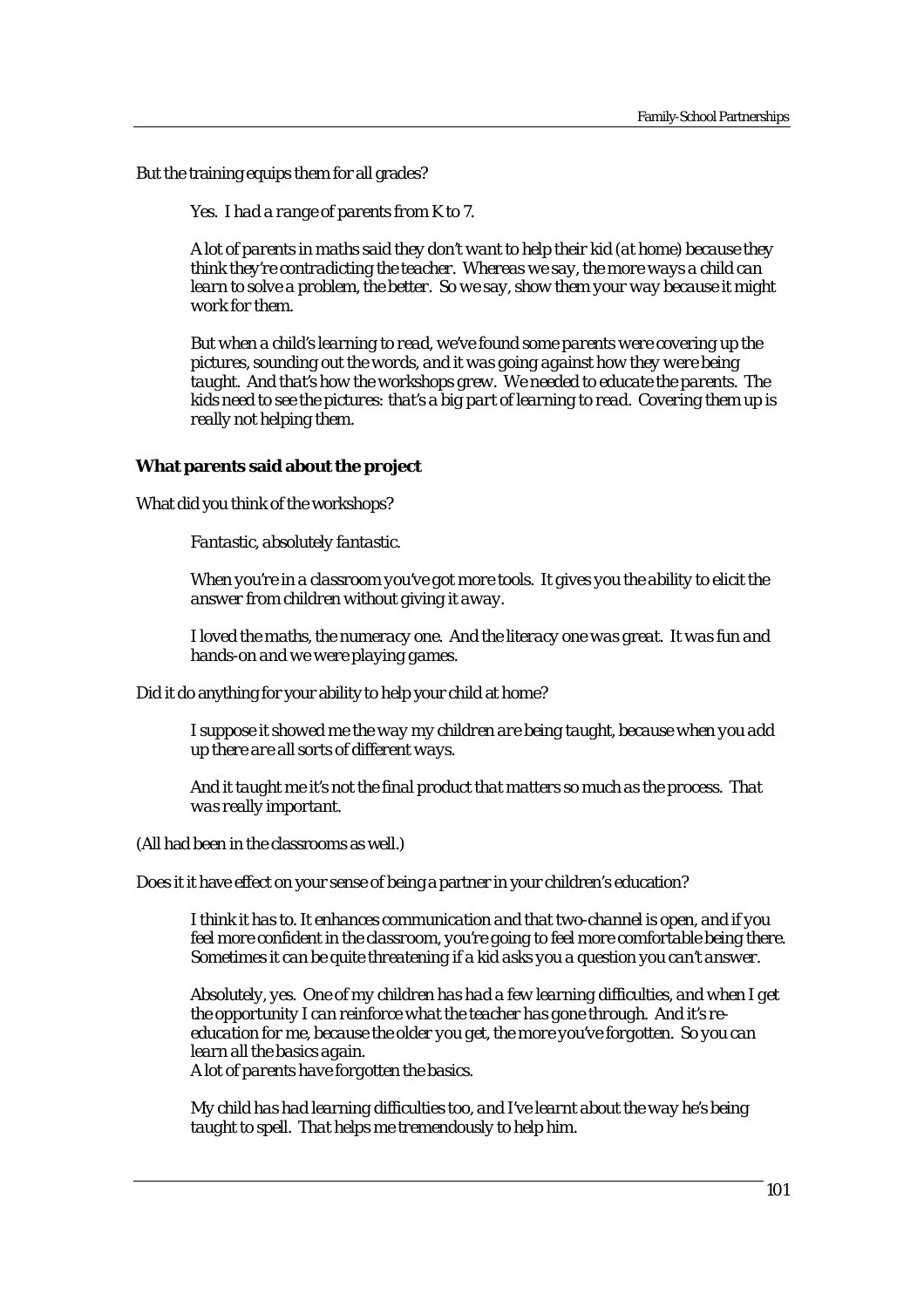But the training equips them for all grades?

> *Yes. I had a range of parents from K to 7.*
>
> *A lot of parents in maths said they don't want to help their kid (at home) because they think they're contradicting the teacher. Whereas we say, the more ways a child can learn to solve a problem, the better. So we say, show them your way because it might work for them.*
>
> *But when a child's learning to read, we've found some parents were covering up the pictures, sounding out the words, and it was going against how they were being taught. And that's how the workshops grew. We needed to educate the parents. The kids need to see the pictures: that's a big part of learning to read. Covering them up is really not helping them.*

**What parents said about the project**

What did you think of the workshops?

> *Fantastic, absolutely fantastic.*
>
> *When you're in a classroom you've got more tools. It gives you the ability to elicit the answer from children without giving it away.*
>
> *I loved the maths, the numeracy one. And the literacy one was great. It was fun and hands-on and we were playing games.*

Did it do anything for your ability to help your child at home?

> *I suppose it showed me the way my children are being taught, because when you add up there are all sorts of different ways.*
>
> *And it taught me it's not the final product that matters so much as the process. That was really important.*

(All had been in the classrooms as well.)

Does it it have effect on your sense of being a partner in your children's education?

> *I think it has to. It enhances communication and that two-channel is open, and if you feel more confident in the classroom, you're going to feel more comfortable being there. Sometimes it can be quite threatening if a kid asks you a question you can't answer.*
>
> *Absolutely, yes. One of my children has had a few learning difficulties, and when I get the opportunity I can reinforce what the teacher has gone through. And it's re-education for me, because the older you get, the more you've forgotten. So you can learn all the basics again.*
> *A lot of parents have forgotten the basics.*
>
> *My child has had learning difficulties too, and I've learnt about the way he's being taught to spell. That helps me tremendously to help him.*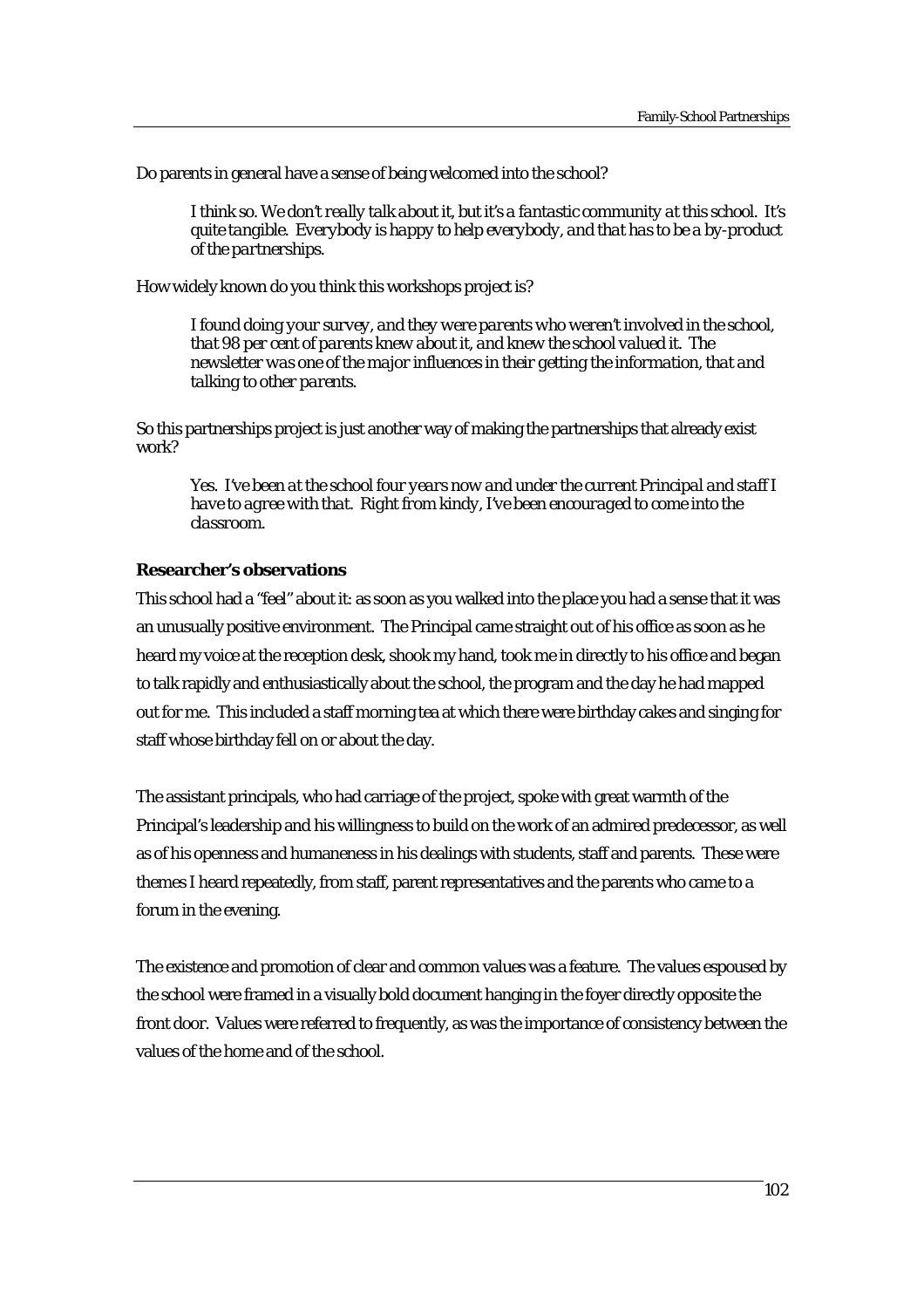Do parents in general have a sense of being welcomed into the school?

> *I think so. We don't really talk about it, but it's a fantastic community at this school. It's quite tangible. Everybody is happy to help everybody, and that has to be a by-product of the partnerships.*

How widely known do you think this workshops project is?

> *I found doing your survey, and they were parents who weren't involved in the school, that 98 per cent of parents knew about it, and knew the school valued it. The newsletter was one of the major influences in their getting the information, that and talking to other parents.*

So this partnerships project is just another way of making the partnerships that already exist work?

> *Yes. I've been at the school four years now and under the current Principal and staff I have to agree with that. Right from kindy, I've been encouraged to come into the classroom.*

**Researcher's observations**

This school had a "feel" about it: as soon as you walked into the place you had a sense that it was an unusually positive environment. The Principal came straight out of his office as soon as he heard my voice at the reception desk, shook my hand, took me in directly to his office and began to talk rapidly and enthusiastically about the school, the program and the day he had mapped out for me. This included a staff morning tea at which there were birthday cakes and singing for staff whose birthday fell on or about the day.

The assistant principals, who had carriage of the project, spoke with great warmth of the Principal's leadership and his willingness to build on the work of an admired predecessor, as well as of his openness and humaneness in his dealings with students, staff and parents. These were themes I heard repeatedly, from staff, parent representatives and the parents who came to a forum in the evening.

The existence and promotion of clear and common values was a feature. The values espoused by the school were framed in a visually bold document hanging in the foyer directly opposite the front door. Values were referred to frequently, as was the importance of consistency between the values of the home and of the school.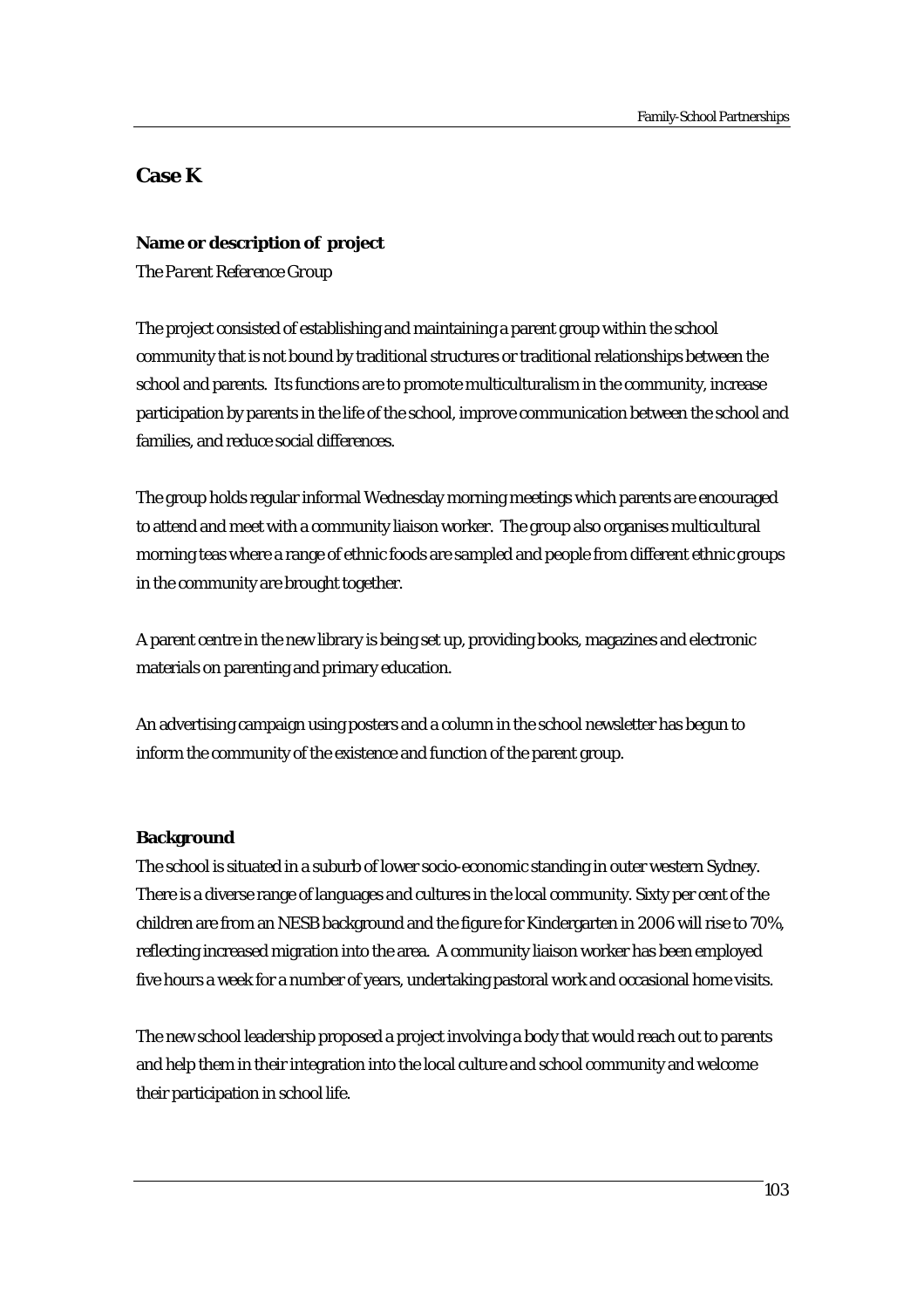## Case K

**Name or description of project**

*The Parent Reference Group*

The project consisted of establishing and maintaining a parent group within the school community that is not bound by traditional structures or traditional relationships between the school and parents. Its functions are to promote multiculturalism in the community, increase participation by parents in the life of the school, improve communication between the school and families, and reduce social differences.

The group holds regular informal Wednesday morning meetings which parents are encouraged to attend and meet with a community liaison worker. The group also organises multicultural morning teas where a range of ethnic foods are sampled and people from different ethnic groups in the community are brought together.

A parent centre in the new library is being set up, providing books, magazines and electronic materials on parenting and primary education.

An advertising campaign using posters and a column in the school newsletter has begun to inform the community of the existence and function of the parent group.

**Background**

The school is situated in a suburb of lower socio-economic standing in outer western Sydney. There is a diverse range of languages and cultures in the local community. Sixty per cent of the children are from an NESB background and the figure for Kindergarten in 2006 will rise to 70%, reflecting increased migration into the area. A community liaison worker has been employed five hours a week for a number of years, undertaking pastoral work and occasional home visits.

The new school leadership proposed a project involving a body that would reach out to parents and help them in their integration into the local culture and school community and welcome their participation in school life.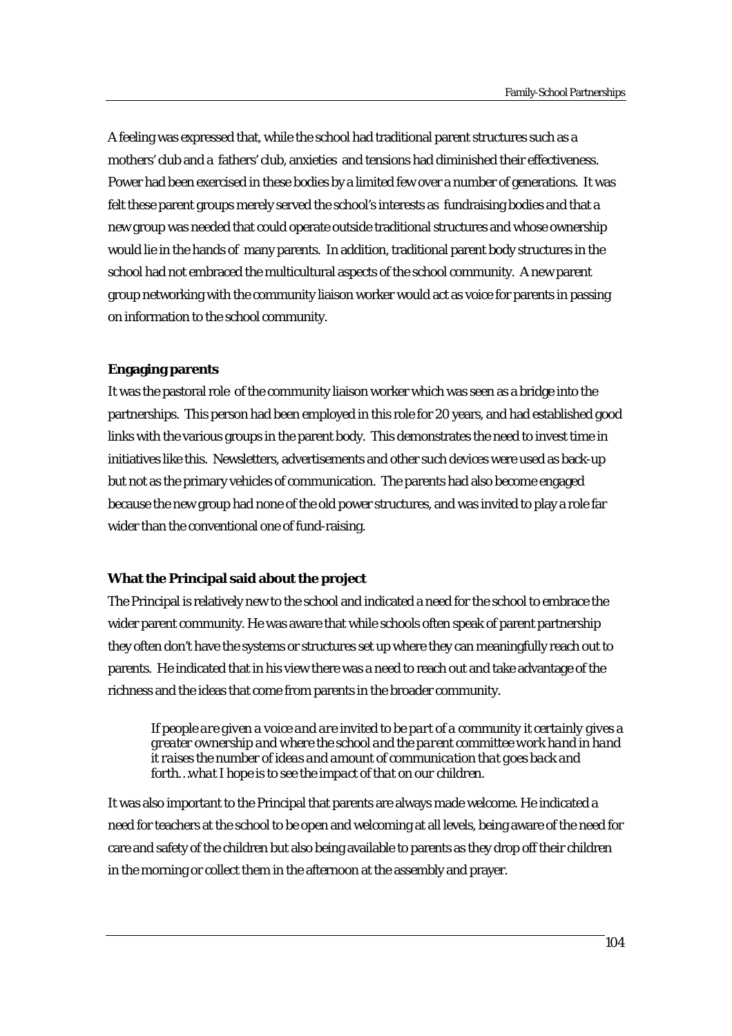A feeling was expressed that, while the school had traditional parent structures such as a mothers' club and a fathers' club, anxieties and tensions had diminished their effectiveness. Power had been exercised in these bodies by a limited few over a number of generations. It was felt these parent groups merely served the school's interests as fundraising bodies and that a new group was needed that could operate outside traditional structures and whose ownership would lie in the hands of many parents. In addition, traditional parent body structures in the school had not embraced the multicultural aspects of the school community. A new parent group networking with the community liaison worker would act as voice for parents in passing on information to the school community.

**Engaging parents**

It was the pastoral role of the community liaison worker which was seen as a bridge into the partnerships. This person had been employed in this role for 20 years, and had established good links with the various groups in the parent body. This demonstrates the need to invest time in initiatives like this. Newsletters, advertisements and other such devices were used as back-up but not as the primary vehicles of communication. The parents had also become engaged because the new group had none of the old power structures, and was invited to play a role far wider than the conventional one of fund-raising.

**What the Principal said about the project**

The Principal is relatively new to the school and indicated a need for the school to embrace the wider parent community. He was aware that while schools often speak of parent partnership they often don't have the systems or structures set up where they can meaningfully reach out to parents. He indicated that in his view there was a need to reach out and take advantage of the richness and the ideas that come from parents in the broader community.

> *If people are given a voice and are invited to be part of a community it certainly gives a greater ownership and where the school and the parent committee work hand in hand it raises the number of ideas and amount of communication that goes back and forth…what I hope is to see the impact of that on our children.*

It was also important to the Principal that parents are always made welcome. He indicated a need for teachers at the school to be open and welcoming at all levels, being aware of the need for care and safety of the children but also being available to parents as they drop off their children in the morning or collect them in the afternoon at the assembly and prayer.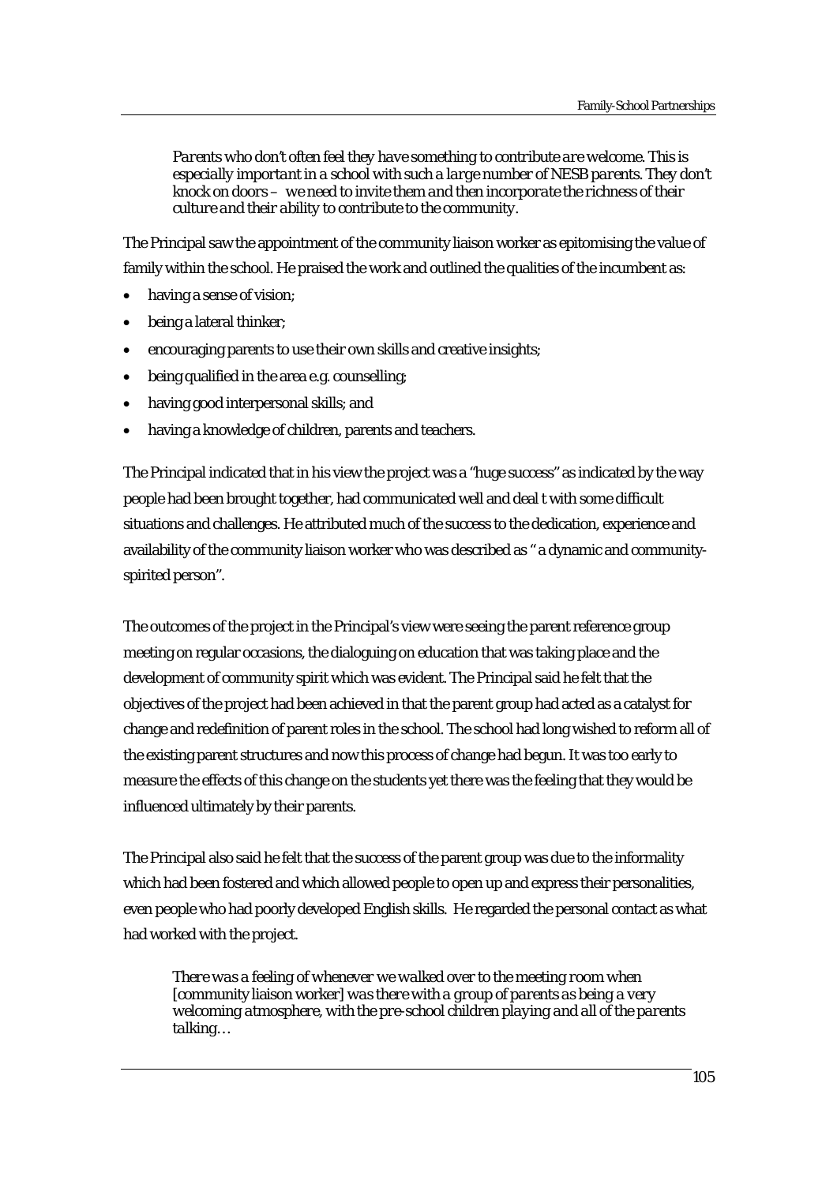*Parents who don't often feel they have something to contribute are welcome. This is especially important in a school with such a large number of NESB parents. They don't knock on doors – we need to invite them and then incorporate the richness of their culture and their ability to contribute to the community.*

The Principal saw the appointment of the community liaison worker as epitomising the value of family within the school. He praised the work and outlined the qualities of the incumbent as:

- having a sense of vision;
- being a lateral thinker;
- encouraging parents to use their own skills and creative insights;
- being qualified in the area e.g. counselling;
- having good interpersonal skills; and
- having a knowledge of children, parents and teachers.

The Principal indicated that in his view the project was a "huge success" as indicated by the way people had been brought together, had communicated well and deal t with some difficult situations and challenges. He attributed much of the success to the dedication, experience and availability of the community liaison worker who was described as " a dynamic and community-spirited person".

The outcomes of the project in the Principal's view were seeing the parent reference group meeting on regular occasions, the dialoguing on education that was taking place and the development of community spirit which was evident. The Principal said he felt that the objectives of the project had been achieved in that the parent group had acted as a catalyst for change and redefinition of parent roles in the school. The school had long wished to reform all of the existing parent structures and now this process of change had begun. It was too early to measure the effects of this change on the students yet there was the feeling that they would be influenced ultimately by their parents.

The Principal also said he felt that the success of the parent group was due to the informality which had been fostered and which allowed people to open up and express their personalities, even people who had poorly developed English skills. He regarded the personal contact as what had worked with the project.

*There was a feeling of whenever we walked over to the meeting room when [community liaison worker] was there with a group of parents as being a very welcoming atmosphere, with the pre-school children playing and all of the parents talking…*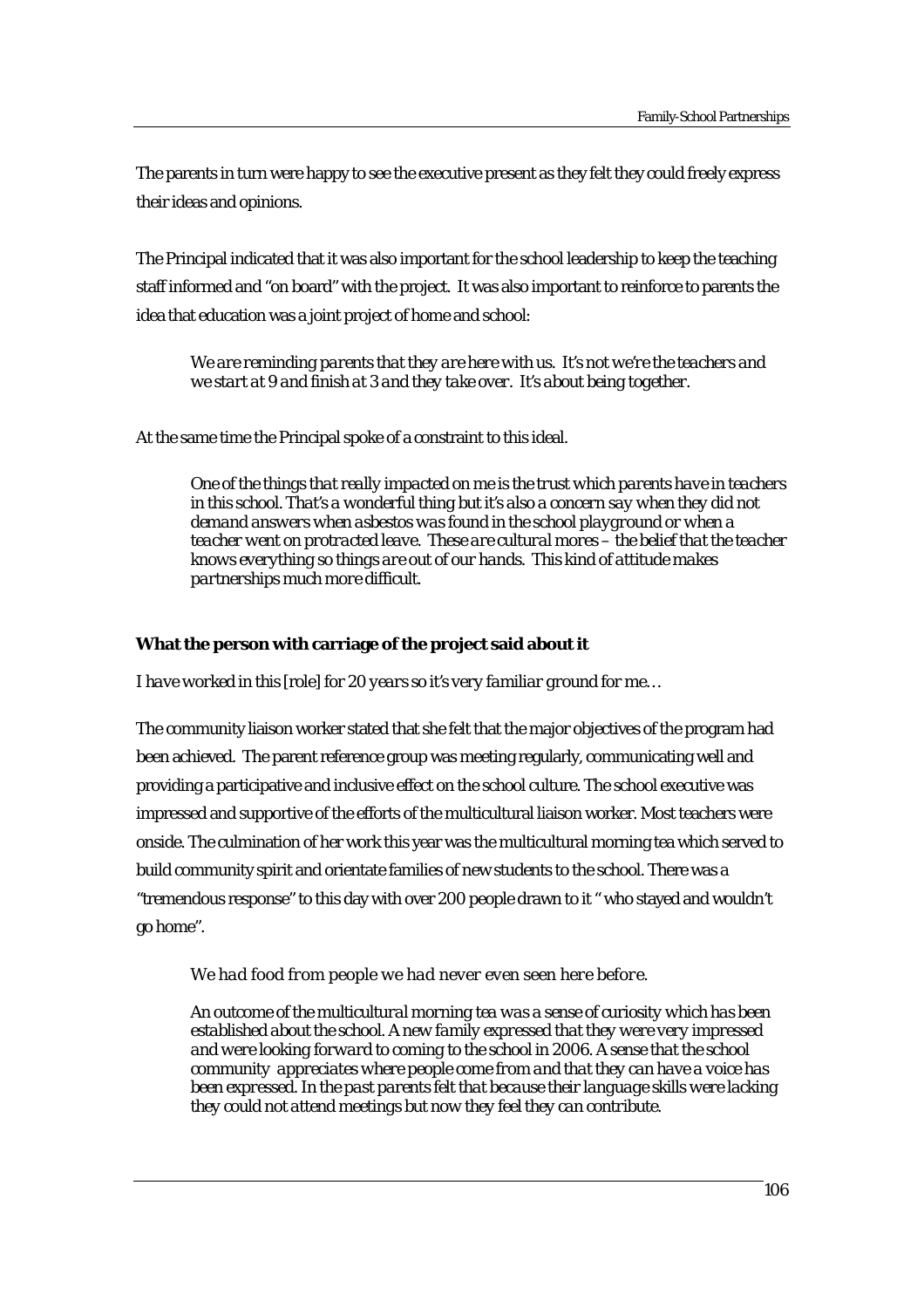The parents in turn were happy to see the executive present as they felt they could freely express their ideas and opinions.

The Principal indicated that it was also important for the school leadership to keep the teaching staff informed and "on board" with the project. It was also important to reinforce to parents the idea that education was a joint project of home and school:

> *We are reminding parents that they are here with us. It's not we're the teachers and we start at 9 and finish at 3 and they take over. It's about being together.*

At the same time the Principal spoke of a constraint to this ideal.

> *One of the things that really impacted on me is the trust which parents have in teachers in this school. That's a wonderful thing but it's also a concern say when they did not demand answers when asbestos was found in the school playground or when a teacher went on protracted leave. These are cultural mores – the belief that the teacher knows everything so things are out of our hands. This kind of attitude makes partnerships much more difficult.*

### What the person with carriage of the project said about it

*I have worked in this [role] for 20 years so it's very familiar ground for me…*

The community liaison worker stated that she felt that the major objectives of the program had been achieved. The parent reference group was meeting regularly, communicating well and providing a participative and inclusive effect on the school culture. The school executive was impressed and supportive of the efforts of the multicultural liaison worker. Most teachers were onside. The culmination of her work this year was the multicultural morning tea which served to build community spirit and orientate families of new students to the school. There was a "tremendous response" to this day with over 200 people drawn to it " who stayed and wouldn't go home".

> *We had food from people we had never even seen here before.*
>
> *An outcome of the multicultural morning tea was a sense of curiosity which has been established about the school. A new family expressed that they were very impressed and were looking forward to coming to the school in 2006. A sense that the school community appreciates where people come from and that they can have a voice has been expressed. In the past parents felt that because their language skills were lacking they could not attend meetings but now they feel they can contribute.*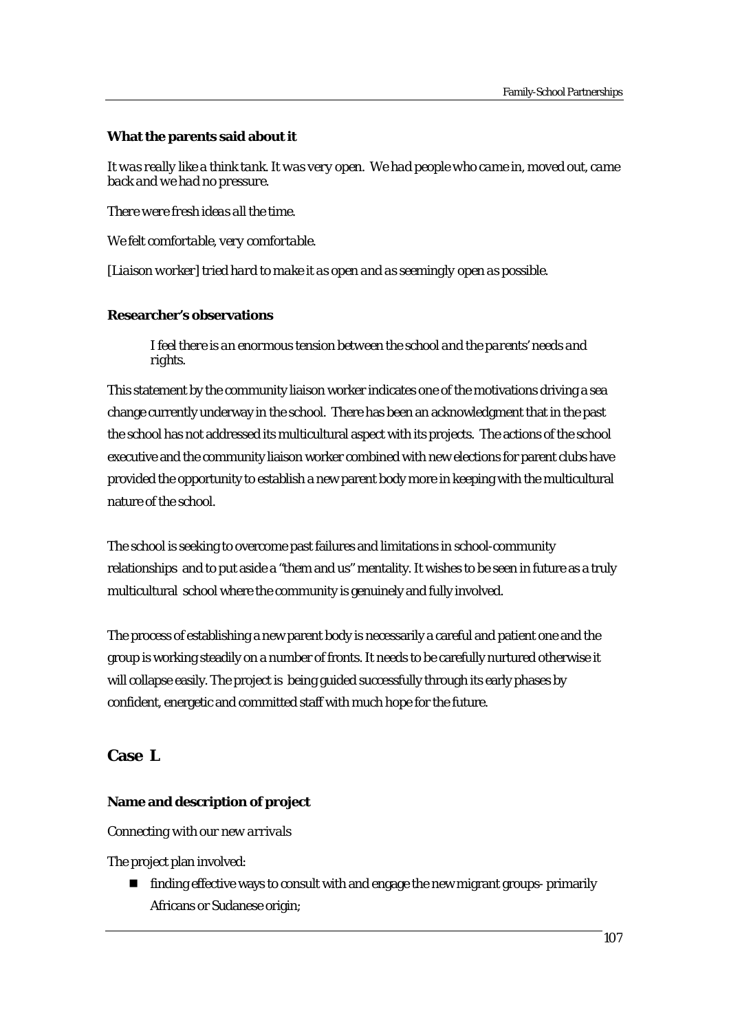**What the parents said about it**

*It was really like a think tank. It was very open. We had people who came in, moved out, came back and we had no pressure.*

*There were fresh ideas all the time.*

*We felt comfortable, very comfortable.*

*[Liaison worker] tried hard to make it as open and as seemingly open as possible.*

**Researcher's observations**

> *I feel there is an enormous tension between the school and the parents' needs and rights.*

This statement by the community liaison worker indicates one of the motivations driving a sea change currently underway in the school. There has been an acknowledgment that in the past the school has not addressed its multicultural aspect with its projects. The actions of the school executive and the community liaison worker combined with new elections for parent clubs have provided the opportunity to establish a new parent body more in keeping with the multicultural nature of the school.

The school is seeking to overcome past failures and limitations in school-community relationships and to put aside a "them and us" mentality. It wishes to be seen in future as a truly multicultural school where the community is genuinely and fully involved.

The process of establishing a new parent body is necessarily a careful and patient one and the group is working steadily on a number of fronts. It needs to be carefully nurtured otherwise it will collapse easily. The project is being guided successfully through its early phases by confident, energetic and committed staff with much hope for the future.

## Case L

**Name and description of project**

*Connecting with our new arrivals*

The project plan involved:

- finding effective ways to consult with and engage the new migrant groups- primarily Africans or Sudanese origin;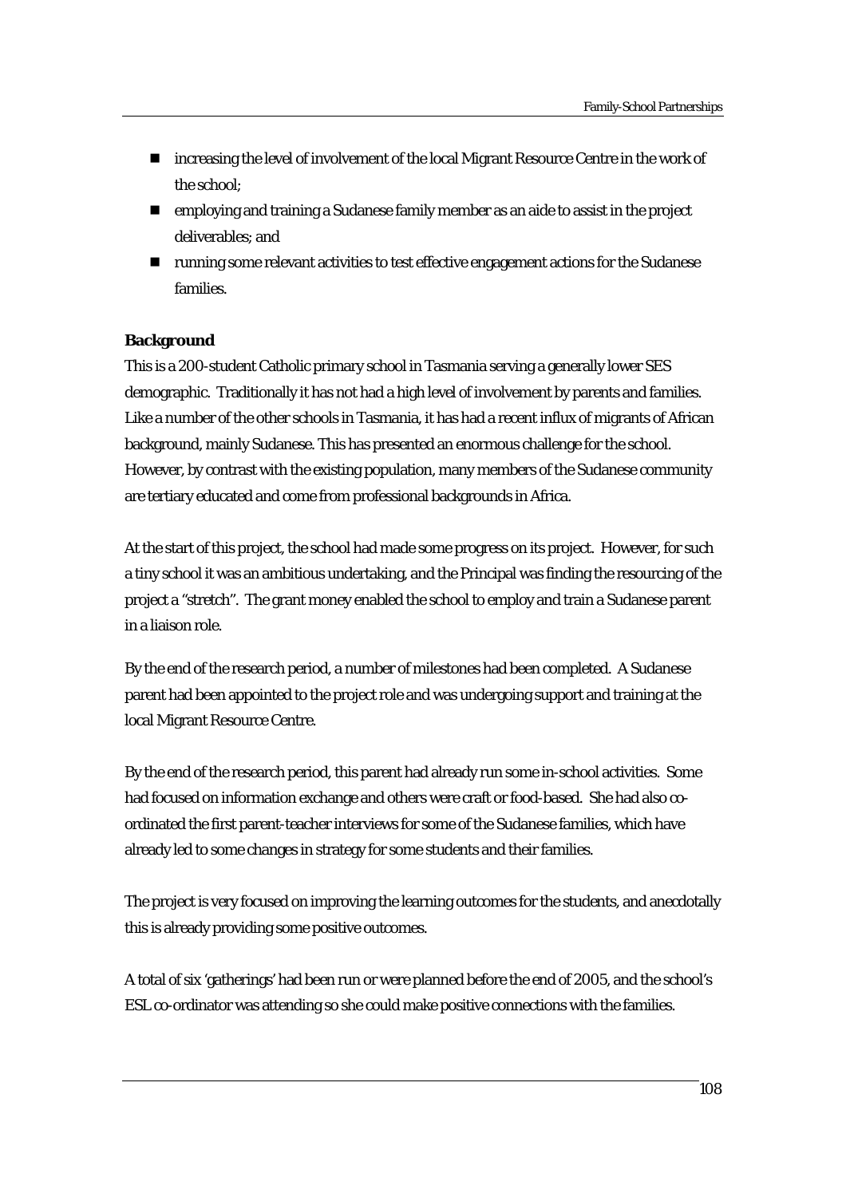- increasing the level of involvement of the local Migrant Resource Centre in the work of the school;
- employing and training a Sudanese family member as an aide to assist in the project deliverables; and
- running some relevant activities to test effective engagement actions for the Sudanese families.

**Background**

This is a 200-student Catholic primary school in Tasmania serving a generally lower SES demographic. Traditionally it has not had a high level of involvement by parents and families. Like a number of the other schools in Tasmania, it has had a recent influx of migrants of African background, mainly Sudanese. This has presented an enormous challenge for the school. However, by contrast with the existing population, many members of the Sudanese community are tertiary educated and come from professional backgrounds in Africa.

At the start of this project, the school had made some progress on its project. However, for such a tiny school it was an ambitious undertaking, and the Principal was finding the resourcing of the project a "stretch". The grant money enabled the school to employ and train a Sudanese parent in a liaison role.

By the end of the research period, a number of milestones had been completed. A Sudanese parent had been appointed to the project role and was undergoing support and training at the local Migrant Resource Centre.

By the end of the research period, this parent had already run some in-school activities. Some had focused on information exchange and others were craft or food-based. She had also co-ordinated the first parent-teacher interviews for some of the Sudanese families, which have already led to some changes in strategy for some students and their families.

The project is very focused on improving the learning outcomes for the students, and anecdotally this is already providing some positive outcomes.

A total of six 'gatherings' had been run or were planned before the end of 2005, and the school's ESL co-ordinator was attending so she could make positive connections with the families.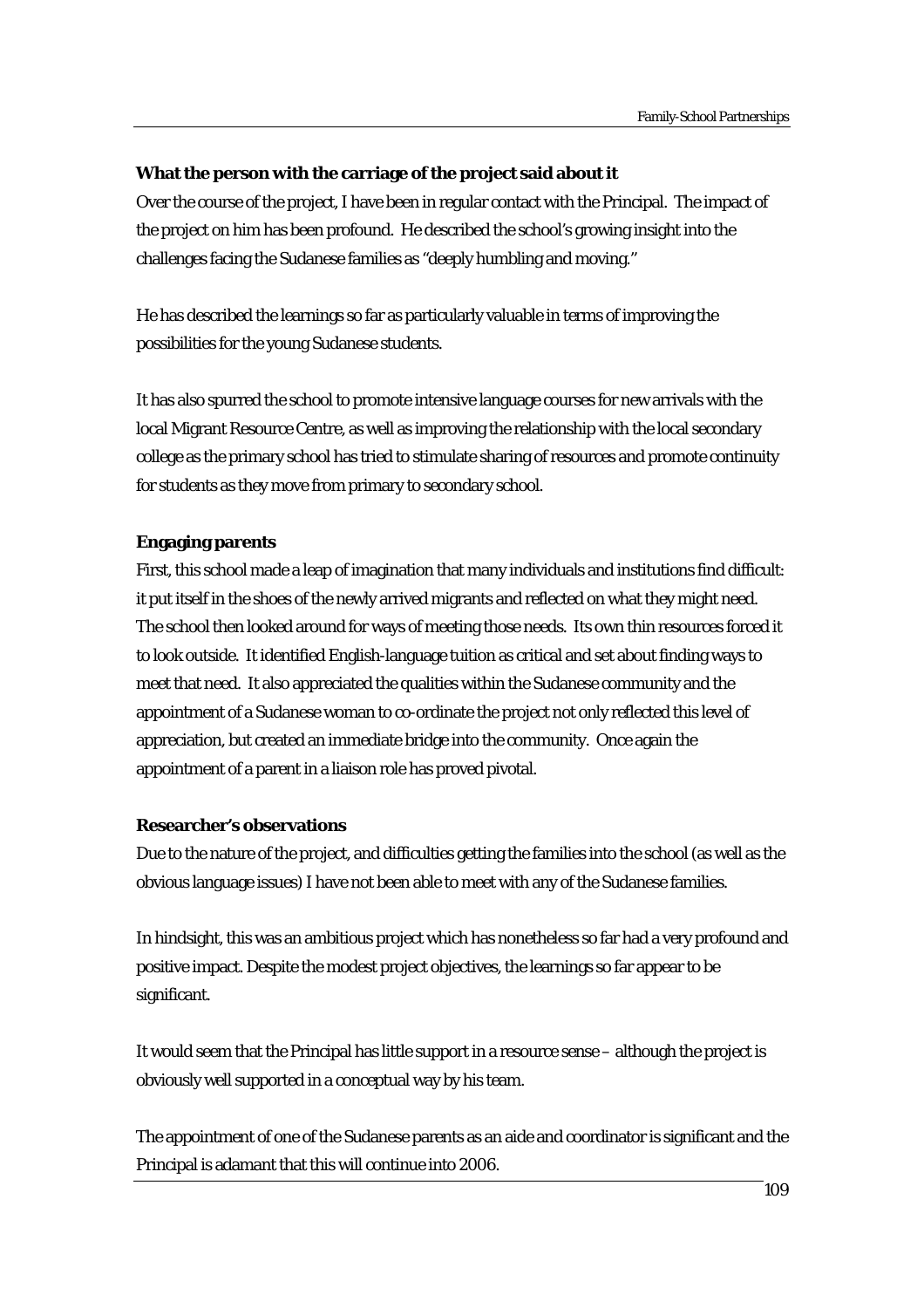**What the person with the carriage of the project said about it**

Over the course of the project, I have been in regular contact with the Principal. The impact of the project on him has been profound. He described the school's growing insight into the challenges facing the Sudanese families as "deeply humbling and moving."

He has described the learnings so far as particularly valuable in terms of improving the possibilities for the young Sudanese students.

It has also spurred the school to promote intensive language courses for new arrivals with the local Migrant Resource Centre, as well as improving the relationship with the local secondary college as the primary school has tried to stimulate sharing of resources and promote continuity for students as they move from primary to secondary school.

**Engaging parents**

First, this school made a leap of imagination that many individuals and institutions find difficult: it put itself in the shoes of the newly arrived migrants and reflected on what they might need. The school then looked around for ways of meeting those needs. Its own thin resources forced it to look outside. It identified English-language tuition as critical and set about finding ways to meet that need. It also appreciated the qualities within the Sudanese community and the appointment of a Sudanese woman to co-ordinate the project not only reflected this level of appreciation, but created an immediate bridge into the community. Once again the appointment of a parent in a liaison role has proved pivotal.

**Researcher's observations**

Due to the nature of the project, and difficulties getting the families into the school (as well as the obvious language issues) I have not been able to meet with any of the Sudanese families.

In hindsight, this was an ambitious project which has nonetheless so far had a very profound and positive impact. Despite the modest project objectives, the learnings so far appear to be significant.

It would seem that the Principal has little support in a resource sense – although the project is obviously well supported in a conceptual way by his team.

The appointment of one of the Sudanese parents as an aide and coordinator is significant and the Principal is adamant that this will continue into 2006.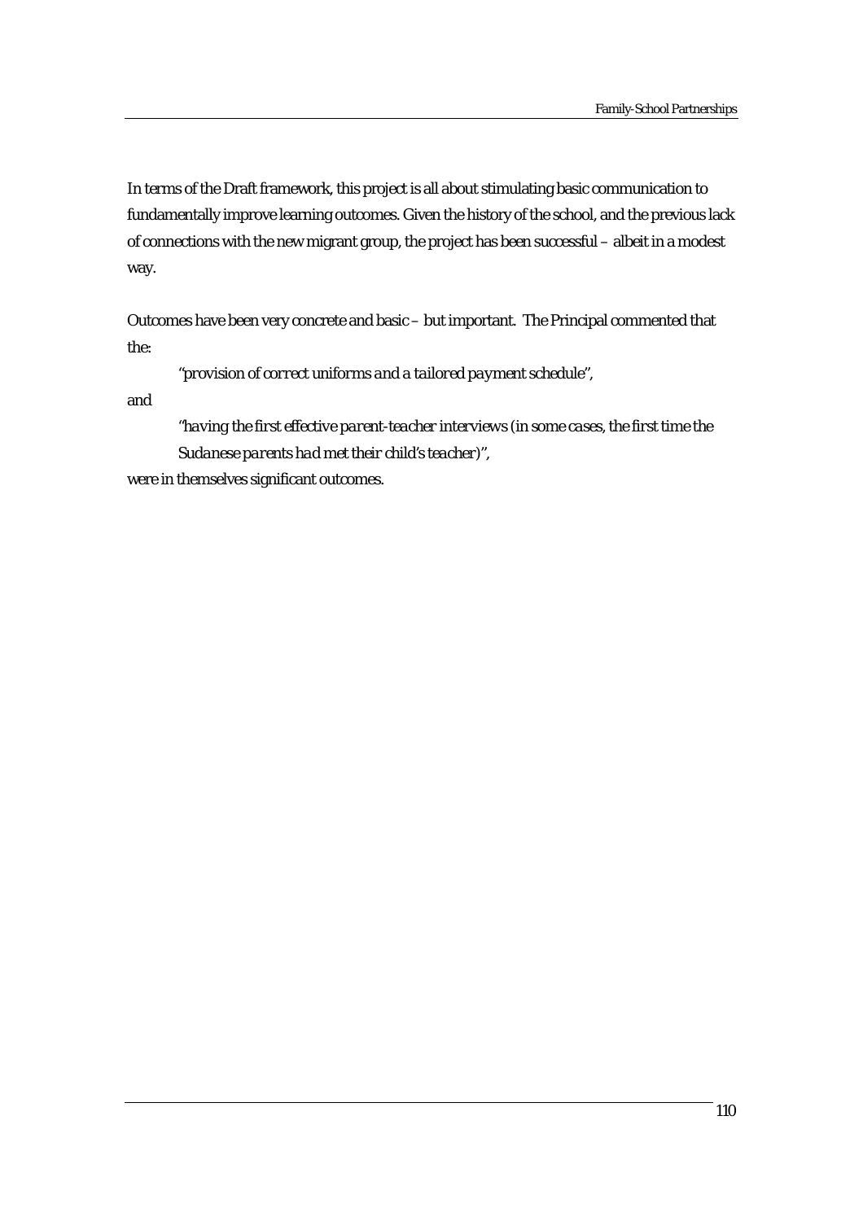In terms of the Draft framework, this project is all about stimulating basic communication to fundamentally improve learning outcomes. Given the history of the school, and the previous lack of connections with the new migrant group, the project has been successful – albeit in a modest way.

Outcomes have been very concrete and basic – but important. The Principal commented that the:

> *"provision of correct uniforms and a tailored payment schedule"*,

and

> *"having the first effective parent-teacher interviews (in some cases, the first time the Sudanese parents had met their child's teacher)"*,

were in themselves significant outcomes.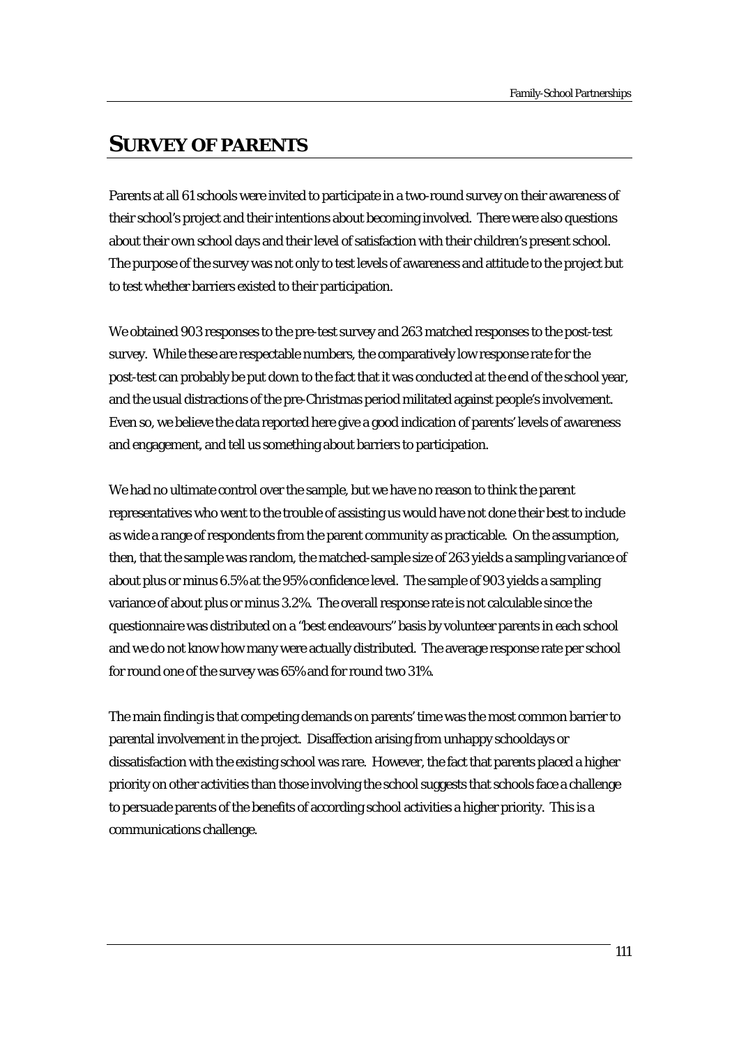# SURVEY OF PARENTS

Parents at all 61 schools were invited to participate in a two-round survey on their awareness of their school's project and their intentions about becoming involved. There were also questions about their own school days and their level of satisfaction with their children's present school. The purpose of the survey was not only to test levels of awareness and attitude to the project but to test whether barriers existed to their participation.

We obtained 903 responses to the pre-test survey and 263 matched responses to the post-test survey. While these are respectable numbers, the comparatively low response rate for the post-test can probably be put down to the fact that it was conducted at the end of the school year, and the usual distractions of the pre-Christmas period militated against people's involvement. Even so, we believe the data reported here give a good indication of parents' levels of awareness and engagement, and tell us something about barriers to participation.

We had no ultimate control over the sample, but we have no reason to think the parent representatives who went to the trouble of assisting us would have not done their best to include as wide a range of respondents from the parent community as practicable. On the assumption, then, that the sample was random, the matched-sample size of 263 yields a sampling variance of about plus or minus 6.5% at the 95% confidence level. The sample of 903 yields a sampling variance of about plus or minus 3.2%. The overall response rate is not calculable since the questionnaire was distributed on a "best endeavours" basis by volunteer parents in each school and we do not know how many were actually distributed. The average response rate per school for round one of the survey was 65% and for round two 31%.

The main finding is that competing demands on parents' time was the most common barrier to parental involvement in the project. Disaffection arising from unhappy schooldays or dissatisfaction with the existing school was rare. However, the fact that parents placed a higher priority on other activities than those involving the school suggests that schools face a challenge to persuade parents of the benefits of according school activities a higher priority. This is a communications challenge.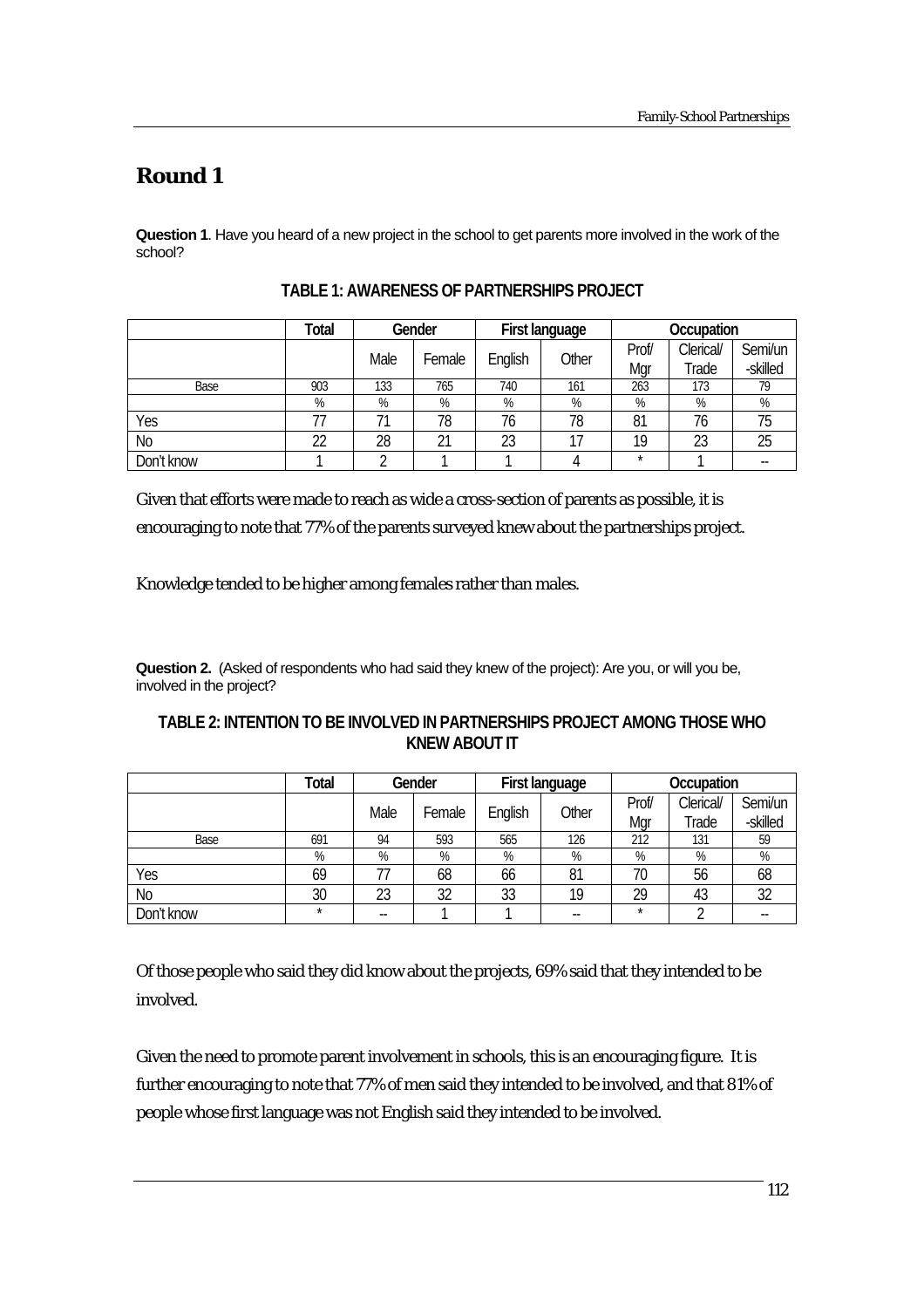# Round 1

**Question 1**. Have you heard of a new project in the school to get parents more involved in the work of the school?

**TABLE 1: AWARENESS OF PARTNERSHIPS PROJECT**

| | Total | Gender | | First language | | Occupation | | |
|---|---|---|---|---|---|---|---|---|
| | | Male | Female | English | Other | Prof/ Mgr | Clerical/ Trade | Semi/un -skilled |
| Base | 903 | 133 | 765 | 740 | 161 | 263 | 173 | 79 |
| | % | % | % | % | % | % | % | % |
| Yes | 77 | 71 | 78 | 76 | 78 | 81 | 76 | 75 |
| No | 22 | 28 | 21 | 23 | 17 | 19 | 23 | 25 |
| Don't know | 1 | 2 | 1 | 1 | 4 | * | 1 | -- |

Given that efforts were made to reach as wide a cross-section of parents as possible, it is encouraging to note that 77% of the parents surveyed knew about the partnerships project.

Knowledge tended to be higher among females rather than males.

**Question 2.** (Asked of respondents who had said they knew of the project): Are you, or will you be, involved in the project?

**TABLE 2: INTENTION TO BE INVOLVED IN PARTNERSHIPS PROJECT AMONG THOSE WHO KNEW ABOUT IT**

| | Total | Gender | | First language | | Occupation | | |
|---|---|---|---|---|---|---|---|---|
| | | Male | Female | English | Other | Prof/ Mgr | Clerical/ Trade | Semi/un -skilled |
| Base | 691 | 94 | 593 | 565 | 126 | 212 | 131 | 59 |
| | % | % | % | % | % | % | % | % |
| Yes | 69 | 77 | 68 | 66 | 81 | 70 | 56 | 68 |
| No | 30 | 23 | 32 | 33 | 19 | 29 | 43 | 32 |
| Don't know | * | -- | 1 | 1 | -- | * | 2 | -- |

Of those people who said they did know about the projects, 69% said that they intended to be involved.

Given the need to promote parent involvement in schools, this is an encouraging figure. It is further encouraging to note that 77% of men said they intended to be involved, and that 81% of people whose first language was not English said they intended to be involved.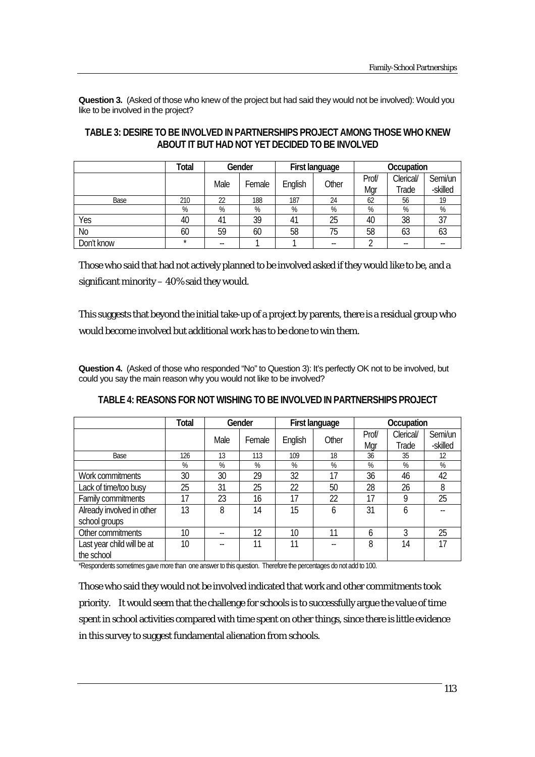**Question 3.** (Asked of those who knew of the project but had said they would not be involved): Would you like to be involved in the project?

**TABLE 3: DESIRE TO BE INVOLVED IN PARTNERSHIPS PROJECT AMONG THOSE WHO KNEW ABOUT IT BUT HAD NOT YET DECIDED TO BE INVOLVED**

| | Total | Gender | | First language | | Occupation | | |
|---|---|---|---|---|---|---|---|---|
| | | Male | Female | English | Other | Prof/ Mgr | Clerical/ Trade | Semi/un -skilled |
| Base | 210 | 22 | 188 | 187 | 24 | 62 | 56 | 19 |
| | % | % | % | % | % | % | % | % |
| Yes | 40 | 41 | 39 | 41 | 25 | 40 | 38 | 37 |
| No | 60 | 59 | 60 | 58 | 75 | 58 | 63 | 63 |
| Don't know | * | -- | 1 | 1 | -- | 2 | -- | -- |

Those who said that had not actively planned to be involved asked if they would like to be, and a significant minority – 40% said they would.

This suggests that beyond the initial take-up of a project by parents, there is a residual group who would become involved but additional work has to be done to win them.

**Question 4.** (Asked of those who responded "No" to Question 3): It's perfectly OK not to be involved, but could you say the main reason why you would not like to be involved?

**TABLE 4: REASONS FOR NOT WISHING TO BE INVOLVED IN PARTNERSHIPS PROJECT**

| | Total | Gender | | First language | | Occupation | | |
|---|---|---|---|---|---|---|---|---|
| | | Male | Female | English | Other | Prof/ Mgr | Clerical/ Trade | Semi/un -skilled |
| Base | 126 | 13 | 113 | 109 | 18 | 36 | 35 | 12 |
| | % | % | % | % | % | % | % | % |
| Work commitments | 30 | 30 | 29 | 32 | 17 | 36 | 46 | 42 |
| Lack of time/too busy | 25 | 31 | 25 | 22 | 50 | 28 | 26 | 8 |
| Family commitments | 17 | 23 | 16 | 17 | 22 | 17 | 9 | 25 |
| Already involved in other school groups | 13 | 8 | 14 | 15 | 6 | 31 | 6 | -- |
| Other commitments | 10 | -- | 12 | 10 | 11 | 6 | 3 | 25 |
| Last year child will be at the school | 10 | -- | 11 | 11 | -- | 8 | 14 | 17 |

*Respondents sometimes gave more than one answer to this question. Therefore the percentages do not add to 100.

Those who said they would not be involved indicated that work and other commitments took priority. It would seem that the challenge for schools is to successfully argue the value of time spent in school activities compared with time spent on other things, since there is little evidence in this survey to suggest fundamental alienation from schools.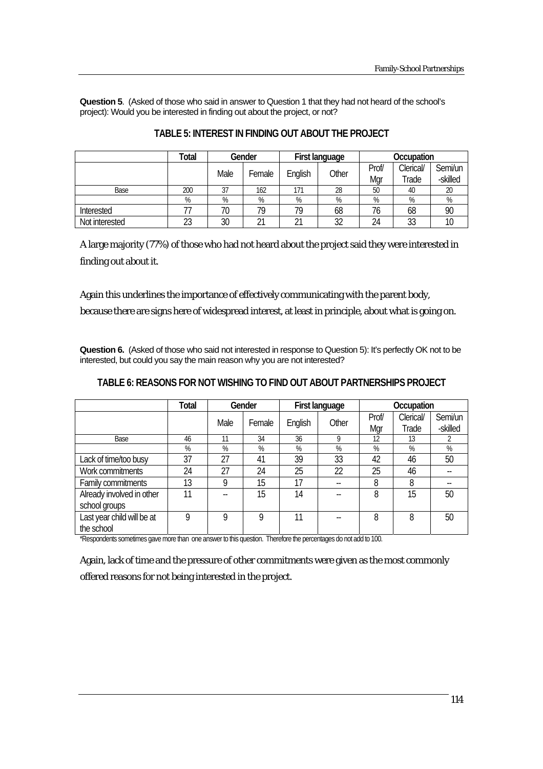**Question 5**. (Asked of those who said in answer to Question 1 that they had not heard of the school's project): Would you be interested in finding out about the project, or not?

**TABLE 5: INTEREST IN FINDING OUT ABOUT THE PROJECT**

| | Total | Gender | | First language | | Occupation | | |
|---|---|---|---|---|---|---|---|---|
| | | Male | Female | English | Other | Prof/ Mgr | Clerical/ Trade | Semi/un -skilled |
| Base | 200 | 37 | 162 | 171 | 28 | 50 | 40 | 20 |
| | % | % | % | % | % | % | % | % |
| Interested | 77 | 70 | 79 | 79 | 68 | 76 | 68 | 90 |
| Not interested | 23 | 30 | 21 | 21 | 32 | 24 | 33 | 10 |

A large majority (77%) of those who had not heard about the project said they were interested in finding out about it.

Again this underlines the importance of effectively communicating with the parent body, because there are signs here of widespread interest, at least in principle, about what is going on.

**Question 6.** (Asked of those who said not interested in response to Question 5): It's perfectly OK not to be interested, but could you say the main reason why you are not interested?

**TABLE 6: REASONS FOR NOT WISHING TO FIND OUT ABOUT PARTNERSHIPS PROJECT**

| | Total | Gender | | First language | | Occupation | | |
|---|---|---|---|---|---|---|---|---|
| | | Male | Female | English | Other | Prof/ Mgr | Clerical/ Trade | Semi/un -skilled |
| Base | 46 | 11 | 34 | 36 | 9 | 12 | 13 | 2 |
| | % | % | % | % | % | % | % | % |
| Lack of time/too busy | 37 | 27 | 41 | 39 | 33 | 42 | 46 | 50 |
| Work commitments | 24 | 27 | 24 | 25 | 22 | 25 | 46 | -- |
| Family commitments | 13 | 9 | 15 | 17 | -- | 8 | 8 | -- |
| Already involved in other school groups | 11 | -- | 15 | 14 | -- | 8 | 15 | 50 |
| Last year child will be at the school | 9 | 9 | 9 | 11 | -- | 8 | 8 | 50 |

*Respondents sometimes gave more than one answer to this question. Therefore the percentages do not add to 100.

Again, lack of time and the pressure of other commitments were given as the most commonly offered reasons for not being interested in the project.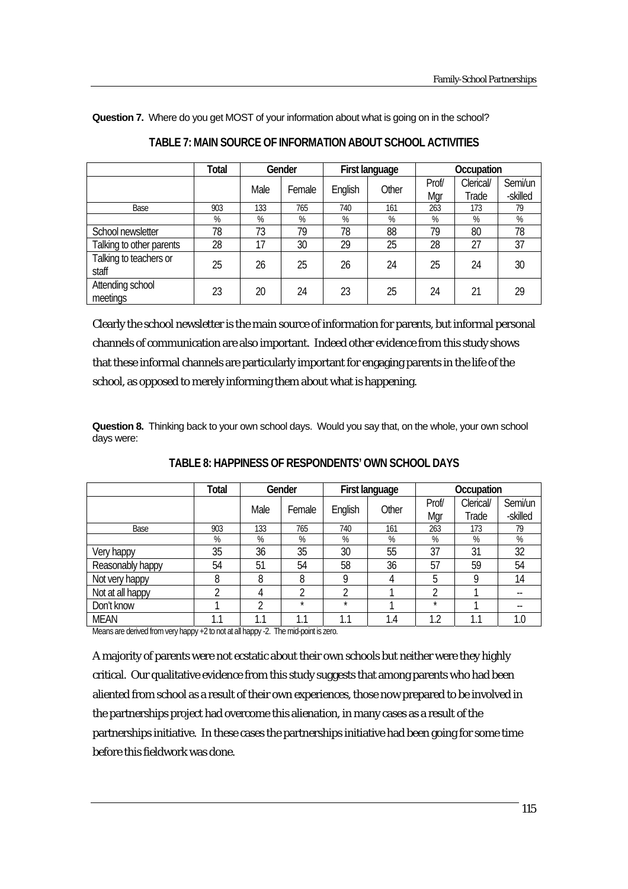**Question 7.** Where do you get MOST of your information about what is going on in the school?

**TABLE 7: MAIN SOURCE OF INFORMATION ABOUT SCHOOL ACTIVITIES**

| | Total | Gender | | First language | | Occupation | | |
|---|---|---|---|---|---|---|---|---|
| | | Male | Female | English | Other | Prof/ Mgr | Clerical/ Trade | Semi/un -skilled |
| Base | 903 | 133 | 765 | 740 | 161 | 263 | 173 | 79 |
| | % | % | % | % | % | % | % | % |
| School newsletter | 78 | 73 | 79 | 78 | 88 | 79 | 80 | 78 |
| Talking to other parents | 28 | 17 | 30 | 29 | 25 | 28 | 27 | 37 |
| Talking to teachers or staff | 25 | 26 | 25 | 26 | 24 | 25 | 24 | 30 |
| Attending school meetings | 23 | 20 | 24 | 23 | 25 | 24 | 21 | 29 |

Clearly the school newsletter is the main source of information for parents, but informal personal channels of communication are also important. Indeed other evidence from this study shows that these informal channels are particularly important for engaging parents in the life of the school, as opposed to merely informing them about what is happening.

**Question 8.** Thinking back to your own school days. Would you say that, on the whole, your own school days were:

**TABLE 8: HAPPINESS OF RESPONDENTS' OWN SCHOOL DAYS**

| | Total | Gender | | First language | | Occupation | | |
|---|---|---|---|---|---|---|---|---|
| | | Male | Female | English | Other | Prof/ Mgr | Clerical/ Trade | Semi/un -skilled |
| Base | 903 | 133 | 765 | 740 | 161 | 263 | 173 | 79 |
| | % | % | % | % | % | % | % | % |
| Very happy | 35 | 36 | 35 | 30 | 55 | 37 | 31 | 32 |
| Reasonably happy | 54 | 51 | 54 | 58 | 36 | 57 | 59 | 54 |
| Not very happy | 8 | 8 | 8 | 9 | 4 | 5 | 9 | 14 |
| Not at all happy | 2 | 4 | 2 | 2 | 1 | 2 | 1 | -- |
| Don't know | 1 | 2 | * | * | 1 | * | 1 | -- |
| MEAN | 1.1 | 1.1 | 1.1 | 1.1 | 1.4 | 1.2 | 1.1 | 1.0 |

Means are derived from very happy +2 to not at all happy -2. The mid-point is zero.

A majority of parents were not ecstatic about their own schools but neither were they highly critical. Our qualitative evidence from this study suggests that among parents who had been aliented from school as a result of their own experiences, those now prepared to be involved in the partnerships project had overcome this alienation, in many cases as a result of the partnerships initiative. In these cases the partnerships initiative had been going for some time before this fieldwork was done.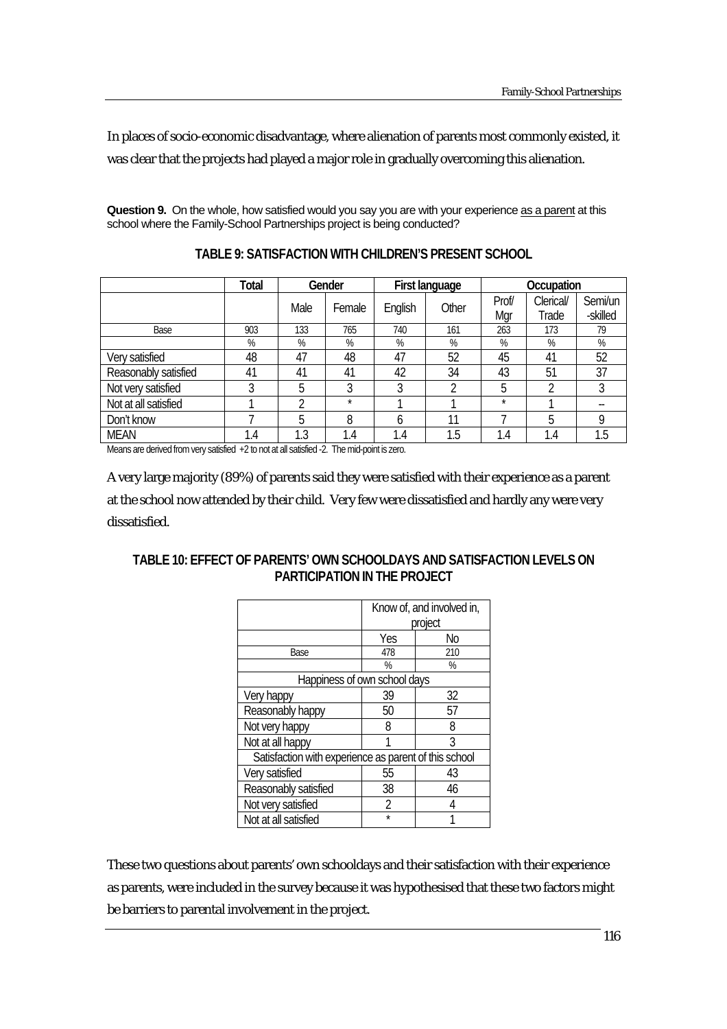In places of socio-economic disadvantage, where alienation of parents most commonly existed, it was clear that the projects had played a major role in gradually overcoming this alienation.

**Question 9.** On the whole, how satisfied would you say you are with your experience as a parent at this school where the Family-School Partnerships project is being conducted?

**TABLE 9: SATISFACTION WITH CHILDREN'S PRESENT SCHOOL**

| | Total | Gender | | First language | | Occupation | | |
|---|---|---|---|---|---|---|---|---|
| | | Male | Female | English | Other | Prof/ Mgr | Clerical/ Trade | Semi/un -skilled |
| Base | 903 | 133 | 765 | 740 | 161 | 263 | 173 | 79 |
| | % | % | % | % | % | % | % | % |
| Very satisfied | 48 | 47 | 48 | 47 | 52 | 45 | 41 | 52 |
| Reasonably satisfied | 41 | 41 | 41 | 42 | 34 | 43 | 51 | 37 |
| Not very satisfied | 3 | 5 | 3 | 3 | 2 | 5 | 2 | 3 |
| Not at all satisfied | 1 | 2 | * | 1 | 1 | * | 1 | -- |
| Don't know | 7 | 5 | 8 | 6 | 11 | 7 | 5 | 9 |
| MEAN | 1.4 | 1.3 | 1.4 | 1.4 | 1.5 | 1.4 | 1.4 | 1.5 |

Means are derived from very satisfied +2 to not at all satisfied -2. The mid-point is zero.

A very large majority (89%) of parents said they were satisfied with their experience as a parent at the school now attended by their child. Very few were dissatisfied and hardly any were very dissatisfied.

**TABLE 10: EFFECT OF PARENTS' OWN SCHOOLDAYS AND SATISFACTION LEVELS ON PARTICIPATION IN THE PROJECT**

| | Know of, and involved in, project | |
|---|---|---|
| | Yes | No |
| Base | 478 | 210 |
| | % | % |
| Happiness of own school days | | |
| Very happy | 39 | 32 |
| Reasonably happy | 50 | 57 |
| Not very happy | 8 | 8 |
| Not at all happy | 1 | 3 |
| Satisfaction with experience as parent of this school | | |
| Very satisfied | 55 | 43 |
| Reasonably satisfied | 38 | 46 |
| Not very satisfied | 2 | 4 |
| Not at all satisfied | * | 1 |

These two questions about parents' own schooldays and their satisfaction with their experience as parents, were included in the survey because it was hypothesised that these two factors might be barriers to parental involvement in the project.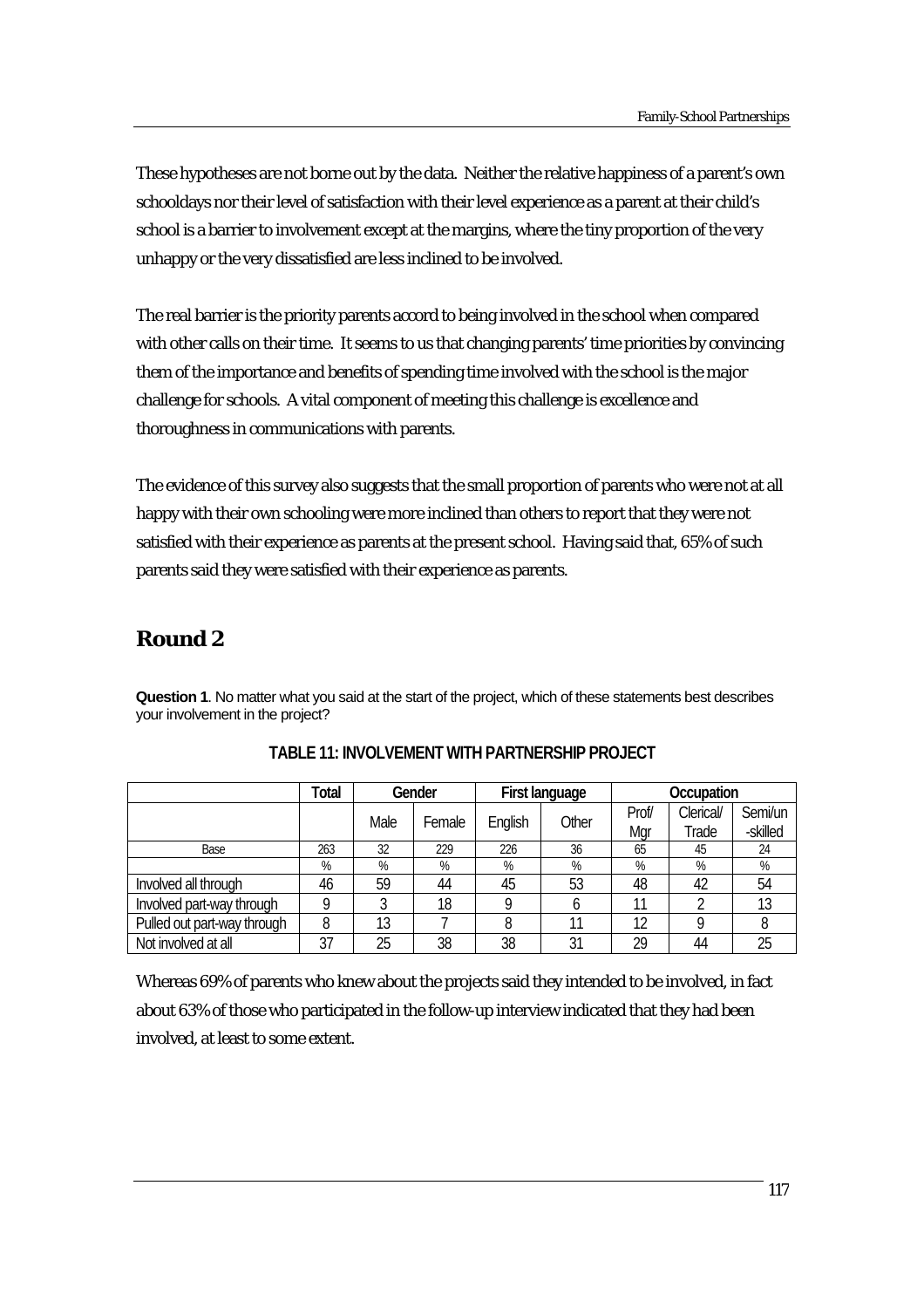These hypotheses are not borne out by the data. Neither the relative happiness of a parent's own schooldays nor their level of satisfaction with their level experience as a parent at their child's school is a barrier to involvement except at the margins, where the tiny proportion of the very unhappy or the very dissatisfied are less inclined to be involved.

The real barrier is the priority parents accord to being involved in the school when compared with other calls on their time. It seems to us that changing parents' time priorities by convincing them of the importance and benefits of spending time involved with the school is the major challenge for schools. A vital component of meeting this challenge is excellence and thoroughness in communications with parents.

The evidence of this survey also suggests that the small proportion of parents who were not at all happy with their own schooling were more inclined than others to report that they were not satisfied with their experience as parents at the present school. Having said that, 65% of such parents said they were satisfied with their experience as parents.

## Round 2

**Question 1**. No matter what you said at the start of the project, which of these statements best describes your involvement in the project?

**TABLE 11: INVOLVEMENT WITH PARTNERSHIP PROJECT**

| | Total | Gender | | First language | | Occupation | | |
|---|---|---|---|---|---|---|---|---|
| | | Male | Female | English | Other | Prof/ Mgr | Clerical/ Trade | Semi/un -skilled |
| Base | 263 | 32 | 229 | 226 | 36 | 65 | 45 | 24 |
| | % | % | % | % | % | % | % | % |
| Involved all through | 46 | 59 | 44 | 45 | 53 | 48 | 42 | 54 |
| Involved part-way through | 9 | 3 | 18 | 9 | 6 | 11 | 2 | 13 |
| Pulled out part-way through | 8 | 13 | 7 | 8 | 11 | 12 | 9 | 8 |
| Not involved at all | 37 | 25 | 38 | 38 | 31 | 29 | 44 | 25 |

Whereas 69% of parents who knew about the projects said they intended to be involved, in fact about 63% of those who participated in the follow-up interview indicated that they had been involved, at least to some extent.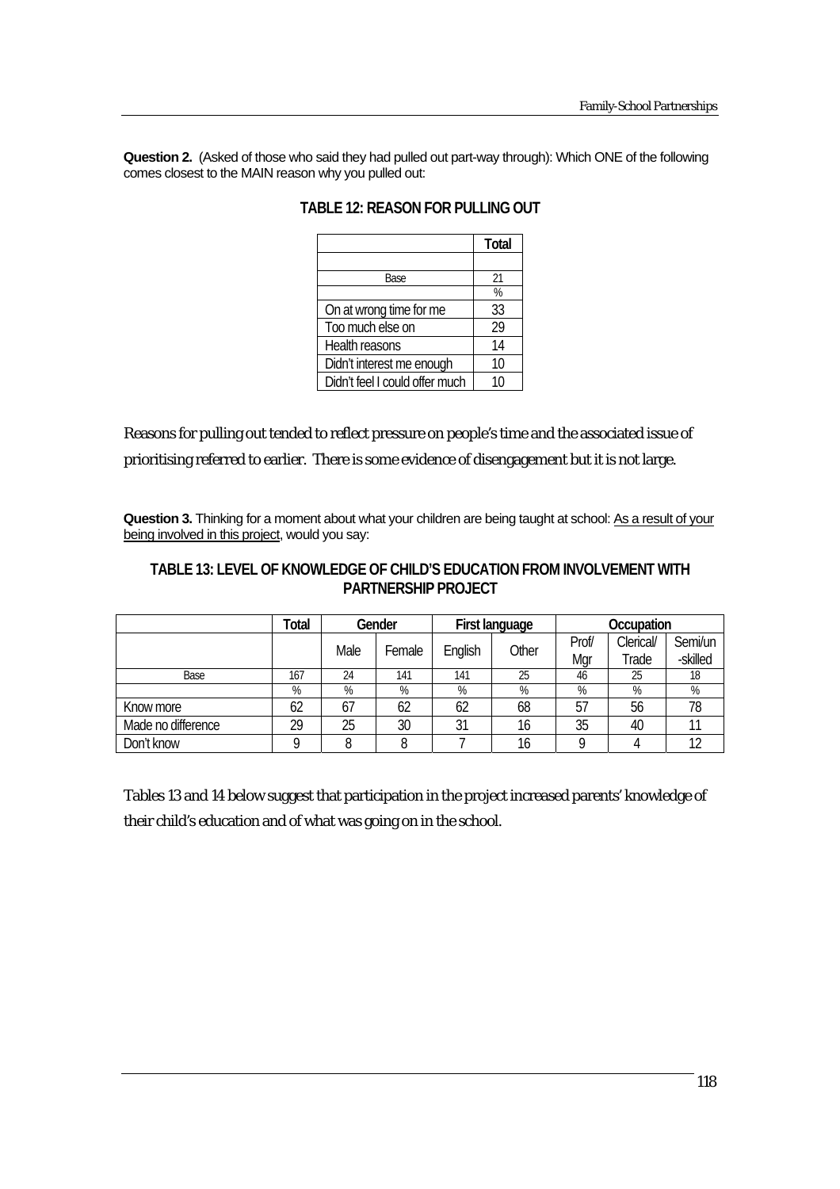**Question 2.** (Asked of those who said they had pulled out part-way through): Which ONE of the following comes closest to the MAIN reason why you pulled out:

### TABLE 12: REASON FOR PULLING OUT

| | Total |
|---|---|
| Base | 21 |
| | % |
| On at wrong time for me | 33 |
| Too much else on | 29 |
| Health reasons | 14 |
| Didn't interest me enough | 10 |
| Didn't feel I could offer much | 10 |

Reasons for pulling out tended to reflect pressure on people's time and the associated issue of prioritising referred to earlier. There is some evidence of disengagement but it is not large.

**Question 3.** Thinking for a moment about what your children are being taught at school: As a result of your being involved in this project, would you say:

### TABLE 13: LEVEL OF KNOWLEDGE OF CHILD'S EDUCATION FROM INVOLVEMENT WITH PARTNERSHIP PROJECT

| | Total | Gender | | First language | | Occupation | | |
|---|---|---|---|---|---|---|---|---|
| | | Male | Female | English | Other | Prof/ Mgr | Clerical/ Trade | Semi/un -skilled |
| Base | 167 | 24 | 141 | 141 | 25 | 46 | 25 | 18 |
| | % | % | % | % | % | % | % | % |
| Know more | 62 | 67 | 62 | 62 | 68 | 57 | 56 | 78 |
| Made no difference | 29 | 25 | 30 | 31 | 16 | 35 | 40 | 11 |
| Don't know | 9 | 8 | 8 | 7 | 16 | 9 | 4 | 12 |

Tables 13 and 14 below suggest that participation in the project increased parents' knowledge of their child's education and of what was going on in the school.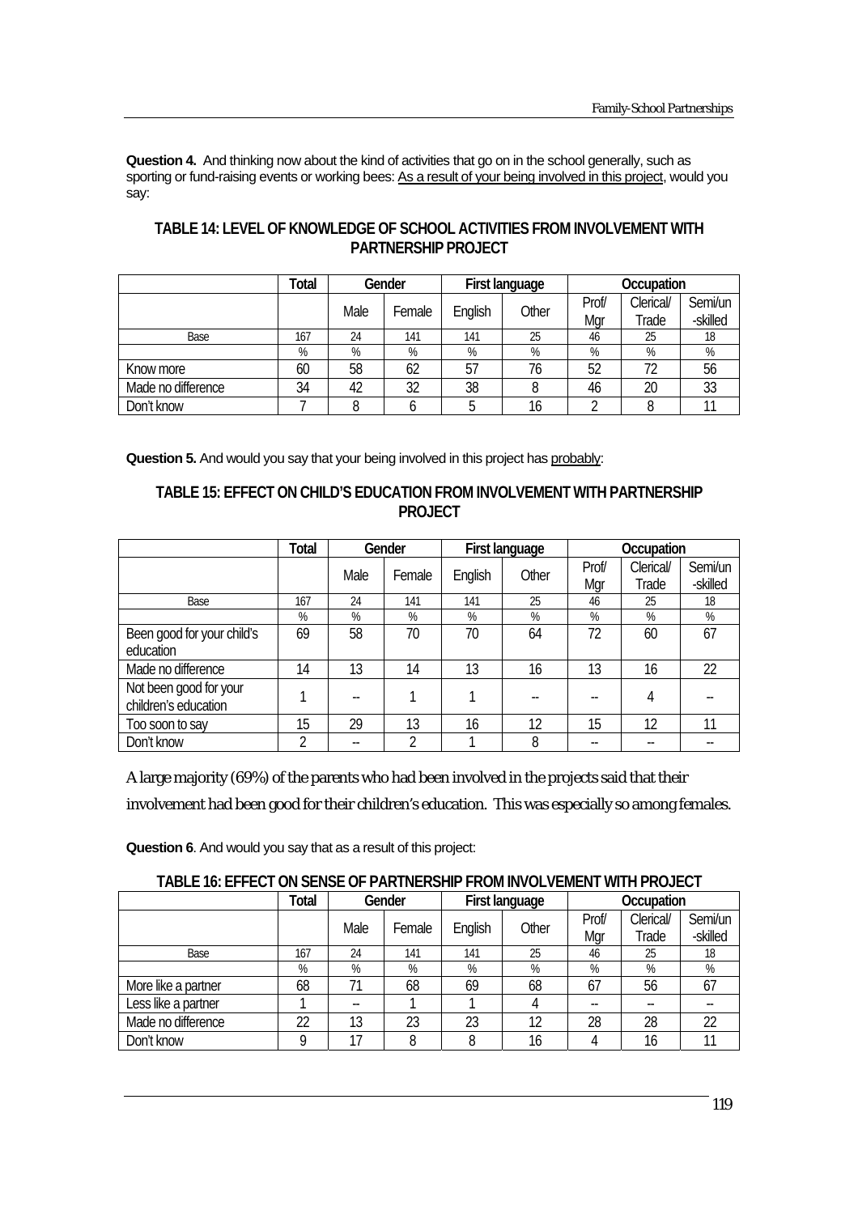**Question 4.** And thinking now about the kind of activities that go on in the school generally, such as sporting or fund-raising events or working bees: As a result of your being involved in this project, would you say:

### TABLE 14: LEVEL OF KNOWLEDGE OF SCHOOL ACTIVITIES FROM INVOLVEMENT WITH PARTNERSHIP PROJECT

| | Total | Gender | | First language | | Occupation | | |
|---|---|---|---|---|---|---|---|---|
| | | Male | Female | English | Other | Prof/ Mgr | Clerical/ Trade | Semi/un -skilled |
| Base | 167 | 24 | 141 | 141 | 25 | 46 | 25 | 18 |
| | % | % | % | % | % | % | % | % |
| Know more | 60 | 58 | 62 | 57 | 76 | 52 | 72 | 56 |
| Made no difference | 34 | 42 | 32 | 38 | 8 | 46 | 20 | 33 |
| Don't know | 7 | 8 | 6 | 5 | 16 | 2 | 8 | 11 |

**Question 5.** And would you say that your being involved in this project has probably:

### TABLE 15: EFFECT ON CHILD'S EDUCATION FROM INVOLVEMENT WITH PARTNERSHIP PROJECT

| | Total | Gender | | First language | | Occupation | | |
|---|---|---|---|---|---|---|---|---|
| | | Male | Female | English | Other | Prof/ Mgr | Clerical/ Trade | Semi/un -skilled |
| Base | 167 | 24 | 141 | 141 | 25 | 46 | 25 | 18 |
| | % | % | % | % | % | % | % | % |
| Been good for your child's education | 69 | 58 | 70 | 70 | 64 | 72 | 60 | 67 |
| Made no difference | 14 | 13 | 14 | 13 | 16 | 13 | 16 | 22 |
| Not been good for your children's education | 1 | -- | 1 | 1 | -- | -- | 4 | -- |
| Too soon to say | 15 | 29 | 13 | 16 | 12 | 15 | 12 | 11 |
| Don't know | 2 | -- | 2 | 1 | 8 | -- | -- | -- |

A large majority (69%) of the parents who had been involved in the projects said that their involvement had been good for their children's education. This was especially so among females.

**Question 6**. And would you say that as a result of this project:

### TABLE 16: EFFECT ON SENSE OF PARTNERSHIP FROM INVOLVEMENT WITH PROJECT

| | Total | Gender | | First language | | Occupation | | |
|---|---|---|---|---|---|---|---|---|
| | | Male | Female | English | Other | Prof/ Mgr | Clerical/ Trade | Semi/un -skilled |
| Base | 167 | 24 | 141 | 141 | 25 | 46 | 25 | 18 |
| | % | % | % | % | % | % | % | % |
| More like a partner | 68 | 71 | 68 | 69 | 68 | 67 | 56 | 67 |
| Less like a partner | 1 | -- | 1 | 1 | 4 | -- | -- | -- |
| Made no difference | 22 | 13 | 23 | 23 | 12 | 28 | 28 | 22 |
| Don't know | 9 | 17 | 8 | 8 | 16 | 4 | 16 | 11 |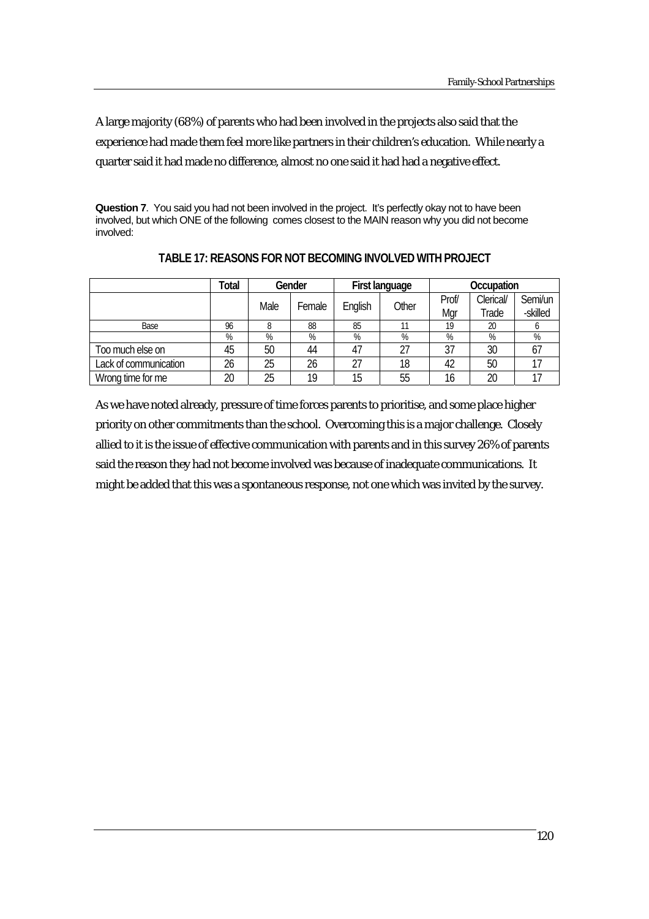A large majority (68%) of parents who had been involved in the projects also said that the experience had made them feel more like partners in their children's education. While nearly a quarter said it had made no difference, almost no one said it had had a negative effect.

**Question 7**. You said you had not been involved in the project. It's perfectly okay not to have been involved, but which ONE of the following comes closest to the MAIN reason why you did not become involved:

**TABLE 17: REASONS FOR NOT BECOMING INVOLVED WITH PROJECT**

| | Total | Gender | | First language | | Occupation | | |
|---|---|---|---|---|---|---|---|---|
| | | Male | Female | English | Other | Prof/ Mgr | Clerical/ Trade | Semi/un -skilled |
| Base | 96 | 8 | 88 | 85 | 11 | 19 | 20 | 6 |
| | % | % | % | % | % | % | % | % |
| Too much else on | 45 | 50 | 44 | 47 | 27 | 37 | 30 | 67 |
| Lack of communication | 26 | 25 | 26 | 27 | 18 | 42 | 50 | 17 |
| Wrong time for me | 20 | 25 | 19 | 15 | 55 | 16 | 20 | 17 |

As we have noted already, pressure of time forces parents to prioritise, and some place higher priority on other commitments than the school. Overcoming this is a major challenge. Closely allied to it is the issue of effective communication with parents and in this survey 26% of parents said the reason they had not become involved was because of inadequate communications. It might be added that this was a spontaneous response, not one which was invited by the survey.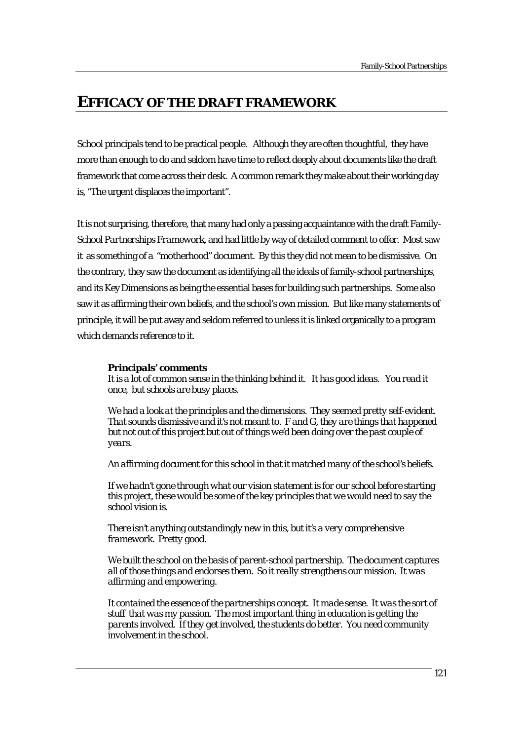# EFFICACY OF THE DRAFT FRAMEWORK

School principals tend to be practical people. Although they are often thoughtful, they have more than enough to do and seldom have time to reflect deeply about documents like the draft framework that come across their desk. A common remark they make about their working day is, "The urgent displaces the important".

It is not surprising, therefore, that many had only a passing acquaintance with the draft *Family-School Partnerships Framework*, and had little by way of detailed comment to offer. Most saw it as something of a "motherhood" document. By this they did not mean to be dismissive. On the contrary, they saw the document as identifying all the ideals of family-school partnerships, and its Key Dimensions as being the essential bases for building such partnerships. Some also saw it as affirming their own beliefs, and the school's own mission. But like many statements of principle, it will be put away and seldom referred to unless it is linked organically to a program which demands reference to it.

> ***Principals' comments***
>
> *It is a lot of common sense in the thinking behind it. It has good ideas. You read it once, but schools are busy places.*
>
> *We had a look at the principles and the dimensions. They seemed pretty self-evident. That sounds dismissive and it's not meant to. F and G, they are things that happened but not out of this project but out of things we'd been doing over the past couple of years.*
>
> *An affirming document for this school in that it matched many of the school's beliefs.*
>
> *If we hadn't gone through what our vision statement is for our school before starting this project, these would be some of the key principles that we would need to say the school vision is.*
>
> *There isn't anything outstandingly new in this, but it's a very comprehensive framework. Pretty good.*
>
> *We built the school on the basis of parent-school partnership. The document captures all of those things and endorses them. So it really strengthens our mission. It was affirming and empowering.*
>
> *It contained the essence of the partnerships concept. It made sense. It was the sort of stuff that was my passion. The most important thing in education is getting the parents involved. If they get involved, the students do better. You need community involvement in the school.*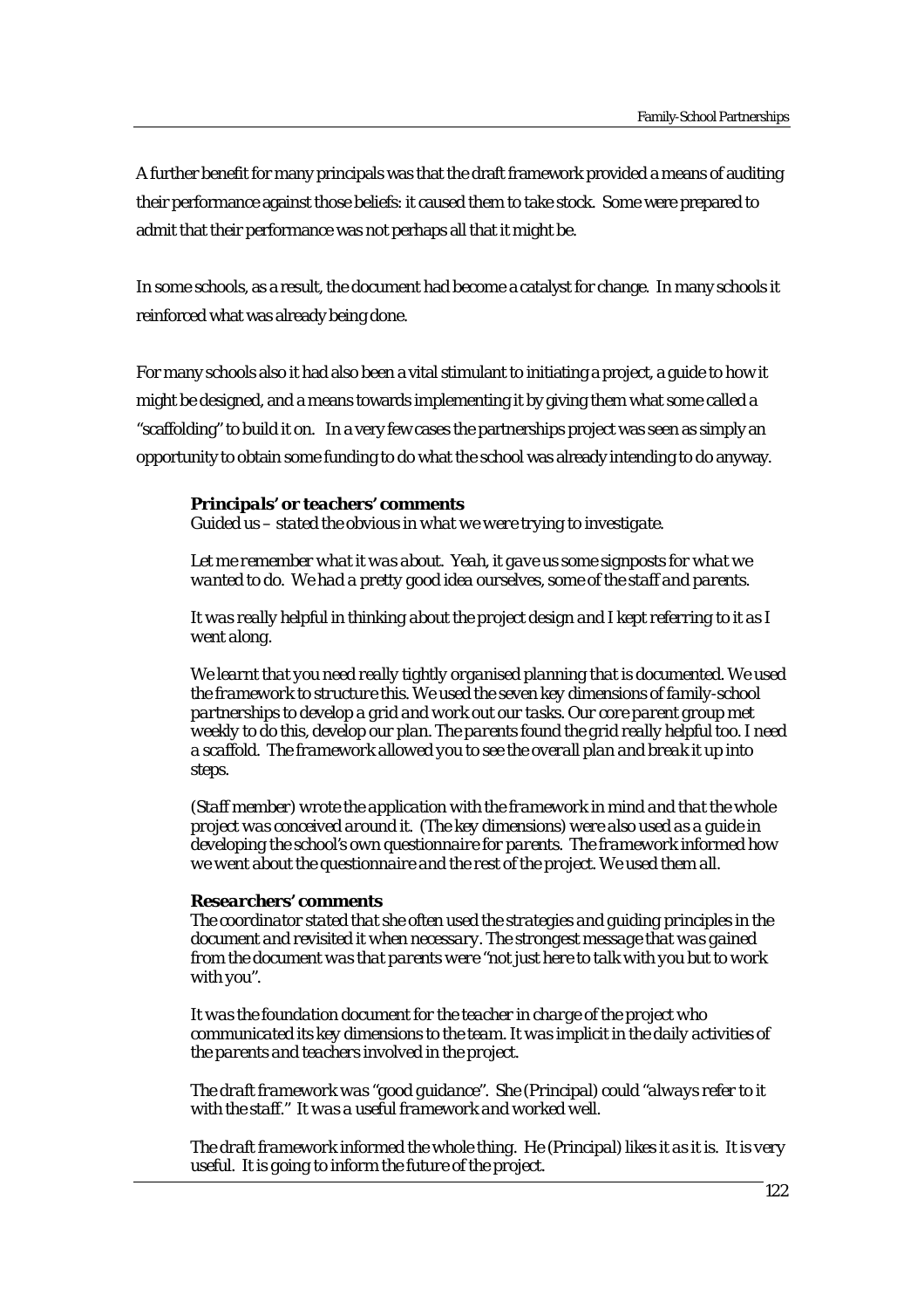A further benefit for many principals was that the draft framework provided a means of auditing their performance against those beliefs: it caused them to take stock. Some were prepared to admit that their performance was not perhaps all that it might be.

In some schools, as a result, the document had become a catalyst for change. In many schools it reinforced what was already being done.

For many schools also it had also been a vital stimulant to initiating a project, a guide to how it might be designed, and a means towards implementing it by giving them what some called a "scaffolding" to build it on. In a very few cases the partnerships project was seen as simply an opportunity to obtain some funding to do what the school was already intending to do anyway.

> ***Principals' or teachers' comments***
> *Guided us – stated the obvious in what we were trying to investigate.*
>
> *Let me remember what it was about. Yeah, it gave us some signposts for what we wanted to do. We had a pretty good idea ourselves, some of the staff and parents.*
>
> *It was really helpful in thinking about the project design and I kept referring to it as I went along.*
>
> *We learnt that you need really tightly organised planning that is documented. We used the framework to structure this. We used the seven key dimensions of family-school partnerships to develop a grid and work out our tasks. Our core parent group met weekly to do this, develop our plan. The parents found the grid really helpful too. I need a scaffold. The framework allowed you to see the overall plan and break it up into steps.*
>
> *(Staff member) wrote the application with the framework in mind and that the whole project was conceived around it. (The key dimensions) were also used as a guide in developing the school's own questionnaire for parents. The framework informed how we went about the questionnaire and the rest of the project. We used them all.*
>
> ***Researchers' comments***
> *The coordinator stated that she often used the strategies and guiding principles in the document and revisited it when necessary. The strongest message that was gained from the document was that parents were "not just here to talk with you but to work with you".*
>
> *It was the foundation document for the teacher in charge of the project who communicated its key dimensions to the team. It was implicit in the daily activities of the parents and teachers involved in the project.*
>
> *The draft framework was "good guidance". She (Principal) could "always refer to it with the staff." It was a useful framework and worked well.*
>
> *The draft framework informed the whole thing. He (Principal) likes it as it is. It is very useful. It is going to inform the future of the project.*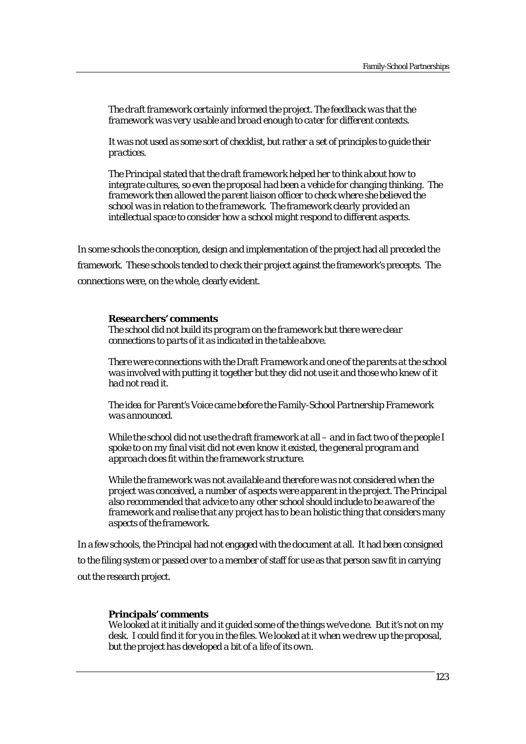*The draft framework certainly informed the project. The feedback was that the framework was very usable and broad enough to cater for different contexts.*

*It was not used as some sort of checklist, but rather a set of principles to guide their practices.*

*The Principal stated that the draft framework helped her to think about how to integrate cultures, so even the proposal had been a vehicle for changing thinking. The framework then allowed the parent liaison officer to check where she believed the school was in relation to the framework. The framework clearly provided an intellectual space to consider how a school might respond to different aspects.*

In some schools the conception, design and implementation of the project had all preceded the framework. These schools tended to check their project against the framework's precepts. The connections were, on the whole, clearly evident.

***Researchers' comments***

*The school did not build its program on the framework but there were clear connections to parts of it as indicated in the table above.*

*There were connections with the Draft Framework and one of the parents at the school was involved with putting it together but they did not use it and those who knew of it had not read it.*

*The idea for Parent's Voice came before the Family-School Partnership Framework was announced.*

*While the school did not use the draft framework at all – and in fact two of the people I spoke to on my final visit did not even know it existed, the general program and approach does fit within the framework structure.*

*While the framework was not available and therefore was not considered when the project was conceived, a number of aspects were apparent in the project. The Principal also recommended that advice to any other school should include to be aware of the framework and realise that any project has to be an holistic thing that considers many aspects of the framework.*

In a few schools, the Principal had not engaged with the document at all. It had been consigned to the filing system or passed over to a member of staff for use as that person saw fit in carrying out the research project.

***Principals' comments***

*We looked at it initially and it guided some of the things we've done. But it's not on my desk. I could find it for you in the files. We looked at it when we drew up the proposal, but the project has developed a bit of a life of its own.*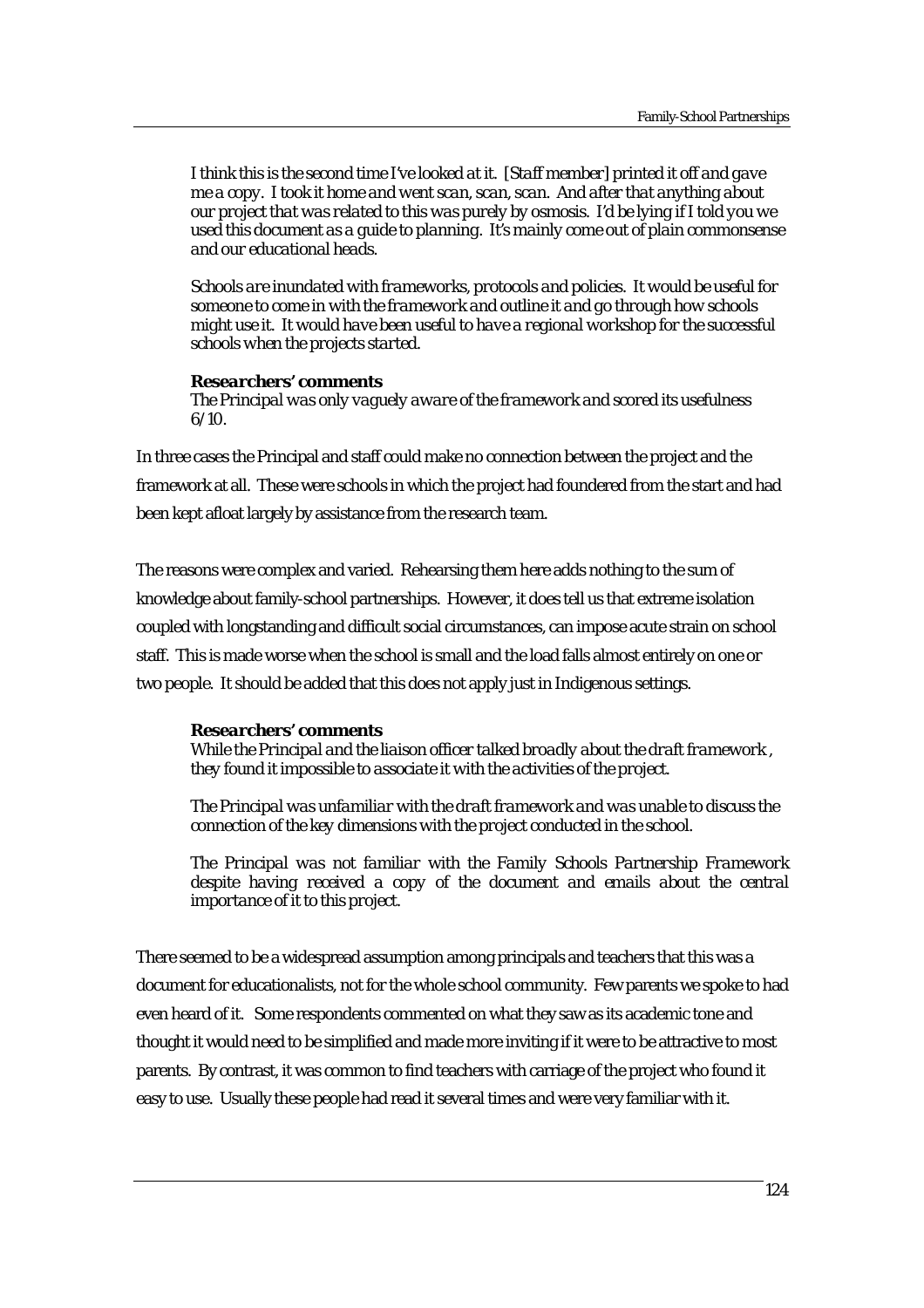*I think this is the second time I've looked at it. [Staff member] printed it off and gave me a copy. I took it home and went scan, scan, scan. And after that anything about our project that was related to this was purely by osmosis. I'd be lying if I told you we used this document as a guide to planning. It's mainly come out of plain commonsense and our educational heads.*

*Schools are inundated with frameworks, protocols and policies. It would be useful for someone to come in with the framework and outline it and go through how schools might use it. It would have been useful to have a regional workshop for the successful schools when the projects started.*

***Researchers' comments***
*The Principal was only vaguely aware of the framework and scored its usefulness 6/10.*

In three cases the Principal and staff could make no connection between the project and the framework at all. These were schools in which the project had foundered from the start and had been kept afloat largely by assistance from the research team.

The reasons were complex and varied. Rehearsing them here adds nothing to the sum of knowledge about family-school partnerships. However, it does tell us that extreme isolation coupled with longstanding and difficult social circumstances, can impose acute strain on school staff. This is made worse when the school is small and the load falls almost entirely on one or two people. It should be added that this does not apply just in Indigenous settings.

***Researchers' comments***
*While the Principal and the liaison officer talked broadly about the draft framework, they found it impossible to associate it with the activities of the project.*

*The Principal was unfamiliar with the draft framework and was unable to discuss the connection of the key dimensions with the project conducted in the school.*

*The Principal was not familiar with the Family Schools Partnership Framework despite having received a copy of the document and emails about the central importance of it to this project.*

There seemed to be a widespread assumption among principals and teachers that this was a document for educationalists, not for the whole school community. Few parents we spoke to had even heard of it. Some respondents commented on what they saw as its academic tone and thought it would need to be simplified and made more inviting if it were to be attractive to most parents. By contrast, it was common to find teachers with carriage of the project who found it easy to use. Usually these people had read it several times and were very familiar with it.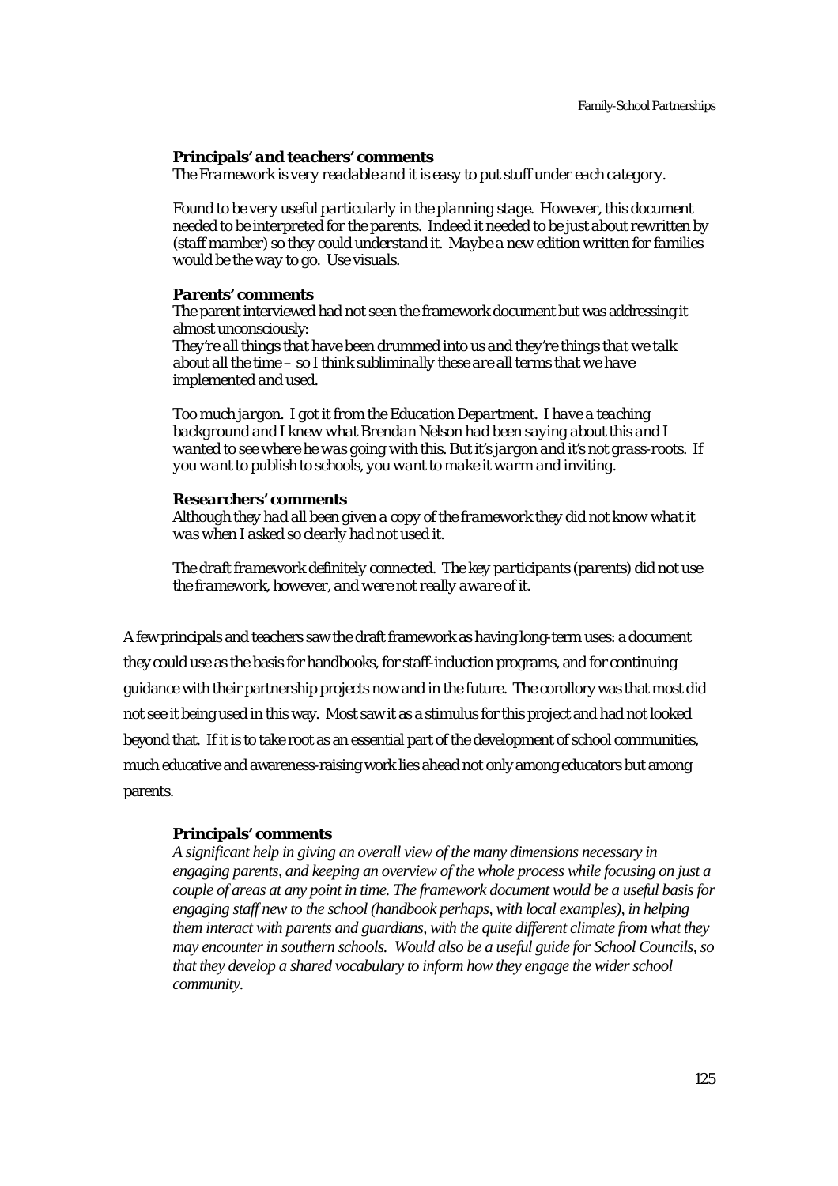#### *Principals' and teachers' comments*

*The Framework is very readable and it is easy to put stuff under each category.*

*Found to be very useful particularly in the planning stage. However, this document needed to be interpreted for the parents. Indeed it needed to be just about rewritten by (staff mamber) so they could understand it. Maybe a new edition written for families would be the way to go. Use visuals.*

#### *Parents' comments*

The parent interviewed had not seen the framework document but was addressing it almost unconsciously:

*They're all things that have been drummed into us and they're things that we talk about all the time – so I think subliminally these are all terms that we have implemented and used.*

*Too much jargon. I got it from the Education Department. I have a teaching background and I knew what Brendan Nelson had been saying about this and I wanted to see where he was going with this. But it's jargon and it's not grass-roots. If you want to publish to schools, you want to make it warm and inviting.*

#### *Researchers' comments*

*Although they had all been given a copy of the framework they did not know what it was when I asked so clearly had not used it.*

*The draft framework definitely connected. The key participants (parents) did not use the framework, however, and were not really aware of it.*

A few principals and teachers saw the draft framework as having long-term uses: a document they could use as the basis for handbooks, for staff-induction programs, and for continuing guidance with their partnership projects now and in the future. The corollory was that most did not see it being used in this way. Most saw it as a stimulus for this project and had not looked beyond that. If it is to take root as an essential part of the development of school communities, much educative and awareness-raising work lies ahead not only among educators but among parents.

#### *Principals' comments*

*A significant help in giving an overall view of the many dimensions necessary in engaging parents, and keeping an overview of the whole process while focusing on just a couple of areas at any point in time. The framework document would be a useful basis for engaging staff new to the school (handbook perhaps, with local examples), in helping them interact with parents and guardians, with the quite different climate from what they may encounter in southern schools. Would also be a useful guide for School Councils, so that they develop a shared vocabulary to inform how they engage the wider school community.*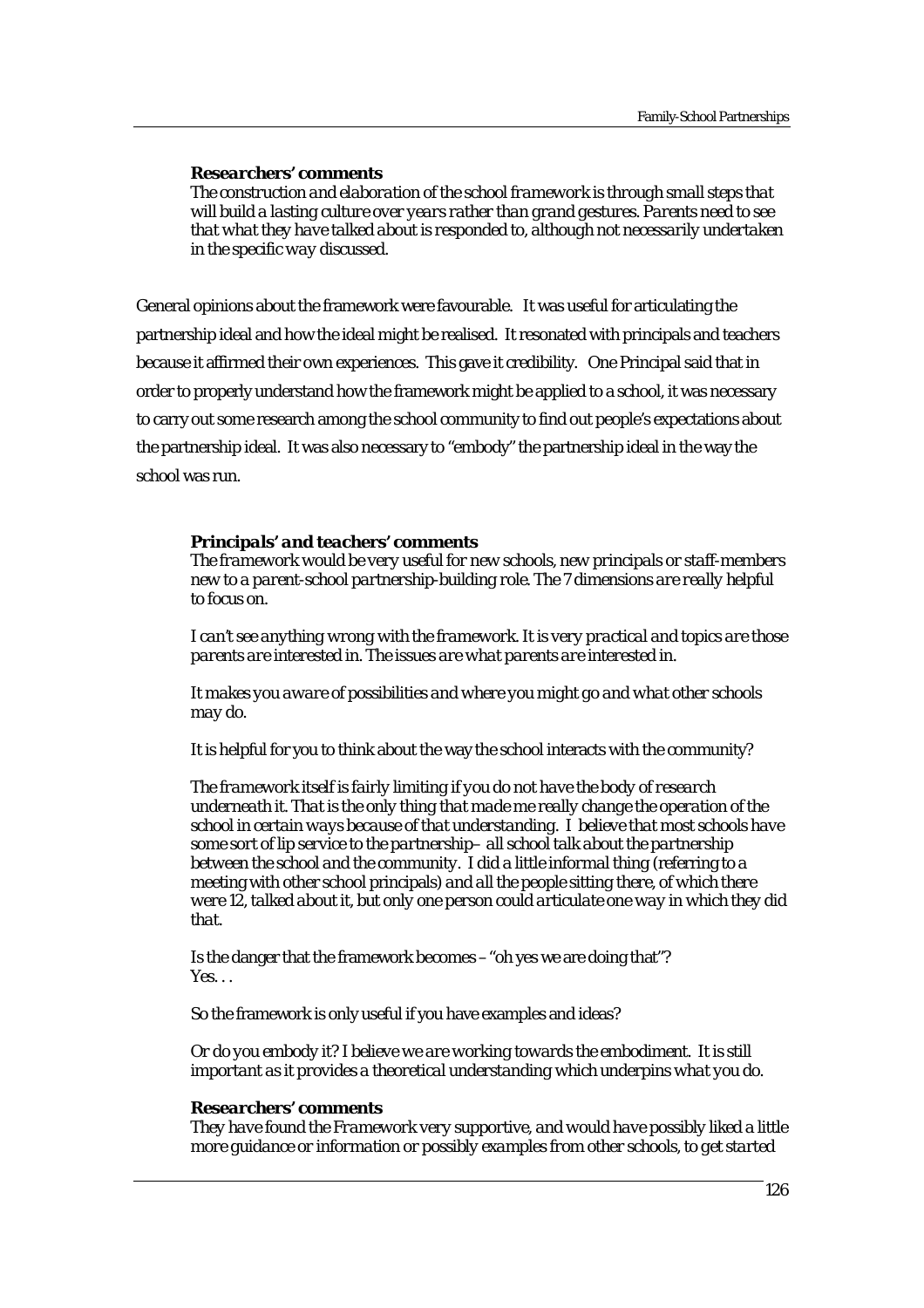***Researchers' comments***

*The construction and elaboration of the school framework is through small steps that will build a lasting culture over years rather than grand gestures. Parents need to see that what they have talked about is responded to, although not necessarily undertaken in the specific way discussed.*

General opinions about the framework were favourable. It was useful for articulating the partnership ideal and how the ideal might be realised. It resonated with principals and teachers because it affirmed their own experiences. This gave it credibility. One Principal said that in order to properly understand how the framework might be applied to a school, it was necessary to carry out some research among the school community to find out people's expectations about the partnership ideal. It was also necessary to "embody" the partnership ideal in the way the school was run.

***Principals' and teachers' comments***

*The framework would be very useful for new schools, new principals or staff-members new to a parent-school partnership-building role. The 7 dimensions are really helpful to focus on.*

*I can't see anything wrong with the framework. It is very practical and topics are those parents are interested in. The issues are what parents are interested in.*

*It makes you aware of possibilities and where you might go and what other schools may do.*

*It is helpful for you to think about the way the school interacts with the community?*

*The framework itself is fairly limiting if you do not have the body of research underneath it. That is the only thing that made me really change the operation of the school in certain ways because of that understanding. I believe that most schools have some sort of lip service to the partnership– all school talk about the partnership between the school and the community. I did a little informal thing (referring to a meeting with other school principals) and all the people sitting there, of which there were 12, talked about it, but only one person could articulate one way in which they did that.*

*Is the danger that the framework becomes – "oh yes we are doing that"?*
*Yes. . .*

*So the framework is only useful if you have examples and ideas?*

*Or do you embody it? I believe we are working towards the embodiment. It is still important as it provides a theoretical understanding which underpins what you do.*

***Researchers' comments***

*They have found the Framework very supportive, and would have possibly liked a little more guidance or information or possibly examples from other schools, to get started*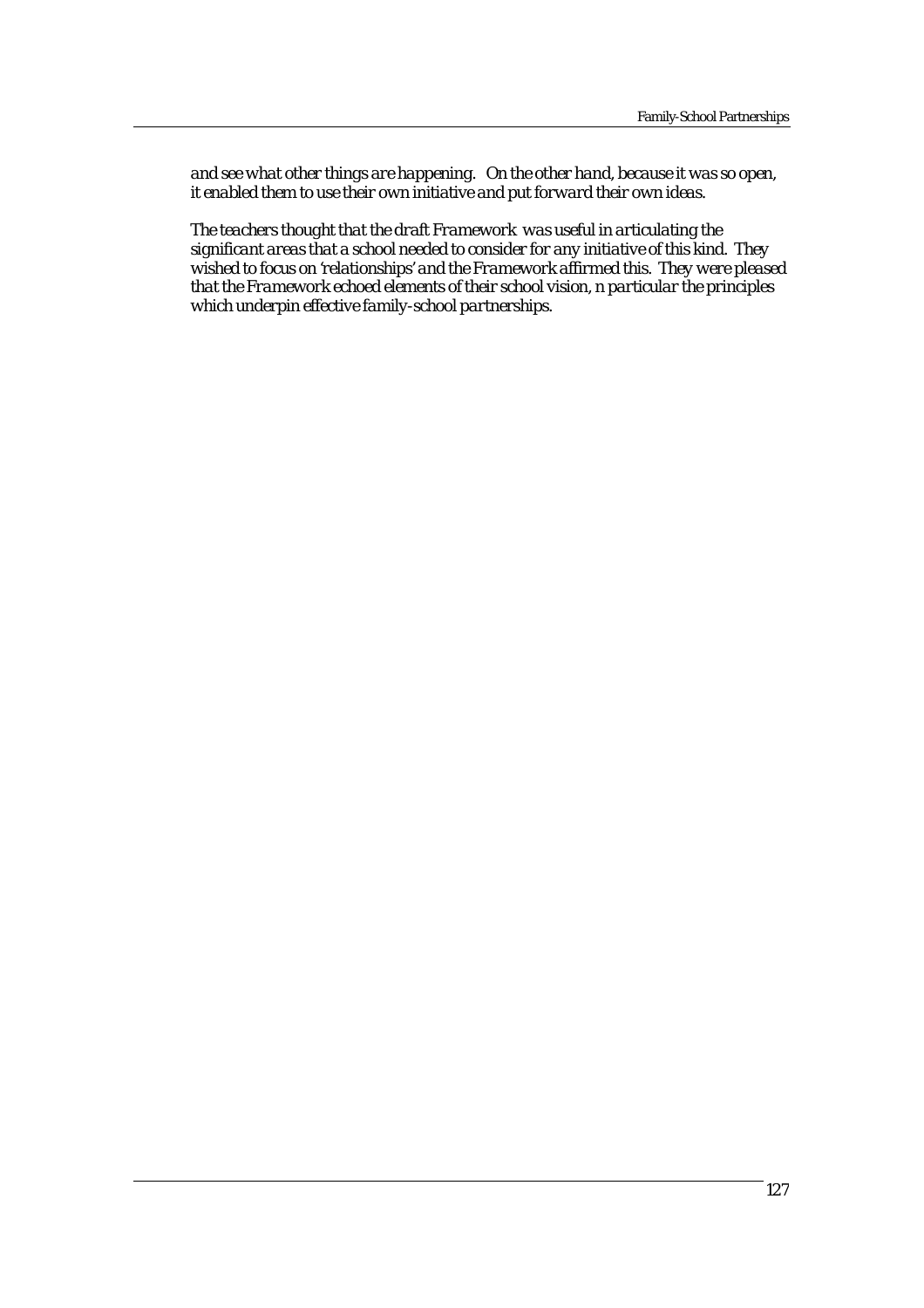*and see what other things are happening. On the other hand, because it was so open, it enabled them to use their own initiative and put forward their own ideas.*

*The teachers thought that the draft Framework was useful in articulating the significant areas that a school needed to consider for any initiative of this kind. They wished to focus on 'relationships' and the Framework affirmed this. They were pleased that the Framework echoed elements of their school vision, n particular the principles which underpin effective family-school partnerships.*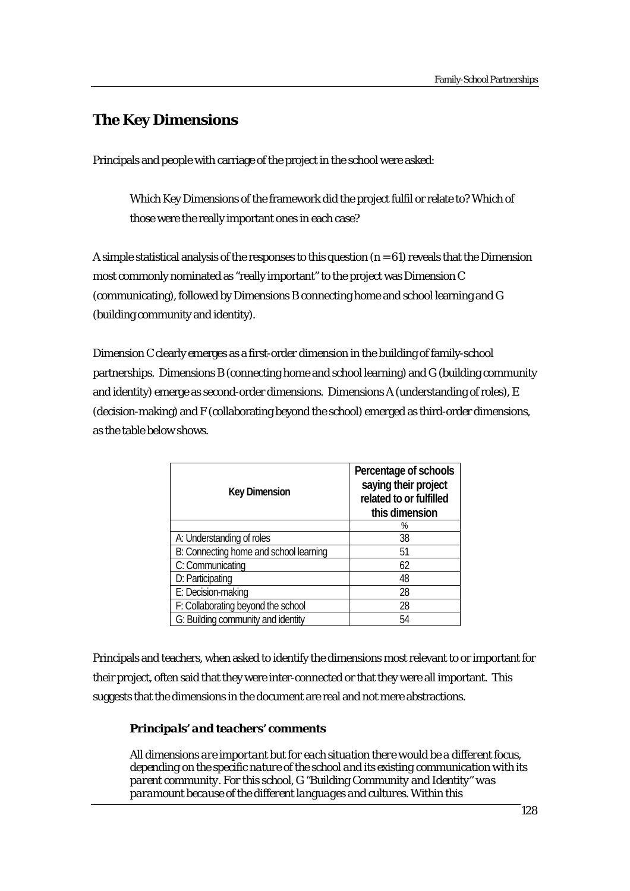## The Key Dimensions

Principals and people with carriage of the project in the school were asked:

> Which Key Dimensions of the framework did the project fulfil or relate to? Which of those were the really important ones in each case?

A simple statistical analysis of the responses to this question (n = 61) reveals that the Dimension most commonly nominated as "really important" to the project was Dimension C (communicating), followed by Dimensions B connecting home and school learning and G (building community and identity).

Dimension C clearly emerges as a first-order dimension in the building of family-school partnerships. Dimensions B (connecting home and school learning) and G (building community and identity) emerge as second-order dimensions. Dimensions A (understanding of roles), E (decision-making) and F (collaborating beyond the school) emerged as third-order dimensions, as the table below shows.

| Key Dimension | Percentage of schools saying their project related to or fulfilled this dimension |
|---|---|
| | % |
| A: Understanding of roles | 38 |
| B: Connecting home and school learning | 51 |
| C: Communicating | 62 |
| D: Participating | 48 |
| E: Decision-making | 28 |
| F: Collaborating beyond the school | 28 |
| G: Building community and identity | 54 |

Principals and teachers, when asked to identify the dimensions most relevant to or important for their project, often said that they were inter-connected or that they were all important. This suggests that the dimensions in the document are real and not mere abstractions.

### *Principals' and teachers' comments*

*All dimensions are important but for each situation there would be a different focus, depending on the specific nature of the school and its existing communication with its parent community. For this school, G "Building Community and Identity" was paramount because of the different languages and cultures. Within this*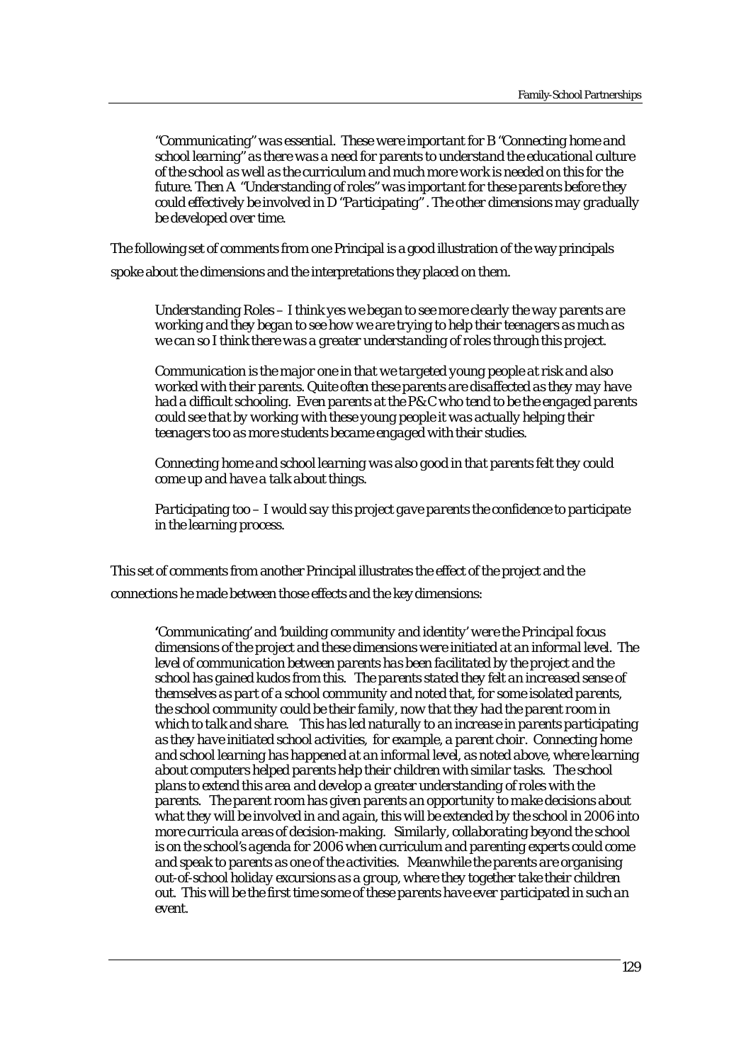*"Communicating" was essential. These were important for B "Connecting home and school learning" as there was a need for parents to understand the educational culture of the school as well as the curriculum and much more work is needed on this for the future. Then A "Understanding of roles" was important for these parents before they could effectively be involved in D "Participating". The other dimensions may gradually be developed over time.*

The following set of comments from one Principal is a good illustration of the way principals spoke about the dimensions and the interpretations they placed on them.

> *Understanding Roles – I think yes we began to see more clearly the way parents are working and they began to see how we are trying to help their teenagers as much as we can so I think there was a greater understanding of roles through this project.*
>
> *Communication is the major one in that we targeted young people at risk and also worked with their parents. Quite often these parents are disaffected as they may have had a difficult schooling. Even parents at the P&C who tend to be the engaged parents could see that by working with these young people it was actually helping their teenagers too as more students became engaged with their studies.*
>
> *Connecting home and school learning was also good in that parents felt they could come up and have a talk about things.*
>
> *Participating too – I would say this project gave parents the confidence to participate in the learning process.*

This set of comments from another Principal illustrates the effect of the project and the connections he made between those effects and the key dimensions:

> *'Communicating' and 'building community and identity' were the Principal focus dimensions of the project and these dimensions were initiated at an informal level. The level of communication between parents has been facilitated by the project and the school has gained kudos from this. The parents stated they felt an increased sense of themselves as part of a school community and noted that, for some isolated parents, the school community could be their family, now that they had the parent room in which to talk and share. This has led naturally to an increase in parents participating as they have initiated school activities, for example, a parent choir. Connecting home and school learning has happened at an informal level, as noted above, where learning about computers helped parents help their children with similar tasks. The school plans to extend this area and develop a greater understanding of roles with the parents. The parent room has given parents an opportunity to make decisions about what they will be involved in and again, this will be extended by the school in 2006 into more curricula areas of decision-making. Similarly, collaborating beyond the school is on the school's agenda for 2006 when curriculum and parenting experts could come and speak to parents as one of the activities. Meanwhile the parents are organising out-of-school holiday excursions as a group, where they together take their children out. This will be the first time some of these parents have ever participated in such an event.*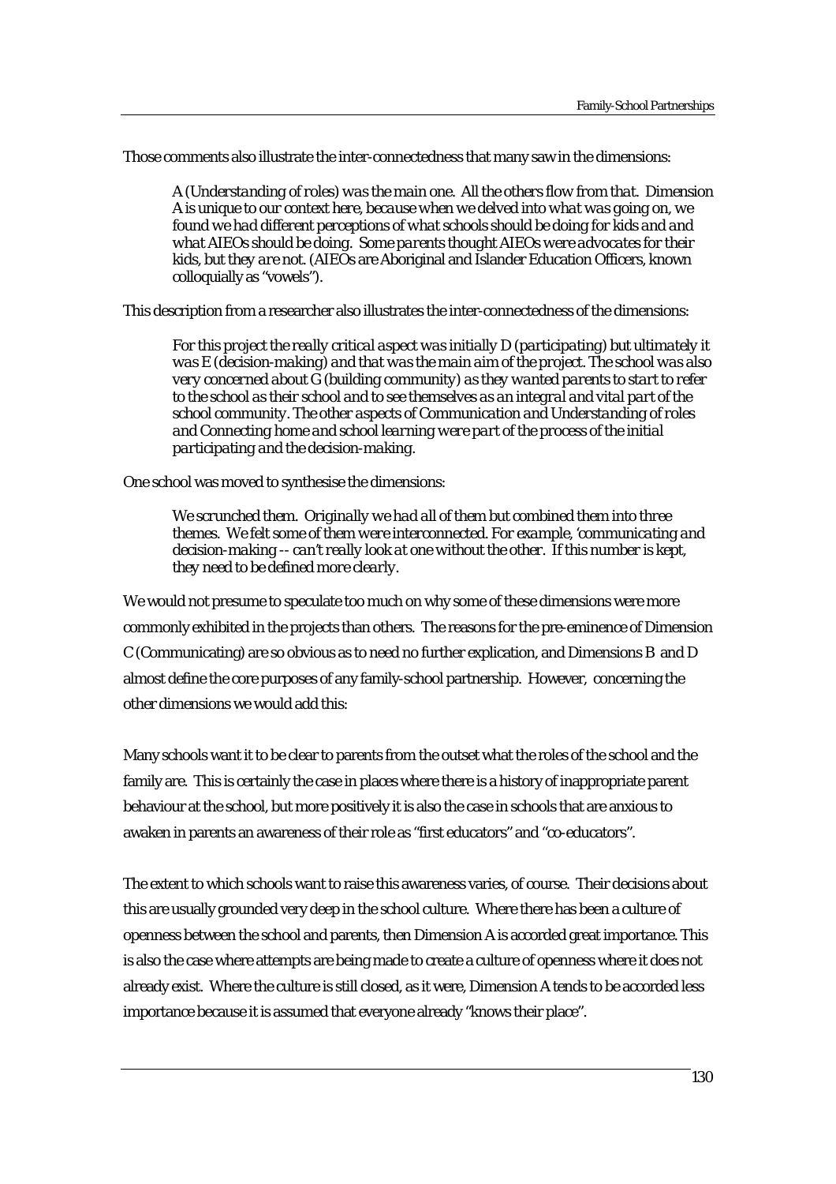Those comments also illustrate the inter-connectedness that many saw in the dimensions:

> *A (Understanding of roles) was the main one. All the others flow from that. Dimension A is unique to our context here, because when we delved into what was going on, we found we had different perceptions of what schools should be doing for kids and and what AIEOs should be doing. Some parents thought AIEOs were advocates for their kids, but they are not.* (AIEOs are Aboriginal and Islander Education Officers, known colloquially as "vowels").

This description from a researcher also illustrates the inter-connectedness of the dimensions:

> *For this project the really critical aspect was initially D (participating) but ultimately it was E (decision-making) and that was the main aim of the project. The school was also very concerned about G (building community) as they wanted parents to start to refer to the school as their school and to see themselves as an integral and vital part of the school community. The other aspects of Communication and Understanding of roles and Connecting home and school learning were part of the process of the initial participating and the decision-making.*

One school was moved to synthesise the dimensions:

> *We scrunched them. Originally we had all of them but combined them into three themes. We felt some of them were interconnected. For example, 'communicating and decision-making -- can't really look at one without the other. If this number is kept, they need to be defined more clearly.*

We would not presume to speculate too much on why some of these dimensions were more commonly exhibited in the projects than others. The reasons for the pre-eminence of Dimension C (Communicating) are so obvious as to need no further explication, and Dimensions B and D almost define the core purposes of any family-school partnership. However, concerning the other dimensions we would add this:

Many schools want it to be clear to parents from the outset what the roles of the school and the family are. This is certainly the case in places where there is a history of inappropriate parent behaviour at the school, but more positively it is also the case in schools that are anxious to awaken in parents an awareness of their role as "first educators" and "co-educators".

The extent to which schools want to raise this awareness varies, of course. Their decisions about this are usually grounded very deep in the school culture. Where there has been a culture of openness between the school and parents, then Dimension A is accorded great importance. This is also the case where attempts are being made to create a culture of openness where it does not already exist. Where the culture is still closed, as it were, Dimension A tends to be accorded less importance because it is assumed that everyone already "knows their place".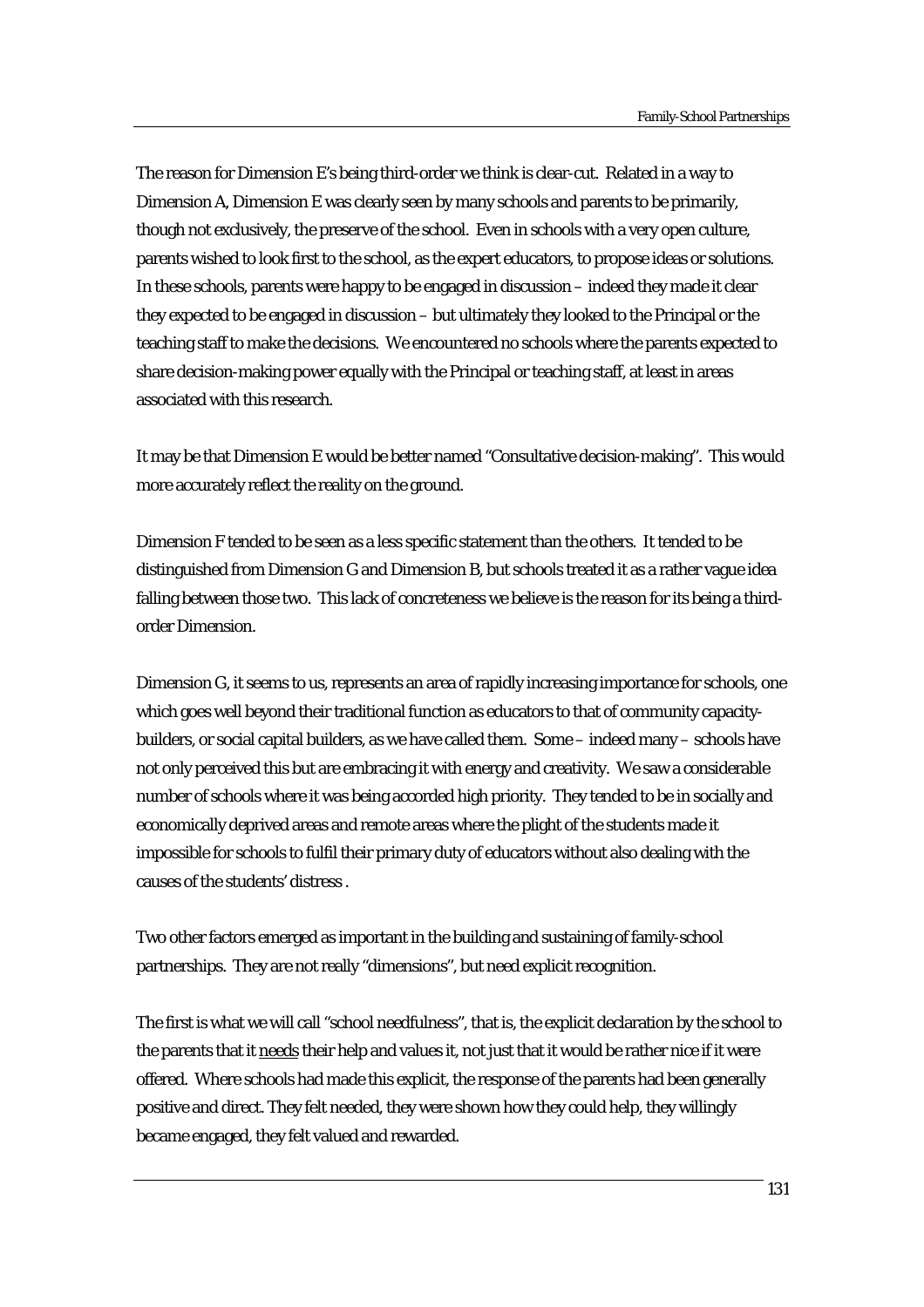The reason for Dimension E's being third-order we think is clear-cut. Related in a way to Dimension A, Dimension E was clearly seen by many schools and parents to be primarily, though not exclusively, the preserve of the school. Even in schools with a very open culture, parents wished to look first to the school, as the expert educators, to propose ideas or solutions. In these schools, parents were happy to be engaged in discussion – indeed they made it clear they expected to be engaged in discussion – but ultimately they looked to the Principal or the teaching staff to make the decisions. We encountered no schools where the parents expected to share decision-making power equally with the Principal or teaching staff, at least in areas associated with this research.

It may be that Dimension E would be better named "Consultative decision-making". This would more accurately reflect the reality on the ground.

Dimension F tended to be seen as a less specific statement than the others. It tended to be distinguished from Dimension G and Dimension B, but schools treated it as a rather vague idea falling between those two. This lack of concreteness we believe is the reason for its being a third-order Dimension.

Dimension G, it seems to us, represents an area of rapidly increasing importance for schools, one which goes well beyond their traditional function as educators to that of community capacity-builders, or social capital builders, as we have called them. Some – indeed many – schools have not only perceived this but are embracing it with energy and creativity. We saw a considerable number of schools where it was being accorded high priority. They tended to be in socially and economically deprived areas and remote areas where the plight of the students made it impossible for schools to fulfil their primary duty of educators without also dealing with the causes of the students' distress .

Two other factors emerged as important in the building and sustaining of family-school partnerships. They are not really "dimensions", but need explicit recognition.

The first is what we will call "school needfulness", that is, the explicit declaration by the school to the parents that it <u>needs</u> their help and values it, not just that it would be rather nice if it were offered. Where schools had made this explicit, the response of the parents had been generally positive and direct. They felt needed, they were shown how they could help, they willingly became engaged, they felt valued and rewarded.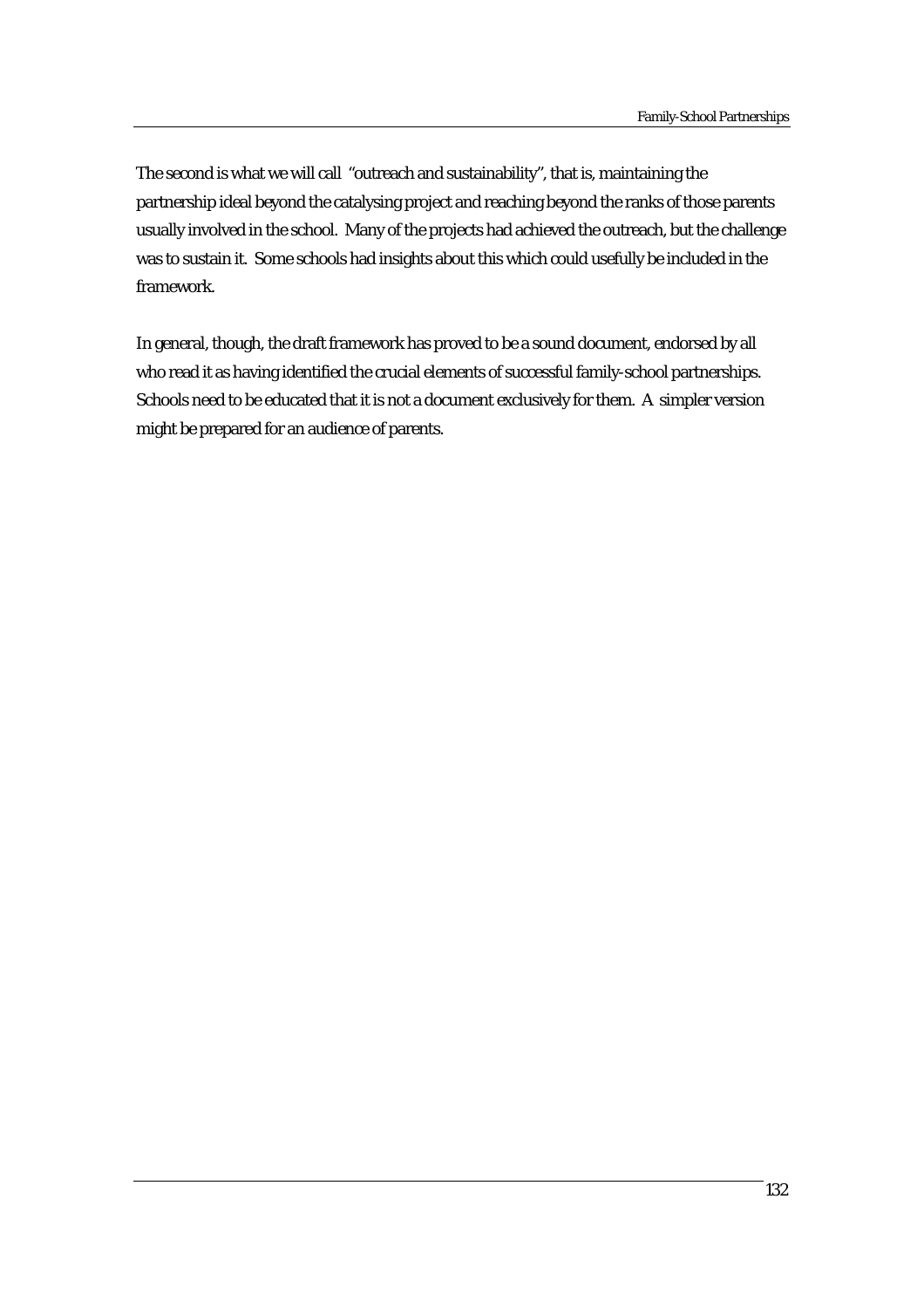The second is what we will call "outreach and sustainability", that is, maintaining the partnership ideal beyond the catalysing project and reaching beyond the ranks of those parents usually involved in the school. Many of the projects had achieved the outreach, but the challenge was to sustain it. Some schools had insights about this which could usefully be included in the framework.

In general, though, the draft framework has proved to be a sound document, endorsed by all who read it as having identified the crucial elements of successful family-school partnerships. Schools need to be educated that it is not a document exclusively for them. A simpler version might be prepared for an audience of parents.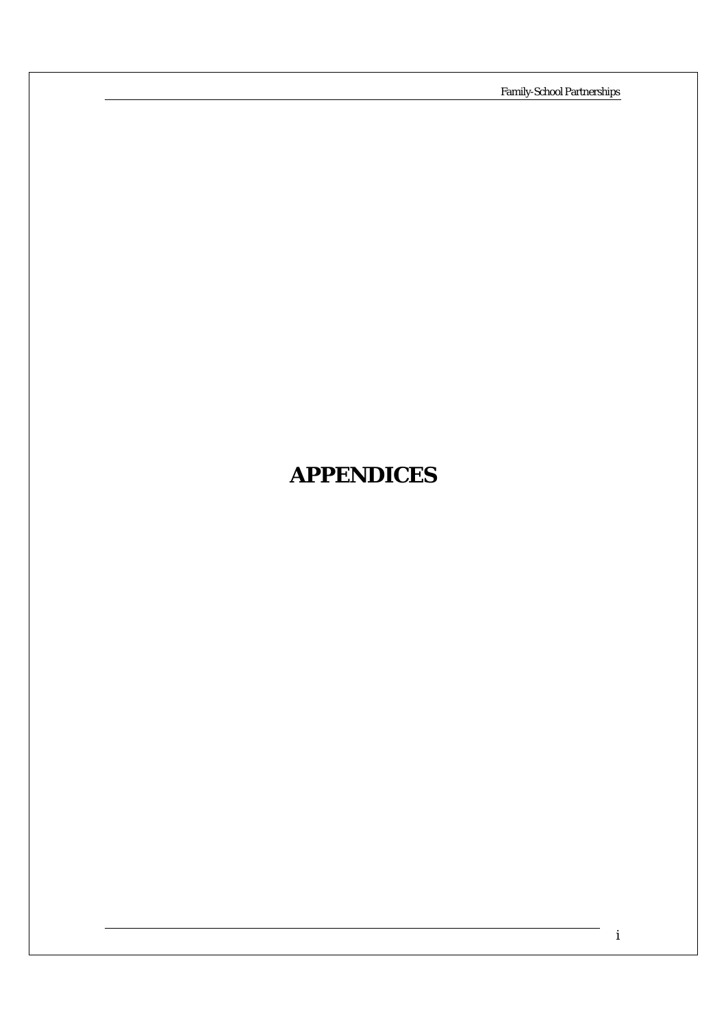# APPENDICES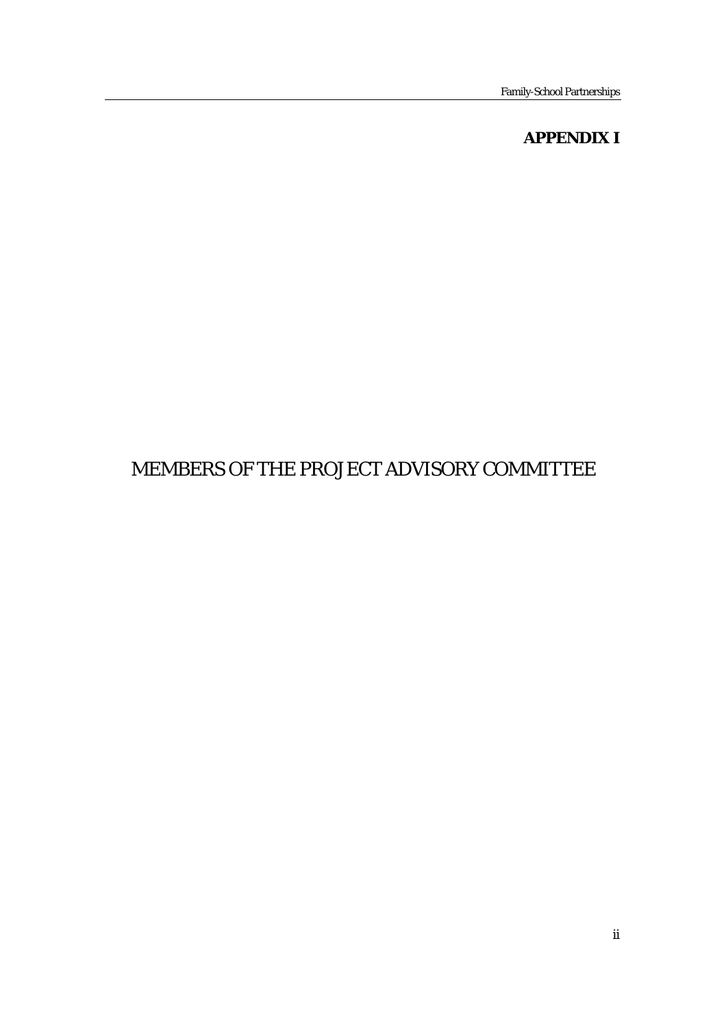# APPENDIX I

## MEMBERS OF THE PROJECT ADVISORY COMMITTEE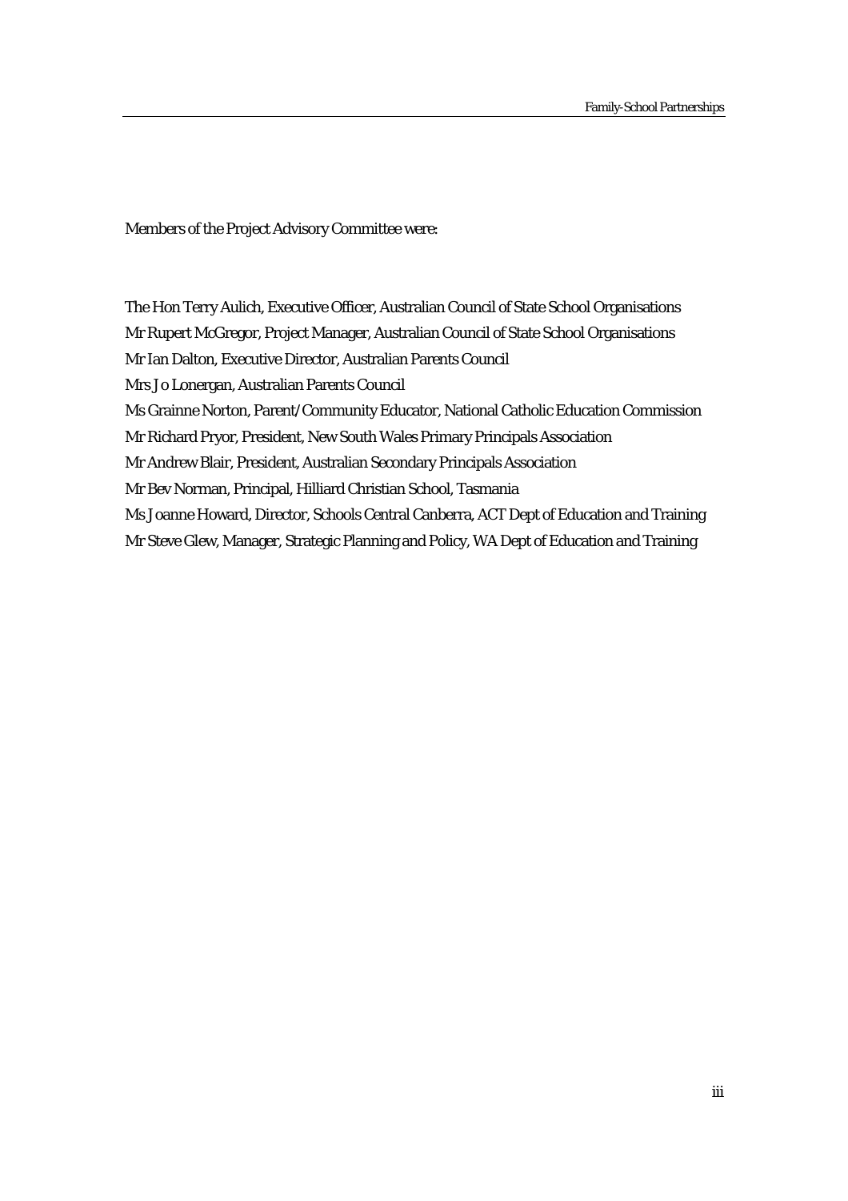Members of the Project Advisory Committee were:

The Hon Terry Aulich, Executive Officer, Australian Council of State School Organisations
Mr Rupert McGregor, Project Manager, Australian Council of State School Organisations
Mr Ian Dalton, Executive Director, Australian Parents Council
Mrs Jo Lonergan, Australian Parents Council
Ms Grainne Norton, Parent/Community Educator, National Catholic Education Commission
Mr Richard Pryor, President, New South Wales Primary Principals Association
Mr Andrew Blair, President, Australian Secondary Principals Association
Mr Bev Norman, Principal, Hilliard Christian School, Tasmania
Ms Joanne Howard, Director, Schools Central Canberra, ACT Dept of Education and Training
Mr Steve Glew, Manager, Strategic Planning and Policy, WA Dept of Education and Training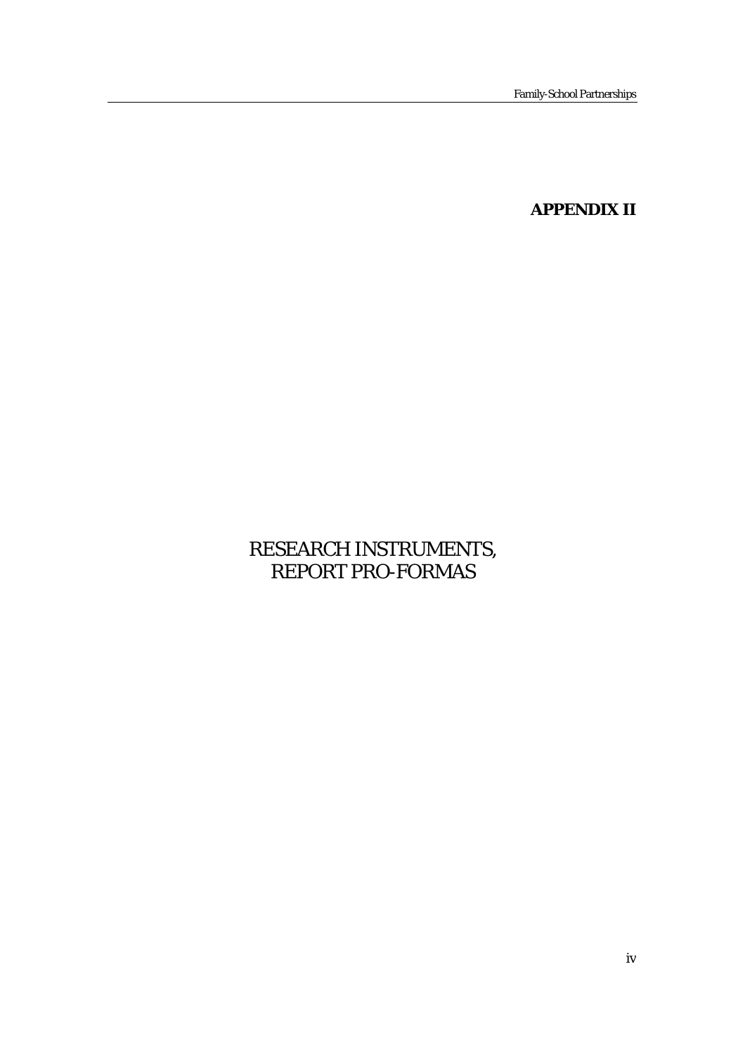# APPENDIX II

RESEARCH INSTRUMENTS,
REPORT PRO-FORMAS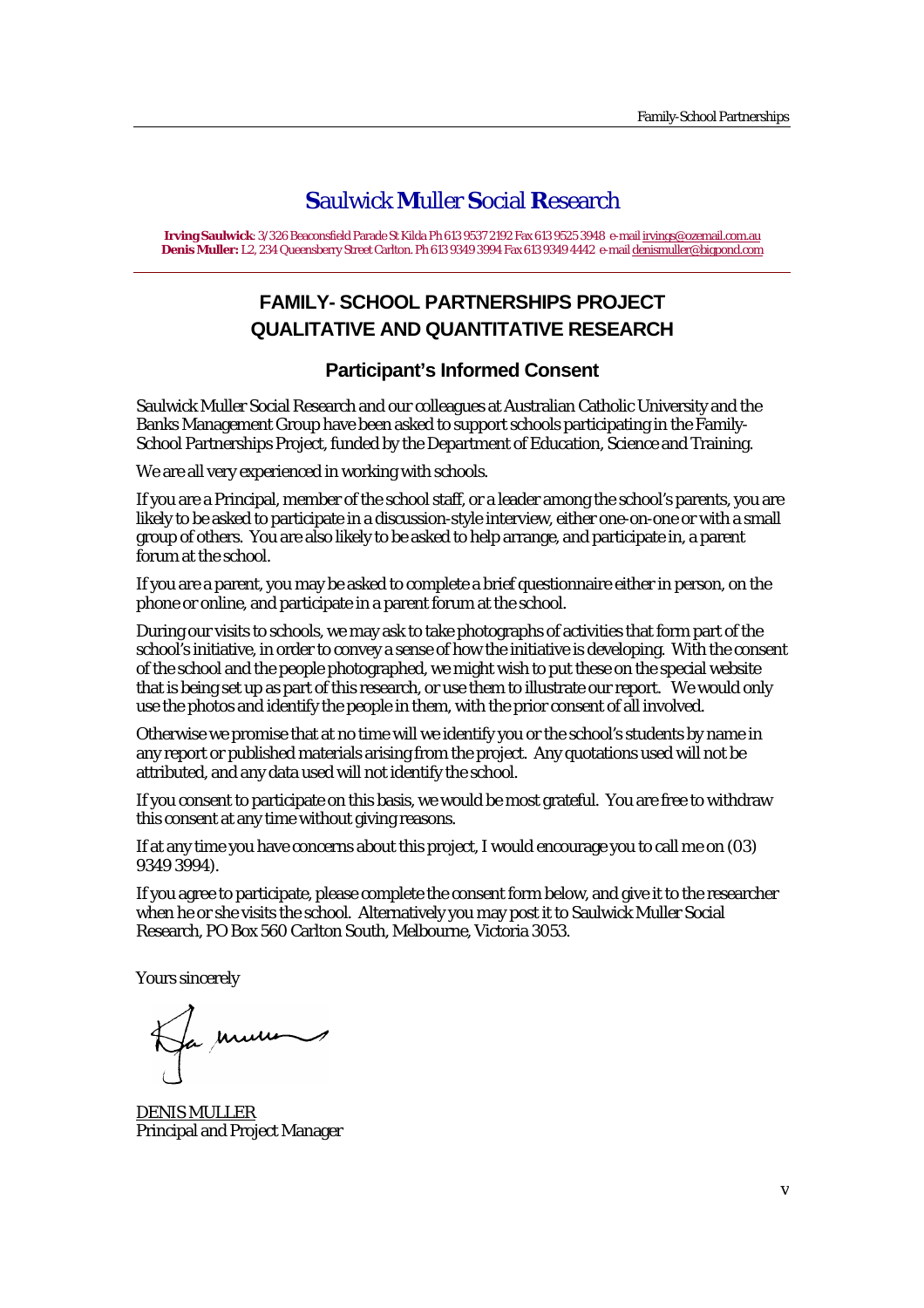# **S**aulwick **M**uller **S**ocial **R**esearch

**Irving Saulwick**: 3/326 Beaconsfield Parade St Kilda Ph 613 9537 2192 Fax 613 9525 3948 e-mail irvings@ozemail.com.au
**Denis Muller:** L2, 234 Queensberry Street Carlton. Ph 613 9349 3994 Fax 613 9349 4442 e-mail denismuller@bigpond.com

## FAMILY- SCHOOL PARTNERSHIPS PROJECT
## QUALITATIVE AND QUANTITATIVE RESEARCH

### Participant's Informed Consent

Saulwick Muller Social Research and our colleagues at Australian Catholic University and the Banks Management Group have been asked to support schools participating in the Family-School Partnerships Project, funded by the Department of Education, Science and Training.

We are all very experienced in working with schools.

If you are a Principal, member of the school staff, or a leader among the school's parents, you are likely to be asked to participate in a discussion-style interview, either one-on-one or with a small group of others. You are also likely to be asked to help arrange, and participate in, a parent forum at the school.

If you are a parent, you may be asked to complete a brief questionnaire either in person, on the phone or online, and participate in a parent forum at the school.

During our visits to schools, we may ask to take photographs of activities that form part of the school's initiative, in order to convey a sense of how the initiative is developing. With the consent of the school and the people photographed, we might wish to put these on the special website that is being set up as part of this research, or use them to illustrate our report. We would only use the photos and identify the people in them, with the prior consent of all involved.

Otherwise we promise that at no time will we identify you or the school's students by name in any report or published materials arising from the project. Any quotations used will not be attributed, and any data used will not identify the school.

If you consent to participate on this basis, we would be most grateful. You are free to withdraw this consent at any time without giving reasons.

If at any time you have concerns about this project, I would encourage you to call me on (03) 9349 3994).

If you agree to participate, please complete the consent form below, and give it to the researcher when he or she visits the school. Alternatively you may post it to Saulwick Muller Social Research, PO Box 560 Carlton South, Melbourne, Victoria 3053.

Yours sincerely

DENIS MULLER
Principal and Project Manager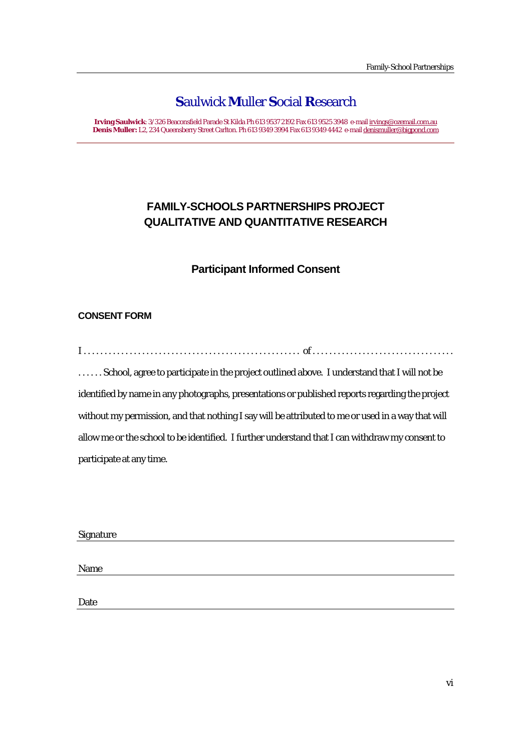# **S**aulwick **M**uller **S**ocial **R**esearch

**Irving Saulwick**: 3/326 Beaconsfield Parade St Kilda Ph 613 9537 2192 Fax 613 9525 3948 e-mail irvings@ozemail.com.au
**Denis Muller:** L2, 234 Queensberry Street Carlton. Ph 613 9349 3994 Fax 613 9349 4442 e-mail denismuller@bigpond.com

## FAMILY-SCHOOLS PARTNERSHIPS PROJECT
## QUALITATIVE AND QUANTITATIVE RESEARCH

### Participant Informed Consent

#### CONSENT FORM

I . . . . . . . . . . . . . . . . . . . . . . . . . . . . . . . . . . . . . . . . . . . . . . . . . . of . . . . . . . . . . . . . . . . . . . . . . . . . . . . . . . . . . . . . . School, agree to participate in the project outlined above. I understand that I will not be identified by name in any photographs, presentations or published reports regarding the project without my permission, and that nothing I say will be attributed to me or used in a way that will allow me or the school to be identified. I further understand that I can withdraw my consent to participate at any time.

Signature \_\_\_\_\_\_\_\_\_\_\_\_\_\_\_\_\_\_\_\_\_\_\_\_\_\_\_\_\_\_\_\_\_\_\_\_\_\_\_\_

Name \_\_\_\_\_\_\_\_\_\_\_\_\_\_\_\_\_\_\_\_\_\_\_\_\_\_\_\_\_\_\_\_\_\_\_\_\_\_\_\_

Date \_\_\_\_\_\_\_\_\_\_\_\_\_\_\_\_\_\_\_\_\_\_\_\_\_\_\_\_\_\_\_\_\_\_\_\_\_\_\_\_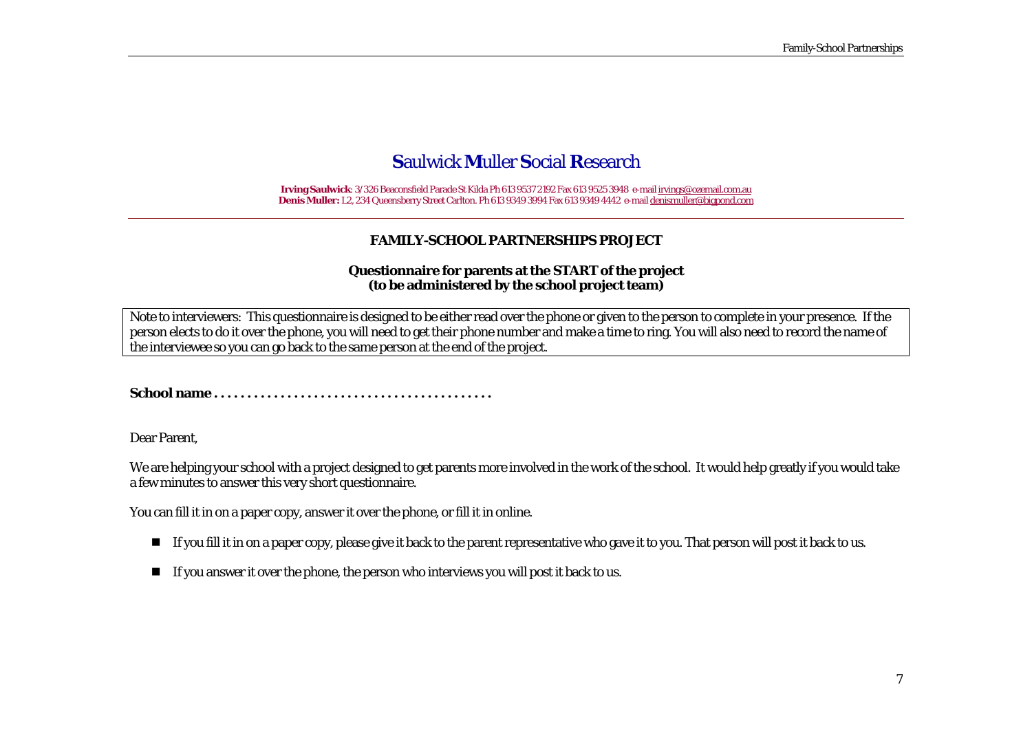# **S**aulwick **M**uller **S**ocial **R**esearch

**Irving Saulwick**: 3/326 Beaconsfield Parade St Kilda Ph 613 9537 2192 Fax 613 9525 3948 e-mail irvings@ozemail.com.au
**Denis Muller:** L2, 234 Queensberry Street Carlton. Ph 613 9349 3994 Fax 613 9349 4442 e-mail denismuller@bigpond.com

## FAMILY-SCHOOL PARTNERSHIPS PROJECT

### Questionnaire for parents at the START of the project
### (to be administered by the school project team)

Note to interviewers: This questionnaire is designed to be either read over the phone or given to the person to complete in your presence. If the person elects to do it over the phone, you will need to get their phone number and make a time to ring. You will also need to record the name of the interviewee so you can go back to the same person at the end of the project.

**School name . . . . . . . . . . . . . . . . . . . . . . . . . . . . . . . . . . . . . . . . .**

Dear Parent,

We are helping your school with a project designed to get parents more involved in the work of the school. It would help greatly if you would take a few minutes to answer this very short questionnaire.

You can fill it in on a paper copy, answer it over the phone, or fill it in online.

- If you fill it in on a paper copy, please give it back to the parent representative who gave it to you. That person will post it back to us.
- If you answer it over the phone, the person who interviews you will post it back to us.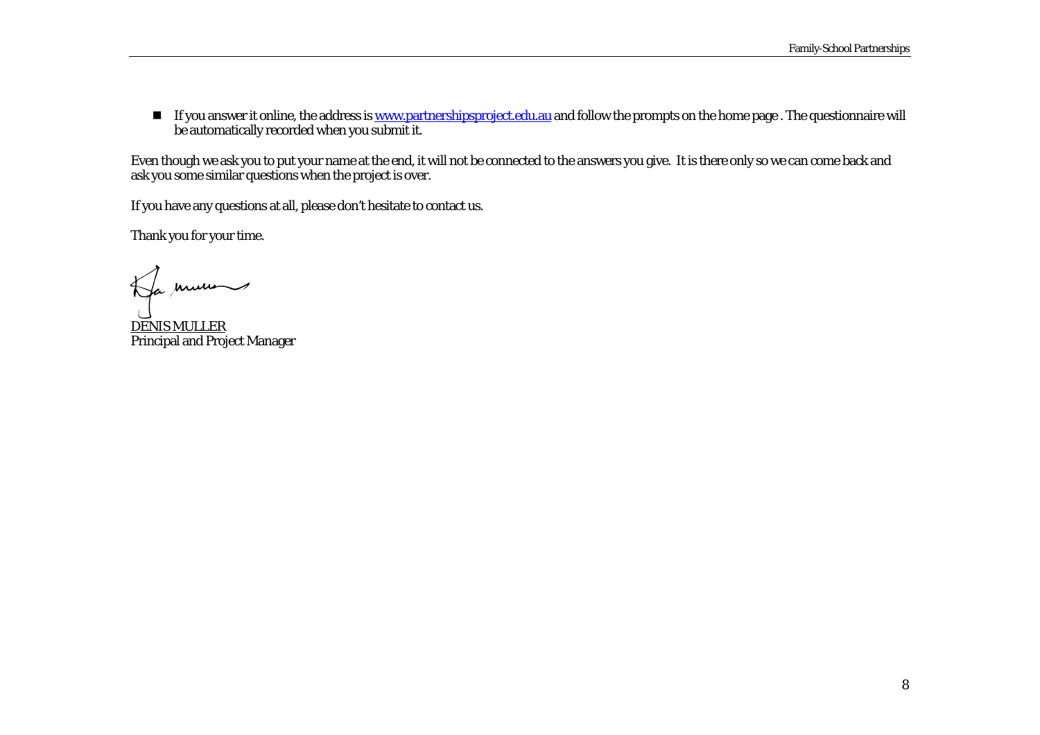- If you answer it online, the address is [www.partnershipsproject.edu.au](http://www.partnershipsproject.edu.au) and follow the prompts on the home page . The questionnaire will be automatically recorded when you submit it.

Even though we ask you to put your name at the end, it will not be connected to the answers you give. It is there only so we can come back and ask you some similar questions when the project is over.

If you have any questions at all, please don't hesitate to contact us.

Thank you for your time.

DENIS MULLER
Principal and Project Manager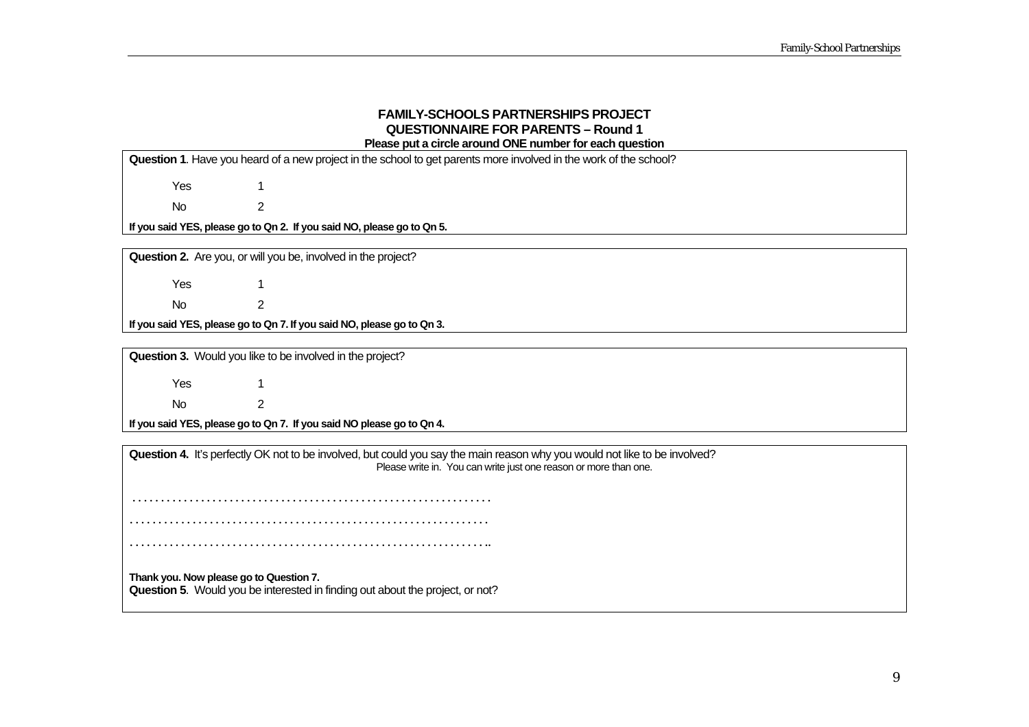**FAMILY-SCHOOLS PARTNERSHIPS PROJECT**
**QUESTIONNAIRE FOR PARENTS – Round 1**
**Please put a circle around ONE number for each question**

**Question 1**. Have you heard of a new project in the school to get parents more involved in the work of the school?

Yes 1

No 2

**If you said YES, please go to Qn 2. If you said NO, please go to Qn 5.**

**Question 2.** Are you, or will you be, involved in the project?

Yes 1

No 2

**If you said YES, please go to Qn 7. If you said NO, please go to Qn 3.**

**Question 3.** Would you like to be involved in the project?

Yes 1

No 2

**If you said YES, please go to Qn 7. If you said NO please go to Qn 4.**

**Question 4.** It's perfectly OK not to be involved, but could you say the main reason why you would not like to be involved?
Please write in. You can write just one reason or more than one.

. . . . . . . . . . . . . . . . . . . . . . . . . . . . . . . . . . . . . . . . . . . . . . . . . . . . . . . . . . . . . . .

. . . . . . . . . . . . . . . . . . . . . . . . . . . . . . . . . . . . . . . . . . . . . . . . . . . . . . . . . . . . . . .

. . . . . . . . . . . . . . . . . . . . . . . . . . . . . . . . . . . . . . . . . . . . . . . . . . . . . . . . . . . . . . ..

**Thank you. Now please go to Question 7.**

**Question 5**. Would you be interested in finding out about the project, or not?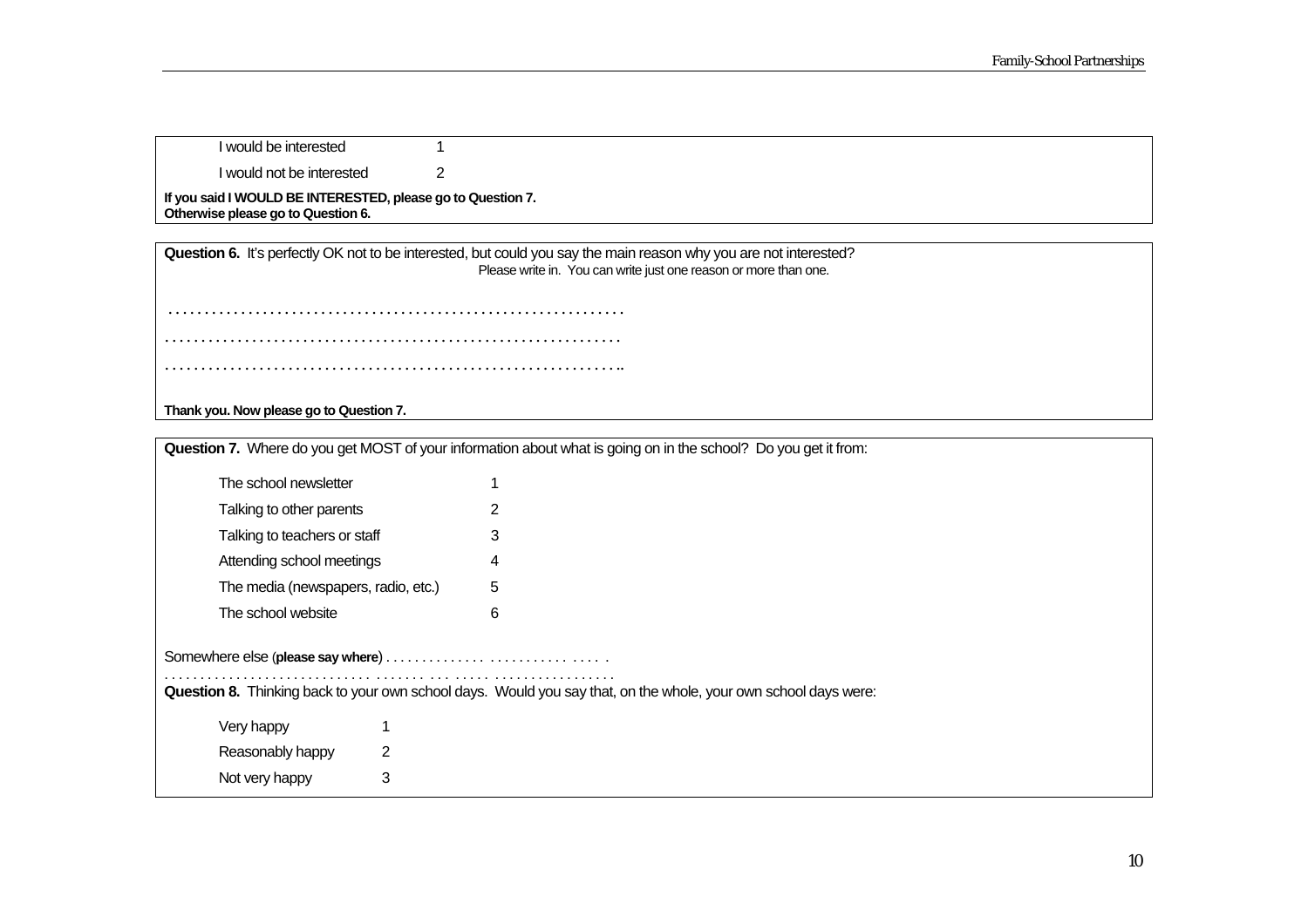| | |
|---|---|
| I would be interested | 1 |
| I would not be interested | 2 |

**If you said I WOULD BE INTERESTED, please go to Question 7.**
**Otherwise please go to Question 6.**

**Question 6.** It's perfectly OK not to be interested, but could you say the main reason why you are not interested?

Please write in. You can write just one reason or more than one.

. . . . . . . . . . . . . . . . . . . . . . . . . . . . . . . . . . . . . . . . . . . . . . . . . . . . . . . . . . . . . .

. . . . . . . . . . . . . . . . . . . . . . . . . . . . . . . . . . . . . . . . . . . . . . . . . . . . . . . . . . . . . .

. . . . . . . . . . . . . . . . . . . . . . . . . . . . . . . . . . . . . . . . . . . . . . . . . . . . . . . . . . . . . ..

**Thank you. Now please go to Question 7.**

**Question 7.** Where do you get MOST of your information about what is going on in the school? Do you get it from:

| | |
|---|---|
| The school newsletter | 1 |
| Talking to other parents | 2 |
| Talking to teachers or staff | 3 |
| Attending school meetings | 4 |
| The media (newspapers, radio, etc.) | 5 |
| The school website | 6 |

Somewhere else (**please say where**) . . . . . . . . . . . . . . . . . . . . . . . . . . . . . . .

. . . . . . . . . . . . . . . . . . . . . . . . . . . . . . . . . . . . . . . . . . . . . . . . . . . . . . . . . . . . .

**Question 8.** Thinking back to your own school days. Would you say that, on the whole, your own school days were:

| | |
|---|---|
| Very happy | 1 |
| Reasonably happy | 2 |
| Not very happy | 3 |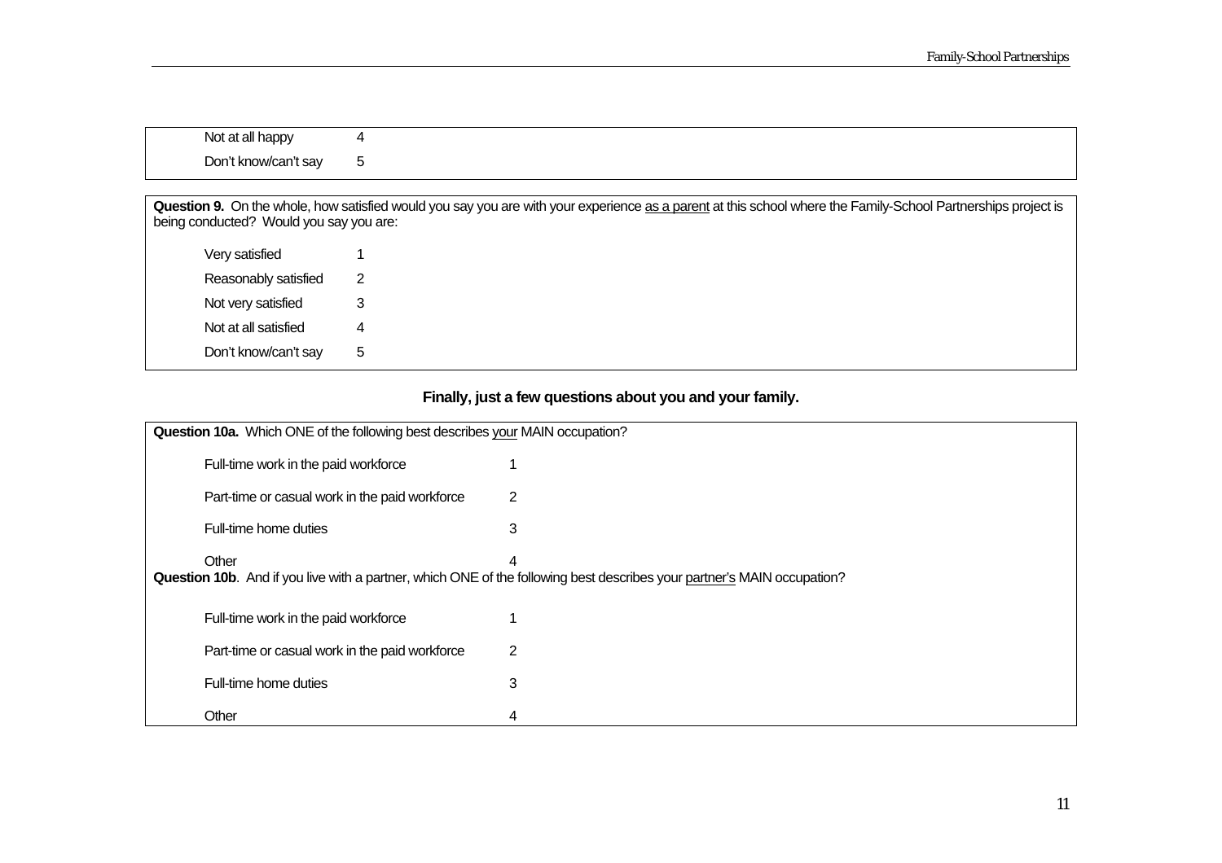| | |
|---|---|
| Not at all happy | 4 |
| Don't know/can't say | 5 |

**Question 9.** On the whole, how satisfied would you say you are with your experience as a parent at this school where the Family-School Partnerships project is being conducted? Would you say you are:

| | |
|---|---|
| Very satisfied | 1 |
| Reasonably satisfied | 2 |
| Not very satisfied | 3 |
| Not at all satisfied | 4 |
| Don't know/can't say | 5 |

**Finally, just a few questions about you and your family.**

**Question 10a.** Which ONE of the following best describes your MAIN occupation?

| | |
|---|---|
| Full-time work in the paid workforce | 1 |
| Part-time or casual work in the paid workforce | 2 |
| Full-time home duties | 3 |
| Other | 4 |

**Question 10b**. And if you live with a partner, which ONE of the following best describes your partner's MAIN occupation?

| | |
|---|---|
| Full-time work in the paid workforce | 1 |
| Part-time or casual work in the paid workforce | 2 |
| Full-time home duties | 3 |
| Other | 4 |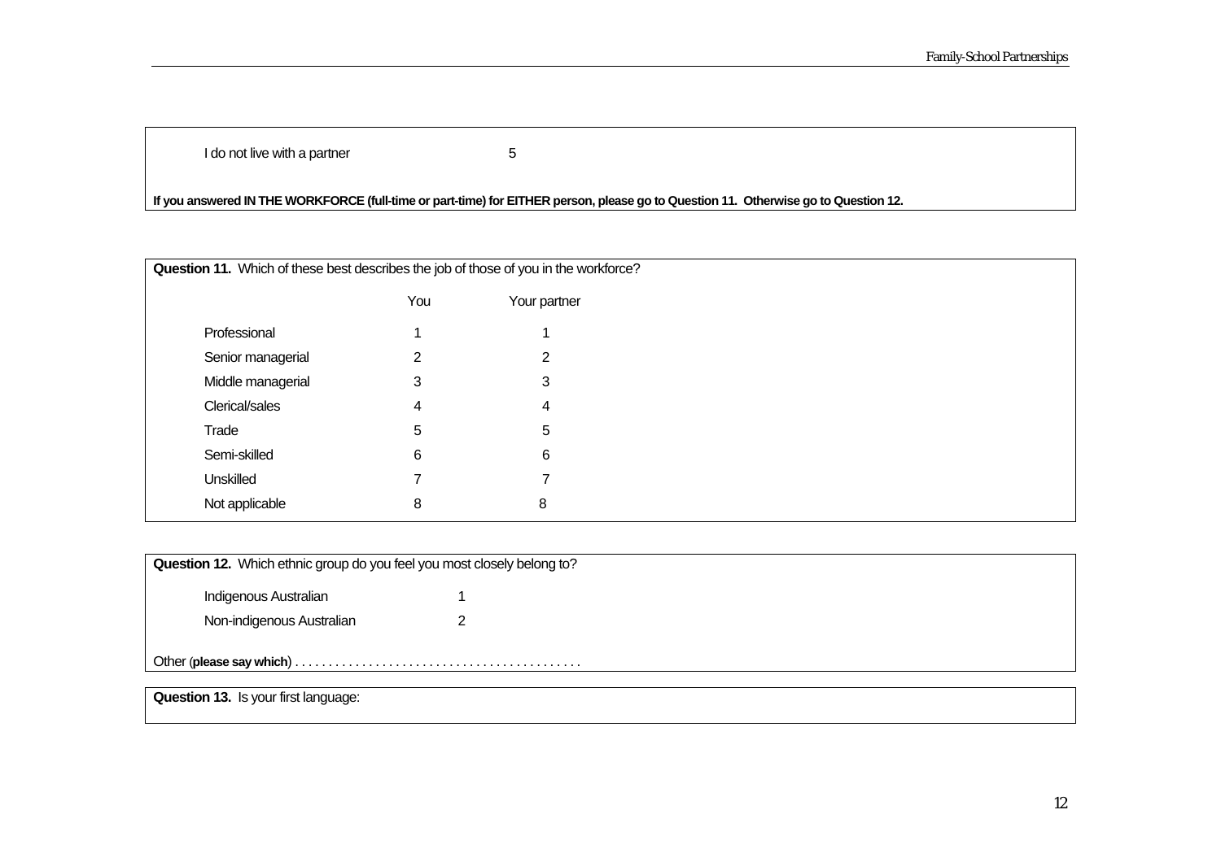| | |
|---|---|
| I do not live with a partner | 5 |

**If you answered IN THE WORKFORCE (full-time or part-time) for EITHER person, please go to Question 11. Otherwise go to Question 12.**

**Question 11.** Which of these best describes the job of those of you in the workforce?

| | You | Your partner |
|---|---|---|
| Professional | 1 | 1 |
| Senior managerial | 2 | 2 |
| Middle managerial | 3 | 3 |
| Clerical/sales | 4 | 4 |
| Trade | 5 | 5 |
| Semi-skilled | 6 | 6 |
| Unskilled | 7 | 7 |
| Not applicable | 8 | 8 |

**Question 12.** Which ethnic group do you feel you most closely belong to?

| | |
|---|---|
| Indigenous Australian | 1 |
| Non-indigenous Australian | 2 |

Other (**please say which**) . . . . . . . . . . . . . . . . . . . . . . . . . . . . . . . . . . . . . . . . . . .

**Question 13.** Is your first language: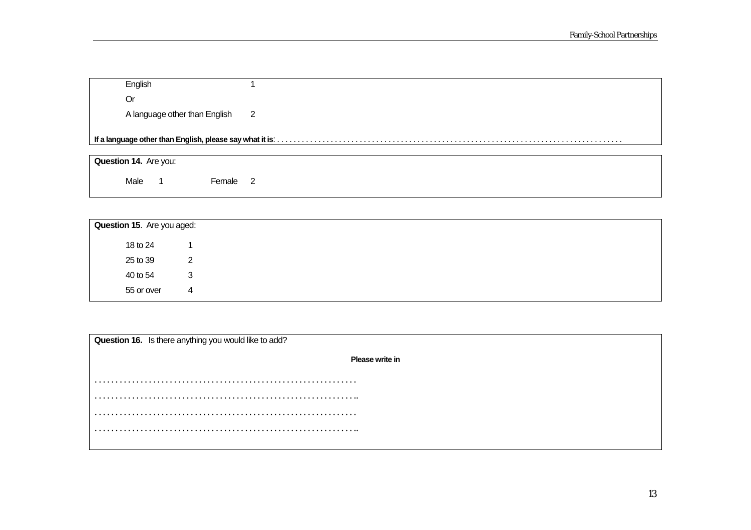English 1

Or

A language other than English 2

**If a language other than English, please say what it is**: . . . . . . . . . . . . . . . . . . . . . . . . . . . . . . . . . . . . . . . . . . . . . . . . . . . . . . . . . . . . . . . . . . . . . . . . . . . . . . . . . . . . . . . . . . . . . . . . . .

**Question 14.** Are you:

Male 1 Female 2

**Question 15**. Are you aged:

18 to 24 1

25 to 39 2

40 to 54 3

55 or over 4

**Question 16.** Is there anything you would like to add?

**Please write in**

. . . . . . . . . . . . . . . . . . . . . . . . . . . . . . . . . . . . . . . . . . . . . . . . . . . . . . . . . . . . . .

. . . . . . . . . . . . . . . . . . . . . . . . . . . . . . . . . . . . . . . . . . . . . . . . . . . . . . . . . . . . . ..

. . . . . . . . . . . . . . . . . . . . . . . . . . . . . . . . . . . . . . . . . . . . . . . . . . . . . . . . . . . . . .

. . . . . . . . . . . . . . . . . . . . . . . . . . . . . . . . . . . . . . . . . . . . . . . . . . . . . . . . . . . . . ..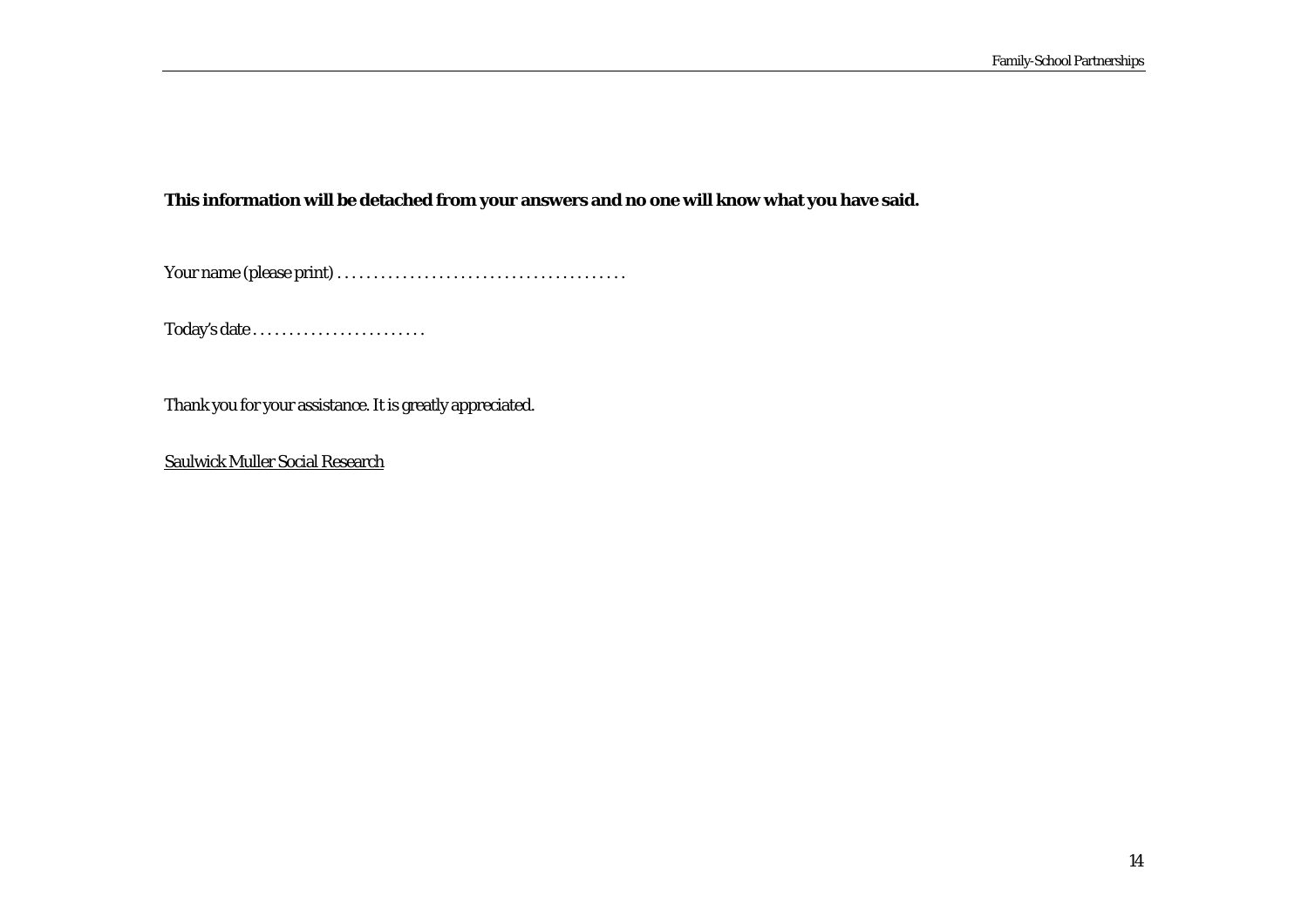**This information will be detached from your answers and no one will know what you have said.**

Your name (please print) . . . . . . . . . . . . . . . . . . . . . . . . . . . . . . . . . . . . . . . .

Today's date . . . . . . . . . . . . . . . . . . . . . . . .

Thank you for your assistance. It is greatly appreciated.

Saulwick Muller Social Research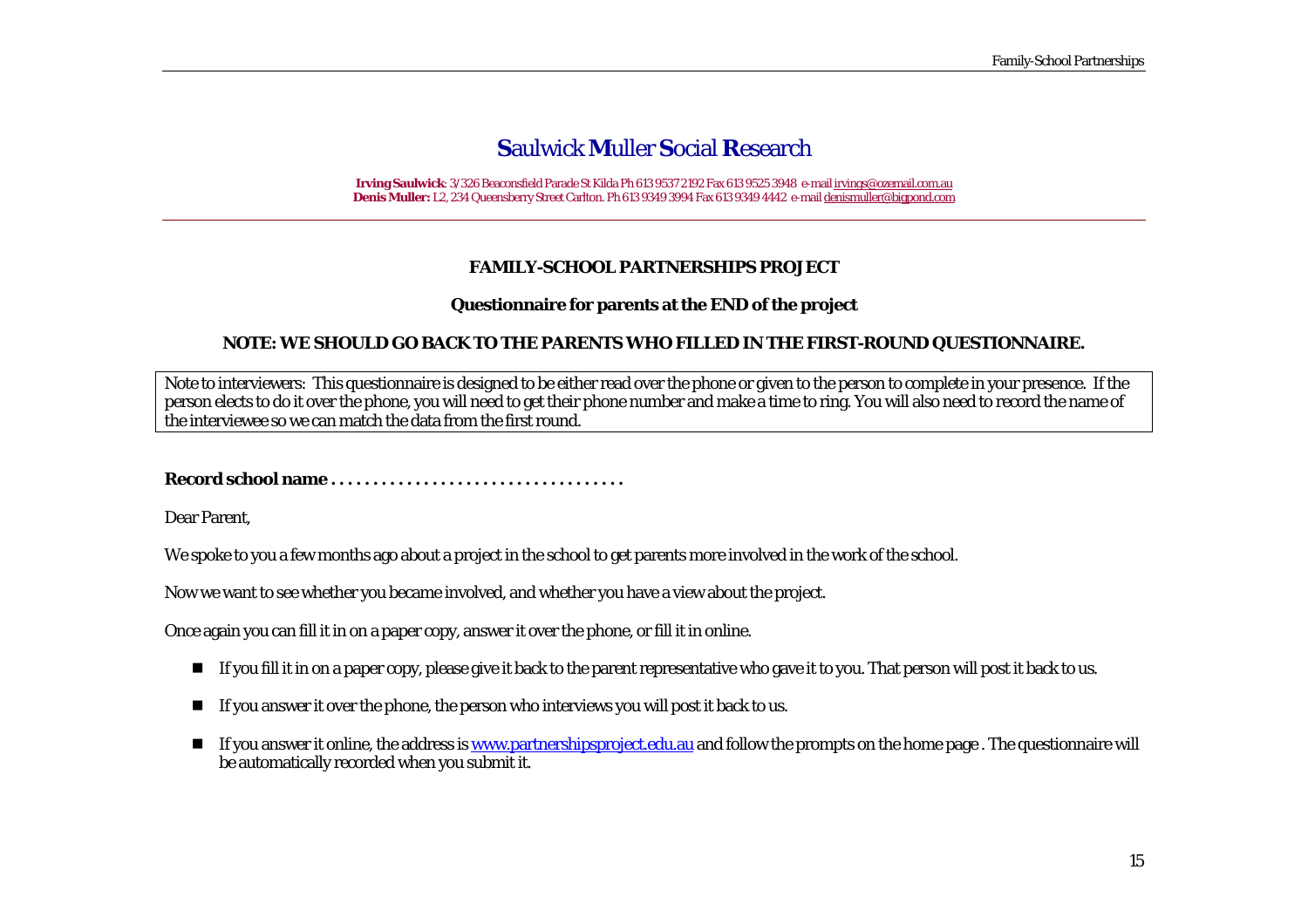# **S**aulwick **M**uller **S**ocial **R**esearch

**Irving Saulwick**: 3/326 Beaconsfield Parade St Kilda Ph 613 9537 2192 Fax 613 9525 3948 e-mail irvings@ozemail.com.au
**Denis Muller:** L2, 234 Queensberry Street Carlton. Ph 613 9349 3994 Fax 613 9349 4442 e-mail denismuller@bigpond.com

---

**FAMILY-SCHOOL PARTNERSHIPS PROJECT**

**Questionnaire for parents at the END of the project**

**NOTE: WE SHOULD GO BACK TO THE PARENTS WHO FILLED IN THE FIRST-ROUND QUESTIONNAIRE.**

Note to interviewers: This questionnaire is designed to be either read over the phone or given to the person to complete in your presence. If the person elects to do it over the phone, you will need to get their phone number and make a time to ring. You will also need to record the name of the interviewee so we can match the data from the first round.

**Record school name . . . . . . . . . . . . . . . . . . . . . . . . . . . . . . . . . . .**

Dear Parent,

We spoke to you a few months ago about a project in the school to get parents more involved in the work of the school.

Now we want to see whether you became involved, and whether you have a view about the project.

Once again you can fill it in on a paper copy, answer it over the phone, or fill it in online.

- If you fill it in on a paper copy, please give it back to the parent representative who gave it to you. That person will post it back to us.
- If you answer it over the phone, the person who interviews you will post it back to us.
- If you answer it online, the address is www.partnershipsproject.edu.au and follow the prompts on the home page . The questionnaire will be automatically recorded when you submit it.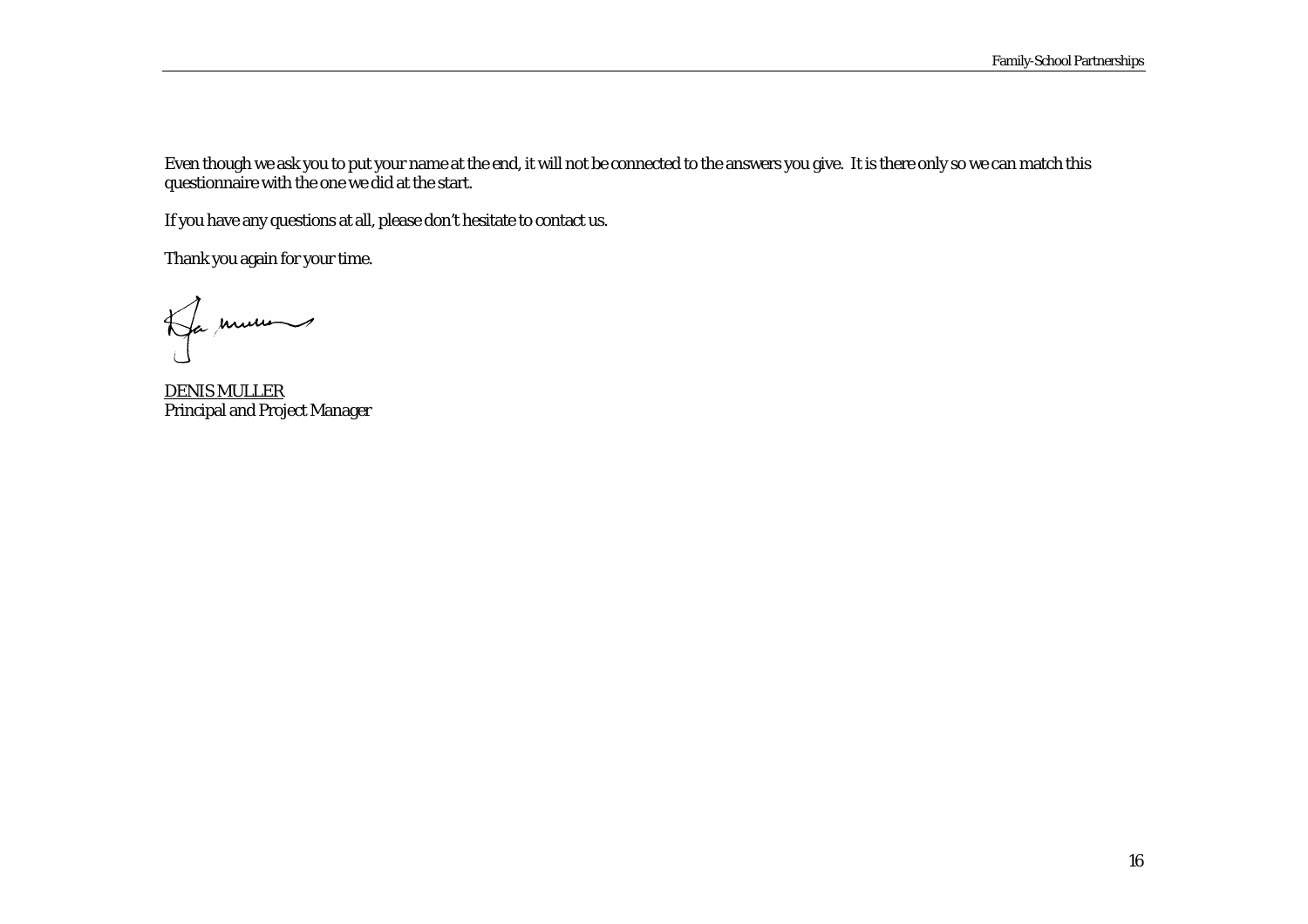Even though we ask you to put your name at the end, it will not be connected to the answers you give.  It is there only so we can match this questionnaire with the one we did at the start.

If you have any questions at all, please don't hesitate to contact us.

Thank you again for your time.

DENIS MULLER
Principal and Project Manager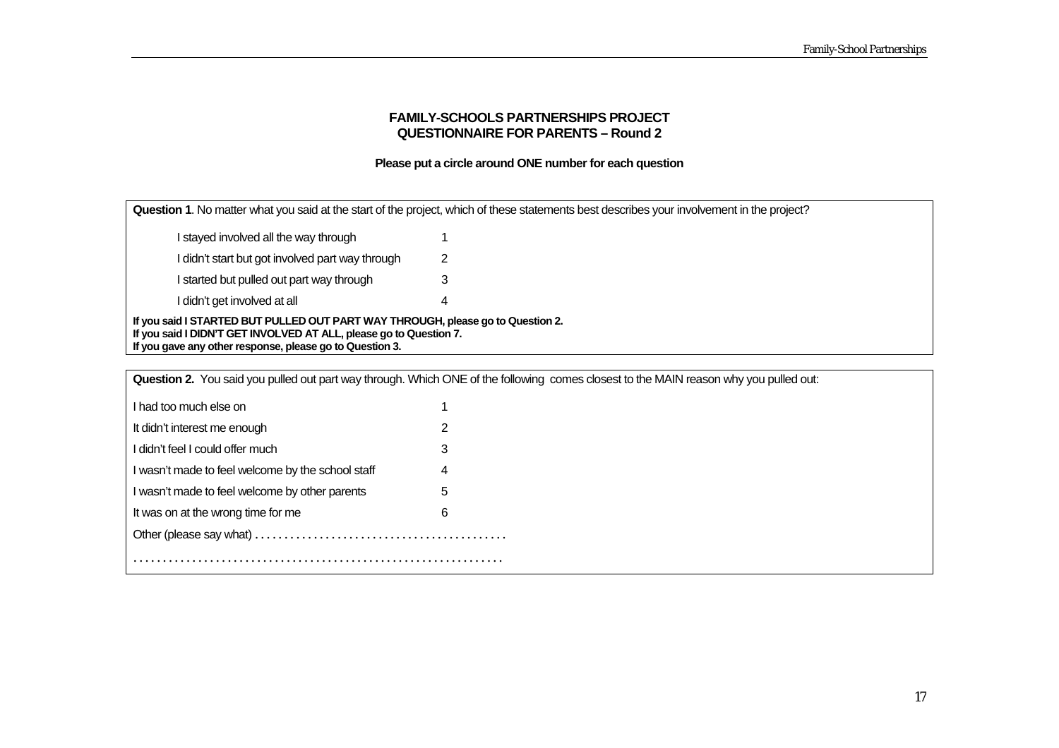**FAMILY-SCHOOLS PARTNERSHIPS PROJECT**
**QUESTIONNAIRE FOR PARENTS – Round 2**

**Please put a circle around ONE number for each question**

**Question 1**. No matter what you said at the start of the project, which of these statements best describes your involvement in the project?

| | |
|---|---|
| I stayed involved all the way through | 1 |
| I didn't start but got involved part way through | 2 |
| I started but pulled out part way through | 3 |
| I didn't get involved at all | 4 |

**If you said I STARTED BUT PULLED OUT PART WAY THROUGH, please go to Question 2.**
**If you said I DIDN'T GET INVOLVED AT ALL, please go to Question 7.**
**If you gave any other response, please go to Question 3.**

**Question 2.** You said you pulled out part way through. Which ONE of the following comes closest to the MAIN reason why you pulled out:

| | |
|---|---|
| I had too much else on | 1 |
| It didn't interest me enough | 2 |
| I didn't feel I could offer much | 3 |
| I wasn't made to feel welcome by the school staff | 4 |
| I wasn't made to feel welcome by other parents | 5 |
| It was on at the wrong time for me | 6 |

Other (please say what) . . . . . . . . . . . . . . . . . . . . . . . . . . . . . . . . . . . . . . . . . .

. . . . . . . . . . . . . . . . . . . . . . . . . . . . . . . . . . . . . . . . . . . . . . . . . . . . . . . . . . . . .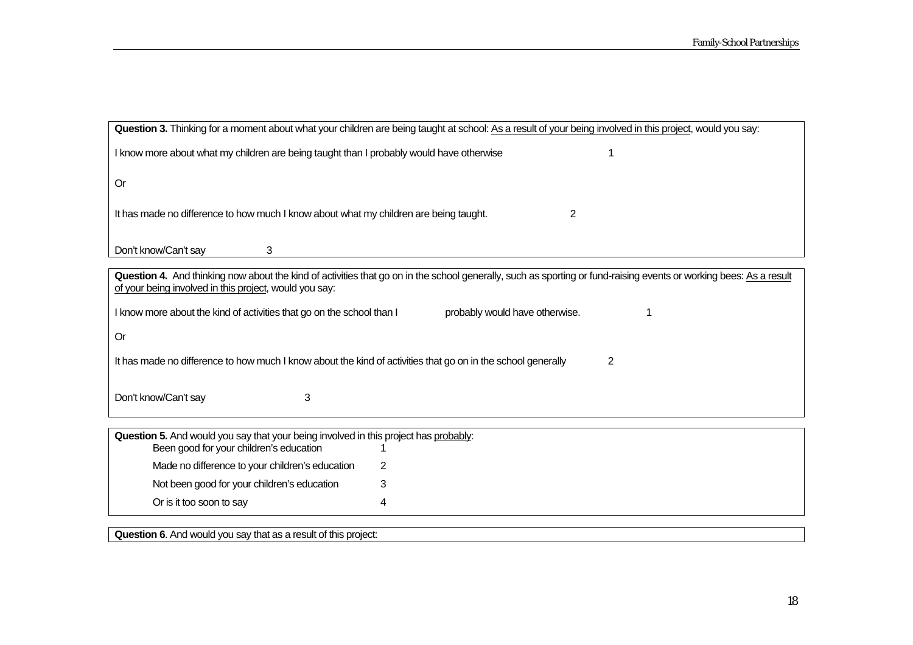**Question 3.** Thinking for a moment about what your children are being taught at school: As a result of your being involved in this project, would you say:

I know more about what my children are being taught than I probably would have otherwise 1

Or

It has made no difference to how much I know about what my children are being taught. 2

Don't know/Can't say 3

**Question 4.** And thinking now about the kind of activities that go on in the school generally, such as sporting or fund-raising events or working bees: As a result of your being involved in this project, would you say:

I know more about the kind of activities that go on the school than I probably would have otherwise. 1

Or

It has made no difference to how much I know about the kind of activities that go on in the school generally 2

Don't know/Can't say 3

**Question 5.** And would you say that your being involved in this project has probably:

- Been good for your children's education 1
- Made no difference to your children's education 2
- Not been good for your children's education 3
- Or is it too soon to say 4

**Question 6**. And would you say that as a result of this project: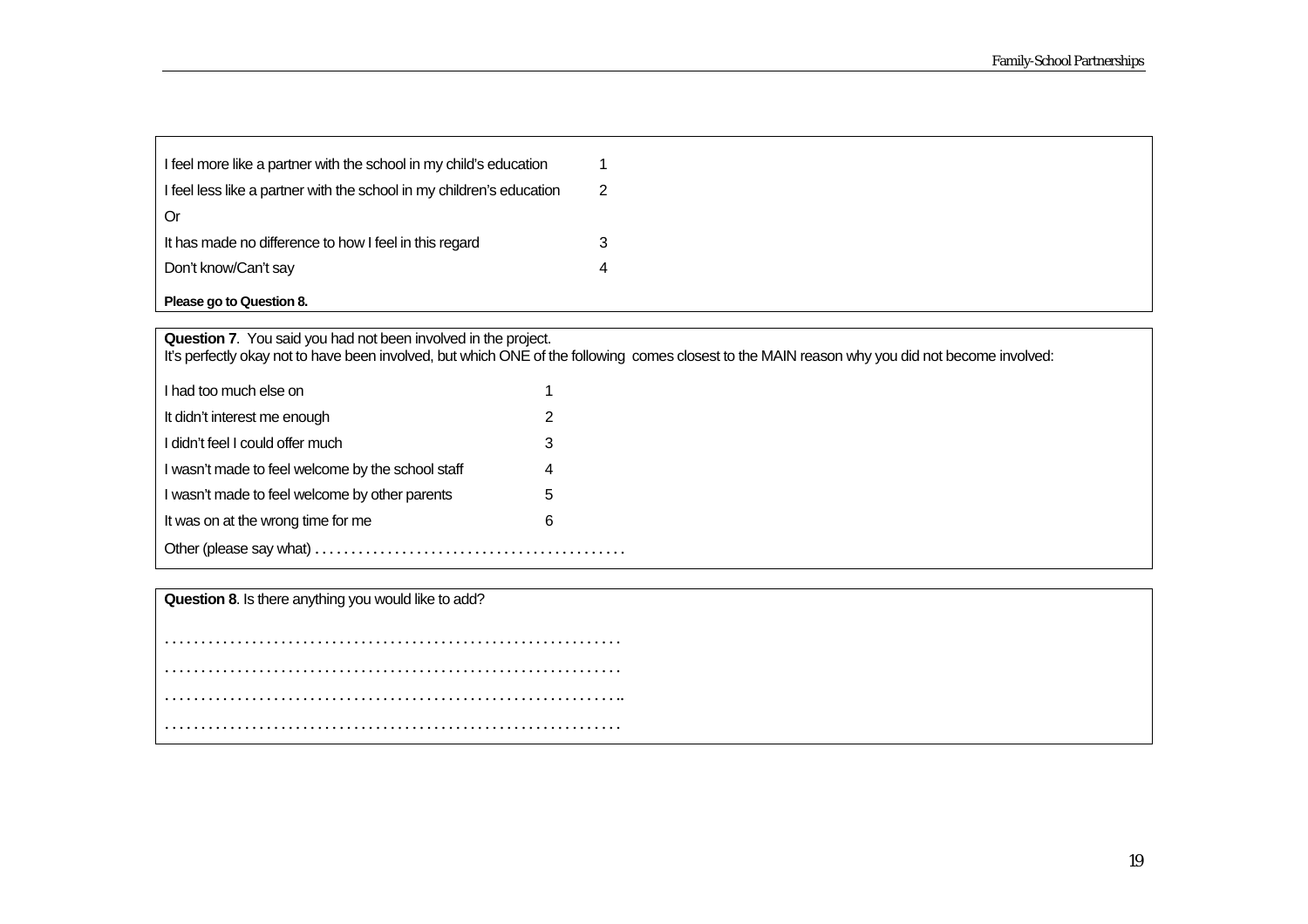| | |
|---|---|
| I feel more like a partner with the school in my child's education | 1 |
| I feel less like a partner with the school in my children's education | 2 |
| Or | |
| It has made no difference to how I feel in this regard | 3 |
| Don't know/Can't say | 4 |

**Please go to Question 8.**

**Question 7**. You said you had not been involved in the project.
It's perfectly okay not to have been involved, but which ONE of the following comes closest to the MAIN reason why you did not become involved:

| | |
|---|---|
| I had too much else on | 1 |
| It didn't interest me enough | 2 |
| I didn't feel I could offer much | 3 |
| I wasn't made to feel welcome by the school staff | 4 |
| I wasn't made to feel welcome by other parents | 5 |
| It was on at the wrong time for me | 6 |

Other (please say what) . . . . . . . . . . . . . . . . . . . . . . . . . . . . . . . . . . . . . . . . . .

**Question 8**. Is there anything you would like to add?

. . . . . . . . . . . . . . . . . . . . . . . . . . . . . . . . . . . . . . . . . . . . . . . . . . . . . . . . . . . . . .

. . . . . . . . . . . . . . . . . . . . . . . . . . . . . . . . . . . . . . . . . . . . . . . . . . . . . . . . . . . . . .

. . . . . . . . . . . . . . . . . . . . . . . . . . . . . . . . . . . . . . . . . . . . . . . . . . . . . . . . . . . . . ..

. . . . . . . . . . . . . . . . . . . . . . . . . . . . . . . . . . . . . . . . . . . . . . . . . . . . . . . . . . . . . .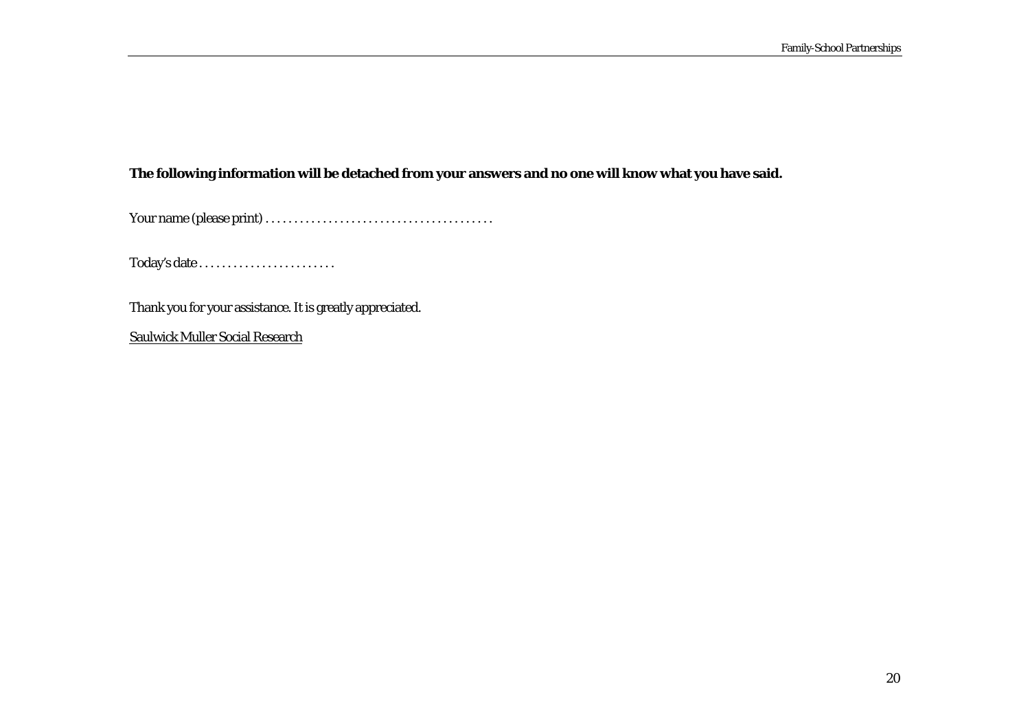**The following information will be detached from your answers and no one will know what you have said.**

Your name (please print) . . . . . . . . . . . . . . . . . . . . . . . . . . . . . . . . . . . . . . . .

Today's date . . . . . . . . . . . . . . . . . . . . . . . .

Thank you for your assistance. It is greatly appreciated.

Saulwick Muller Social Research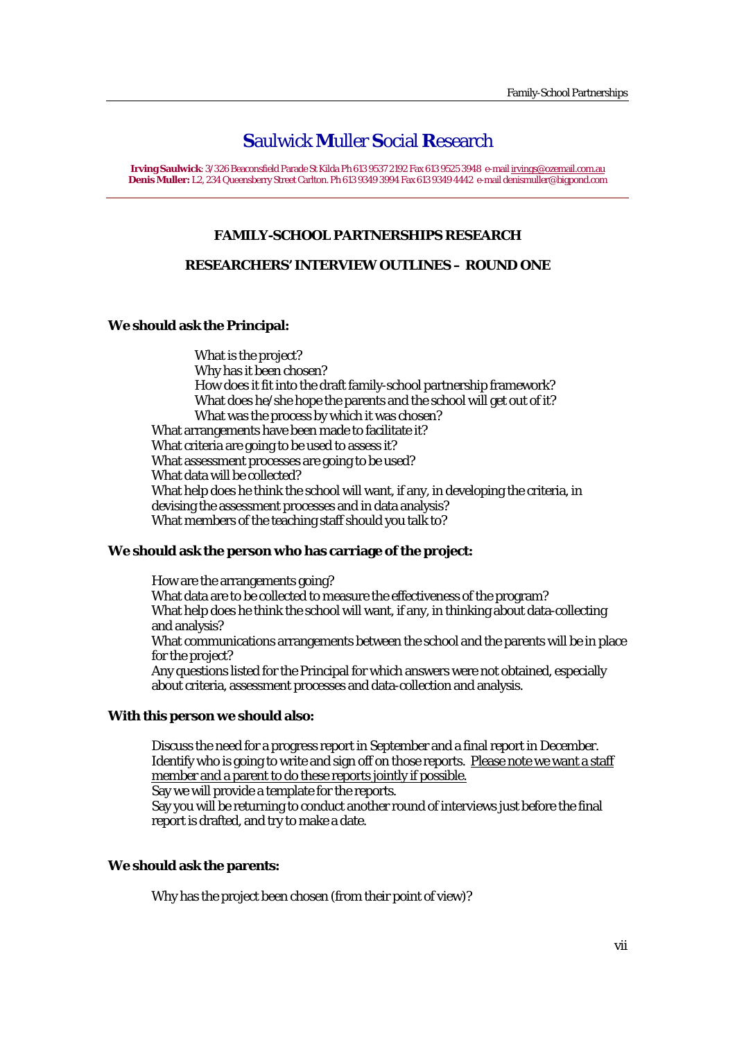# **S**aulwick **M**uller **S**ocial **R**esearch

**Irving Saulwick**: 3/326 Beaconsfield Parade St Kilda Ph 613 9537 2192 Fax 613 9525 3948 e-mail irvings@ozemail.com.au
**Denis Muller:** L2, 234 Queensberry Street Carlton. Ph 613 9349 3994 Fax 613 9349 4442 e-mail denismuller@bigpond.com

---

**FAMILY-SCHOOL PARTNERSHIPS RESEARCH**

**RESEARCHERS' INTERVIEW OUTLINES – ROUND ONE**

**We should ask the Principal:**

What is the project?
Why has it been chosen?
How does it fit into the draft family-school partnership framework?
What does he/she hope the parents and the school will get out of it?
What was the process by which it was chosen?
What arrangements have been made to facilitate it?
What criteria are going to be used to assess it?
What assessment processes are going to be used?
What data will be collected?
What help does he think the school will want, if any, in developing the criteria, in devising the assessment processes and in data analysis?
What members of the teaching staff should you talk to?

**We should ask the person who has carriage of the project:**

How are the arrangements going?
What data are to be collected to measure the effectiveness of the program?
What help does he think the school will want, if any, in thinking about data-collecting and analysis?
What communications arrangements between the school and the parents will be in place for the project?
Any questions listed for the Principal for which answers were not obtained, especially about criteria, assessment processes and data-collection and analysis.

**With this person we should also:**

Discuss the need for a progress report in September and a final report in December.
Identify who is going to write and sign off on those reports. Please note we want a staff member and a parent to do these reports jointly if possible.
Say we will provide a template for the reports.
Say you will be returning to conduct another round of interviews just before the final report is drafted, and try to make a date.

**We should ask the parents:**

Why has the project been chosen (from their point of view)?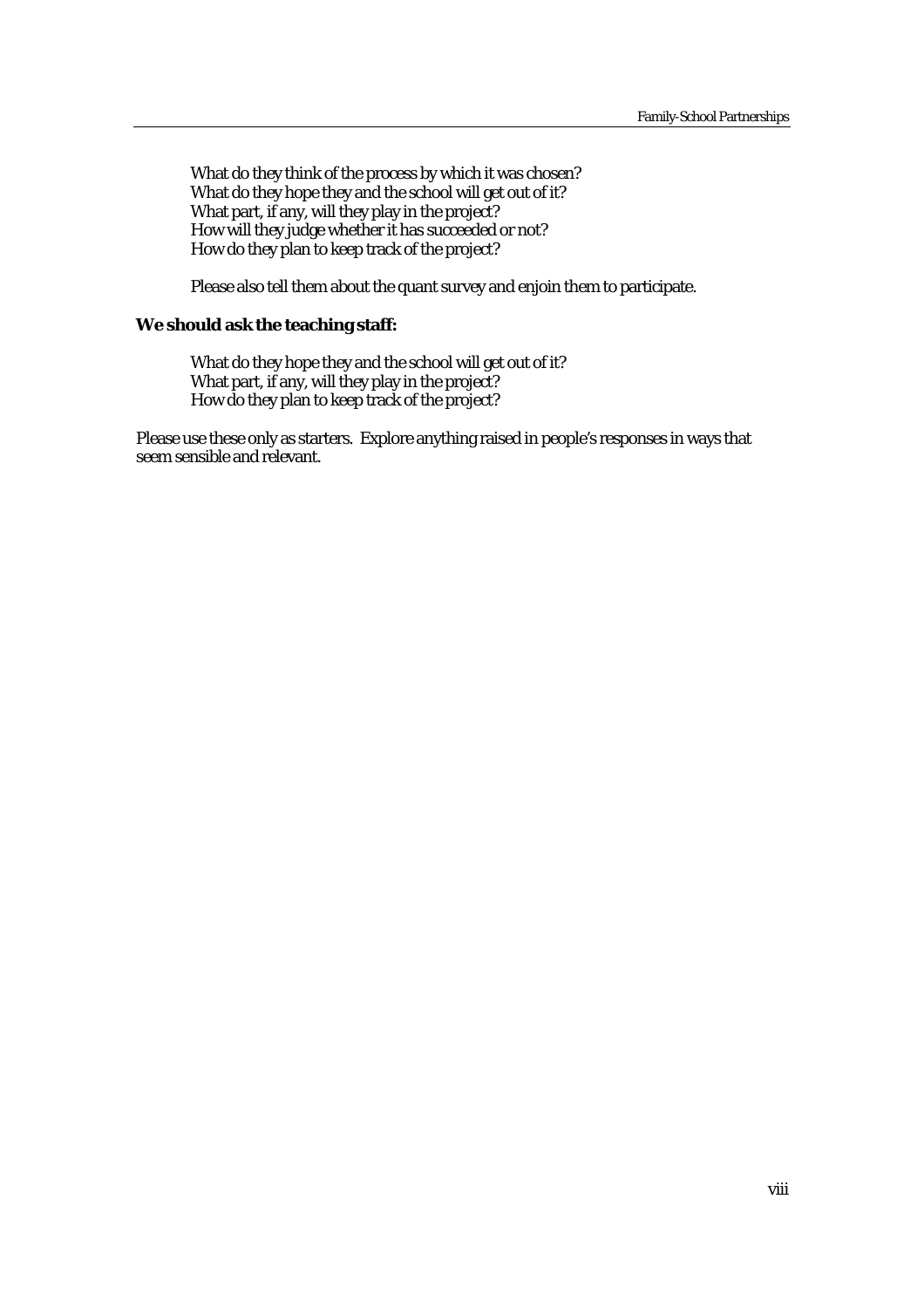What do they think of the process by which it was chosen?
What do they hope they and the school will get out of it?
What part, if any, will they play in the project?
How will they judge whether it has succeeded or not?
How do they plan to keep track of the project?

Please also tell them about the quant survey and enjoin them to participate.

**We should ask the teaching staff:**

What do they hope they and the school will get out of it?
What part, if any, will they play in the project?
How do they plan to keep track of the project?

Please use these only as starters. Explore anything raised in people's responses in ways that seem sensible and relevant.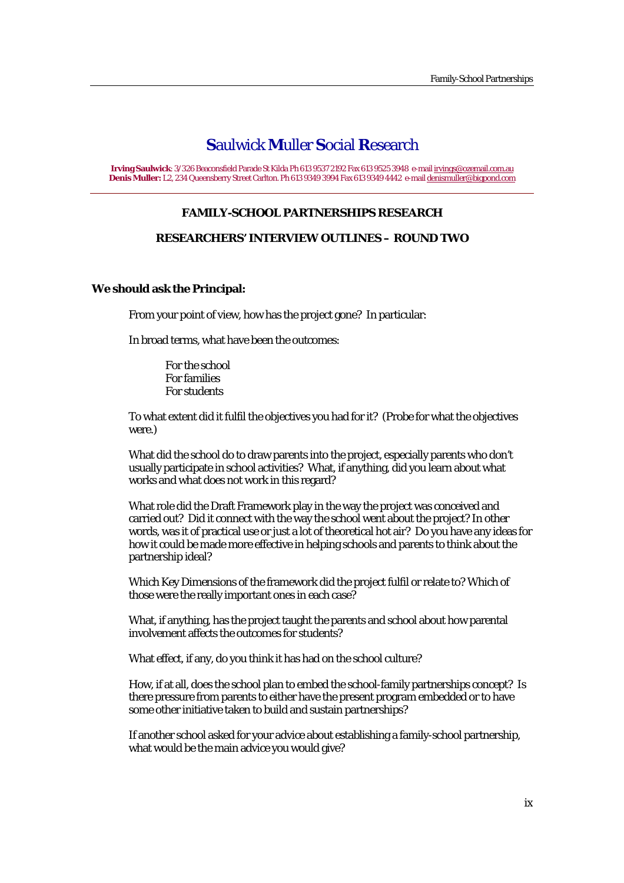# **S**aulwick **M**uller **S**ocial **R**esearch

**Irving Saulwick**: 3/326 Beaconsfield Parade St Kilda Ph 613 9537 2192 Fax 613 9525 3948 e-mail irvings@ozemail.com.au
**Denis Muller:** L2, 234 Queensberry Street Carlton. Ph 613 9349 3994 Fax 613 9349 4442 e-mail denismuller@bigpond.com

---

## FAMILY-SCHOOL PARTNERSHIPS RESEARCH

## RESEARCHERS' INTERVIEW OUTLINES – ROUND TWO

**We should ask the Principal:**

From your point of view, how has the project gone? In particular:

In broad terms, what have been the outcomes:

For the school
For families
For students

To what extent did it fulfil the objectives you had for it? (Probe for what the objectives were.)

What did the school do to draw parents into the project, especially parents who don't usually participate in school activities? What, if anything, did you learn about what works and what does not work in this regard?

What role did the Draft Framework play in the way the project was conceived and carried out? Did it connect with the way the school went about the project? In other words, was it of practical use or just a lot of theoretical hot air? Do you have any ideas for how it could be made more effective in helping schools and parents to think about the partnership ideal?

Which Key Dimensions of the framework did the project fulfil or relate to? Which of those were the really important ones in each case?

What, if anything, has the project taught the parents and school about how parental involvement affects the outcomes for students?

What effect, if any, do you think it has had on the school culture?

How, if at all, does the school plan to embed the school-family partnerships concept? Is there pressure from parents to either have the present program embedded or to have some other initiative taken to build and sustain partnerships?

If another school asked for your advice about establishing a family-school partnership, what would be the main advice you would give?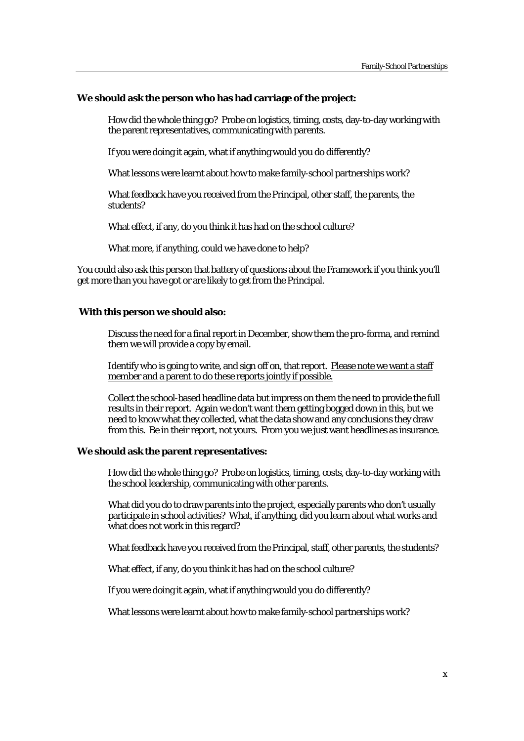**We should ask the person who has had carriage of the project:**

How did the whole thing go? Probe on logistics, timing, costs, day-to-day working with the parent representatives, communicating with parents.

If you were doing it again, what if anything would you do differently?

What lessons were learnt about how to make family-school partnerships work?

What feedback have you received from the Principal, other staff, the parents, the students?

What effect, if any, do you think it has had on the school culture?

What more, if anything, could we have done to help?

You could also ask this person that battery of questions about the Framework if you think you'll get more than you have got or are likely to get from the Principal.

**With this person we should also:**

Discuss the need for a final report in December, show them the pro-forma, and remind them we will provide a copy by email.

Identify who is going to write, and sign off on, that report. <u>Please note we want a staff member and a parent to do these reports jointly if possible.</u>

Collect the school-based headline data but impress on them the need to provide the full results in their report. Again we don't want them getting bogged down in this, but we need to know what they collected, what the data show and any conclusions they draw from this. Be in their report, not yours. From you we just want headlines as insurance.

**We should ask the parent representatives:**

How did the whole thing go? Probe on logistics, timing, costs, day-to-day working with the school leadership, communicating with other parents.

What did you do to draw parents into the project, especially parents who don't usually participate in school activities? What, if anything, did you learn about what works and what does not work in this regard?

What feedback have you received from the Principal, staff, other parents, the students?

What effect, if any, do you think it has had on the school culture?

If you were doing it again, what if anything would you do differently?

What lessons were learnt about how to make family-school partnerships work?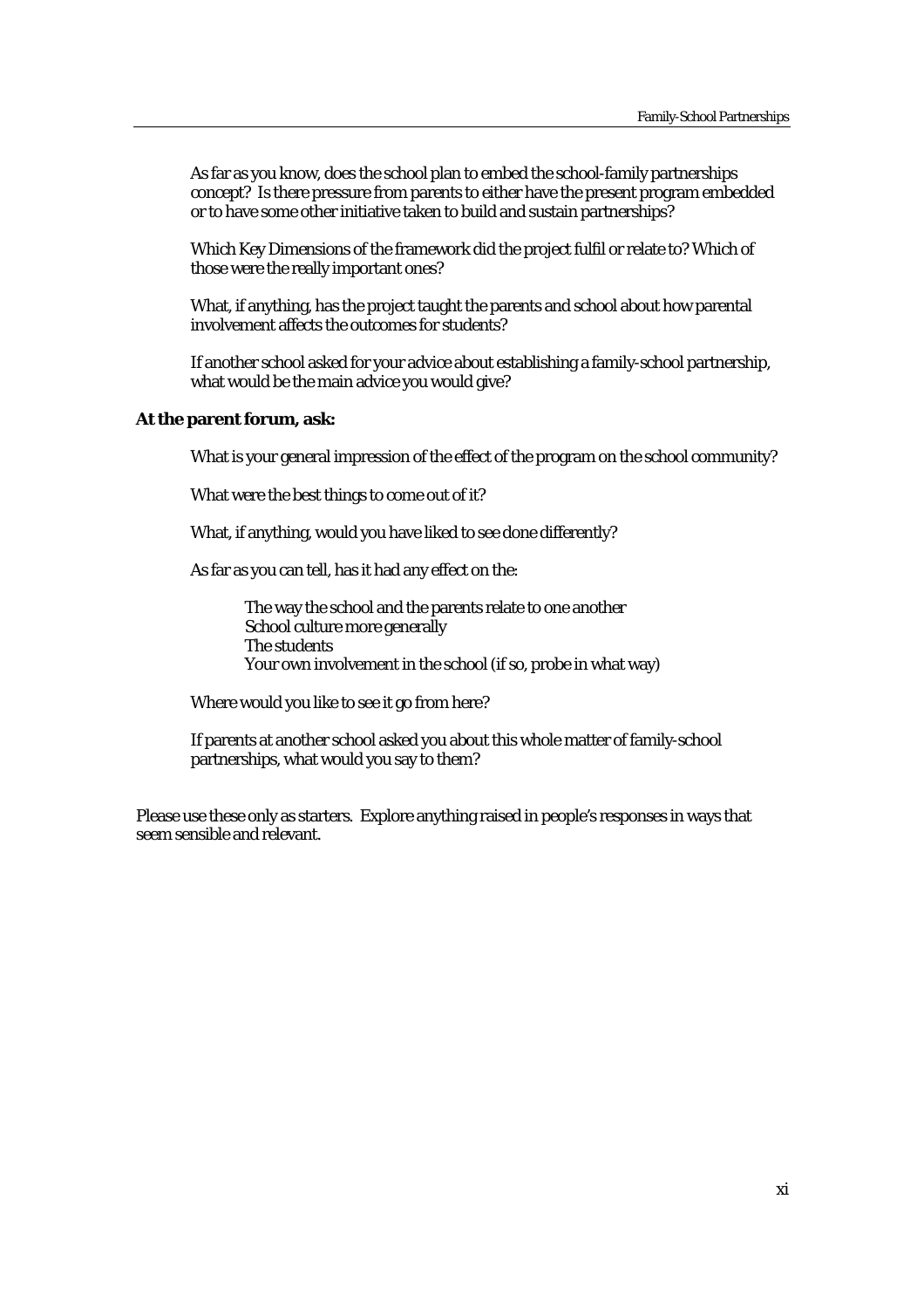As far as you know, does the school plan to embed the school-family partnerships concept? Is there pressure from parents to either have the present program embedded or to have some other initiative taken to build and sustain partnerships?

Which Key Dimensions of the framework did the project fulfil or relate to? Which of those were the really important ones?

What, if anything, has the project taught the parents and school about how parental involvement affects the outcomes for students?

If another school asked for your advice about establishing a family-school partnership, what would be the main advice you would give?

**At the parent forum, ask:**

What is your general impression of the effect of the program on the school community?

What were the best things to come out of it?

What, if anything, would you have liked to see done differently?

As far as you can tell, has it had any effect on the:

The way the school and the parents relate to one another
School culture more generally
The students
Your own involvement in the school (if so, probe in what way)

Where would you like to see it go from here?

If parents at another school asked you about this whole matter of family-school partnerships, what would you say to them?

Please use these only as starters. Explore anything raised in people's responses in ways that seem sensible and relevant.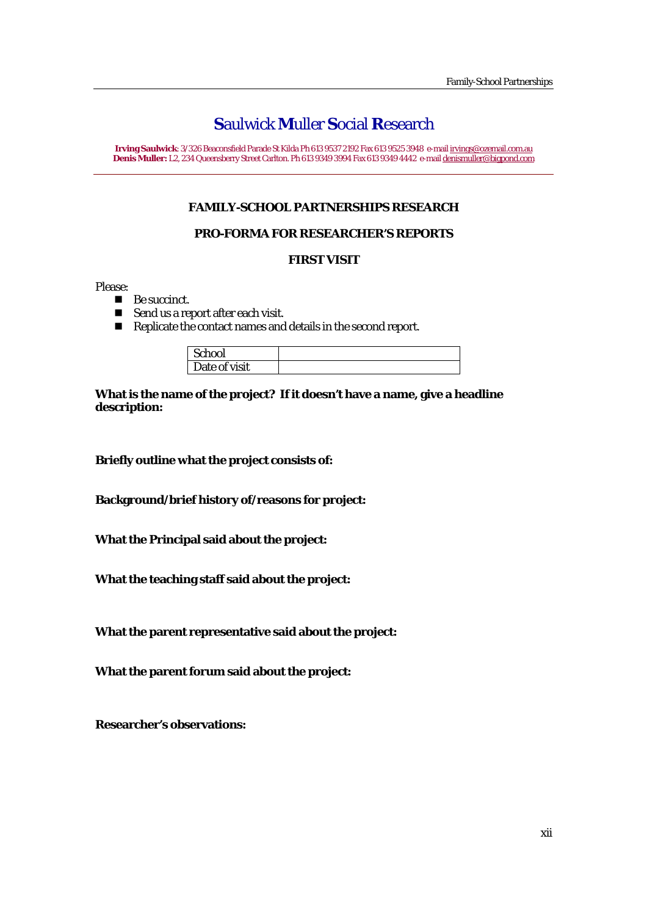# Saulwick Muller Social Research

**Irving Saulwick**: 3/326 Beaconsfield Parade St Kilda Ph 613 9537 2192 Fax 613 9525 3948 e-mail irvings@ozemail.com.au
**Denis Muller:** L2, 234 Queensberry Street Carlton. Ph 613 9349 3994 Fax 613 9349 4442 e-mail denismuller@bigpond.com

## FAMILY-SCHOOL PARTNERSHIPS RESEARCH

## PRO-FORMA FOR RESEARCHER'S REPORTS

## FIRST VISIT

Please:

- Be succinct.
- Send us a report after each visit.
- Replicate the contact names and details in the second report.

| School | |
|---|---|
| Date of visit | |

**What is the name of the project? If it doesn't have a name, give a headline description:**

**Briefly outline what the project consists of:**

**Background/brief history of/reasons for project:**

**What the Principal said about the project:**

**What the teaching staff said about the project:**

**What the parent representative said about the project:**

**What the parent forum said about the project:**

**Researcher's observations:**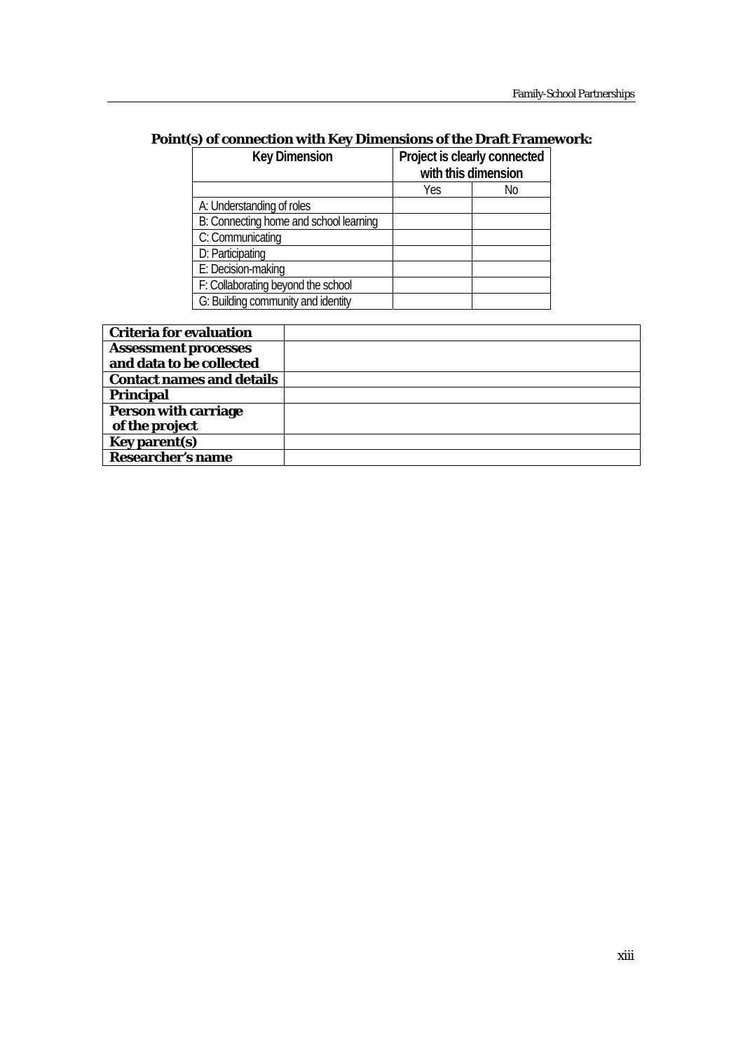**Point(s) of connection with Key Dimensions of the Draft Framework:**

| Key Dimension | Project is clearly connected with this dimension | |
|---|---|---|
| | Yes | No |
| A: Understanding of roles | | |
| B: Connecting home and school learning | | |
| C: Communicating | | |
| D: Participating | | |
| E: Decision-making | | |
| F: Collaborating beyond the school | | |
| G: Building community and identity | | |

| | |
|---|---|
| **Criteria for evaluation** | |
| **Assessment processes and data to be collected** | |
| **Contact names and details** | |
| **Principal** | |
| **Person with carriage of the project** | |
| **Key parent(s)** | |
| **Researcher's name** | |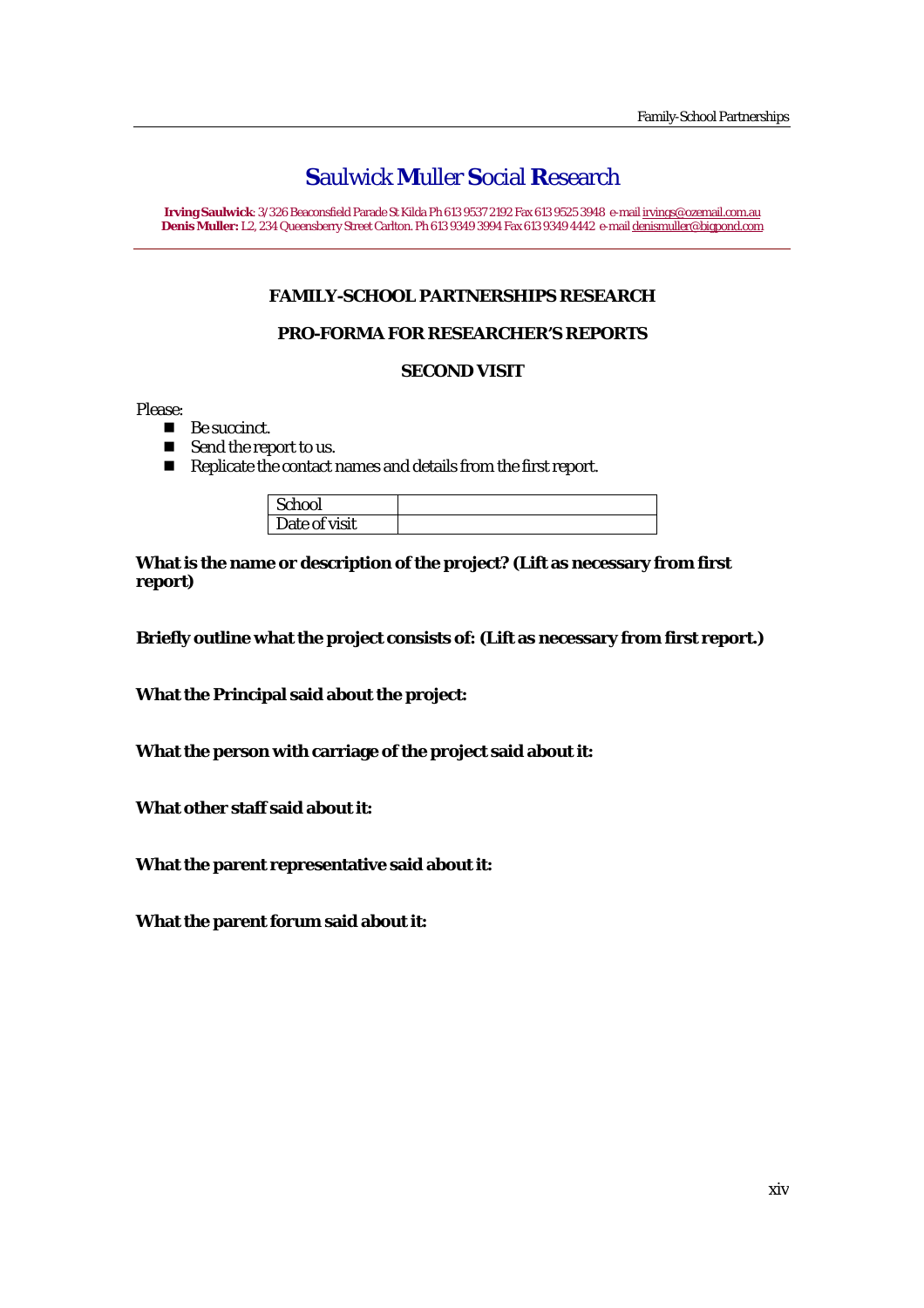# **S**aulwick **M**uller **S**ocial **R**esearch

**Irving Saulwick**: 3/326 Beaconsfield Parade St Kilda Ph 613 9537 2192 Fax 613 9525 3948 e-mail irvings@ozemail.com.au
**Denis Muller:** L2, 234 Queensberry Street Carlton. Ph 613 9349 3994 Fax 613 9349 4442 e-mail denismuller@bigpond.com

---

**FAMILY-SCHOOL PARTNERSHIPS RESEARCH**

**PRO-FORMA FOR RESEARCHER'S REPORTS**

**SECOND VISIT**

Please:

- Be succinct.
- Send the report to us.
- Replicate the contact names and details from the first report.

| School | |
|---|---|
| Date of visit | |

**What is the name or description of the project? (Lift as necessary from first report)**

**Briefly outline what the project consists of: (Lift as necessary from first report.)**

**What the Principal said about the project:**

**What the person with carriage of the project said about it:**

**What other staff said about it:**

**What the parent representative said about it:**

**What the parent forum said about it:**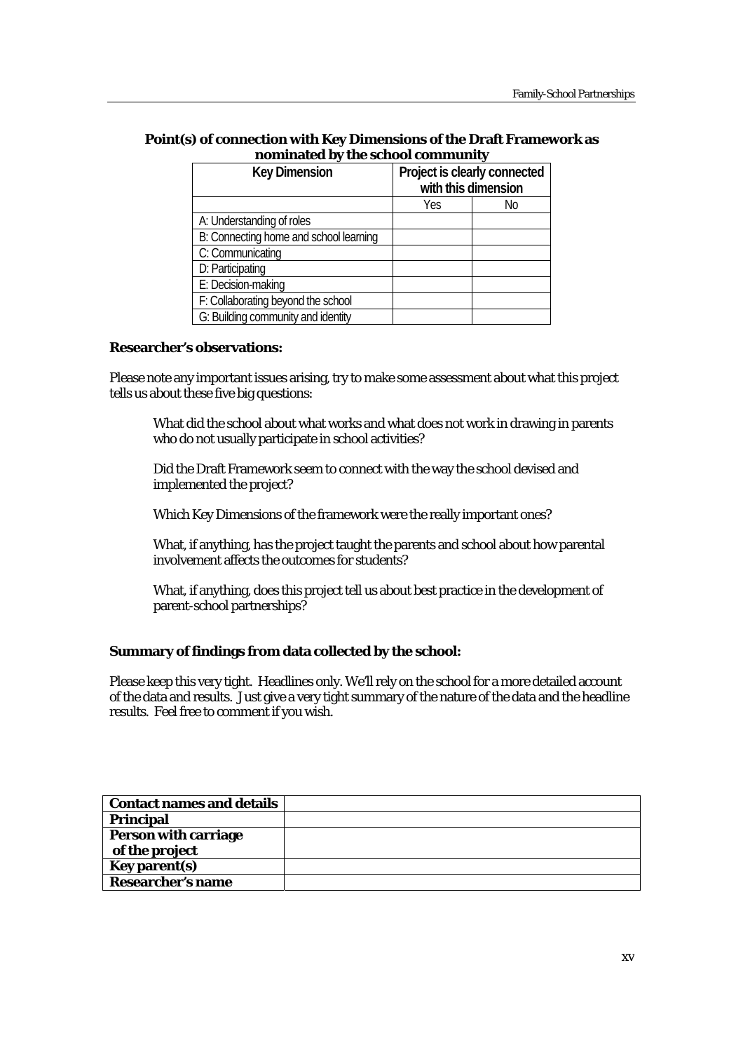**Point(s) of connection with Key Dimensions of the Draft Framework as nominated by the school community**

| Key Dimension | Project is clearly connected with this dimension | |
|---|---|---|
| | Yes | No |
| A: Understanding of roles | | |
| B: Connecting home and school learning | | |
| C: Communicating | | |
| D: Participating | | |
| E: Decision-making | | |
| F: Collaborating beyond the school | | |
| G: Building community and identity | | |

**Researcher's observations:**

Please note any important issues arising, try to make some assessment about what this project tells us about these five big questions:

What did the school about what works and what does not work in drawing in parents who do not usually participate in school activities?

Did the Draft Framework seem to connect with the way the school devised and implemented the project?

Which Key Dimensions of the framework were the really important ones?

What, if anything, has the project taught the parents and school about how parental involvement affects the outcomes for students?

What, if anything, does this project tell us about best practice in the development of parent-school partnerships?

**Summary of findings from data collected by the school:**

Please keep this very tight. Headlines only. We'll rely on the school for a more detailed account of the data and results. Just give a very tight summary of the nature of the data and the headline results. Feel free to comment if you wish.

| **Contact names and details** | |
|---|---|
| **Principal** | |
| **Person with carriage of the project** | |
| **Key parent(s)** | |
| **Researcher's name** | |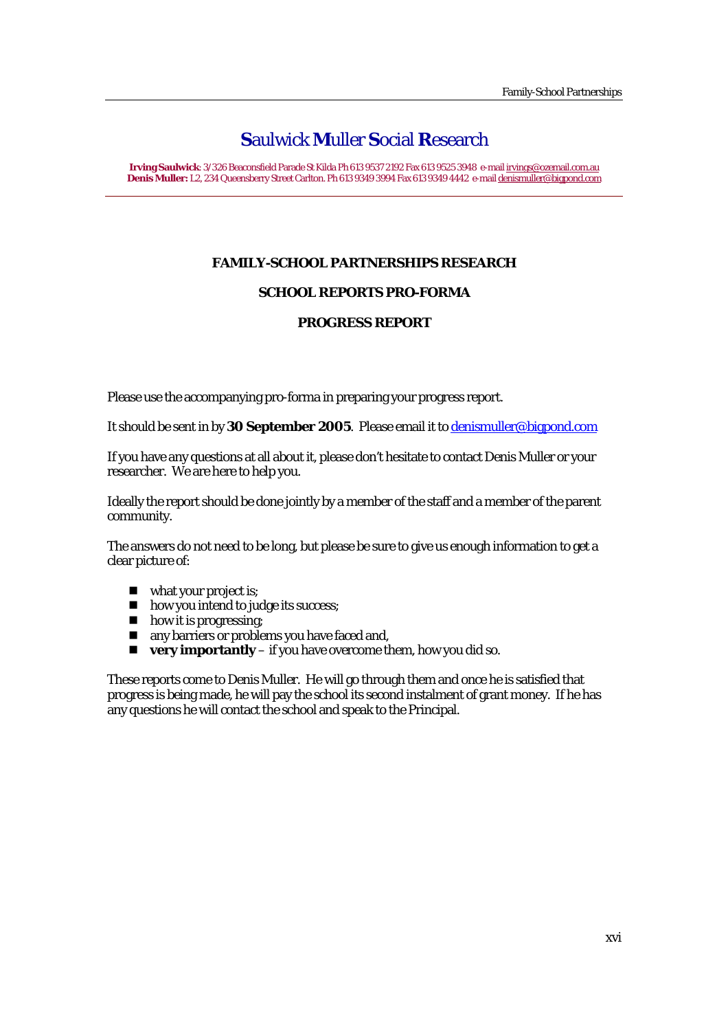# Saulwick Muller Social Research

**Irving Saulwick**: 3/326 Beaconsfield Parade St Kilda Ph 613 9537 2192 Fax 613 9525 3948 e-mail irvings@ozemail.com.au
**Denis Muller:** L2, 234 Queensberry Street Carlton. Ph 613 9349 3994 Fax 613 9349 4442 e-mail denismuller@bigpond.com

---

**FAMILY-SCHOOL PARTNERSHIPS RESEARCH**

**SCHOOL REPORTS PRO-FORMA**

**PROGRESS REPORT**

Please use the accompanying pro-forma in preparing your progress report.

It should be sent in by **30 September 2005**. Please email it to denismuller@bigpond.com

If you have any questions at all about it, please don't hesitate to contact Denis Muller or your researcher. We are here to help you.

Ideally the report should be done jointly by a member of the staff and a member of the parent community.

The answers do not need to be long, but please be sure to give us enough information to get a clear picture of:

- what your project is;
- how you intend to judge its success;
- how it is progressing;
- any barriers or problems you have faced and,
- **very importantly** – if you have overcome them, how you did so.

These reports come to Denis Muller. He will go through them and once he is satisfied that progress is being made, he will pay the school its second instalment of grant money. If he has any questions he will contact the school and speak to the Principal.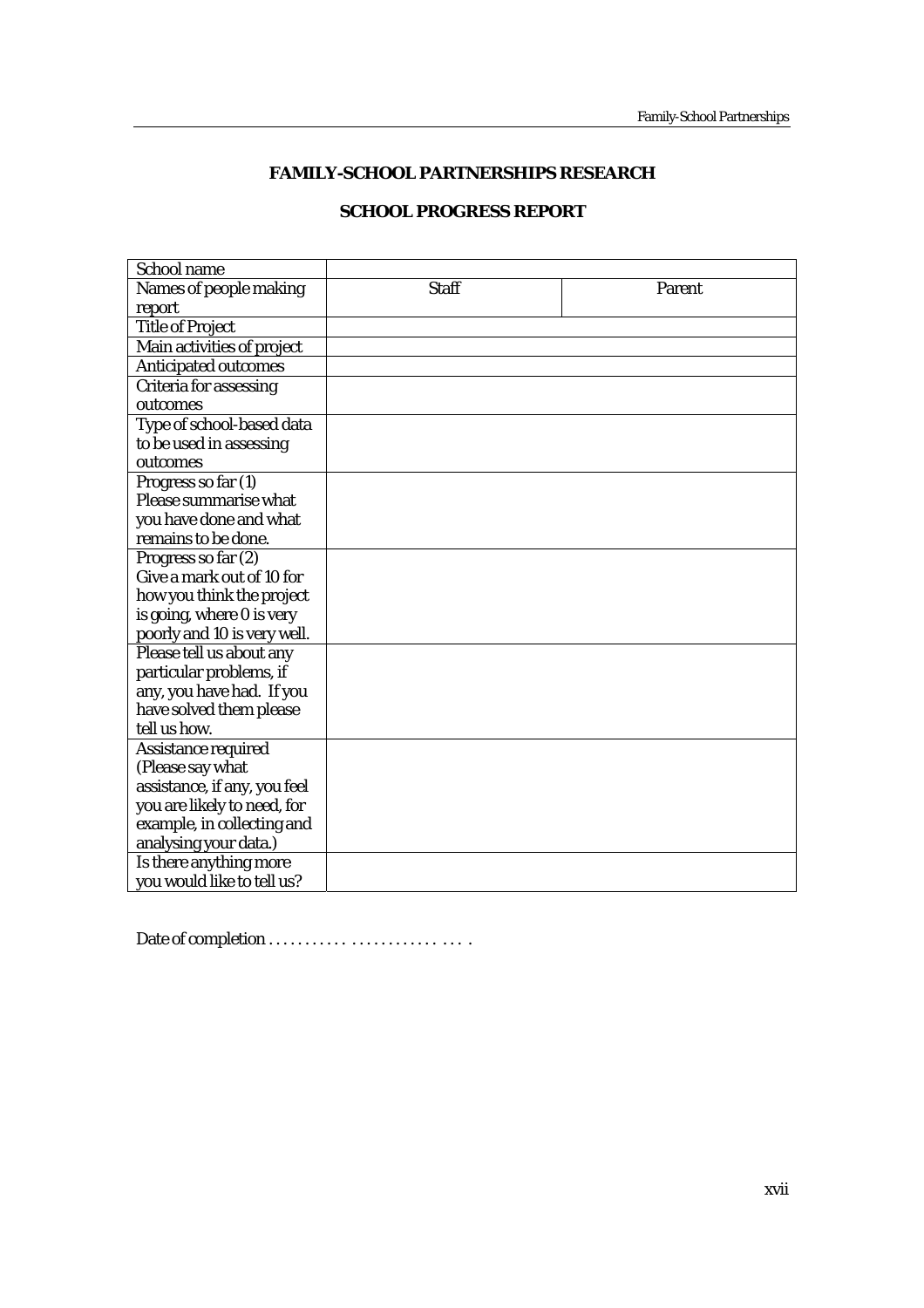**FAMILY-SCHOOL PARTNERSHIPS RESEARCH**

**SCHOOL PROGRESS REPORT**

| School name | | |
|---|---|---|
| Names of people making report | Staff | Parent |
| Title of Project | | |
| Main activities of project | | |
| Anticipated outcomes | | |
| Criteria for assessing outcomes | | |
| Type of school-based data to be used in assessing outcomes | | |
| Progress so far (1) Please summarise what you have done and what remains to be done. | | |
| Progress so far (2) Give a mark out of 10 for how you think the project is going, where 0 is very poorly and 10 is very well. | | |
| Please tell us about any particular problems, if any, you have had. If you have solved them please tell us how. | | |
| Assistance required (Please say what assistance, if any, you feel you are likely to need, for example, in collecting and analysing your data.) | | |
| Is there anything more you would like to tell us? | | |

Date of completion . . . . . . . . . . . . . . . . . . . . . . . . . . .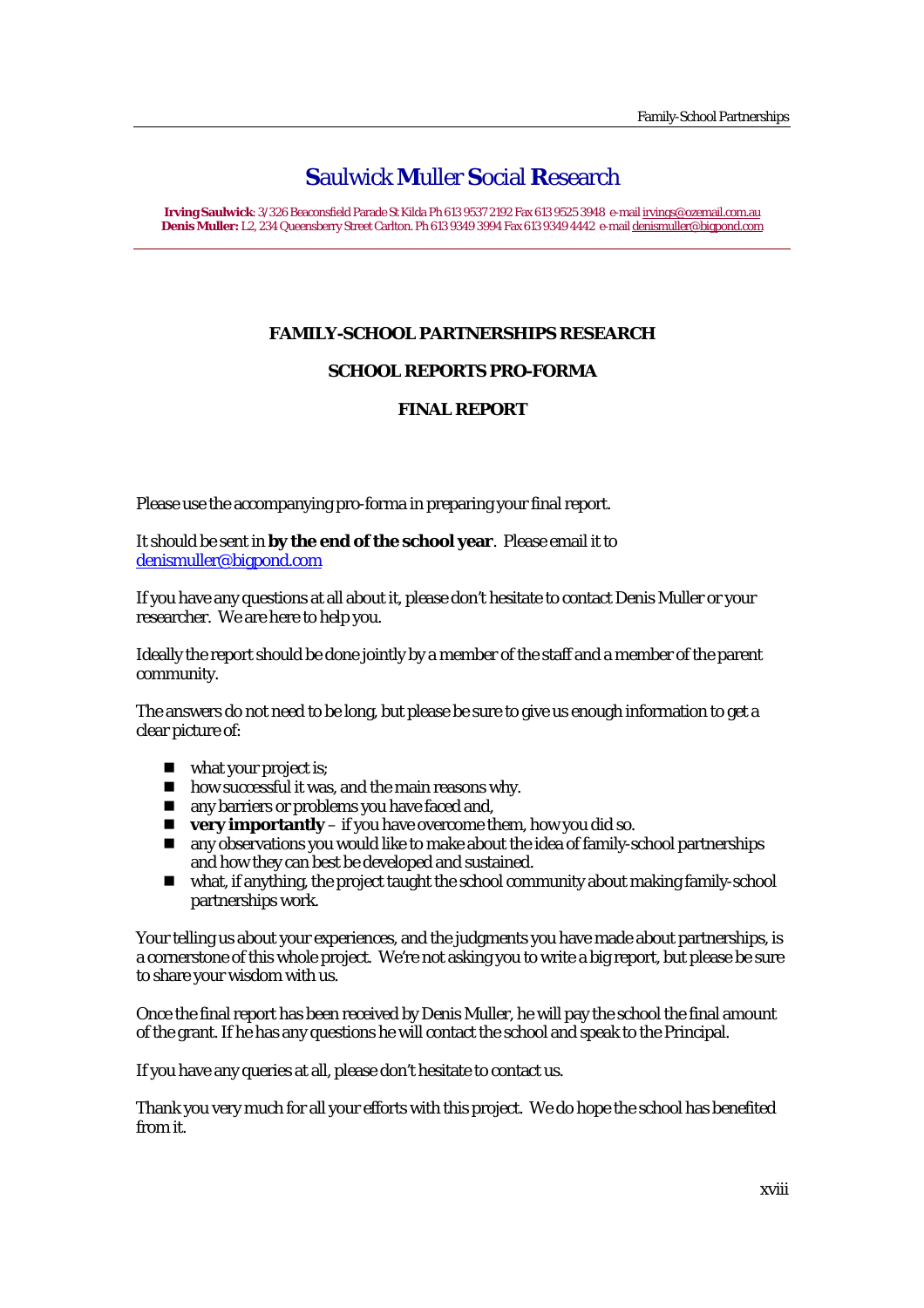# **S**aulwick **M**uller **S**ocial **R**esearch

**Irving Saulwick**: 3/326 Beaconsfield Parade St Kilda Ph 613 9537 2192 Fax 613 9525 3948 e-mail irvings@ozemail.com.au
**Denis Muller:** L2, 234 Queensberry Street Carlton. Ph 613 9349 3994 Fax 613 9349 4442 e-mail denismuller@bigpond.com

---

**FAMILY-SCHOOL PARTNERSHIPS RESEARCH**

**SCHOOL REPORTS PRO-FORMA**

**FINAL REPORT**

Please use the accompanying pro-forma in preparing your final report.

It should be sent in **by the end of the school year**. Please email it to denismuller@bigpond.com

If you have any questions at all about it, please don't hesitate to contact Denis Muller or your researcher. We are here to help you.

Ideally the report should be done jointly by a member of the staff and a member of the parent community.

The answers do not need to be long, but please be sure to give us enough information to get a clear picture of:

- what your project is;
- how successful it was, and the main reasons why.
- any barriers or problems you have faced and,
- **very importantly** – if you have overcome them, how you did so.
- any observations you would like to make about the idea of family-school partnerships and how they can best be developed and sustained.
- what, if anything, the project taught the school community about making family-school partnerships work.

Your telling us about your experiences, and the judgments you have made about partnerships, is a cornerstone of this whole project. We're not asking you to write a big report, but please be sure to share your wisdom with us.

Once the final report has been received by Denis Muller, he will pay the school the final amount of the grant. If he has any questions he will contact the school and speak to the Principal.

If you have any queries at all, please don't hesitate to contact us.

Thank you very much for all your efforts with this project. We do hope the school has benefited from it.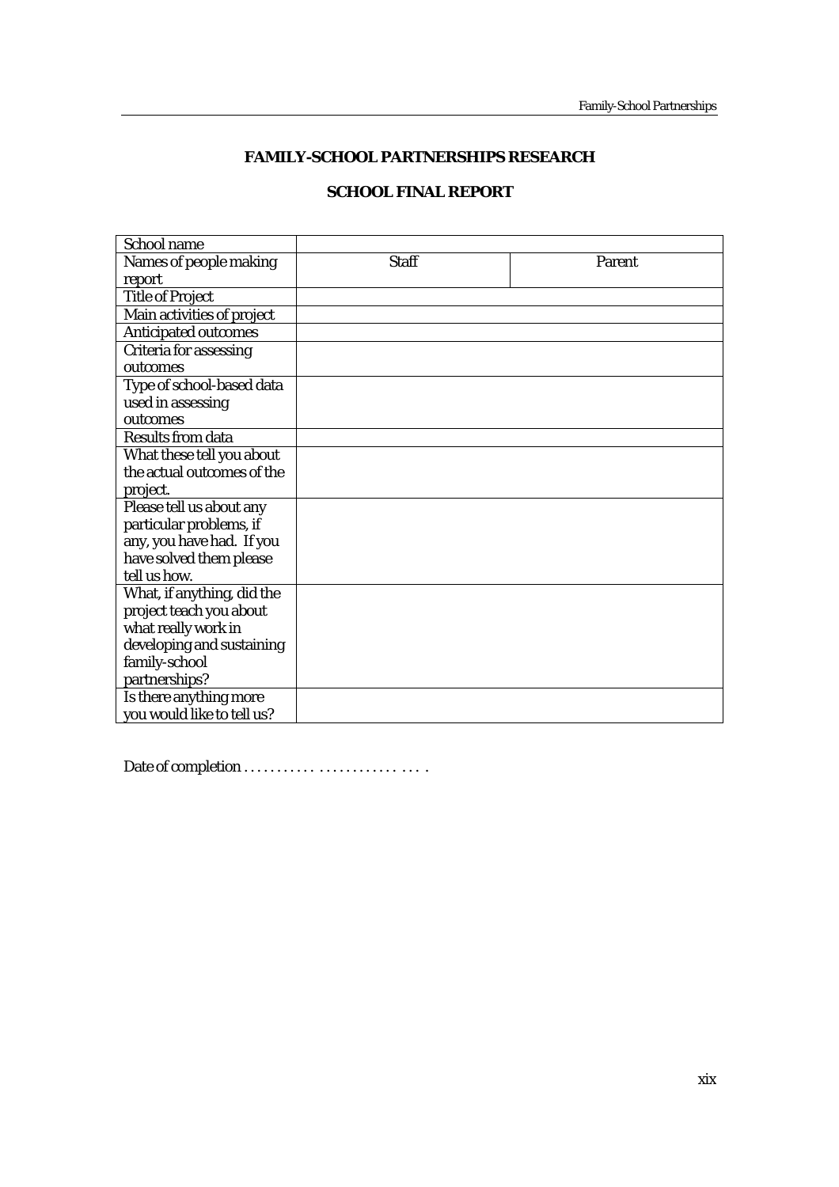**FAMILY-SCHOOL PARTNERSHIPS RESEARCH**

**SCHOOL FINAL REPORT**

| School name | | |
|---|---|---|
| Names of people making report | Staff | Parent |
| Title of Project | | |
| Main activities of project | | |
| Anticipated outcomes | | |
| Criteria for assessing outcomes | | |
| Type of school-based data used in assessing outcomes | | |
| Results from data | | |
| What these tell you about the actual outcomes of the project. | | |
| Please tell us about any particular problems, if any, you have had. If you have solved them please tell us how. | | |
| What, if anything, did the project teach you about what really work in developing and sustaining family-school partnerships? | | |
| Is there anything more you would like to tell us? | | |

Date of completion . . . . . . . . . . . . . . . . . . . . . . . . . . . .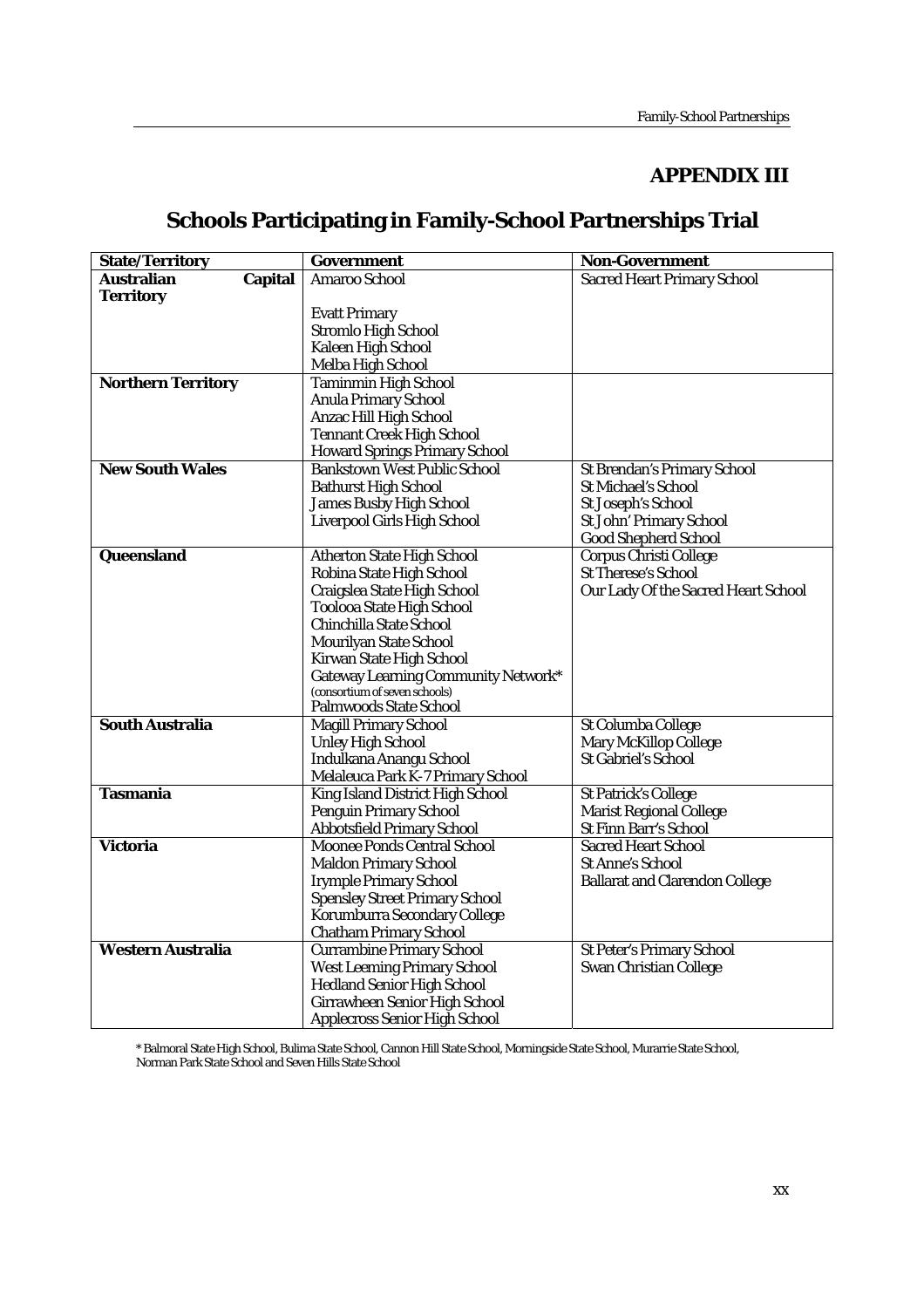## APPENDIX III

# Schools Participating in Family-School Partnerships Trial

| State/Territory | Government | Non-Government |
|---|---|---|
| **Australian Capital Territory** | Amaroo School<br><br>Evatt Primary<br>Stromlo High School<br>Kaleen High School<br>Melba High School | Sacred Heart Primary School |
| **Northern Territory** | Taminmin High School<br>Anula Primary School<br>Anzac Hill High School<br>Tennant Creek High School<br>Howard Springs Primary School | |
| **New South Wales** | Bankstown West Public School<br>Bathurst High School<br>James Busby High School<br>Liverpool Girls High School | St Brendan's Primary School<br>St Michael's School<br>St Joseph's School<br>St John' Primary School<br>Good Shepherd School |
| **Queensland** | Atherton State High School<br>Robina State High School<br>Craigslea State High School<br>Toolooa State High School<br>Chinchilla State School<br>Mourilyan State School<br>Kirwan State High School<br>Gateway Learning Community Network*<br>(consortium of seven schools)<br>Palmwoods State School | Corpus Christi College<br>St Therese's School<br>Our Lady Of the Sacred Heart School |
| **South Australia** | Magill Primary School<br>Unley High School<br>Indulkana Anangu School<br>Melaleuca Park K-7 Primary School | St Columba College<br>Mary McKillop College<br>St Gabriel's School |
| **Tasmania** | King Island District High School<br>Penguin Primary School<br>Abbotsfield Primary School | St Patrick's College<br>Marist Regional College<br>St Finn Barr's School |
| **Victoria** | Moonee Ponds Central School<br>Maldon Primary School<br>Irymple Primary School<br>Spensley Street Primary School<br>Korumburra Secondary College<br>Chatham Primary School | Sacred Heart School<br>St Anne's School<br>Ballarat and Clarendon College |
| **Western Australia** | Currambine Primary School<br>West Leeming Primary School<br>Hedland Senior High School<br>Girrawheen Senior High School<br>Applecross Senior High School | St Peter's Primary School<br>Swan Christian College |

* Balmoral State High School, Bulima State School, Cannon Hill State School, Morningside State School, Murarrie State School, Norman Park State School and Seven Hills State School